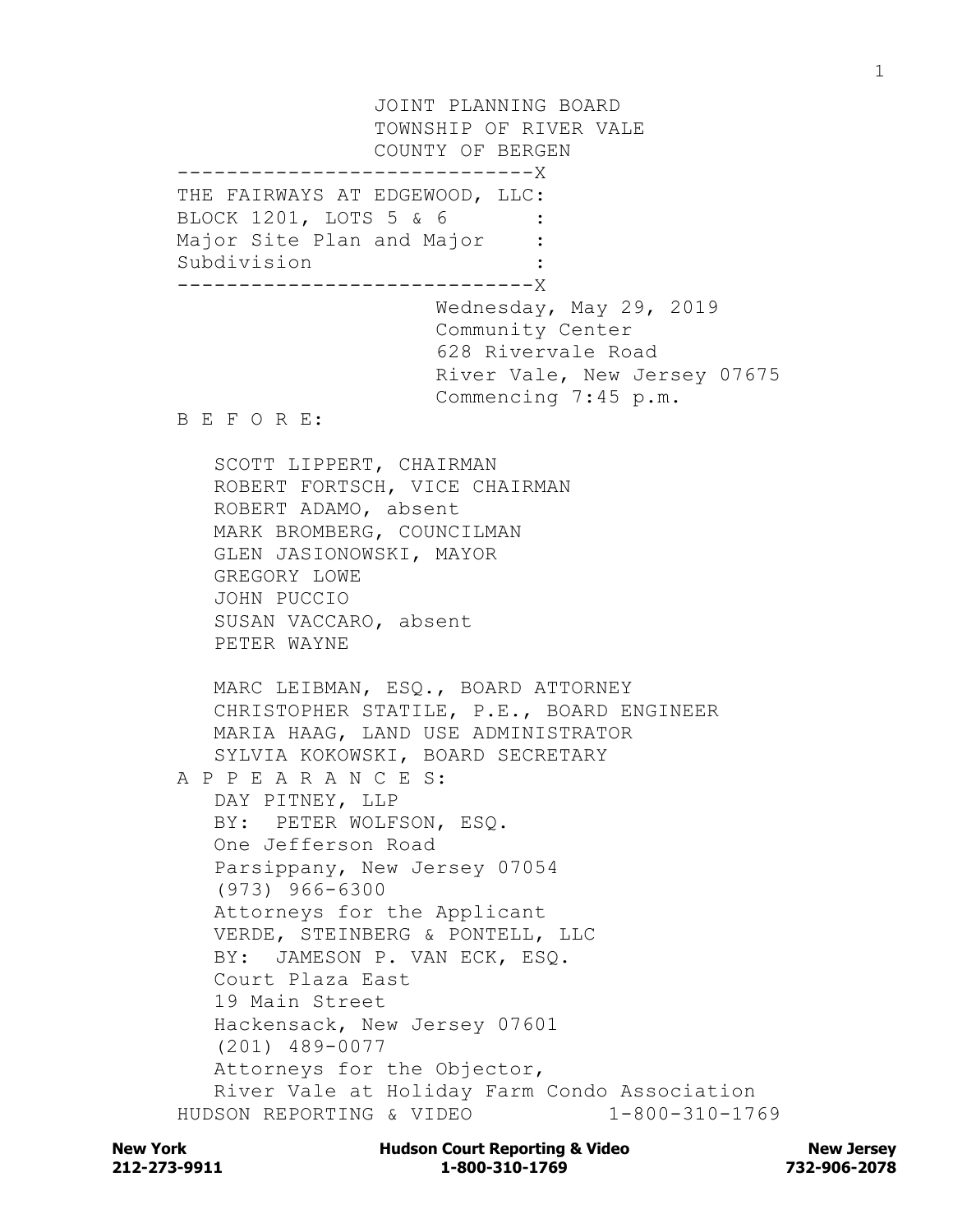JOINT PLANNING BOARD
TOWNSHIP OF RIVER VALE
COUNTY OF BERGEN

-----------------------------X
THE FAIRWAYS AT EDGEWOOD, LLC:
BLOCK 1201, LOTS 5 & 6 :
Major Site Plan and Major :
Subdivision :
-----------------------------X

Wednesday, May 29, 2019
Community Center
628 Rivervale Road
River Vale, New Jersey 07675
Commencing 7:45 p.m.

B E F O R E:

SCOTT LIPPERT, CHAIRMAN
ROBERT FORTSCH, VICE CHAIRMAN
ROBERT ADAMO, absent
MARK BROMBERG, COUNCILMAN
GLEN JASIONOWSKI, MAYOR
GREGORY LOWE
JOHN PUCCIO
SUSAN VACCARO, absent
PETER WAYNE

MARC LEIBMAN, ESQ., BOARD ATTORNEY
CHRISTOPHER STATILE, P.E., BOARD ENGINEER
MARIA HAAG, LAND USE ADMINISTRATOR
SYLVIA KOKOWSKI, BOARD SECRETARY

A P P E A R A N C E S:

DAY PITNEY, LLP
BY: PETER WOLFSON, ESQ.
One Jefferson Road
Parsippany, New Jersey 07054
(973) 966-6300
Attorneys for the Applicant

VERDE, STEINBERG & PONTELL, LLC
BY: JAMESON P. VAN ECK, ESQ.
Court Plaza East
19 Main Street
Hackensack, New Jersey 07601
(201) 489-0077
Attorneys for the Objector,
River Vale at Holiday Farm Condo Association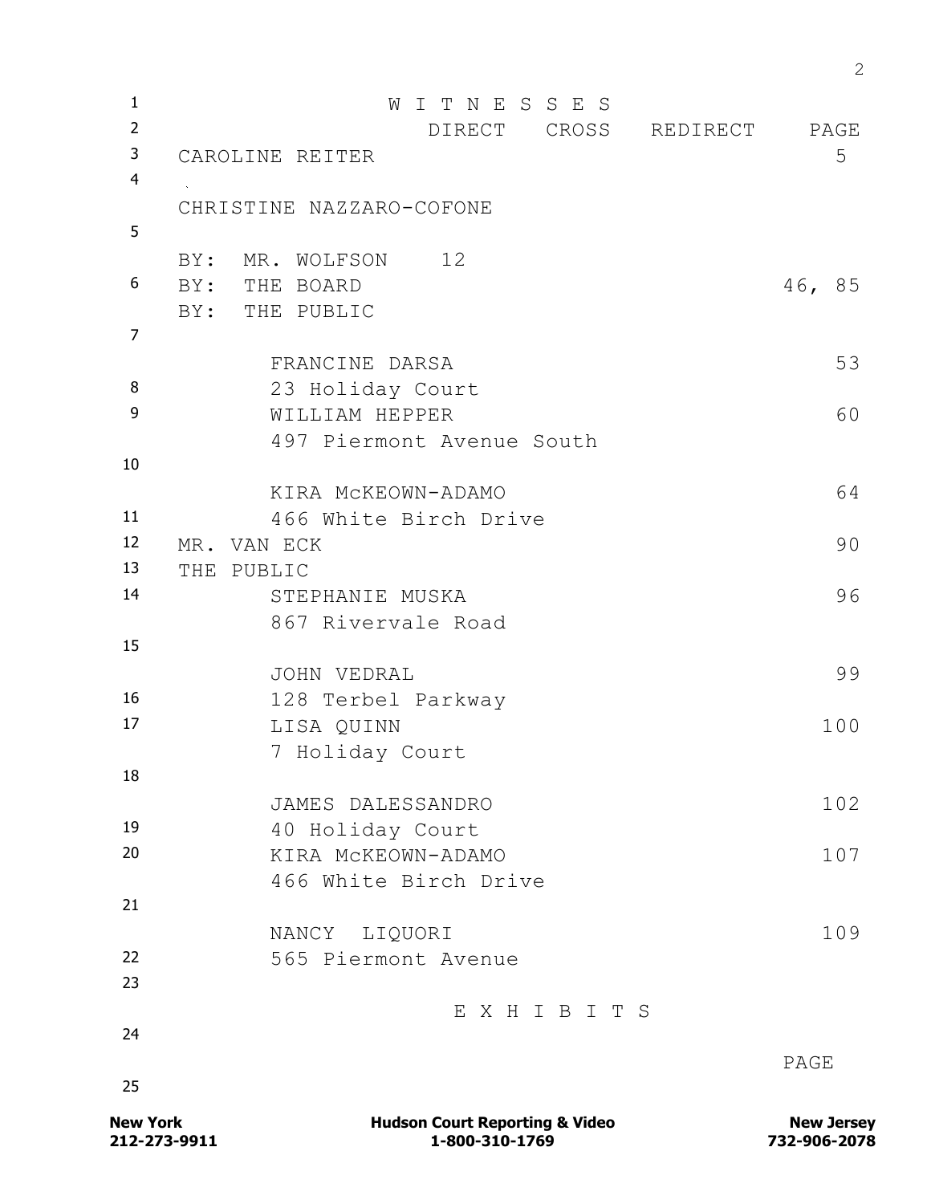# W I T N E S S E S

| | DIRECT | CROSS | REDIRECT | PAGE |
|---|---|---|---|---|
| CAROLINE REITER | | | | 5 |
| CHRISTINE NAZZARO-COFONE | | | | |
| BY: MR. WOLFSON | 12 | | | |
| BY: THE BOARD | | | | 46, 85 |
| BY: THE PUBLIC | | | | |
| FRANCINE DARSA, 23 Holiday Court | | | | 53 |
| WILLIAM HEPPER, 497 Piermont Avenue South | | | | 60 |
| KIRA McKEOWN-ADAMO, 466 White Birch Drive | | | | 64 |
| MR. VAN ECK | | | | 90 |
| THE PUBLIC | | | | |
| STEPHANIE MUSKA, 867 Rivervale Road | | | | 96 |
| JOHN VEDRAL, 128 Terbel Parkway | | | | 99 |
| LISA QUINN, 7 Holiday Court | | | | 100 |
| JAMES DALESSANDRO, 40 Holiday Court | | | | 102 |
| KIRA McKEOWN-ADAMO, 466 White Birch Drive | | | | 107 |
| NANCY LIQUORI, 565 Piermont Avenue | | | | 109 |

# E X H I B I T S

PAGE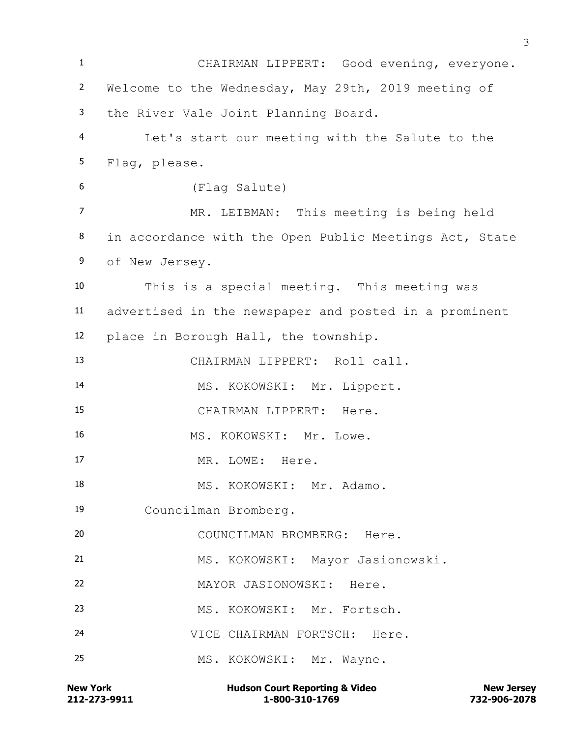CHAIRMAN LIPPERT: Good evening, everyone. Welcome to the Wednesday, May 29th, 2019 meeting of the River Vale Joint Planning Board.

Let's start our meeting with the Salute to the Flag, please.

(Flag Salute)

MR. LEIBMAN: This meeting is being held in accordance with the Open Public Meetings Act, State of New Jersey.

This is a special meeting. This meeting was advertised in the newspaper and posted in a prominent place in Borough Hall, the township.

CHAIRMAN LIPPERT: Roll call.

MS. KOKOWSKI: Mr. Lippert.

CHAIRMAN LIPPERT: Here.

MS. KOKOWSKI: Mr. Lowe.

MR. LOWE: Here.

MS. KOKOWSKI: Mr. Adamo.

Councilman Bromberg.

COUNCILMAN BROMBERG: Here.

MS. KOKOWSKI: Mayor Jasionowski.

MAYOR JASIONOWSKI: Here.

MS. KOKOWSKI: Mr. Fortsch.

VICE CHAIRMAN FORTSCH: Here.

MS. KOKOWSKI: Mr. Wayne.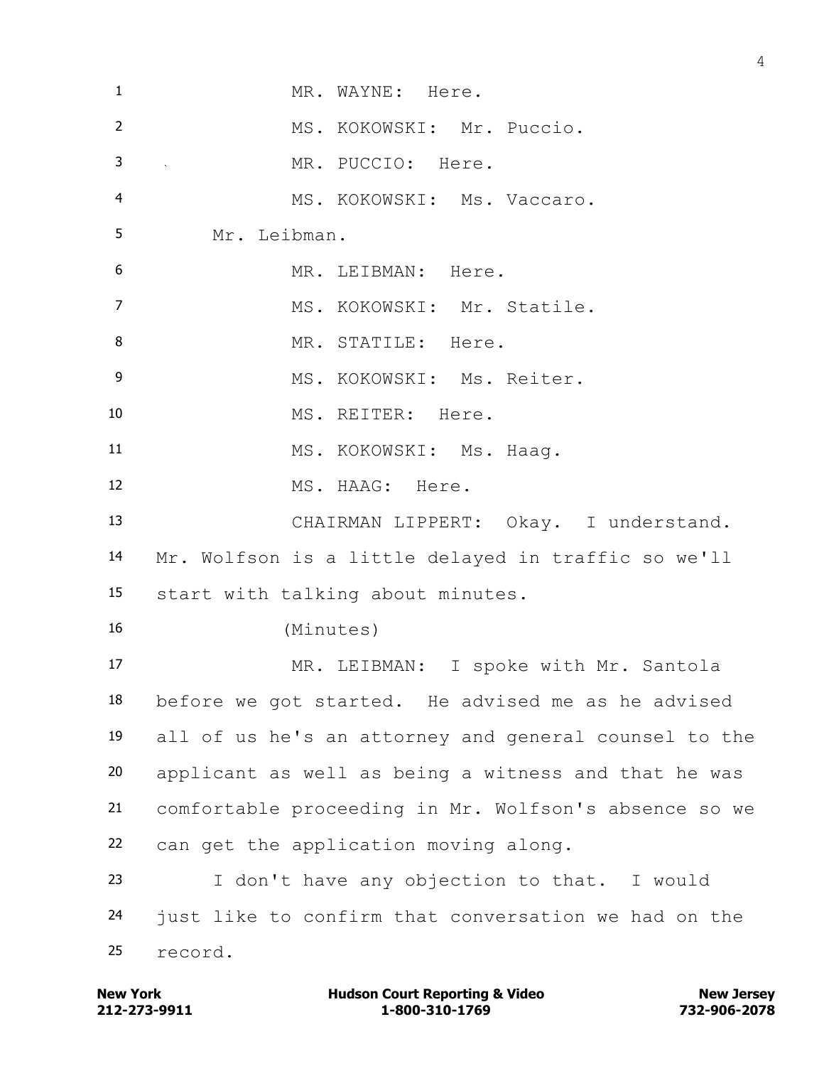MR. WAYNE: Here.

MS. KOKOWSKI: Mr. Puccio.

MR. PUCCIO: Here.

MS. KOKOWSKI: Ms. Vaccaro.

Mr. Leibman.

MR. LEIBMAN: Here.

MS. KOKOWSKI: Mr. Statile.

MR. STATILE: Here.

MS. KOKOWSKI: Ms. Reiter.

MS. REITER: Here.

MS. KOKOWSKI: Ms. Haag.

MS. HAAG: Here.

CHAIRMAN LIPPERT: Okay. I understand. Mr. Wolfson is a little delayed in traffic so we'll start with talking about minutes.

(Minutes)

MR. LEIBMAN: I spoke with Mr. Santola before we got started. He advised me as he advised all of us he's an attorney and general counsel to the applicant as well as being a witness and that he was comfortable proceeding in Mr. Wolfson's absence so we can get the application moving along.

I don't have any objection to that. I would just like to confirm that conversation we had on the record.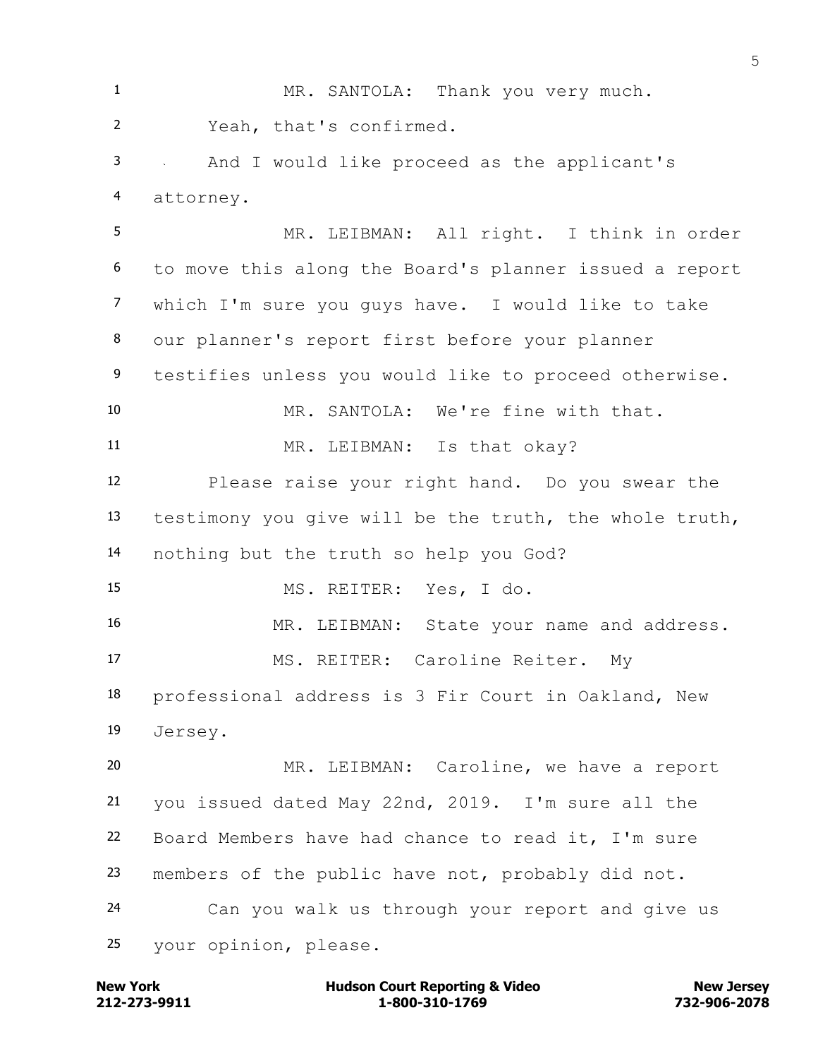MR. SANTOLA: Thank you very much.

Yeah, that's confirmed.

And I would like proceed as the applicant's attorney.

MR. LEIBMAN: All right. I think in order to move this along the Board's planner issued a report which I'm sure you guys have. I would like to take our planner's report first before your planner testifies unless you would like to proceed otherwise.

MR. SANTOLA: We're fine with that.

MR. LEIBMAN: Is that okay?

Please raise your right hand. Do you swear the testimony you give will be the truth, the whole truth, nothing but the truth so help you God?

MS. REITER: Yes, I do.

MR. LEIBMAN: State your name and address.

MS. REITER: Caroline Reiter. My professional address is 3 Fir Court in Oakland, New Jersey.

MR. LEIBMAN: Caroline, we have a report you issued dated May 22nd, 2019. I'm sure all the Board Members have had chance to read it, I'm sure members of the public have not, probably did not.

Can you walk us through your report and give us your opinion, please.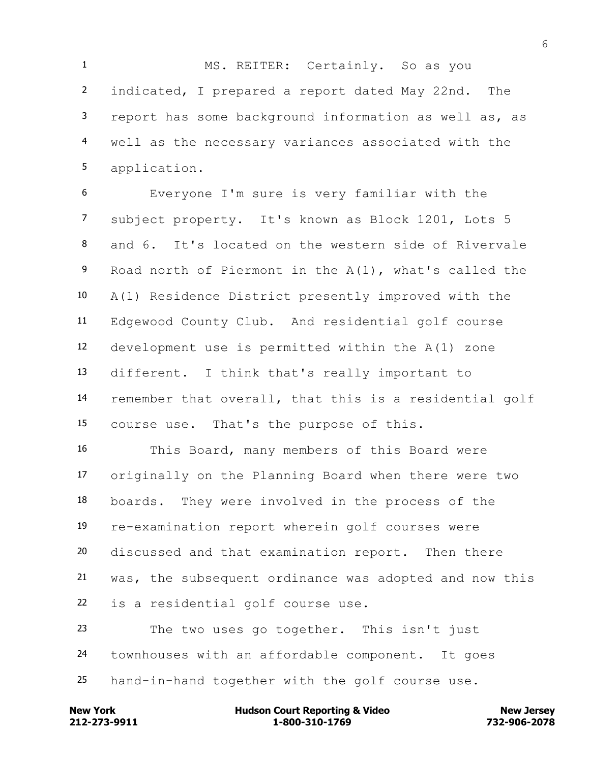MS. REITER: Certainly. So as you indicated, I prepared a report dated May 22nd. The report has some background information as well as, as well as the necessary variances associated with the application.

Everyone I'm sure is very familiar with the subject property. It's known as Block 1201, Lots 5 and 6. It's located on the western side of Rivervale Road north of Piermont in the A(1), what's called the A(1) Residence District presently improved with the Edgewood County Club. And residential golf course development use is permitted within the A(1) zone different. I think that's really important to remember that overall, that this is a residential golf course use. That's the purpose of this.

This Board, many members of this Board were originally on the Planning Board when there were two boards. They were involved in the process of the re-examination report wherein golf courses were discussed and that examination report. Then there was, the subsequent ordinance was adopted and now this is a residential golf course use.

The two uses go together. This isn't just townhouses with an affordable component. It goes hand-in-hand together with the golf course use.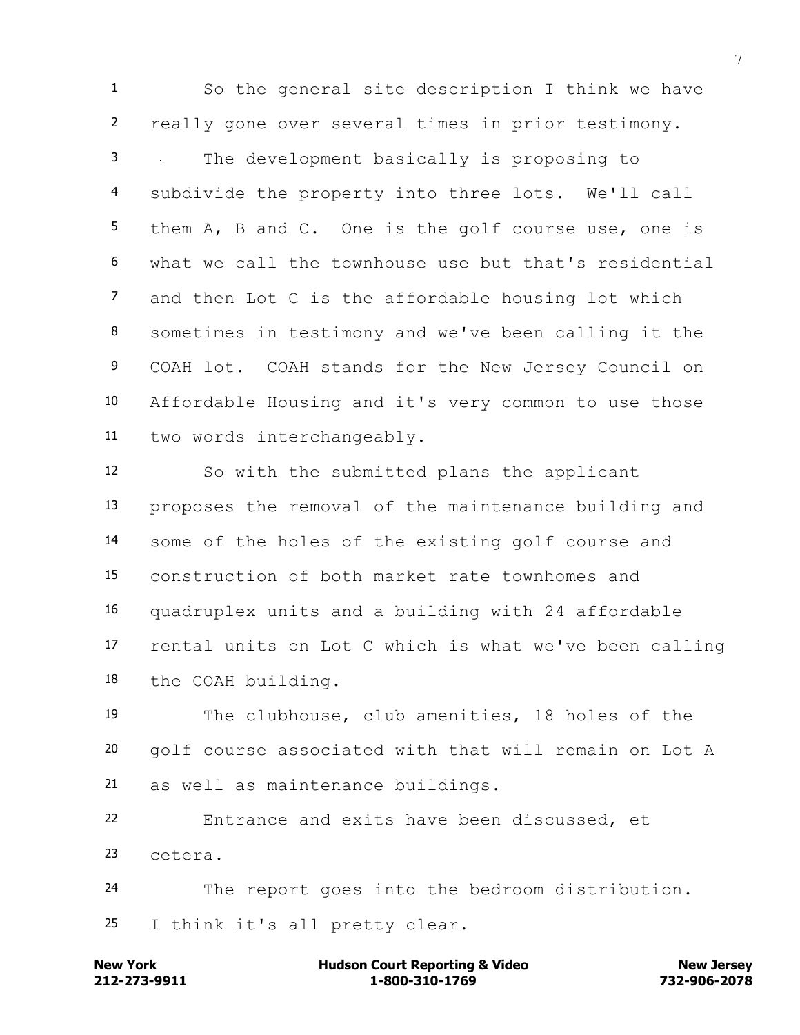So the general site description I think we have really gone over several times in prior testimony.

The development basically is proposing to subdivide the property into three lots. We'll call them A, B and C. One is the golf course use, one is what we call the townhouse use but that's residential and then Lot C is the affordable housing lot which sometimes in testimony and we've been calling it the COAH lot. COAH stands for the New Jersey Council on Affordable Housing and it's very common to use those two words interchangeably.

So with the submitted plans the applicant proposes the removal of the maintenance building and some of the holes of the existing golf course and construction of both market rate townhomes and quadruplex units and a building with 24 affordable rental units on Lot C which is what we've been calling the COAH building.

The clubhouse, club amenities, 18 holes of the golf course associated with that will remain on Lot A as well as maintenance buildings.

Entrance and exits have been discussed, et cetera.

The report goes into the bedroom distribution. I think it's all pretty clear.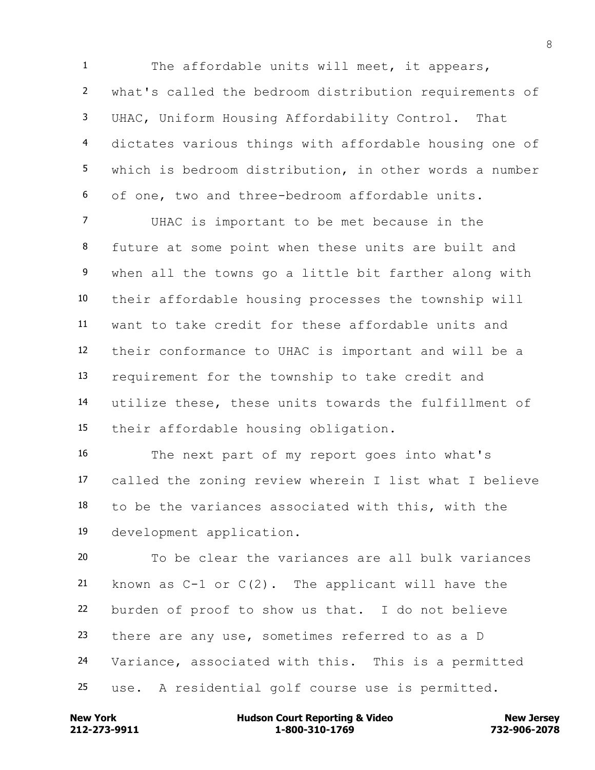The affordable units will meet, it appears, what's called the bedroom distribution requirements of UHAC, Uniform Housing Affordability Control. That dictates various things with affordable housing one of which is bedroom distribution, in other words a number of one, two and three-bedroom affordable units.

UHAC is important to be met because in the future at some point when these units are built and when all the towns go a little bit farther along with their affordable housing processes the township will want to take credit for these affordable units and their conformance to UHAC is important and will be a requirement for the township to take credit and utilize these, these units towards the fulfillment of their affordable housing obligation.

The next part of my report goes into what's called the zoning review wherein I list what I believe to be the variances associated with this, with the development application.

To be clear the variances are all bulk variances known as C-1 or C(2). The applicant will have the burden of proof to show us that. I do not believe there are any use, sometimes referred to as a D Variance, associated with this. This is a permitted use. A residential golf course use is permitted.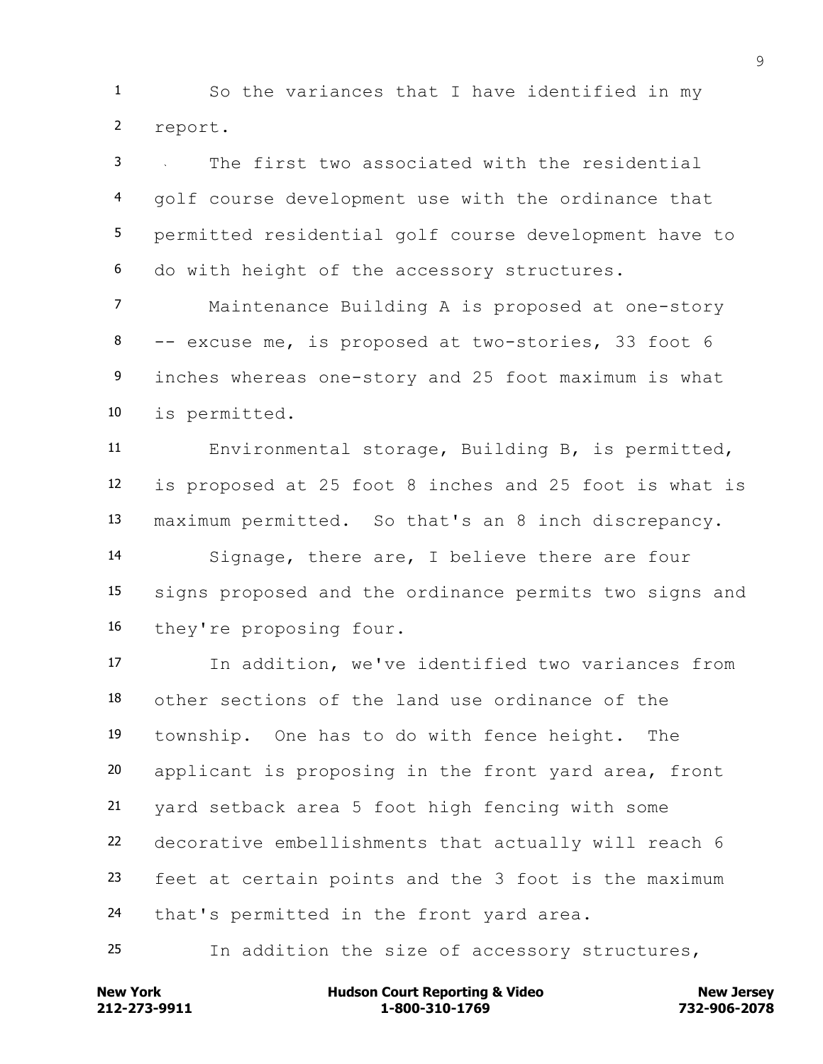So the variances that I have identified in my report.

The first two associated with the residential golf course development use with the ordinance that permitted residential golf course development have to do with height of the accessory structures.

Maintenance Building A is proposed at one-story -- excuse me, is proposed at two-stories, 33 foot 6 inches whereas one-story and 25 foot maximum is what is permitted.

Environmental storage, Building B, is permitted, is proposed at 25 foot 8 inches and 25 foot is what is maximum permitted. So that's an 8 inch discrepancy.

Signage, there are, I believe there are four signs proposed and the ordinance permits two signs and they're proposing four.

In addition, we've identified two variances from other sections of the land use ordinance of the township. One has to do with fence height. The applicant is proposing in the front yard area, front yard setback area 5 foot high fencing with some decorative embellishments that actually will reach 6 feet at certain points and the 3 foot is the maximum that's permitted in the front yard area.

In addition the size of accessory structures,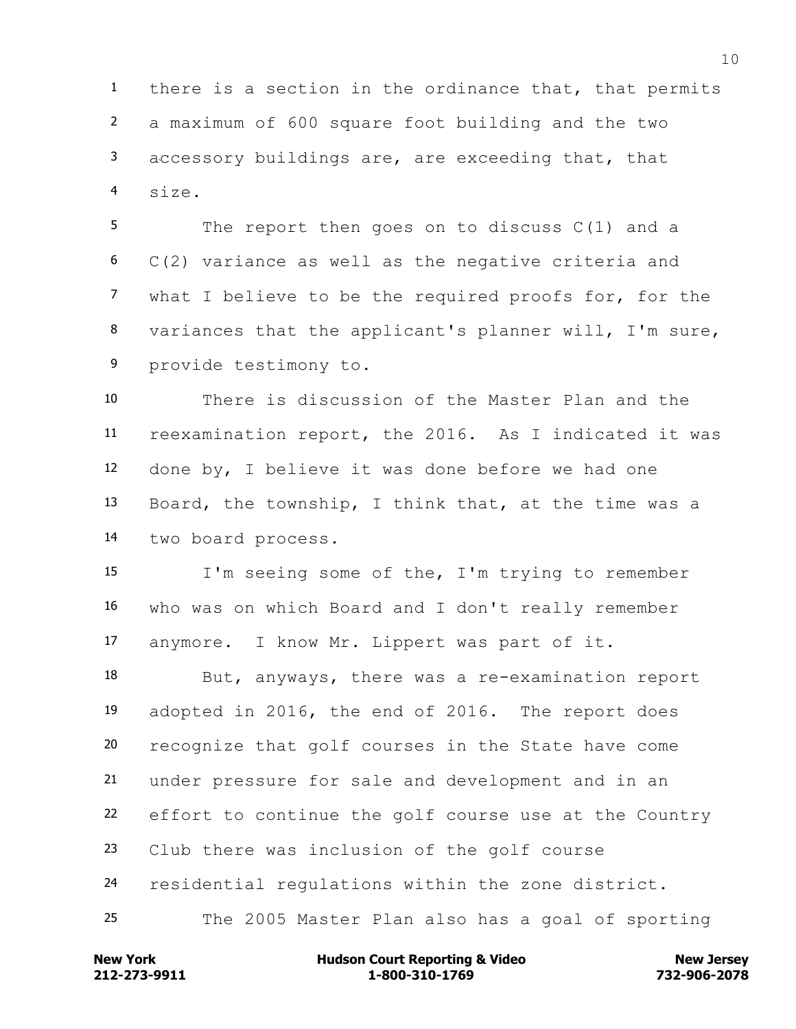1 there is a section in the ordinance that, that permits
2 a maximum of 600 square foot building and the two
3 accessory buildings are, are exceeding that, that
4 size.

5 The report then goes on to discuss C(1) and a
6 C(2) variance as well as the negative criteria and
7 what I believe to be the required proofs for, for the
8 variances that the applicant's planner will, I'm sure,
9 provide testimony to.

10 There is discussion of the Master Plan and the
11 reexamination report, the 2016. As I indicated it was
12 done by, I believe it was done before we had one
13 Board, the township, I think that, at the time was a
14 two board process.

15 I'm seeing some of the, I'm trying to remember
16 who was on which Board and I don't really remember
17 anymore. I know Mr. Lippert was part of it.

18 But, anyways, there was a re-examination report
19 adopted in 2016, the end of 2016. The report does
20 recognize that golf courses in the State have come
21 under pressure for sale and development and in an
22 effort to continue the golf course use at the Country
23 Club there was inclusion of the golf course
24 residential regulations within the zone district.

25 The 2005 Master Plan also has a goal of sporting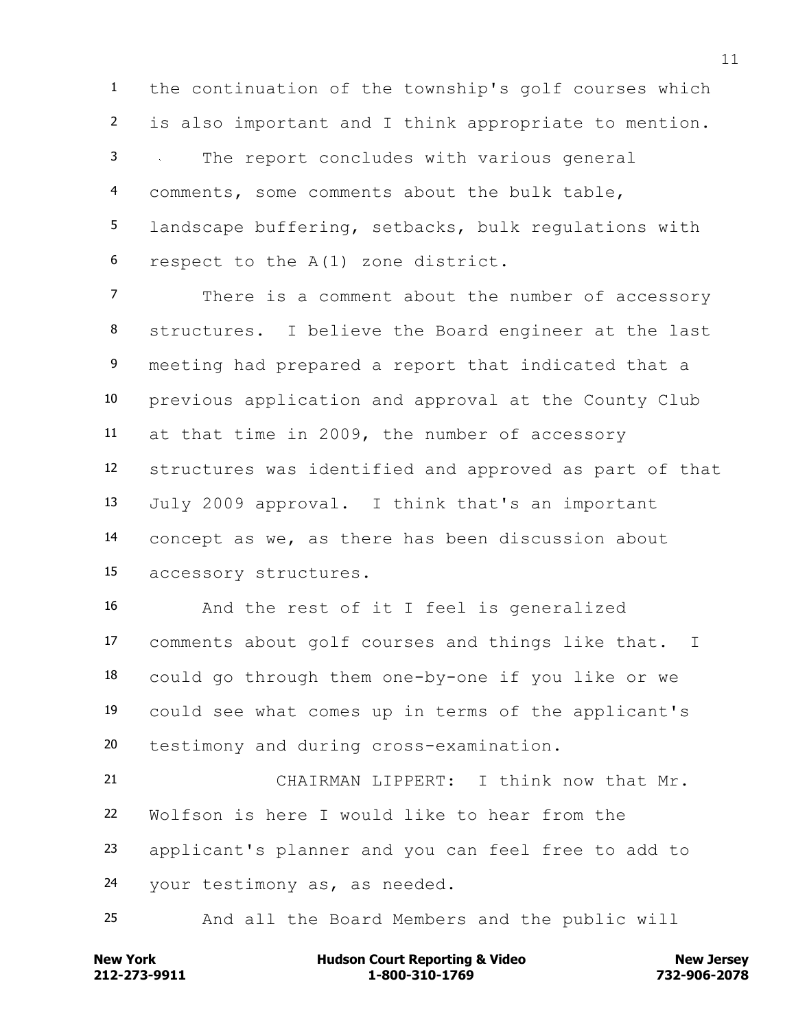the continuation of the township's golf courses which is also important and I think appropriate to mention.

The report concludes with various general comments, some comments about the bulk table, landscape buffering, setbacks, bulk regulations with respect to the A(1) zone district.

There is a comment about the number of accessory structures. I believe the Board engineer at the last meeting had prepared a report that indicated that a previous application and approval at the County Club at that time in 2009, the number of accessory structures was identified and approved as part of that July 2009 approval. I think that's an important concept as we, as there has been discussion about accessory structures.

And the rest of it I feel is generalized comments about golf courses and things like that. I could go through them one-by-one if you like or we could see what comes up in terms of the applicant's testimony and during cross-examination.

CHAIRMAN LIPPERT: I think now that Mr. Wolfson is here I would like to hear from the applicant's planner and you can feel free to add to your testimony as, as needed.

And all the Board Members and the public will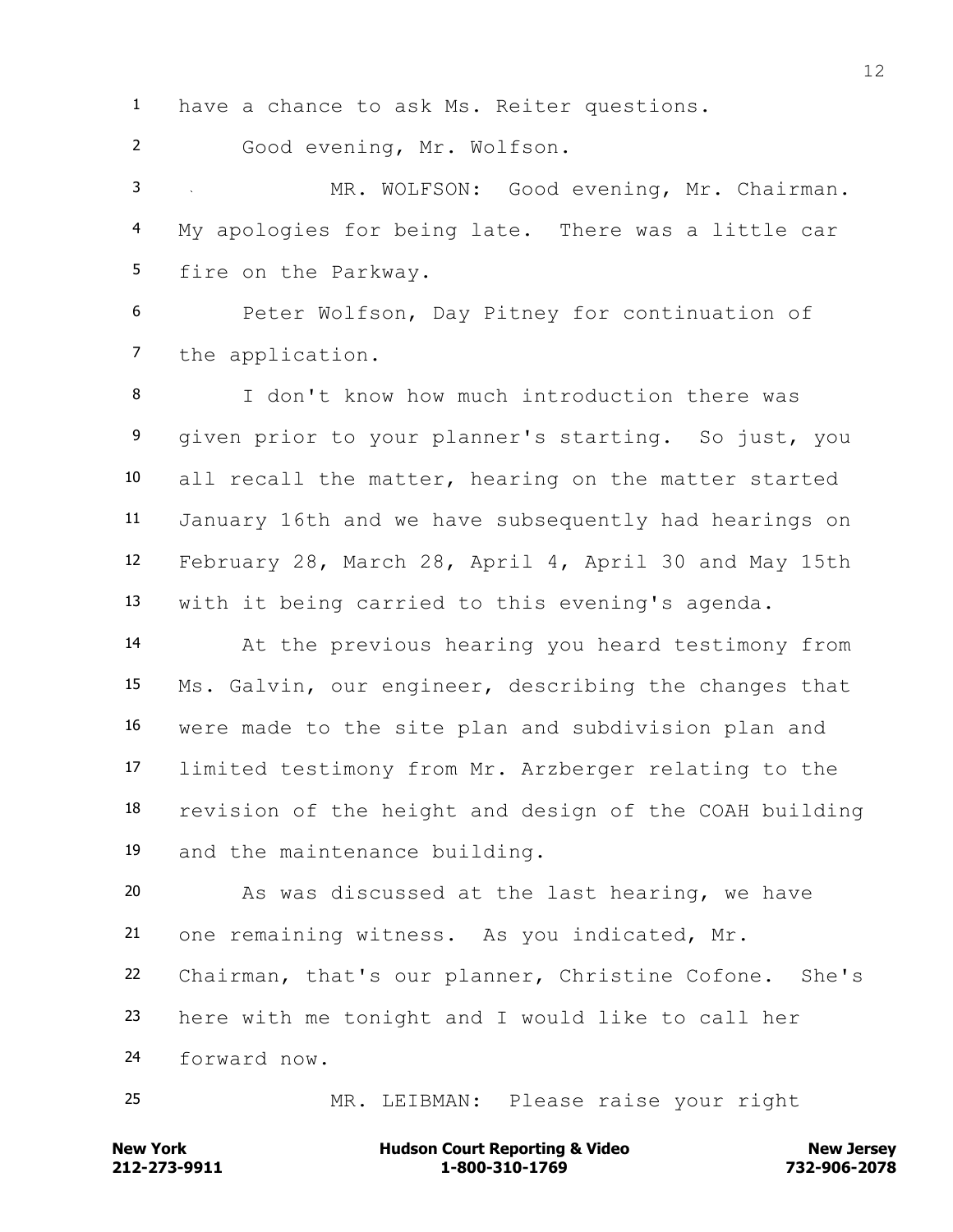1 have a chance to ask Ms. Reiter questions.

2 Good evening, Mr. Wolfson.

3 MR. WOLFSON: Good evening, Mr. Chairman.
4 My apologies for being late. There was a little car
5 fire on the Parkway.

6 Peter Wolfson, Day Pitney for continuation of
7 the application.

8 I don't know how much introduction there was
9 given prior to your planner's starting. So just, you
10 all recall the matter, hearing on the matter started
11 January 16th and we have subsequently had hearings on
12 February 28, March 28, April 4, April 30 and May 15th
13 with it being carried to this evening's agenda.

14 At the previous hearing you heard testimony from
15 Ms. Galvin, our engineer, describing the changes that
16 were made to the site plan and subdivision plan and
17 limited testimony from Mr. Arzberger relating to the
18 revision of the height and design of the COAH building
19 and the maintenance building.

20 As was discussed at the last hearing, we have
21 one remaining witness. As you indicated, Mr.
22 Chairman, that's our planner, Christine Cofone. She's
23 here with me tonight and I would like to call her
24 forward now.

25 MR. LEIBMAN: Please raise your right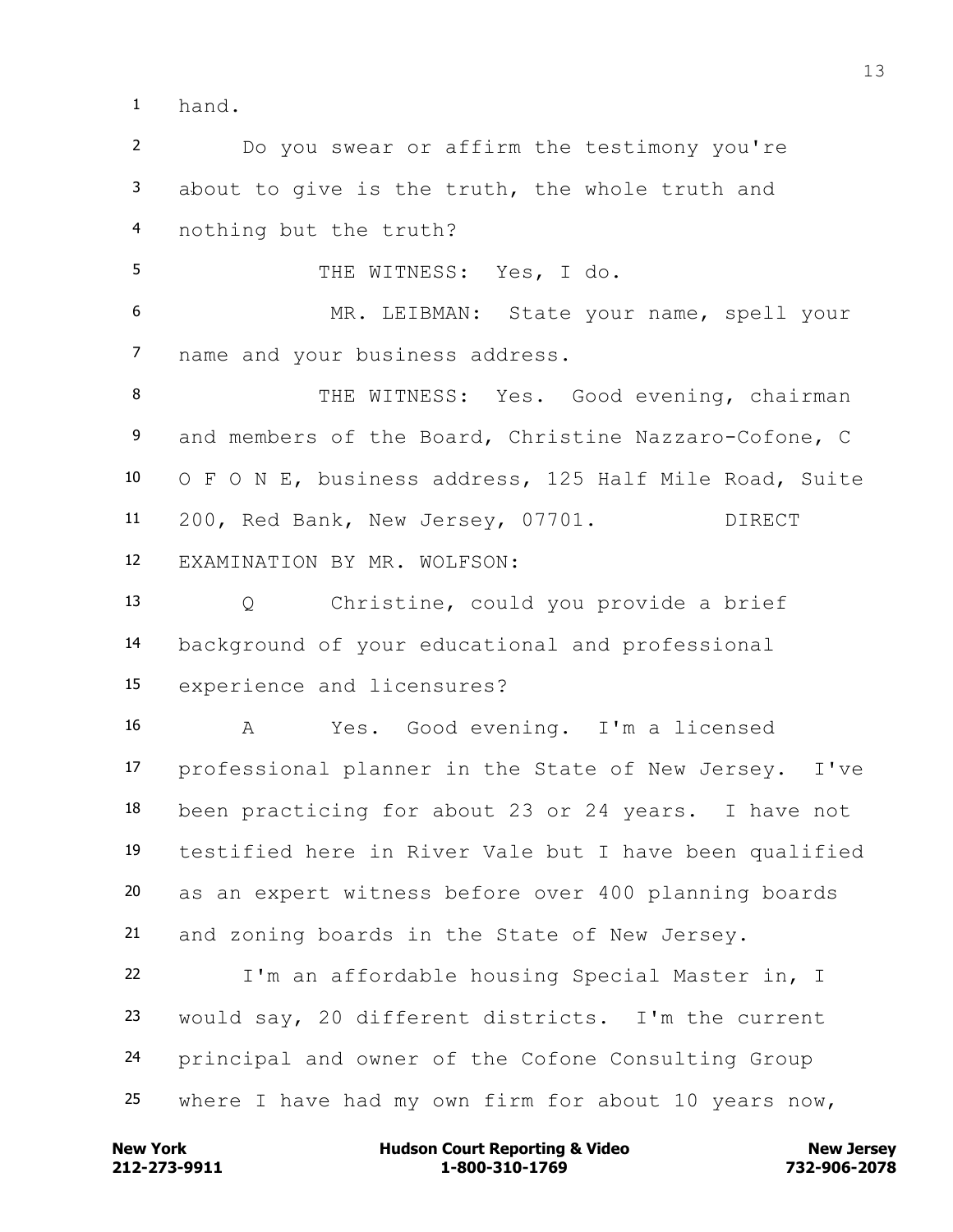hand.

Do you swear or affirm the testimony you're about to give is the truth, the whole truth and nothing but the truth?

THE WITNESS: Yes, I do.

MR. LEIBMAN: State your name, spell your name and your business address.

THE WITNESS: Yes. Good evening, chairman and members of the Board, Christine Nazzaro-Cofone, C O F O N E, business address, 125 Half Mile Road, Suite 200, Red Bank, New Jersey, 07701.

DIRECT EXAMINATION BY MR. WOLFSON:

Q Christine, could you provide a brief background of your educational and professional experience and licensures?

A Yes. Good evening. I'm a licensed professional planner in the State of New Jersey. I've been practicing for about 23 or 24 years. I have not testified here in River Vale but I have been qualified as an expert witness before over 400 planning boards and zoning boards in the State of New Jersey.

I'm an affordable housing Special Master in, I would say, 20 different districts. I'm the current principal and owner of the Cofone Consulting Group where I have had my own firm for about 10 years now,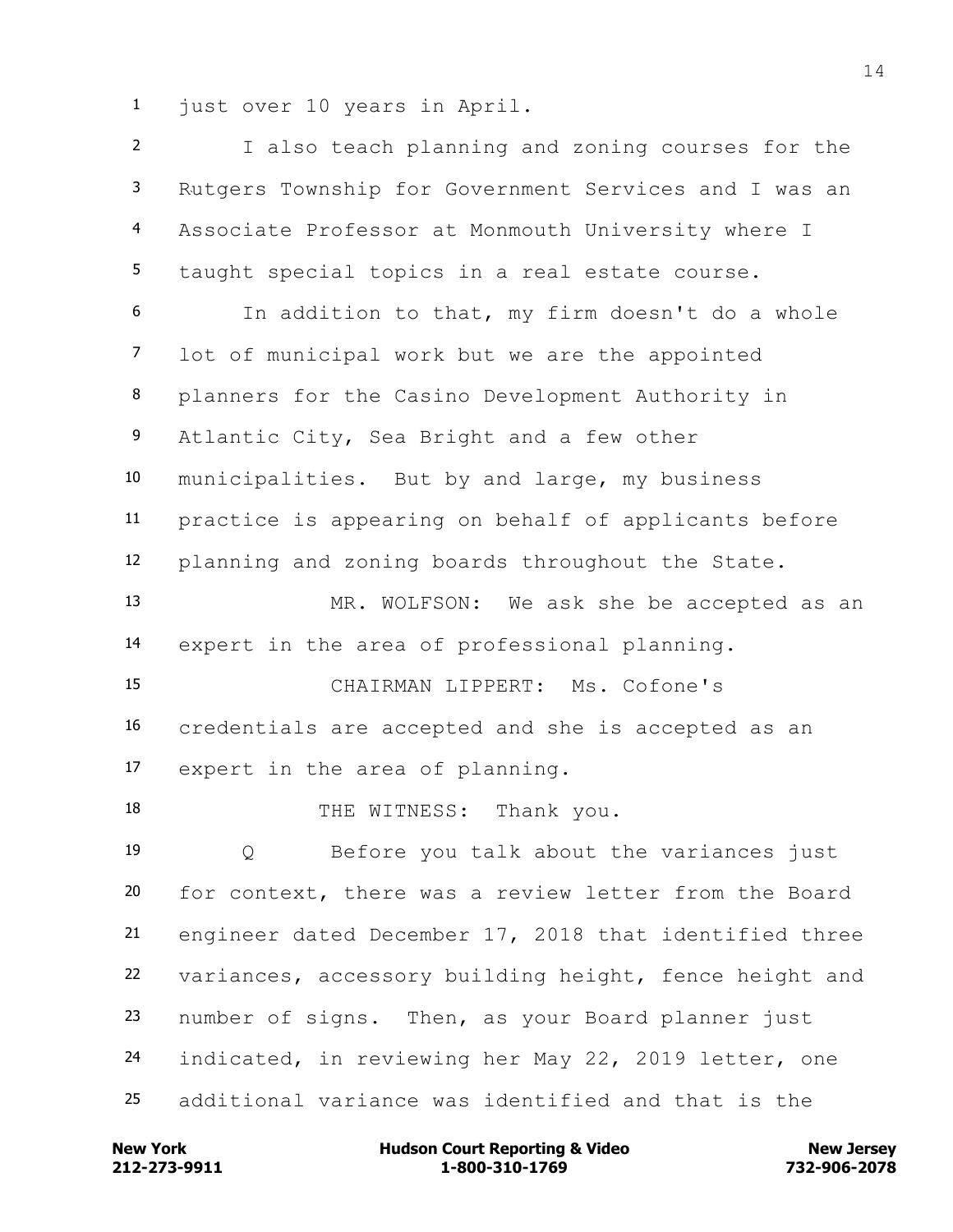just over 10 years in April.

I also teach planning and zoning courses for the Rutgers Township for Government Services and I was an Associate Professor at Monmouth University where I taught special topics in a real estate course.

In addition to that, my firm doesn't do a whole lot of municipal work but we are the appointed planners for the Casino Development Authority in Atlantic City, Sea Bright and a few other municipalities. But by and large, my business practice is appearing on behalf of applicants before planning and zoning boards throughout the State.

MR. WOLFSON: We ask she be accepted as an expert in the area of professional planning.

CHAIRMAN LIPPERT: Ms. Cofone's credentials are accepted and she is accepted as an expert in the area of planning.

THE WITNESS: Thank you.

Q Before you talk about the variances just for context, there was a review letter from the Board engineer dated December 17, 2018 that identified three variances, accessory building height, fence height and number of signs. Then, as your Board planner just indicated, in reviewing her May 22, 2019 letter, one additional variance was identified and that is the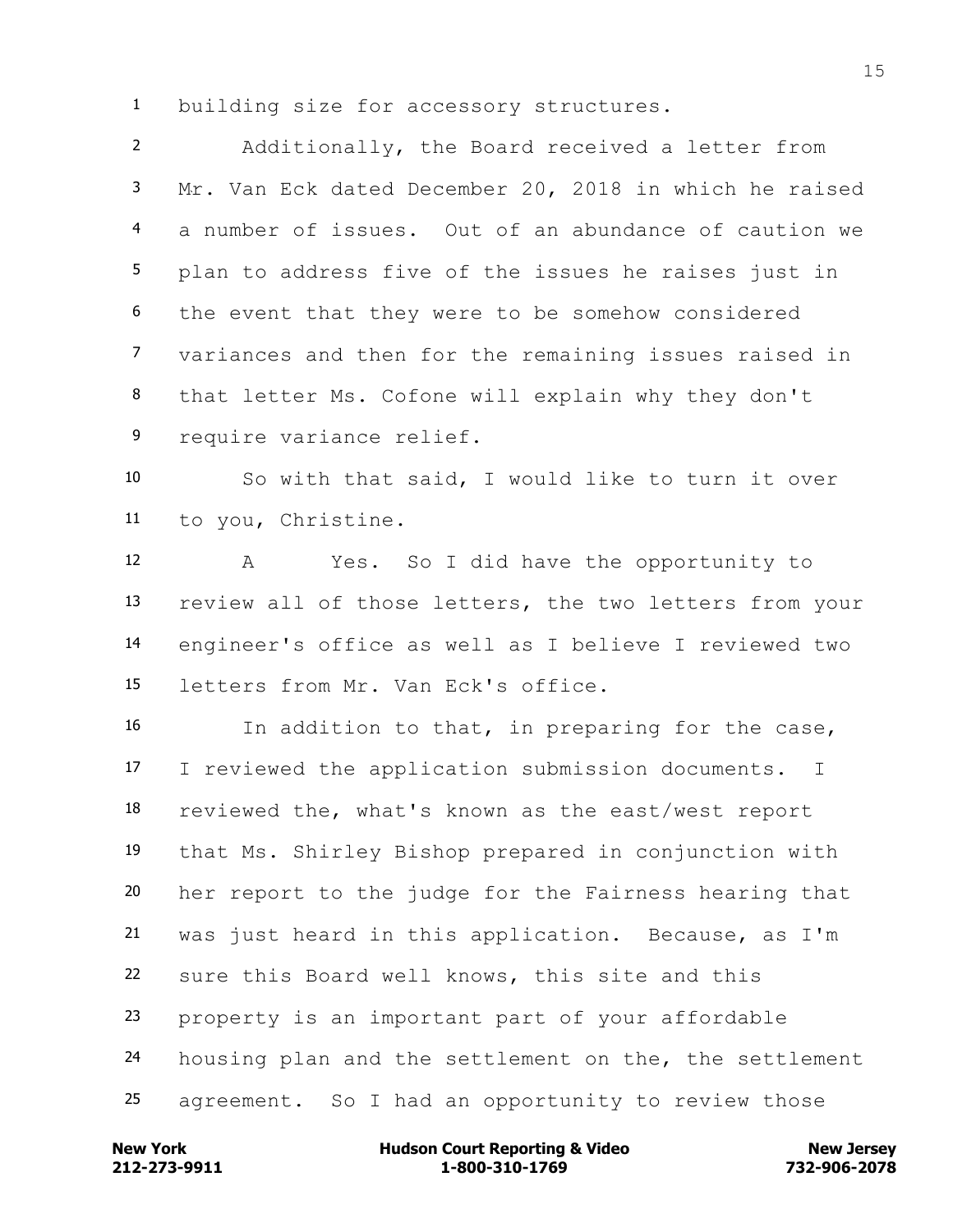building size for accessory structures.

Additionally, the Board received a letter from Mr. Van Eck dated December 20, 2018 in which he raised a number of issues. Out of an abundance of caution we plan to address five of the issues he raises just in the event that they were to be somehow considered variances and then for the remaining issues raised in that letter Ms. Cofone will explain why they don't require variance relief.

So with that said, I would like to turn it over to you, Christine.

A Yes. So I did have the opportunity to review all of those letters, the two letters from your engineer's office as well as I believe I reviewed two letters from Mr. Van Eck's office.

In addition to that, in preparing for the case, I reviewed the application submission documents. I reviewed the, what's known as the east/west report that Ms. Shirley Bishop prepared in conjunction with her report to the judge for the Fairness hearing that was just heard in this application. Because, as I'm sure this Board well knows, this site and this property is an important part of your affordable housing plan and the settlement on the, the settlement agreement. So I had an opportunity to review those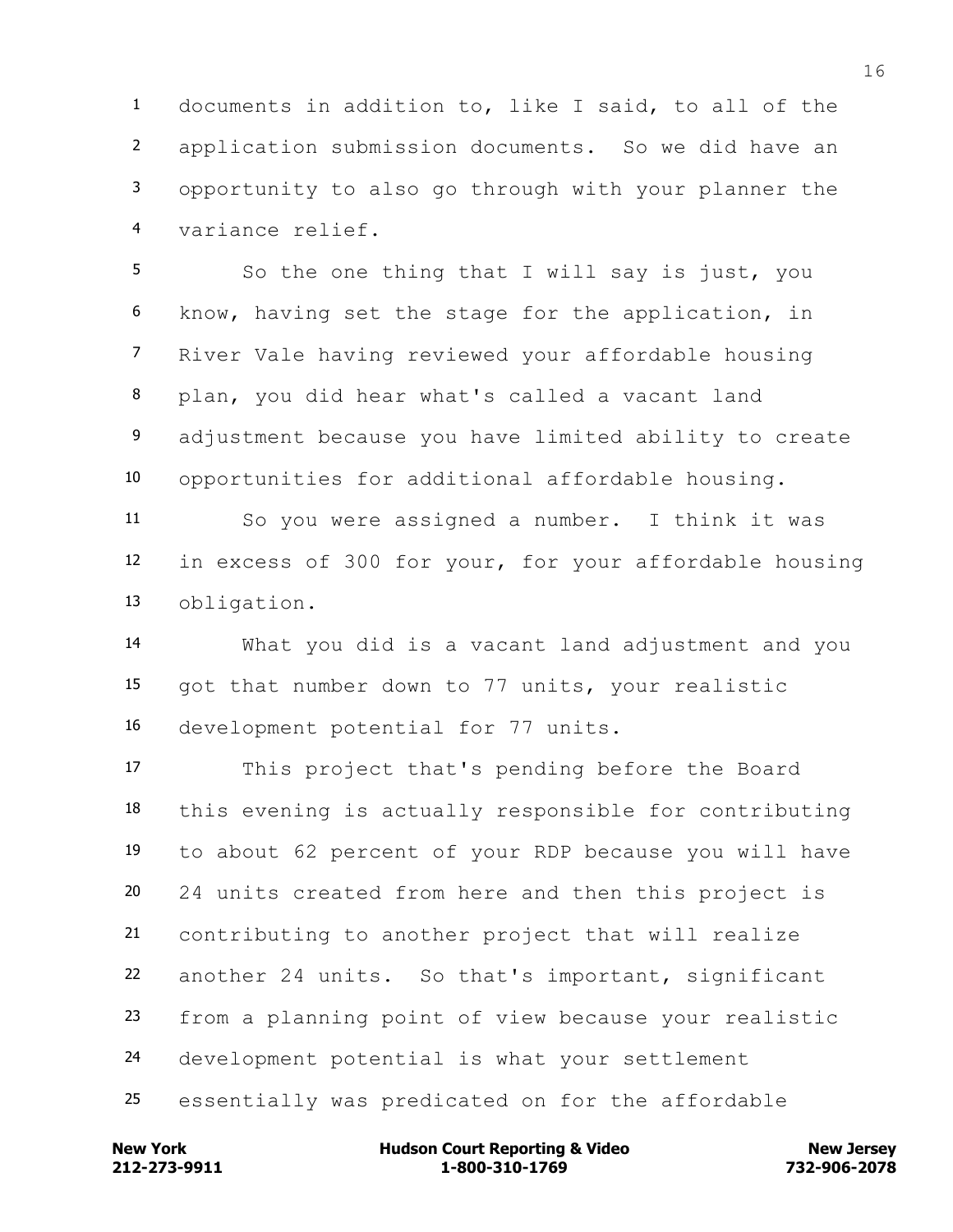documents in addition to, like I said, to all of the application submission documents. So we did have an opportunity to also go through with your planner the variance relief.

So the one thing that I will say is just, you know, having set the stage for the application, in River Vale having reviewed your affordable housing plan, you did hear what's called a vacant land adjustment because you have limited ability to create opportunities for additional affordable housing.

So you were assigned a number. I think it was in excess of 300 for your, for your affordable housing obligation.

What you did is a vacant land adjustment and you got that number down to 77 units, your realistic development potential for 77 units.

This project that's pending before the Board this evening is actually responsible for contributing to about 62 percent of your RDP because you will have 24 units created from here and then this project is contributing to another project that will realize another 24 units. So that's important, significant from a planning point of view because your realistic development potential is what your settlement essentially was predicated on for the affordable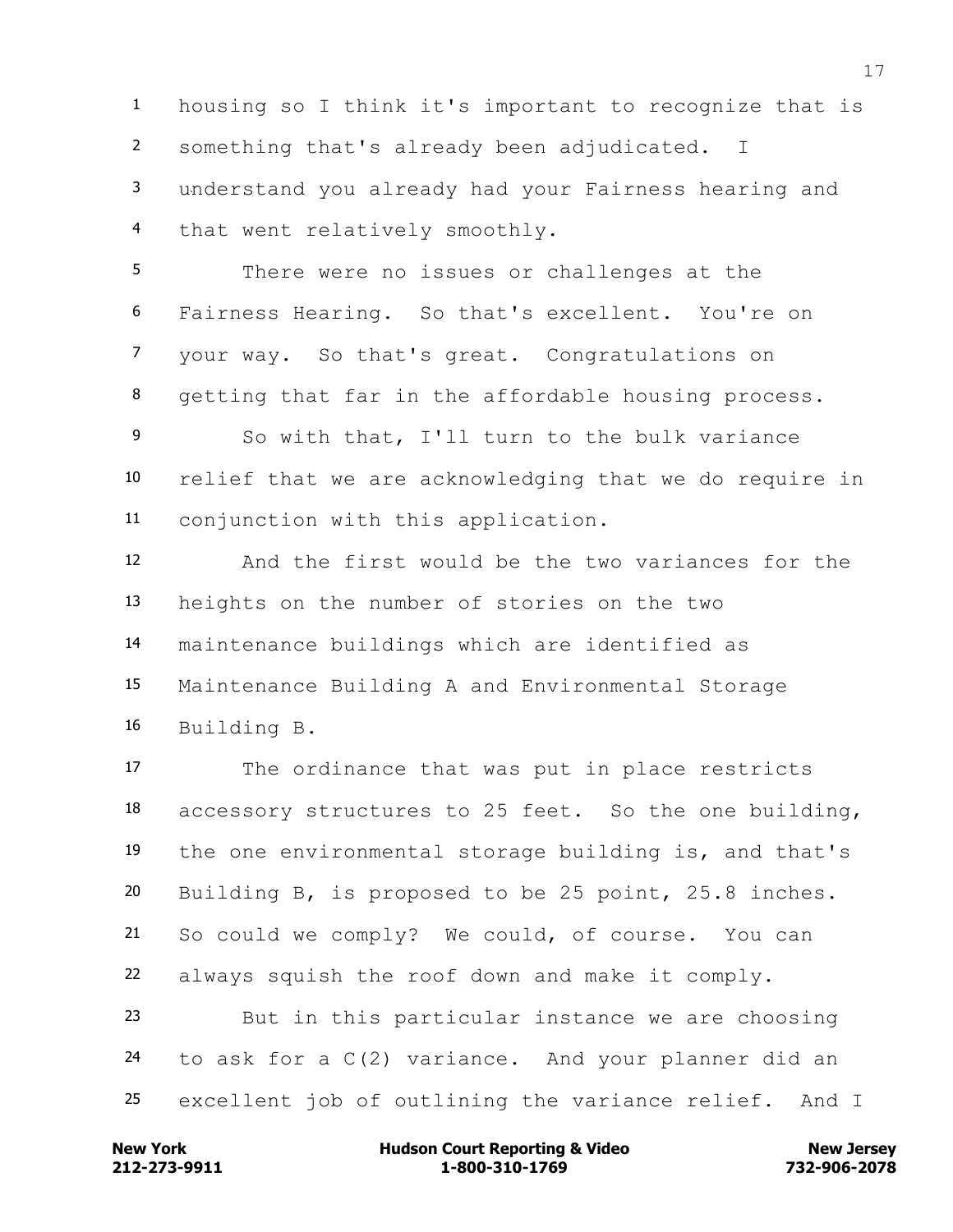housing so I think it's important to recognize that is something that's already been adjudicated. I understand you already had your Fairness hearing and that went relatively smoothly.

There were no issues or challenges at the Fairness Hearing. So that's excellent. You're on your way. So that's great. Congratulations on getting that far in the affordable housing process.

So with that, I'll turn to the bulk variance relief that we are acknowledging that we do require in conjunction with this application.

And the first would be the two variances for the heights on the number of stories on the two maintenance buildings which are identified as Maintenance Building A and Environmental Storage Building B.

The ordinance that was put in place restricts accessory structures to 25 feet. So the one building, the one environmental storage building is, and that's Building B, is proposed to be 25 point, 25.8 inches. So could we comply? We could, of course. You can always squish the roof down and make it comply.

But in this particular instance we are choosing to ask for a C(2) variance. And your planner did an excellent job of outlining the variance relief. And I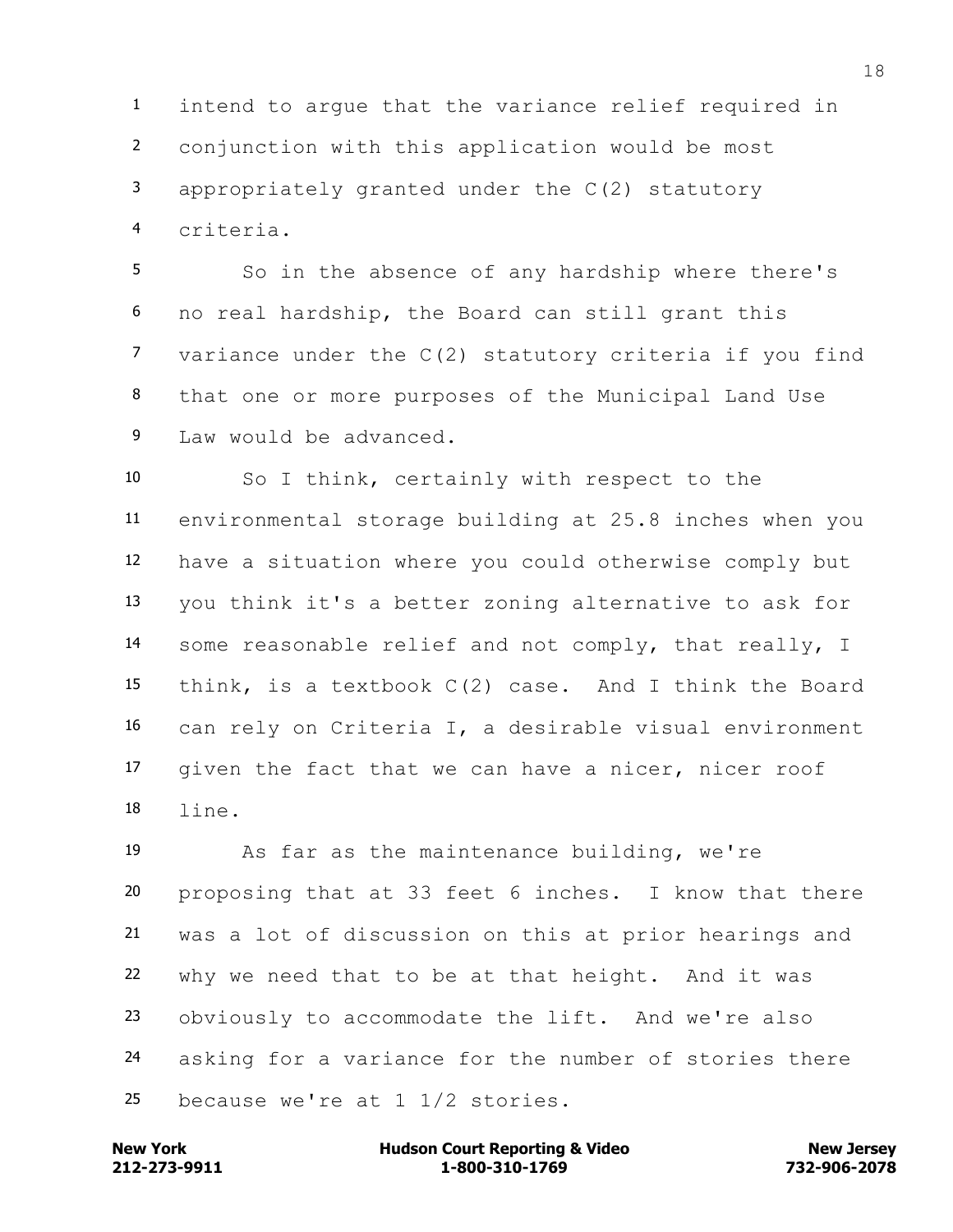intend to argue that the variance relief required in conjunction with this application would be most appropriately granted under the C(2) statutory criteria.

So in the absence of any hardship where there's no real hardship, the Board can still grant this variance under the C(2) statutory criteria if you find that one or more purposes of the Municipal Land Use Law would be advanced.

So I think, certainly with respect to the environmental storage building at 25.8 inches when you have a situation where you could otherwise comply but you think it's a better zoning alternative to ask for some reasonable relief and not comply, that really, I think, is a textbook C(2) case. And I think the Board can rely on Criteria I, a desirable visual environment given the fact that we can have a nicer, nicer roof line.

As far as the maintenance building, we're proposing that at 33 feet 6 inches. I know that there was a lot of discussion on this at prior hearings and why we need that to be at that height. And it was obviously to accommodate the lift. And we're also asking for a variance for the number of stories there because we're at 1 1/2 stories.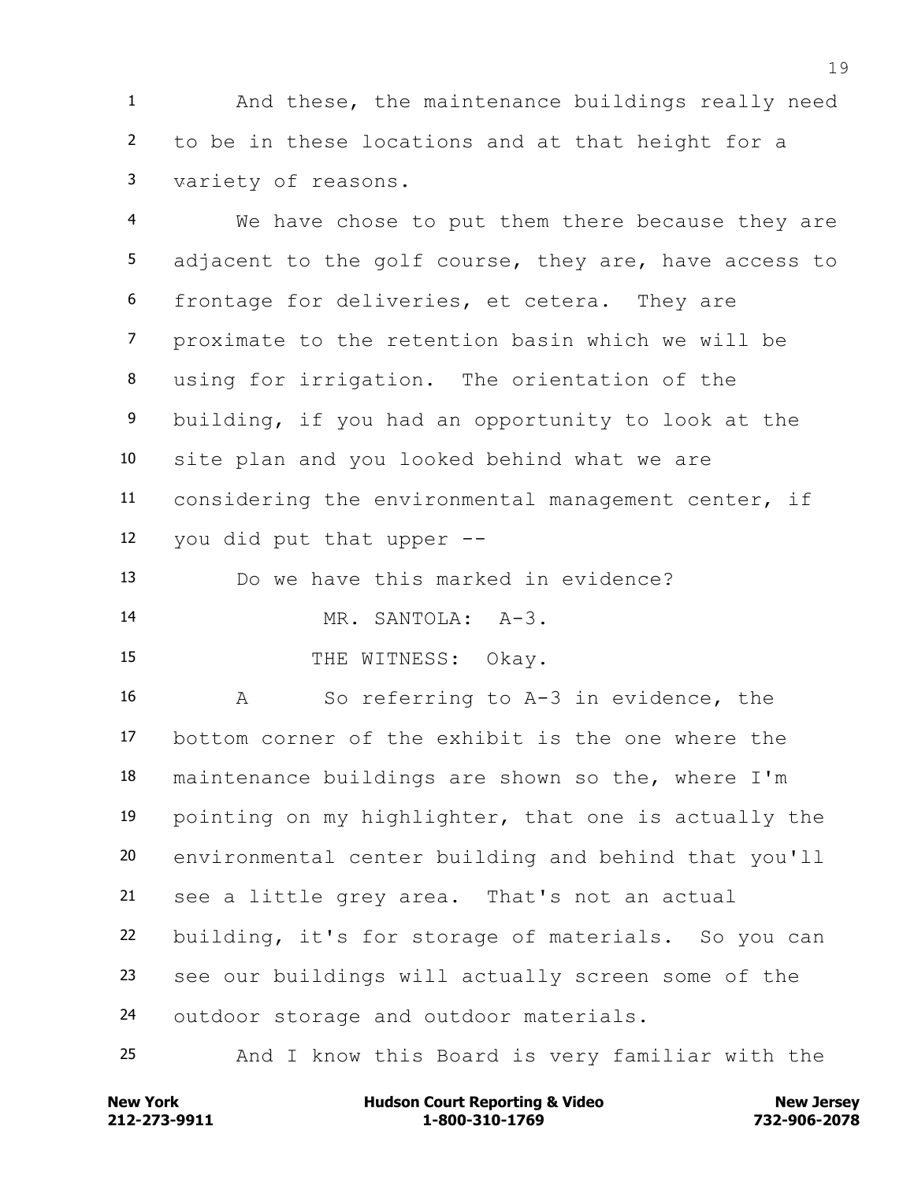And these, the maintenance buildings really need to be in these locations and at that height for a variety of reasons.

We have chose to put them there because they are adjacent to the golf course, they are, have access to frontage for deliveries, et cetera. They are proximate to the retention basin which we will be using for irrigation. The orientation of the building, if you had an opportunity to look at the site plan and you looked behind what we are considering the environmental management center, if you did put that upper --

Do we have this marked in evidence?

MR. SANTOLA: A-3.

THE WITNESS: Okay.

A So referring to A-3 in evidence, the bottom corner of the exhibit is the one where the maintenance buildings are shown so the, where I'm pointing on my highlighter, that one is actually the environmental center building and behind that you'll see a little grey area. That's not an actual building, it's for storage of materials. So you can see our buildings will actually screen some of the outdoor storage and outdoor materials.

And I know this Board is very familiar with the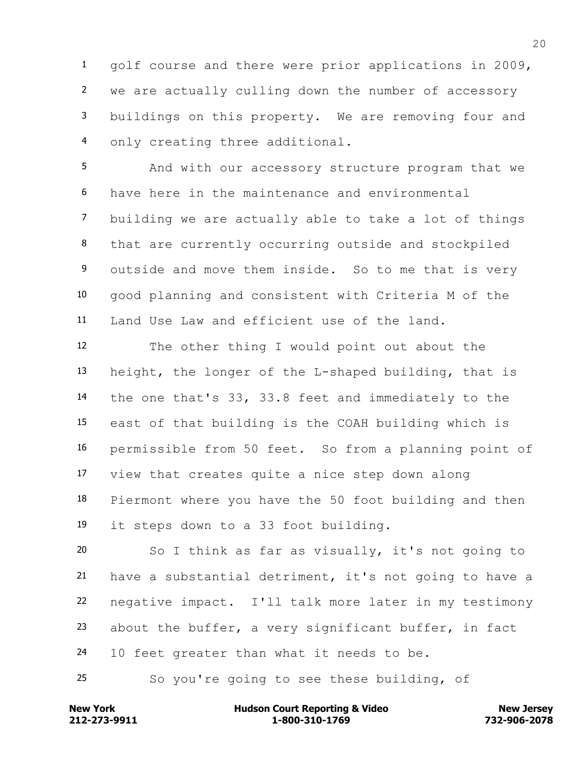golf course and there were prior applications in 2009, we are actually culling down the number of accessory buildings on this property. We are removing four and only creating three additional.

And with our accessory structure program that we have here in the maintenance and environmental building we are actually able to take a lot of things that are currently occurring outside and stockpiled outside and move them inside. So to me that is very good planning and consistent with Criteria M of the Land Use Law and efficient use of the land.

The other thing I would point out about the height, the longer of the L-shaped building, that is the one that's 33, 33.8 feet and immediately to the east of that building is the COAH building which is permissible from 50 feet. So from a planning point of view that creates quite a nice step down along Piermont where you have the 50 foot building and then it steps down to a 33 foot building.

So I think as far as visually, it's not going to have a substantial detriment, it's not going to have a negative impact. I'll talk more later in my testimony about the buffer, a very significant buffer, in fact 10 feet greater than what it needs to be.

So you're going to see these building, of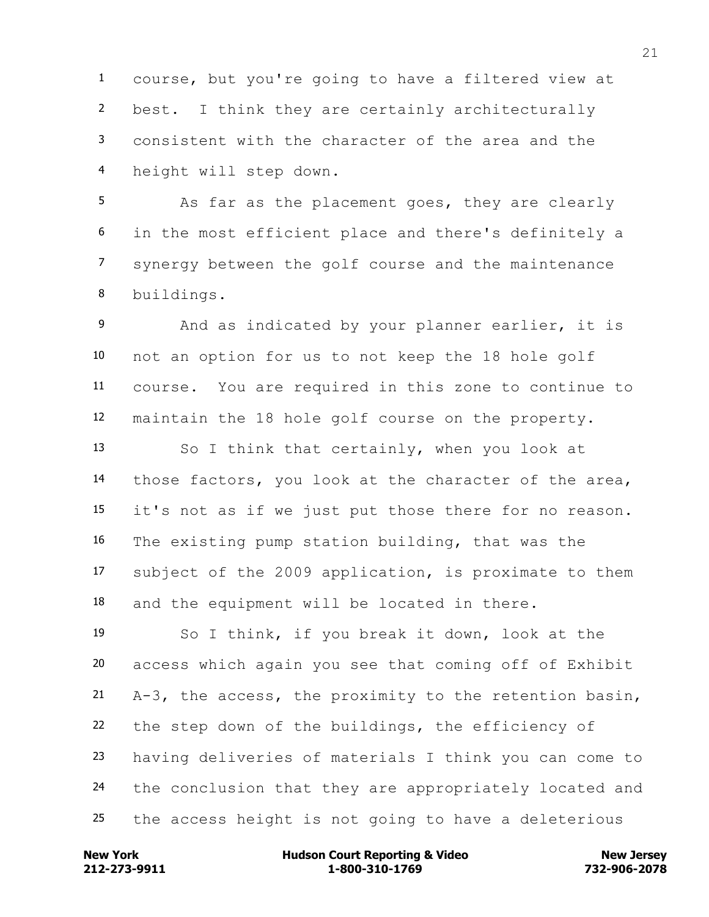course, but you're going to have a filtered view at best. I think they are certainly architecturally consistent with the character of the area and the height will step down.

As far as the placement goes, they are clearly in the most efficient place and there's definitely a synergy between the golf course and the maintenance buildings.

And as indicated by your planner earlier, it is not an option for us to not keep the 18 hole golf course. You are required in this zone to continue to maintain the 18 hole golf course on the property.

So I think that certainly, when you look at those factors, you look at the character of the area, it's not as if we just put those there for no reason. The existing pump station building, that was the subject of the 2009 application, is proximate to them and the equipment will be located in there.

So I think, if you break it down, look at the access which again you see that coming off of Exhibit A-3, the access, the proximity to the retention basin, the step down of the buildings, the efficiency of having deliveries of materials I think you can come to the conclusion that they are appropriately located and the access height is not going to have a deleterious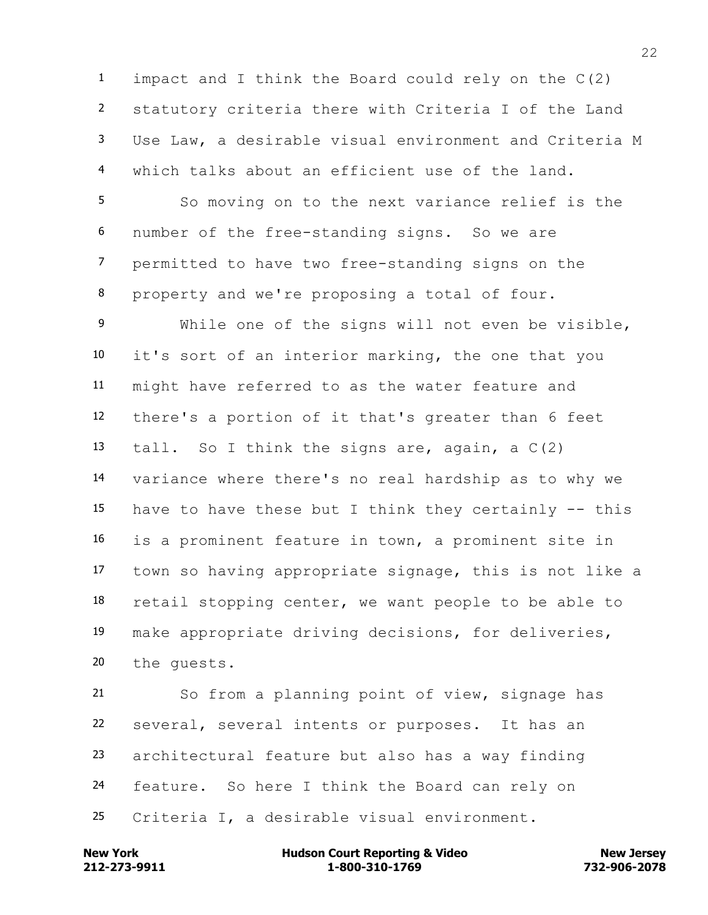impact and I think the Board could rely on the C(2) statutory criteria there with Criteria I of the Land Use Law, a desirable visual environment and Criteria M which talks about an efficient use of the land.

So moving on to the next variance relief is the number of the free-standing signs. So we are permitted to have two free-standing signs on the property and we're proposing a total of four.

While one of the signs will not even be visible, it's sort of an interior marking, the one that you might have referred to as the water feature and there's a portion of it that's greater than 6 feet tall. So I think the signs are, again, a C(2) variance where there's no real hardship as to why we have to have these but I think they certainly -- this is a prominent feature in town, a prominent site in town so having appropriate signage, this is not like a retail stopping center, we want people to be able to make appropriate driving decisions, for deliveries, the guests.

So from a planning point of view, signage has several, several intents or purposes. It has an architectural feature but also has a way finding feature. So here I think the Board can rely on Criteria I, a desirable visual environment.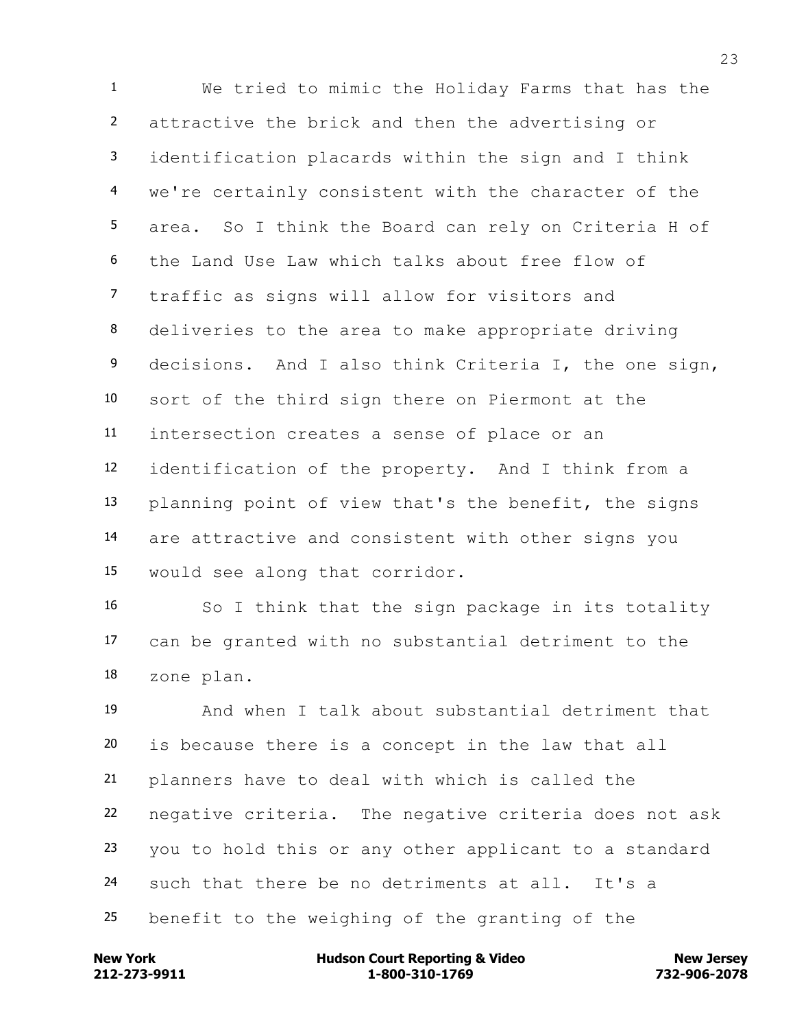We tried to mimic the Holiday Farms that has the attractive the brick and then the advertising or identification placards within the sign and I think we're certainly consistent with the character of the area. So I think the Board can rely on Criteria H of the Land Use Law which talks about free flow of traffic as signs will allow for visitors and deliveries to the area to make appropriate driving decisions. And I also think Criteria I, the one sign, sort of the third sign there on Piermont at the intersection creates a sense of place or an identification of the property. And I think from a planning point of view that's the benefit, the signs are attractive and consistent with other signs you would see along that corridor.

So I think that the sign package in its totality can be granted with no substantial detriment to the zone plan.

And when I talk about substantial detriment that is because there is a concept in the law that all planners have to deal with which is called the negative criteria. The negative criteria does not ask you to hold this or any other applicant to a standard such that there be no detriments at all. It's a benefit to the weighing of the granting of the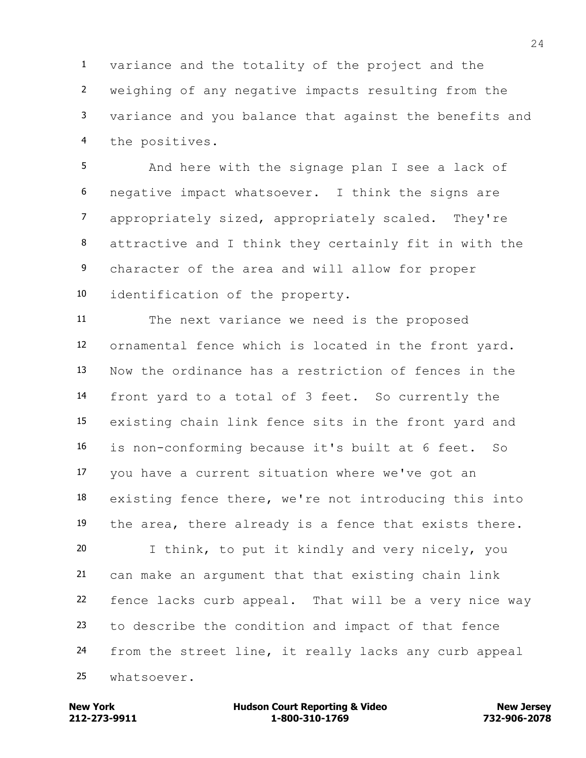variance and the totality of the project and the weighing of any negative impacts resulting from the variance and you balance that against the benefits and the positives.

And here with the signage plan I see a lack of negative impact whatsoever. I think the signs are appropriately sized, appropriately scaled. They're attractive and I think they certainly fit in with the character of the area and will allow for proper identification of the property.

The next variance we need is the proposed ornamental fence which is located in the front yard. Now the ordinance has a restriction of fences in the front yard to a total of 3 feet. So currently the existing chain link fence sits in the front yard and is non-conforming because it's built at 6 feet. So you have a current situation where we've got an existing fence there, we're not introducing this into the area, there already is a fence that exists there.

I think, to put it kindly and very nicely, you can make an argument that that existing chain link fence lacks curb appeal. That will be a very nice way to describe the condition and impact of that fence from the street line, it really lacks any curb appeal whatsoever.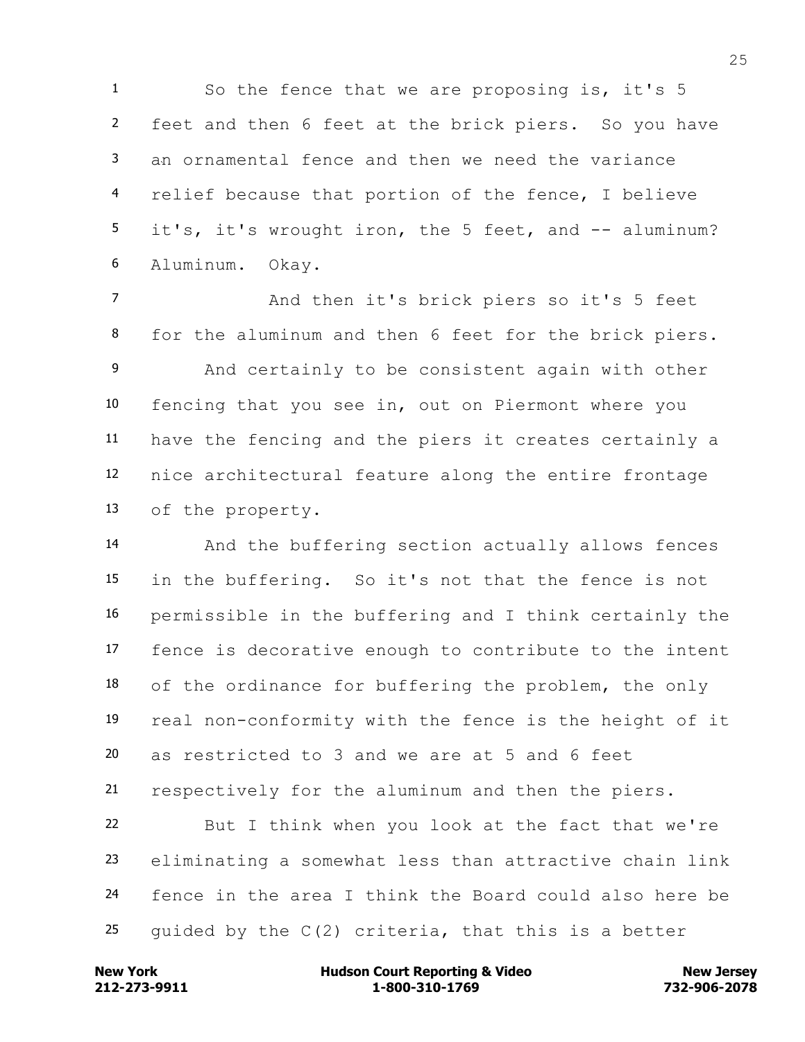1 So the fence that we are proposing is, it's 5
2 feet and then 6 feet at the brick piers. So you have
3 an ornamental fence and then we need the variance
4 relief because that portion of the fence, I believe
5 it's, it's wrought iron, the 5 feet, and -- aluminum?
6 Aluminum. Okay.

7 And then it's brick piers so it's 5 feet
8 for the aluminum and then 6 feet for the brick piers.

9 And certainly to be consistent again with other
10 fencing that you see in, out on Piermont where you
11 have the fencing and the piers it creates certainly a
12 nice architectural feature along the entire frontage
13 of the property.

14 And the buffering section actually allows fences
15 in the buffering. So it's not that the fence is not
16 permissible in the buffering and I think certainly the
17 fence is decorative enough to contribute to the intent
18 of the ordinance for buffering the problem, the only
19 real non-conformity with the fence is the height of it
20 as restricted to 3 and we are at 5 and 6 feet
21 respectively for the aluminum and then the piers.

22 But I think when you look at the fact that we're
23 eliminating a somewhat less than attractive chain link
24 fence in the area I think the Board could also here be
25 guided by the C(2) criteria, that this is a better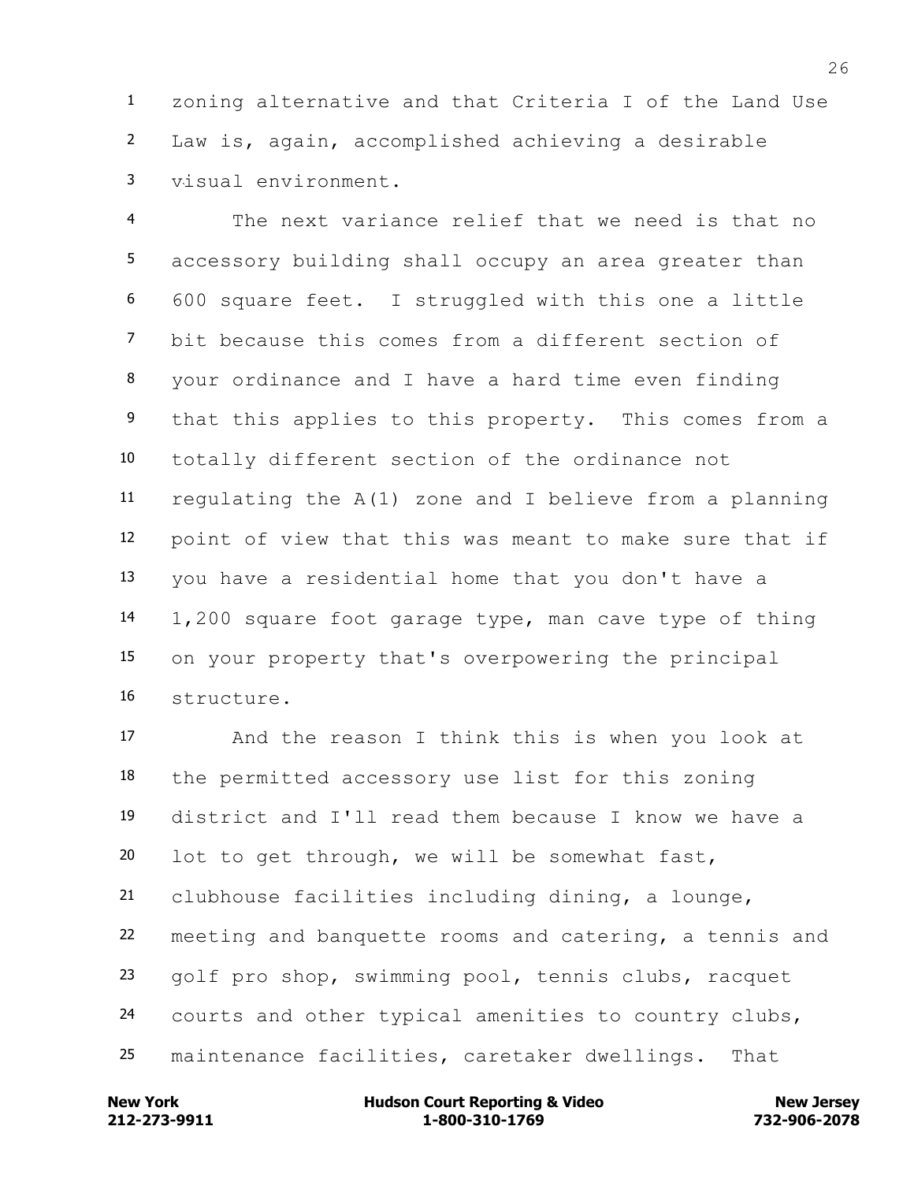zoning alternative and that Criteria I of the Land Use Law is, again, accomplished achieving a desirable visual environment.

The next variance relief that we need is that no accessory building shall occupy an area greater than 600 square feet. I struggled with this one a little bit because this comes from a different section of your ordinance and I have a hard time even finding that this applies to this property. This comes from a totally different section of the ordinance not regulating the A(1) zone and I believe from a planning point of view that this was meant to make sure that if you have a residential home that you don't have a 1,200 square foot garage type, man cave type of thing on your property that's overpowering the principal structure.

And the reason I think this is when you look at the permitted accessory use list for this zoning district and I'll read them because I know we have a lot to get through, we will be somewhat fast, clubhouse facilities including dining, a lounge, meeting and banquette rooms and catering, a tennis and golf pro shop, swimming pool, tennis clubs, racquet courts and other typical amenities to country clubs, maintenance facilities, caretaker dwellings. That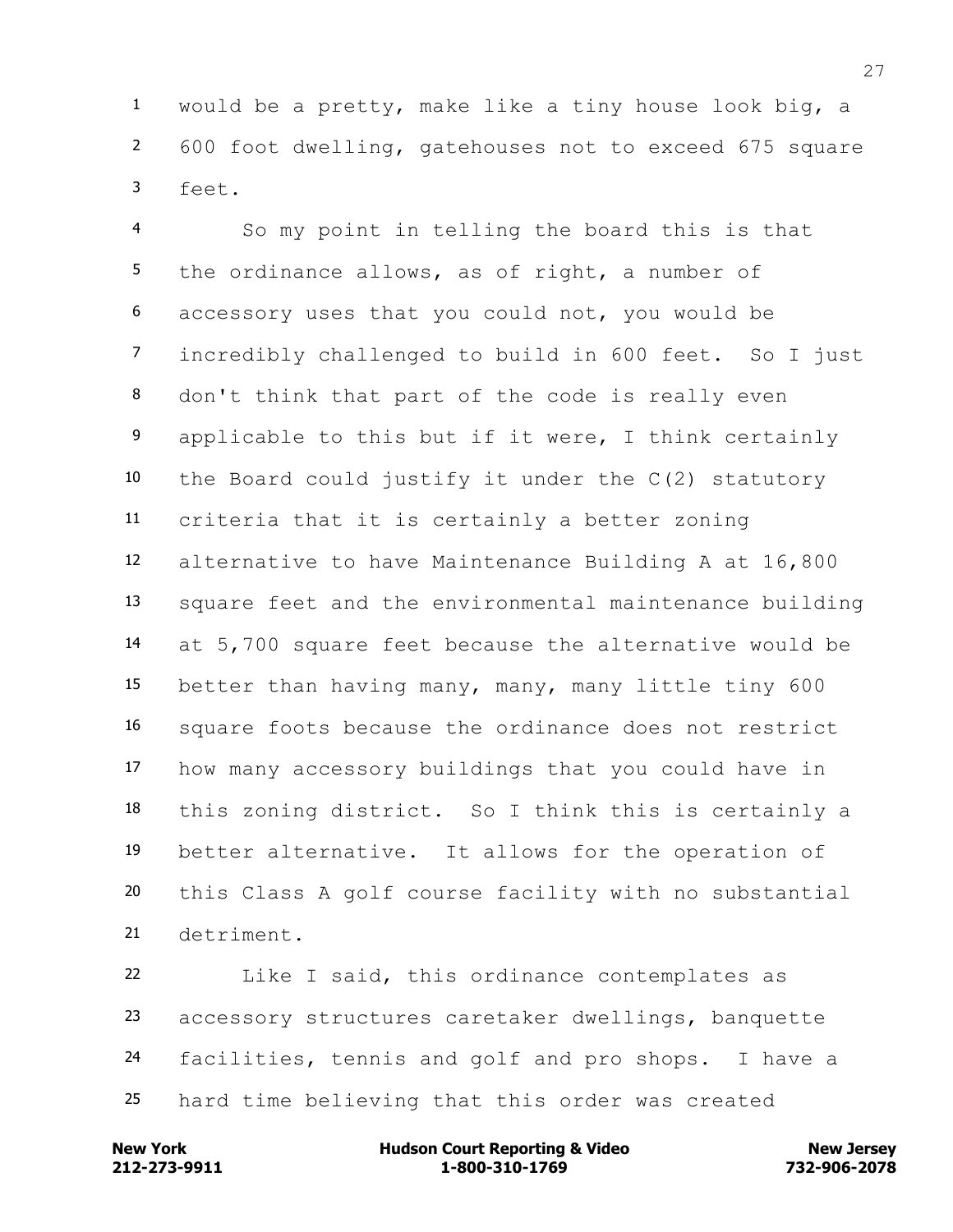would be a pretty, make like a tiny house look big, a 600 foot dwelling, gatehouses not to exceed 675 square feet.

So my point in telling the board this is that the ordinance allows, as of right, a number of accessory uses that you could not, you would be incredibly challenged to build in 600 feet. So I just don't think that part of the code is really even applicable to this but if it were, I think certainly the Board could justify it under the C(2) statutory criteria that it is certainly a better zoning alternative to have Maintenance Building A at 16,800 square feet and the environmental maintenance building at 5,700 square feet because the alternative would be better than having many, many, many little tiny 600 square foots because the ordinance does not restrict how many accessory buildings that you could have in this zoning district. So I think this is certainly a better alternative. It allows for the operation of this Class A golf course facility with no substantial detriment.

Like I said, this ordinance contemplates as accessory structures caretaker dwellings, banquette facilities, tennis and golf and pro shops. I have a hard time believing that this order was created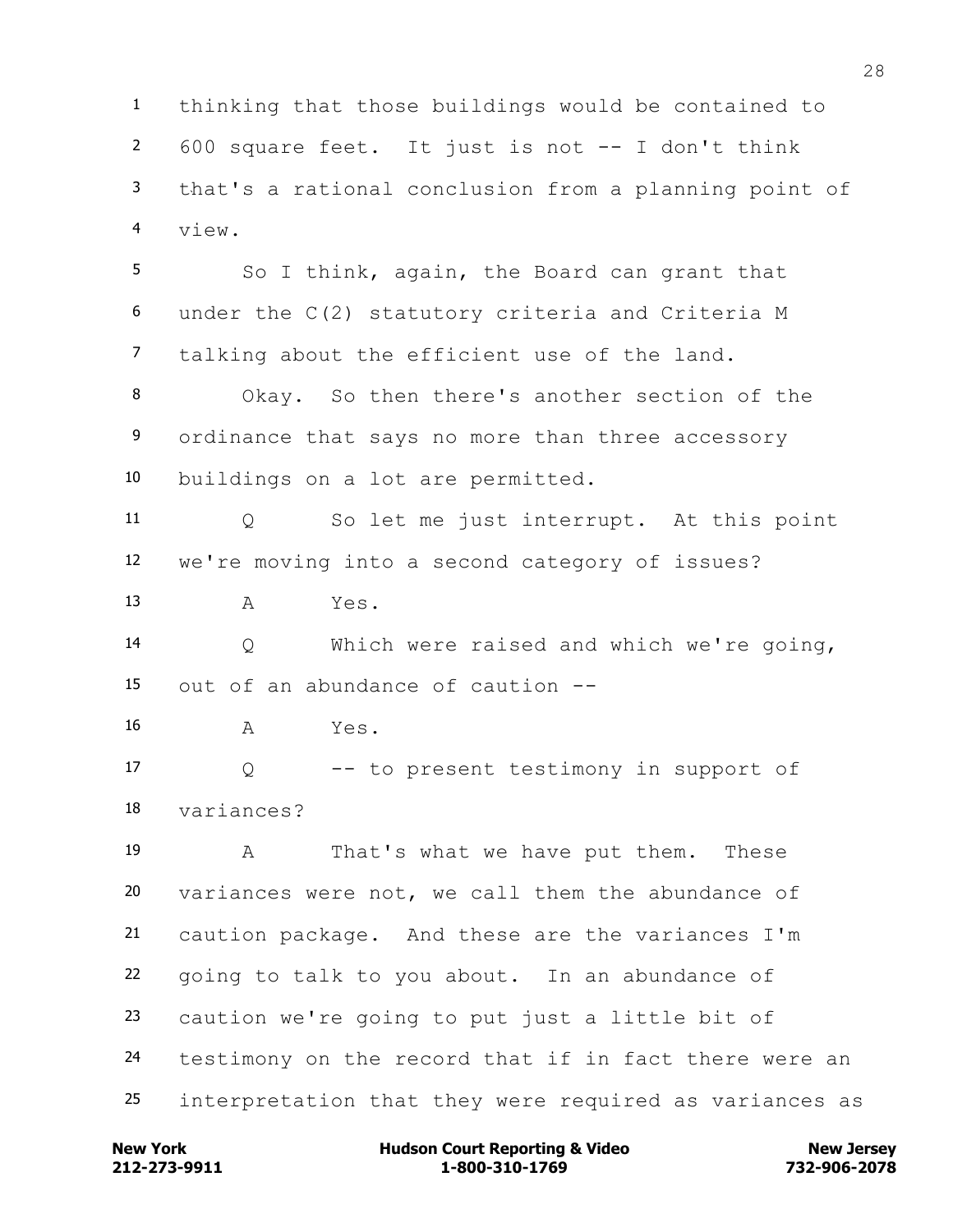thinking that those buildings would be contained to 600 square feet. It just is not -- I don't think that's a rational conclusion from a planning point of view.

So I think, again, the Board can grant that under the C(2) statutory criteria and Criteria M talking about the efficient use of the land.

Okay. So then there's another section of the ordinance that says no more than three accessory buildings on a lot are permitted.

Q So let me just interrupt. At this point we're moving into a second category of issues?

A Yes.

Q Which were raised and which we're going, out of an abundance of caution --

A Yes.

Q -- to present testimony in support of variances?

A That's what we have put them. These variances were not, we call them the abundance of caution package. And these are the variances I'm going to talk to you about. In an abundance of caution we're going to put just a little bit of testimony on the record that if in fact there were an interpretation that they were required as variances as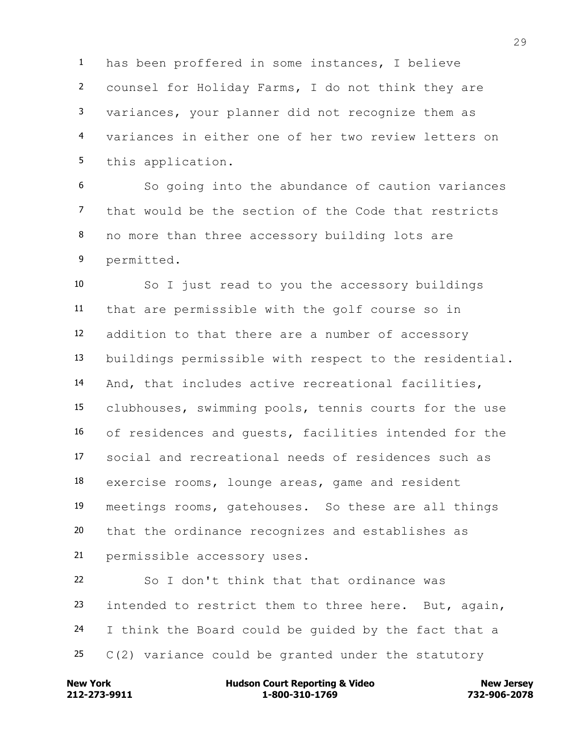has been proffered in some instances, I believe counsel for Holiday Farms, I do not think they are variances, your planner did not recognize them as variances in either one of her two review letters on this application.

So going into the abundance of caution variances that would be the section of the Code that restricts no more than three accessory building lots are permitted.

So I just read to you the accessory buildings that are permissible with the golf course so in addition to that there are a number of accessory buildings permissible with respect to the residential. And, that includes active recreational facilities, clubhouses, swimming pools, tennis courts for the use of residences and guests, facilities intended for the social and recreational needs of residences such as exercise rooms, lounge areas, game and resident meetings rooms, gatehouses. So these are all things that the ordinance recognizes and establishes as permissible accessory uses.

So I don't think that that ordinance was intended to restrict them to three here. But, again, I think the Board could be guided by the fact that a C(2) variance could be granted under the statutory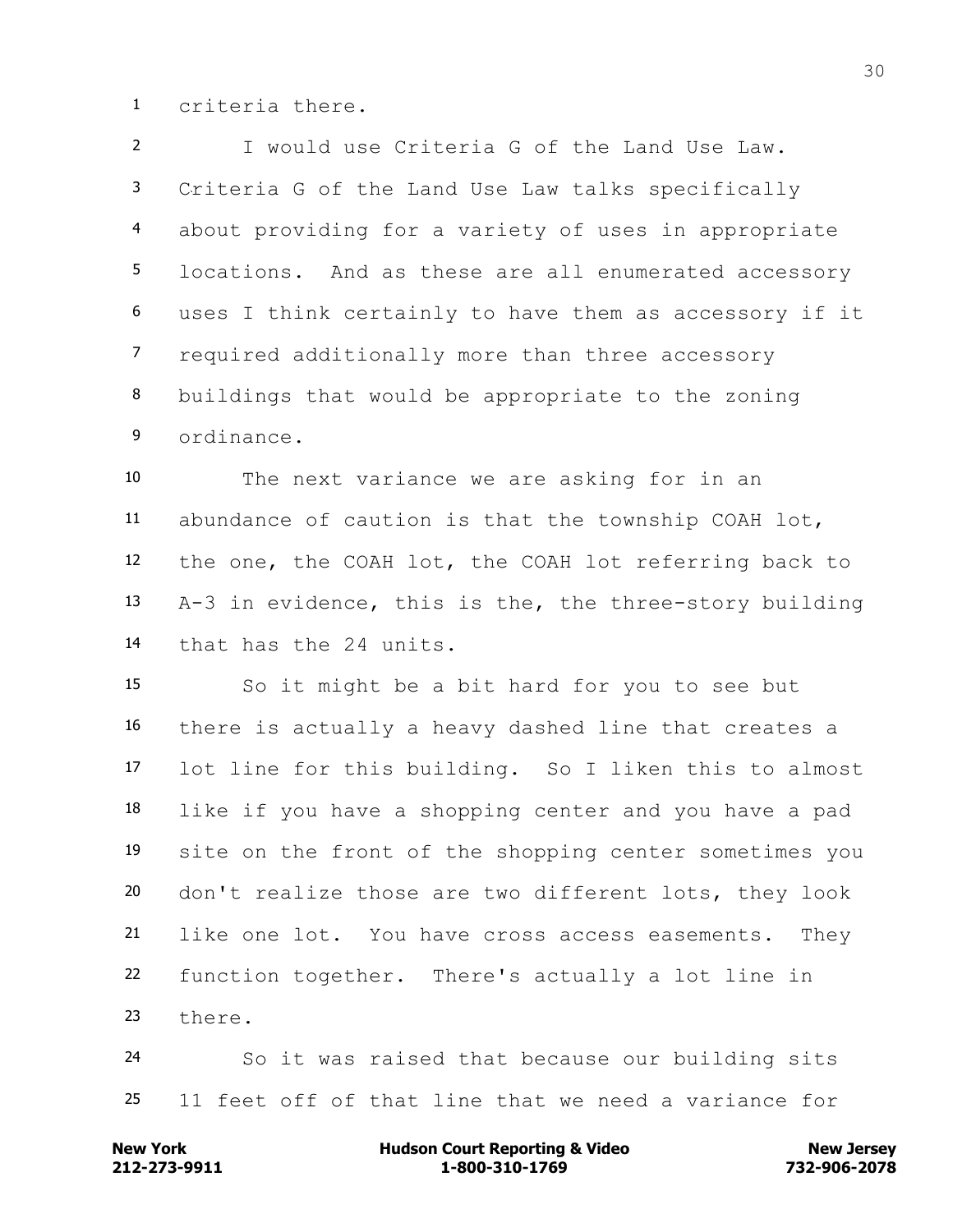criteria there.

I would use Criteria G of the Land Use Law. Criteria G of the Land Use Law talks specifically about providing for a variety of uses in appropriate locations. And as these are all enumerated accessory uses I think certainly to have them as accessory if it required additionally more than three accessory buildings that would be appropriate to the zoning ordinance.

The next variance we are asking for in an abundance of caution is that the township COAH lot, the one, the COAH lot, the COAH lot referring back to A-3 in evidence, this is the, the three-story building that has the 24 units.

So it might be a bit hard for you to see but there is actually a heavy dashed line that creates a lot line for this building. So I liken this to almost like if you have a shopping center and you have a pad site on the front of the shopping center sometimes you don't realize those are two different lots, they look like one lot. You have cross access easements. They function together. There's actually a lot line in there.

So it was raised that because our building sits 11 feet off of that line that we need a variance for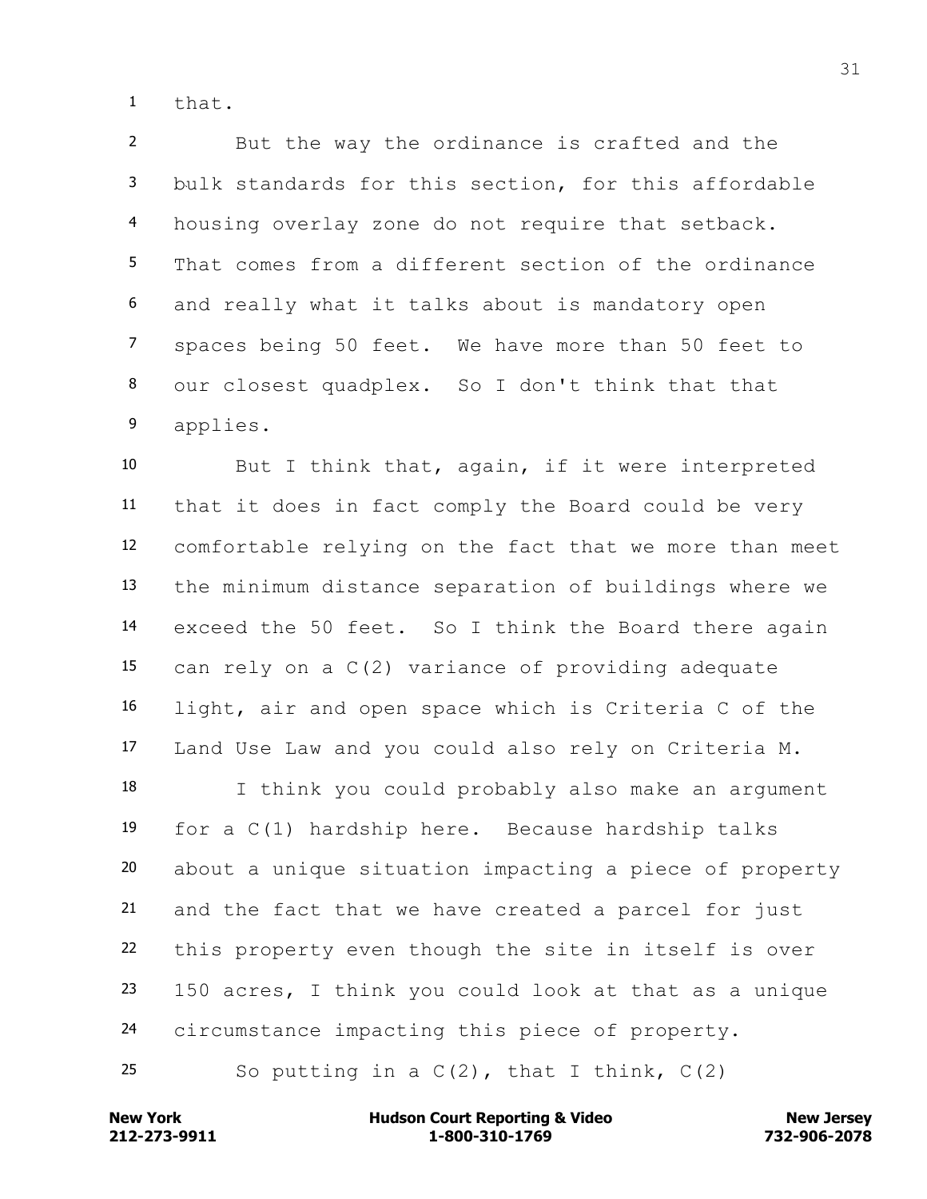that.

But the way the ordinance is crafted and the bulk standards for this section, for this affordable housing overlay zone do not require that setback. That comes from a different section of the ordinance and really what it talks about is mandatory open spaces being 50 feet. We have more than 50 feet to our closest quadplex. So I don't think that that applies.

But I think that, again, if it were interpreted that it does in fact comply the Board could be very comfortable relying on the fact that we more than meet the minimum distance separation of buildings where we exceed the 50 feet. So I think the Board there again can rely on a C(2) variance of providing adequate light, air and open space which is Criteria C of the Land Use Law and you could also rely on Criteria M.

I think you could probably also make an argument for a C(1) hardship here. Because hardship talks about a unique situation impacting a piece of property and the fact that we have created a parcel for just this property even though the site in itself is over 150 acres, I think you could look at that as a unique circumstance impacting this piece of property.

So putting in a C(2), that I think, C(2)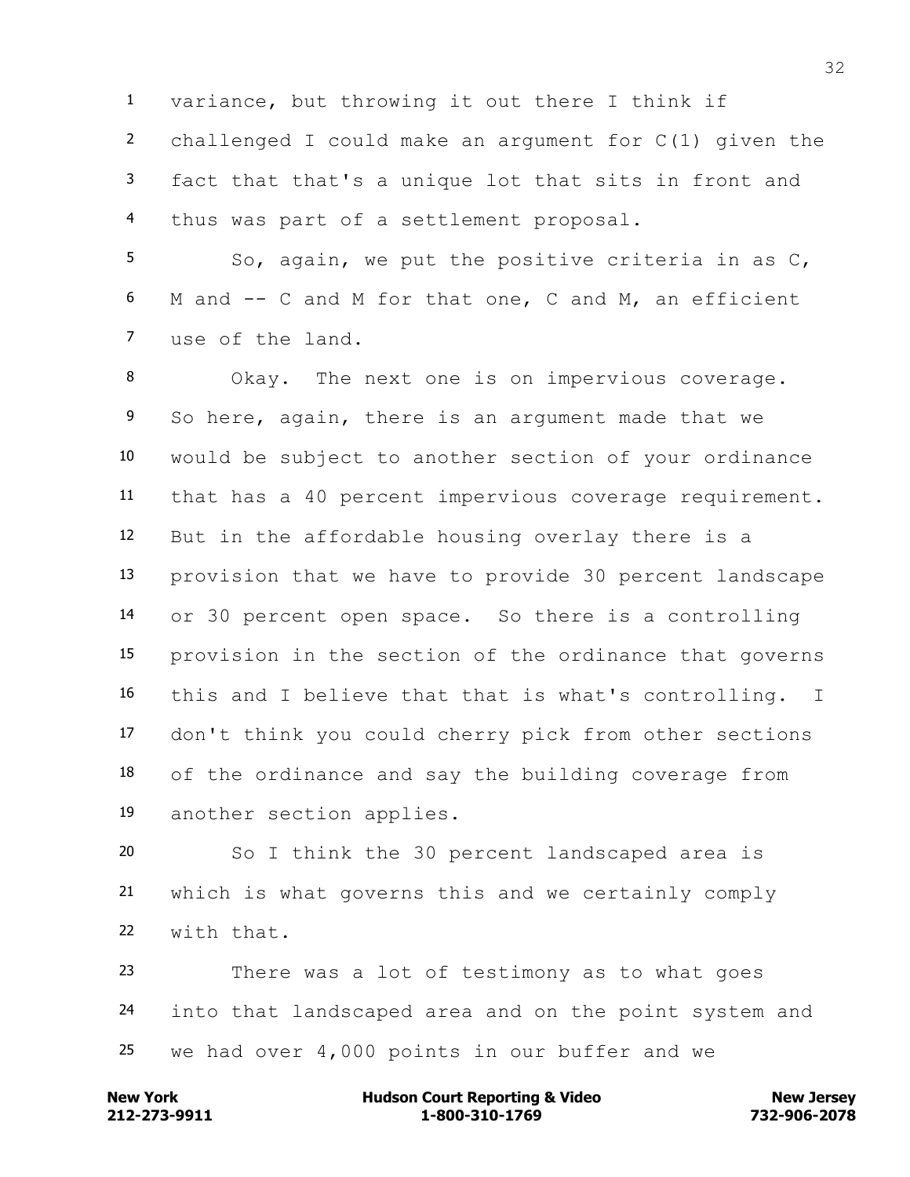variance, but throwing it out there I think if challenged I could make an argument for C(1) given the fact that that's a unique lot that sits in front and thus was part of a settlement proposal.

So, again, we put the positive criteria in as C, M and -- C and M for that one, C and M, an efficient use of the land.

Okay. The next one is on impervious coverage. So here, again, there is an argument made that we would be subject to another section of your ordinance that has a 40 percent impervious coverage requirement. But in the affordable housing overlay there is a provision that we have to provide 30 percent landscape or 30 percent open space. So there is a controlling provision in the section of the ordinance that governs this and I believe that that is what's controlling. I don't think you could cherry pick from other sections of the ordinance and say the building coverage from another section applies.

So I think the 30 percent landscaped area is which is what governs this and we certainly comply with that.

There was a lot of testimony as to what goes into that landscaped area and on the point system and we had over 4,000 points in our buffer and we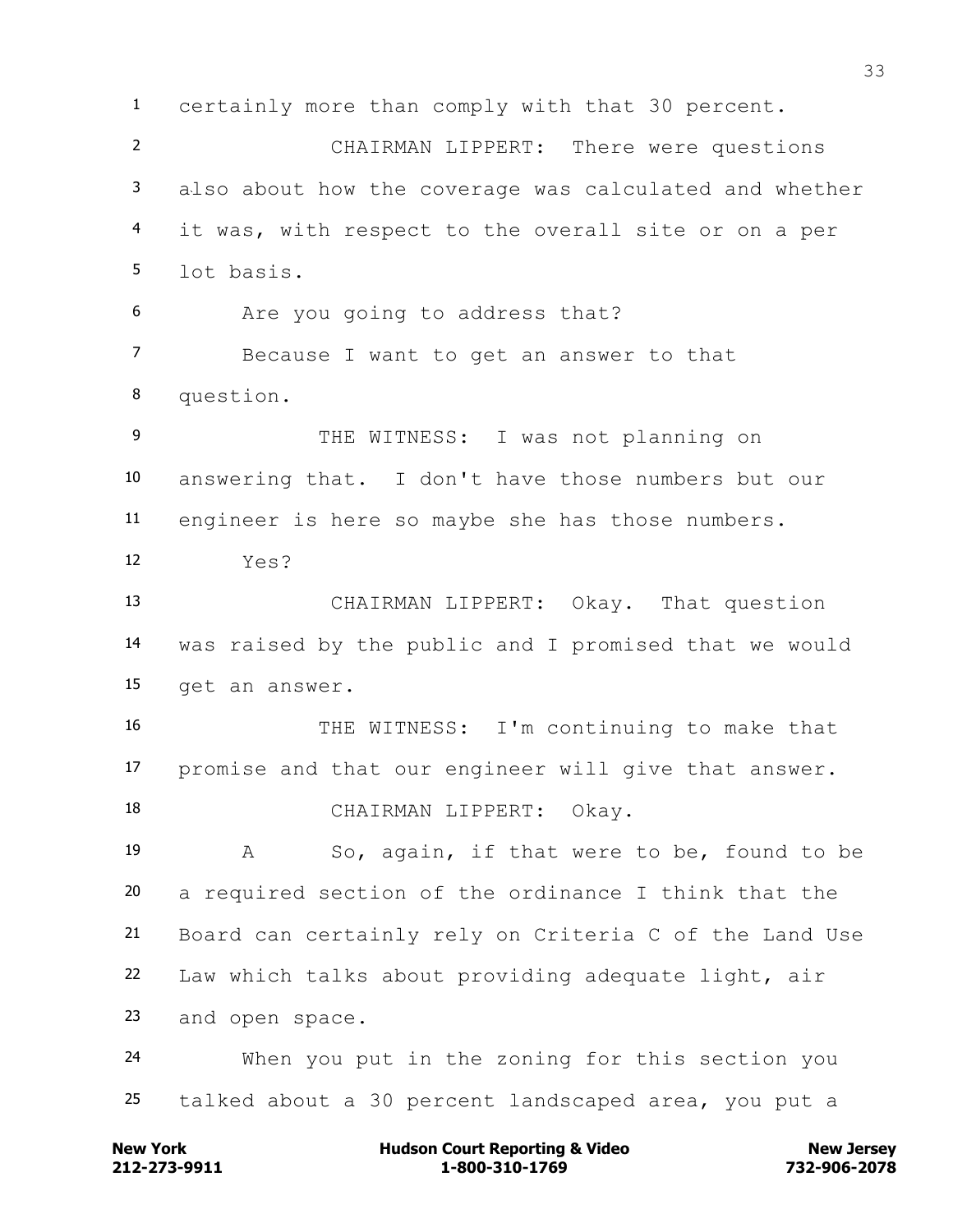certainly more than comply with that 30 percent.

CHAIRMAN LIPPERT: There were questions also about how the coverage was calculated and whether it was, with respect to the overall site or on a per lot basis.

Are you going to address that?

Because I want to get an answer to that question.

THE WITNESS: I was not planning on answering that. I don't have those numbers but our engineer is here so maybe she has those numbers.

Yes?

CHAIRMAN LIPPERT: Okay. That question was raised by the public and I promised that we would get an answer.

THE WITNESS: I'm continuing to make that promise and that our engineer will give that answer.

CHAIRMAN LIPPERT: Okay.

A So, again, if that were to be, found to be a required section of the ordinance I think that the Board can certainly rely on Criteria C of the Land Use Law which talks about providing adequate light, air and open space.

When you put in the zoning for this section you talked about a 30 percent landscaped area, you put a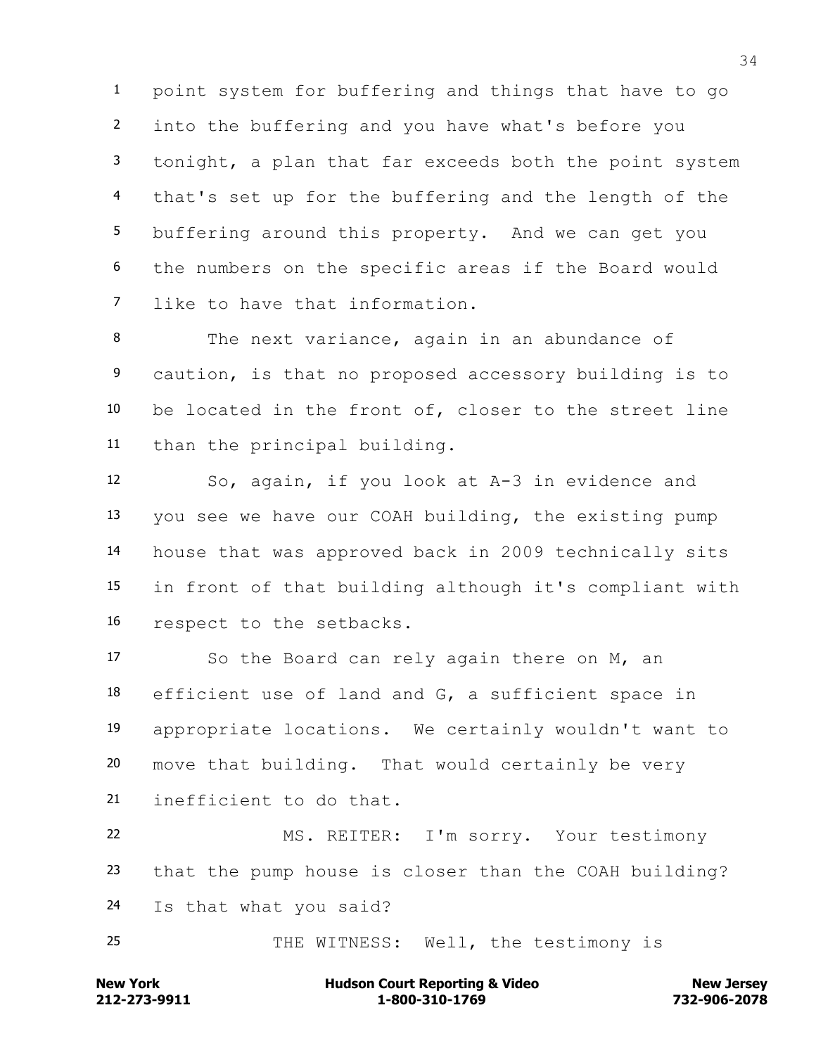1 point system for buffering and things that have to go
2 into the buffering and you have what's before you
3 tonight, a plan that far exceeds both the point system
4 that's set up for the buffering and the length of the
5 buffering around this property. And we can get you
6 the numbers on the specific areas if the Board would
7 like to have that information.

8 The next variance, again in an abundance of
9 caution, is that no proposed accessory building is to
10 be located in the front of, closer to the street line
11 than the principal building.

12 So, again, if you look at A-3 in evidence and
13 you see we have our COAH building, the existing pump
14 house that was approved back in 2009 technically sits
15 in front of that building although it's compliant with
16 respect to the setbacks.

17 So the Board can rely again there on M, an
18 efficient use of land and G, a sufficient space in
19 appropriate locations. We certainly wouldn't want to
20 move that building. That would certainly be very
21 inefficient to do that.

22 MS. REITER: I'm sorry. Your testimony
23 that the pump house is closer than the COAH building?
24 Is that what you said?

25 THE WITNESS: Well, the testimony is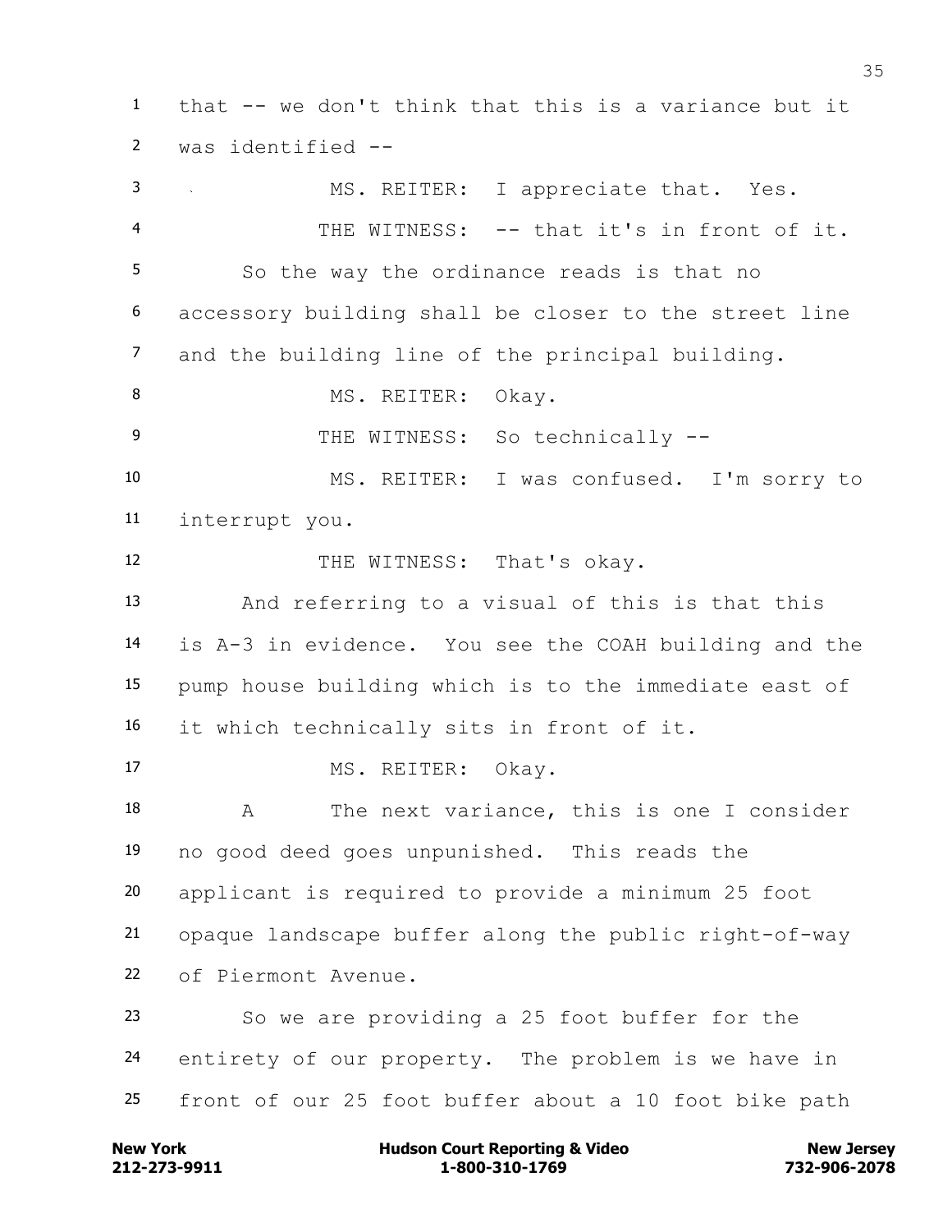1 that -- we don't think that this is a variance but it
2 was identified --

3 MS. REITER: I appreciate that. Yes.

4 THE WITNESS: -- that it's in front of it.

5 So the way the ordinance reads is that no
6 accessory building shall be closer to the street line
7 and the building line of the principal building.

8 MS. REITER: Okay.

9 THE WITNESS: So technically --

10 MS. REITER: I was confused. I'm sorry to
11 interrupt you.

12 THE WITNESS: That's okay.

13 And referring to a visual of this is that this
14 is A-3 in evidence. You see the COAH building and the
15 pump house building which is to the immediate east of
16 it which technically sits in front of it.

17 MS. REITER: Okay.

18 A The next variance, this is one I consider
19 no good deed goes unpunished. This reads the
20 applicant is required to provide a minimum 25 foot
21 opaque landscape buffer along the public right-of-way
22 of Piermont Avenue.

23 So we are providing a 25 foot buffer for the
24 entirety of our property. The problem is we have in
25 front of our 25 foot buffer about a 10 foot bike path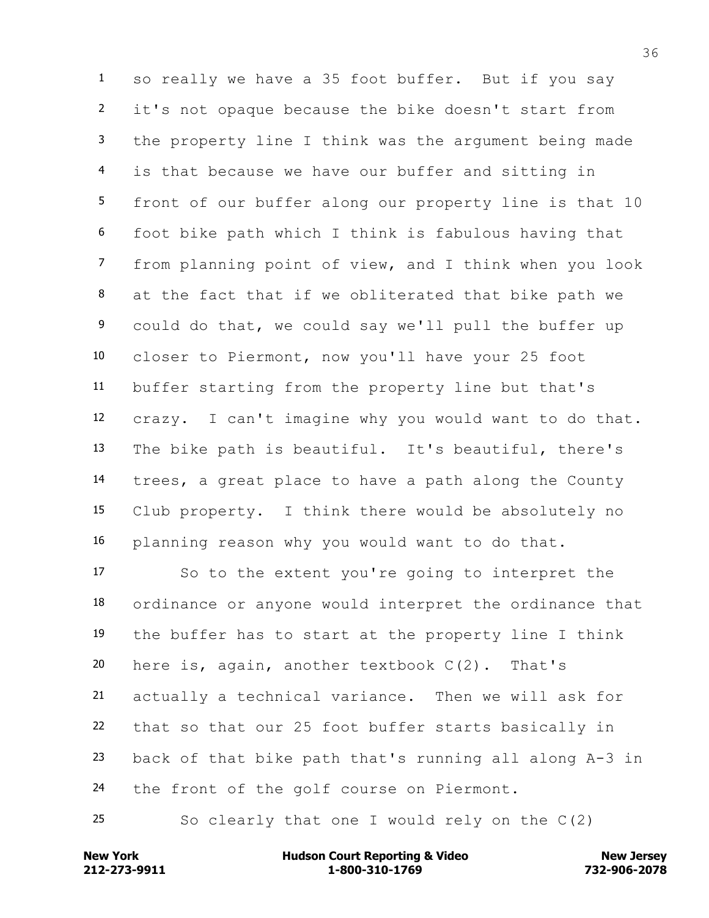so really we have a 35 foot buffer. But if you say it's not opaque because the bike doesn't start from the property line I think was the argument being made is that because we have our buffer and sitting in front of our buffer along our property line is that 10 foot bike path which I think is fabulous having that from planning point of view, and I think when you look at the fact that if we obliterated that bike path we could do that, we could say we'll pull the buffer up closer to Piermont, now you'll have your 25 foot buffer starting from the property line but that's crazy. I can't imagine why you would want to do that. The bike path is beautiful. It's beautiful, there's trees, a great place to have a path along the County Club property. I think there would be absolutely no planning reason why you would want to do that.

So to the extent you're going to interpret the ordinance or anyone would interpret the ordinance that the buffer has to start at the property line I think here is, again, another textbook C(2). That's actually a technical variance. Then we will ask for that so that our 25 foot buffer starts basically in back of that bike path that's running all along A-3 in the front of the golf course on Piermont.

So clearly that one I would rely on the C(2)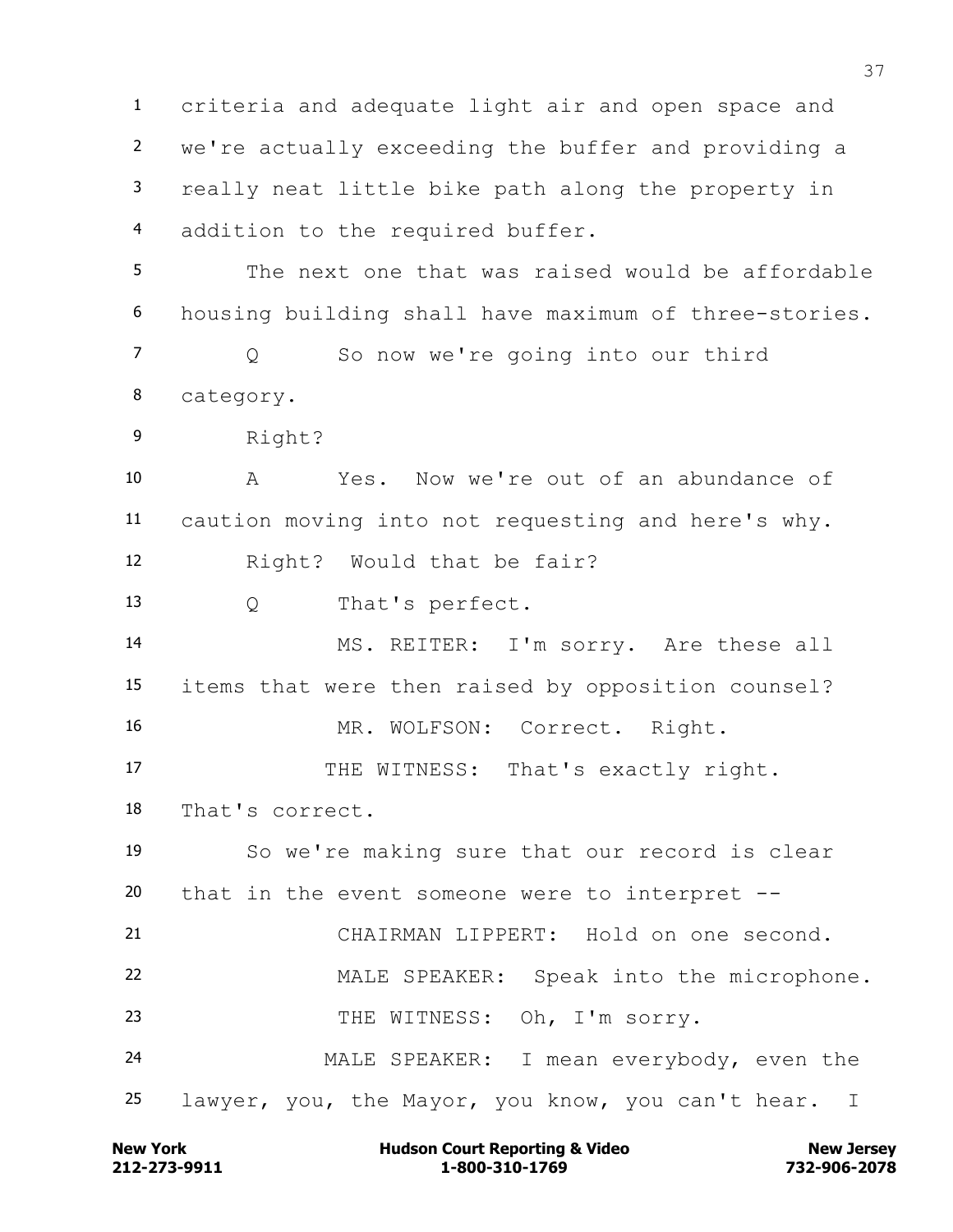1 criteria and adequate light air and open space and
2 we're actually exceeding the buffer and providing a
3 really neat little bike path along the property in
4 addition to the required buffer.

5 The next one that was raised would be affordable
6 housing building shall have maximum of three-stories.

7 Q So now we're going into our third
8 category.

9 Right?

10 A Yes. Now we're out of an abundance of
11 caution moving into not requesting and here's why.

12 Right? Would that be fair?

13 Q That's perfect.

14 MS. REITER: I'm sorry. Are these all
15 items that were then raised by opposition counsel?

16 MR. WOLFSON: Correct. Right.

17 THE WITNESS: That's exactly right.
18 That's correct.

19 So we're making sure that our record is clear
20 that in the event someone were to interpret --

21 CHAIRMAN LIPPERT: Hold on one second.

22 MALE SPEAKER: Speak into the microphone.

23 THE WITNESS: Oh, I'm sorry.

24 MALE SPEAKER: I mean everybody, even the
25 lawyer, you, the Mayor, you know, you can't hear. I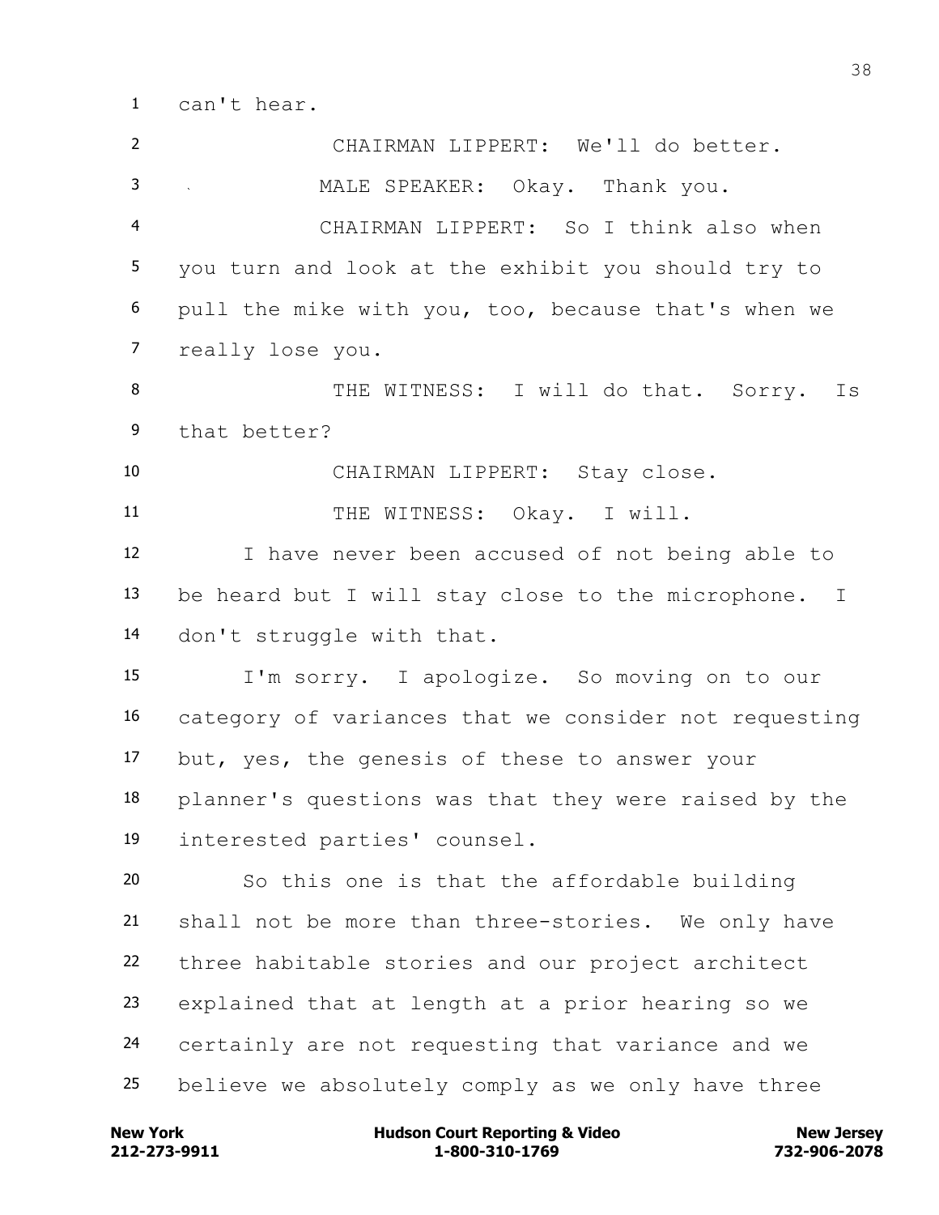can't hear.

CHAIRMAN LIPPERT: We'll do better.

MALE SPEAKER: Okay. Thank you.

CHAIRMAN LIPPERT: So I think also when you turn and look at the exhibit you should try to pull the mike with you, too, because that's when we really lose you.

THE WITNESS: I will do that. Sorry. Is that better?

CHAIRMAN LIPPERT: Stay close.

THE WITNESS: Okay. I will.

I have never been accused of not being able to be heard but I will stay close to the microphone. I don't struggle with that.

I'm sorry. I apologize. So moving on to our category of variances that we consider not requesting but, yes, the genesis of these to answer your planner's questions was that they were raised by the interested parties' counsel.

So this one is that the affordable building shall not be more than three-stories. We only have three habitable stories and our project architect explained that at length at a prior hearing so we certainly are not requesting that variance and we believe we absolutely comply as we only have three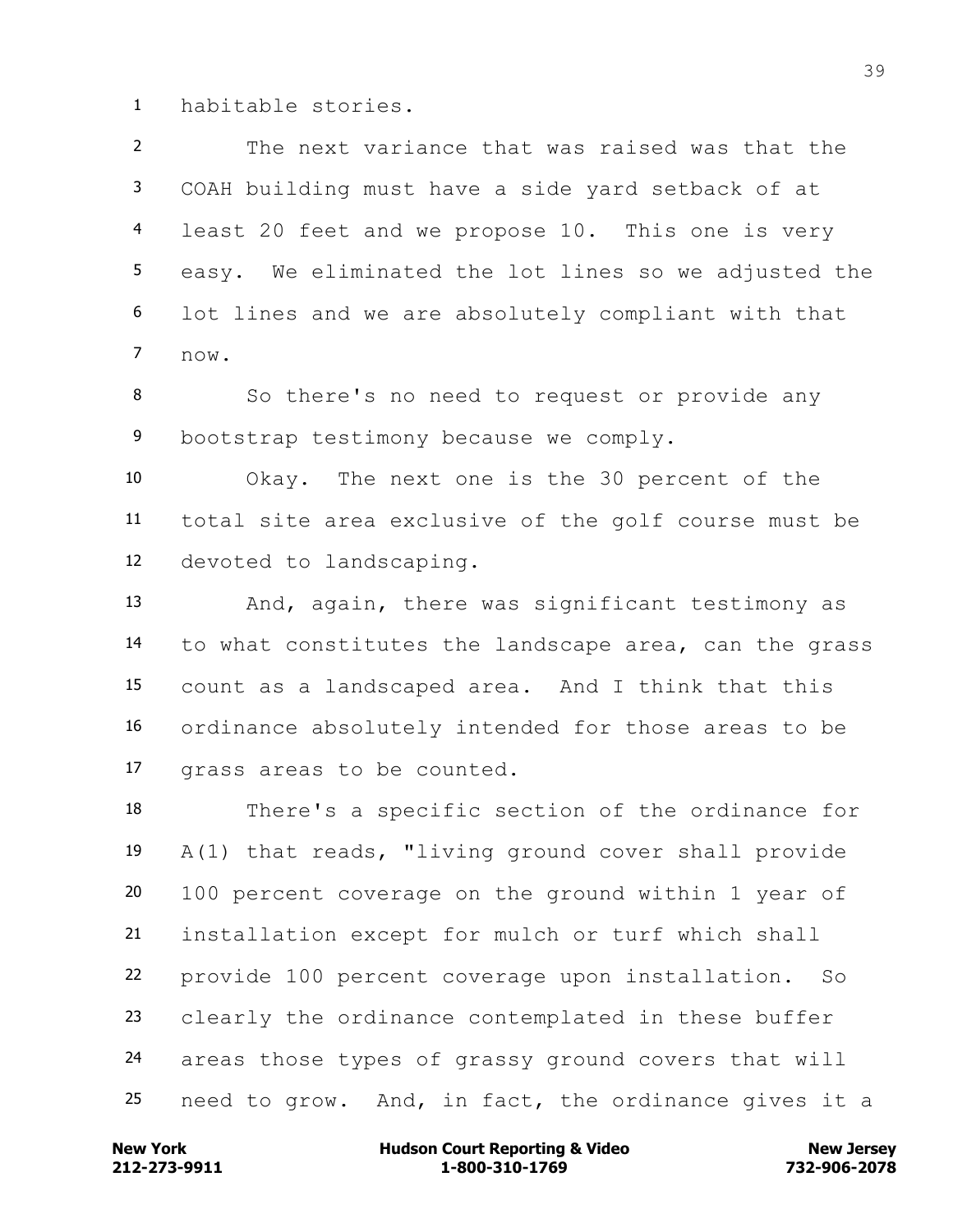habitable stories.

The next variance that was raised was that the COAH building must have a side yard setback of at least 20 feet and we propose 10. This one is very easy. We eliminated the lot lines so we adjusted the lot lines and we are absolutely compliant with that now.

So there's no need to request or provide any bootstrap testimony because we comply.

Okay. The next one is the 30 percent of the total site area exclusive of the golf course must be devoted to landscaping.

And, again, there was significant testimony as to what constitutes the landscape area, can the grass count as a landscaped area. And I think that this ordinance absolutely intended for those areas to be grass areas to be counted.

There's a specific section of the ordinance for A(1) that reads, "living ground cover shall provide 100 percent coverage on the ground within 1 year of installation except for mulch or turf which shall provide 100 percent coverage upon installation. So clearly the ordinance contemplated in these buffer areas those types of grassy ground covers that will need to grow. And, in fact, the ordinance gives it a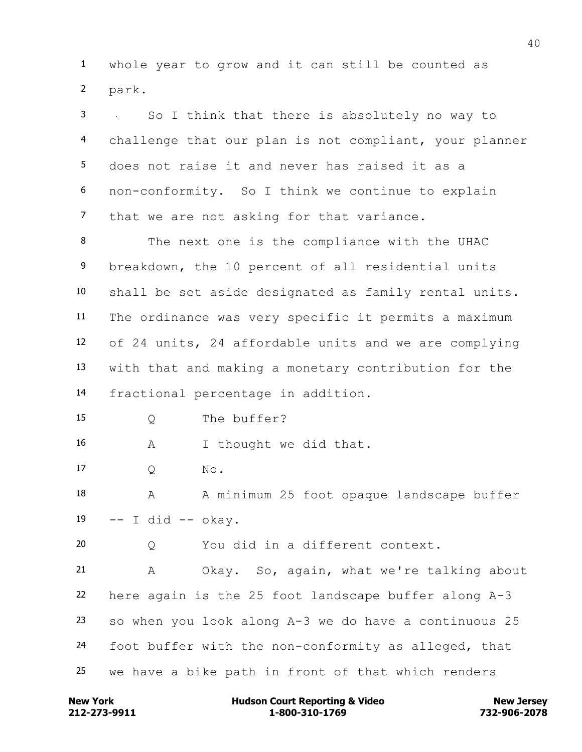whole year to grow and it can still be counted as park.

So I think that there is absolutely no way to challenge that our plan is not compliant, your planner does not raise it and never has raised it as a non-conformity. So I think we continue to explain that we are not asking for that variance.

The next one is the compliance with the UHAC breakdown, the 10 percent of all residential units shall be set aside designated as family rental units. The ordinance was very specific it permits a maximum of 24 units, 24 affordable units and we are complying with that and making a monetary contribution for the fractional percentage in addition.

Q The buffer?

A I thought we did that.

Q No.

A A minimum 25 foot opaque landscape buffer -- I did -- okay.

Q You did in a different context.

A Okay. So, again, what we're talking about here again is the 25 foot landscape buffer along A-3 so when you look along A-3 we do have a continuous 25 foot buffer with the non-conformity as alleged, that we have a bike path in front of that which renders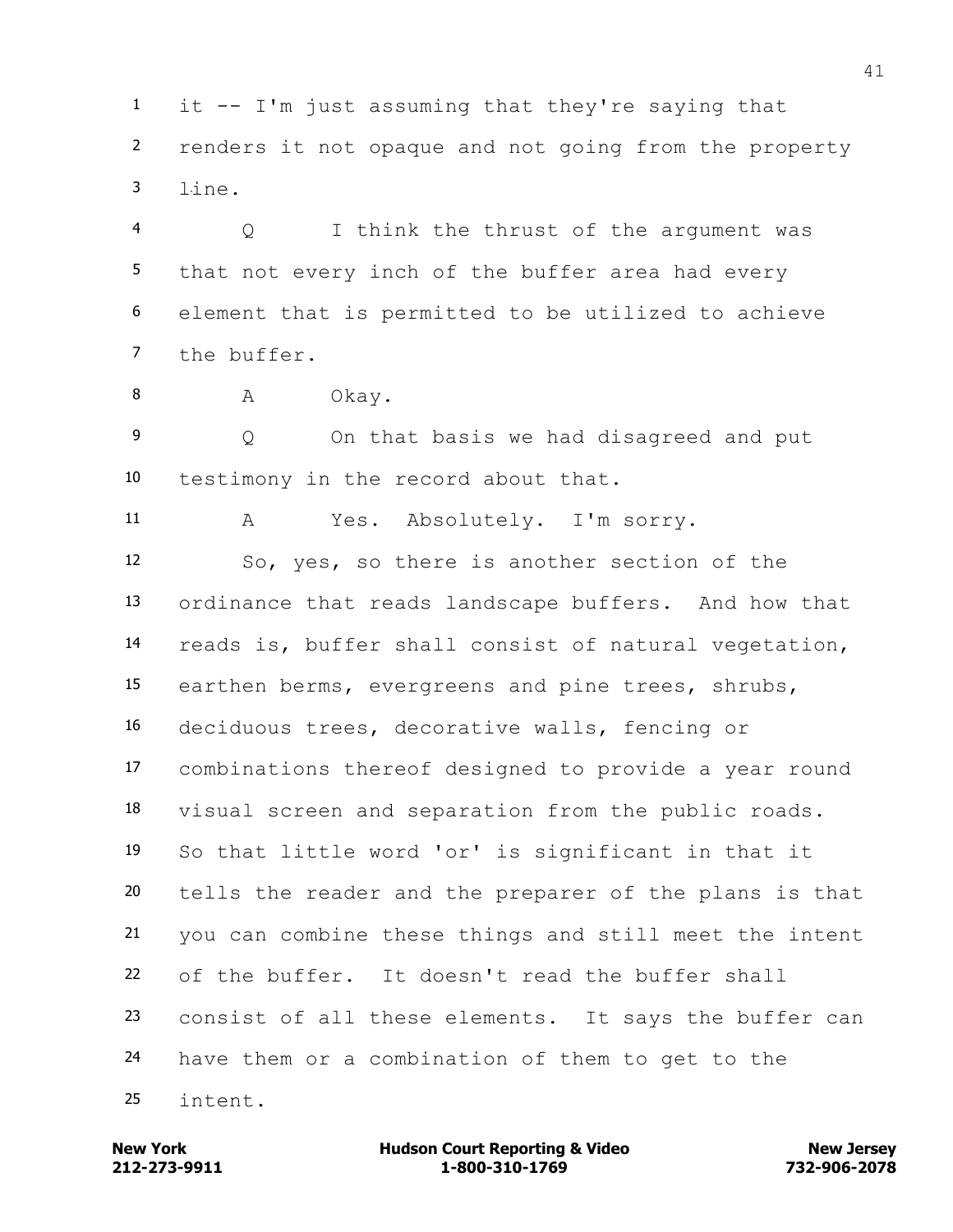it -- I'm just assuming that they're saying that renders it not opaque and not going from the property line.

Q I think the thrust of the argument was that not every inch of the buffer area had every element that is permitted to be utilized to achieve the buffer.

A Okay.

Q On that basis we had disagreed and put testimony in the record about that.

A Yes. Absolutely. I'm sorry.

So, yes, so there is another section of the ordinance that reads landscape buffers. And how that reads is, buffer shall consist of natural vegetation, earthen berms, evergreens and pine trees, shrubs, deciduous trees, decorative walls, fencing or combinations thereof designed to provide a year round visual screen and separation from the public roads. So that little word 'or' is significant in that it tells the reader and the preparer of the plans is that you can combine these things and still meet the intent of the buffer. It doesn't read the buffer shall consist of all these elements. It says the buffer can have them or a combination of them to get to the intent.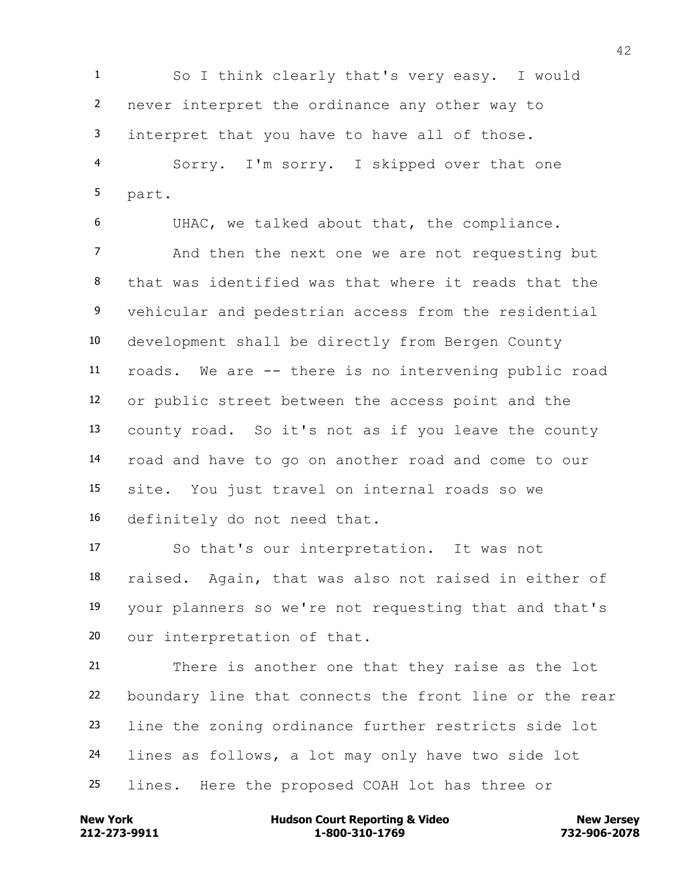So I think clearly that's very easy. I would never interpret the ordinance any other way to interpret that you have to have all of those.

Sorry. I'm sorry. I skipped over that one part.

UHAC, we talked about that, the compliance.

And then the next one we are not requesting but that was identified was that where it reads that the vehicular and pedestrian access from the residential development shall be directly from Bergen County roads. We are -- there is no intervening public road or public street between the access point and the county road. So it's not as if you leave the county road and have to go on another road and come to our site. You just travel on internal roads so we definitely do not need that.

So that's our interpretation. It was not raised. Again, that was also not raised in either of your planners so we're not requesting that and that's our interpretation of that.

There is another one that they raise as the lot boundary line that connects the front line or the rear line the zoning ordinance further restricts side lot lines as follows, a lot may only have two side lot lines. Here the proposed COAH lot has three or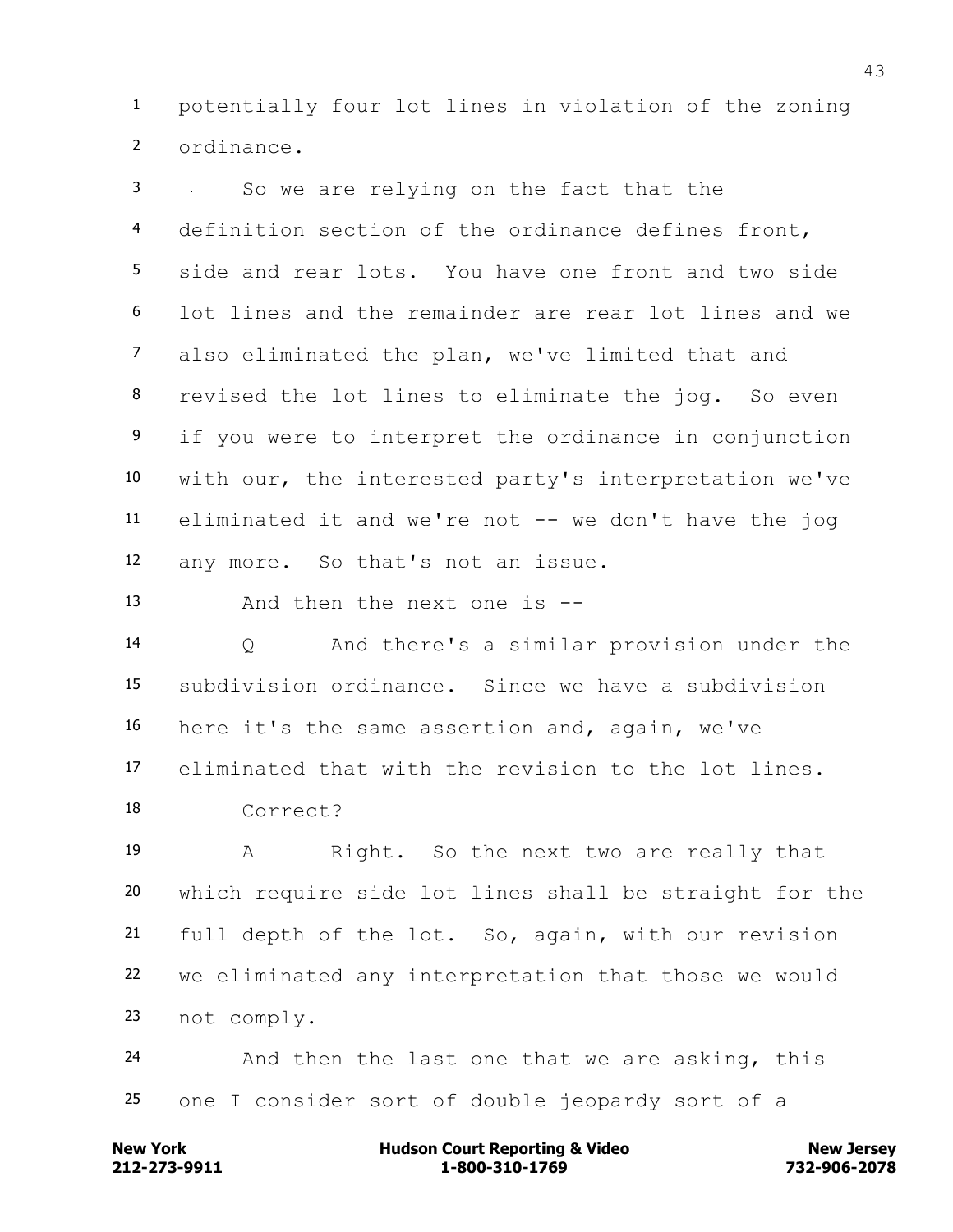1 potentially four lot lines in violation of the zoning
2 ordinance.

3 So we are relying on the fact that the
4 definition section of the ordinance defines front,
5 side and rear lots. You have one front and two side
6 lot lines and the remainder are rear lot lines and we
7 also eliminated the plan, we've limited that and
8 revised the lot lines to eliminate the jog. So even
9 if you were to interpret the ordinance in conjunction
10 with our, the interested party's interpretation we've
11 eliminated it and we're not -- we don't have the jog
12 any more. So that's not an issue.

13 And then the next one is --

14 Q And there's a similar provision under the
15 subdivision ordinance. Since we have a subdivision
16 here it's the same assertion and, again, we've
17 eliminated that with the revision to the lot lines.
18 Correct?

19 A Right. So the next two are really that
20 which require side lot lines shall be straight for the
21 full depth of the lot. So, again, with our revision
22 we eliminated any interpretation that those we would
23 not comply.

24 And then the last one that we are asking, this
25 one I consider sort of double jeopardy sort of a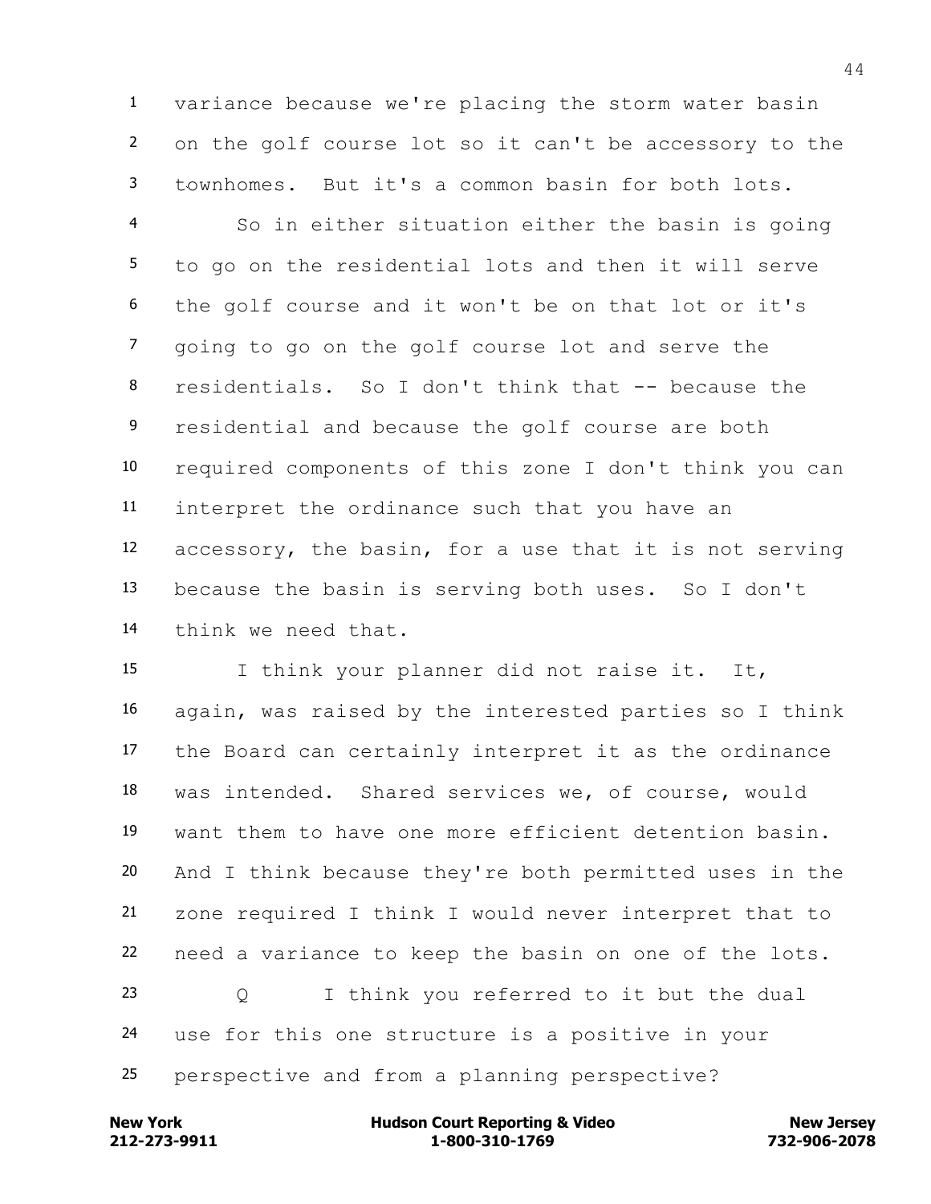variance because we're placing the storm water basin on the golf course lot so it can't be accessory to the townhomes. But it's a common basin for both lots.

So in either situation either the basin is going to go on the residential lots and then it will serve the golf course and it won't be on that lot or it's going to go on the golf course lot and serve the residentials. So I don't think that -- because the residential and because the golf course are both required components of this zone I don't think you can interpret the ordinance such that you have an accessory, the basin, for a use that it is not serving because the basin is serving both uses. So I don't think we need that.

I think your planner did not raise it. It, again, was raised by the interested parties so I think the Board can certainly interpret it as the ordinance was intended. Shared services we, of course, would want them to have one more efficient detention basin. And I think because they're both permitted uses in the zone required I think I would never interpret that to need a variance to keep the basin on one of the lots.

Q I think you referred to it but the dual use for this one structure is a positive in your perspective and from a planning perspective?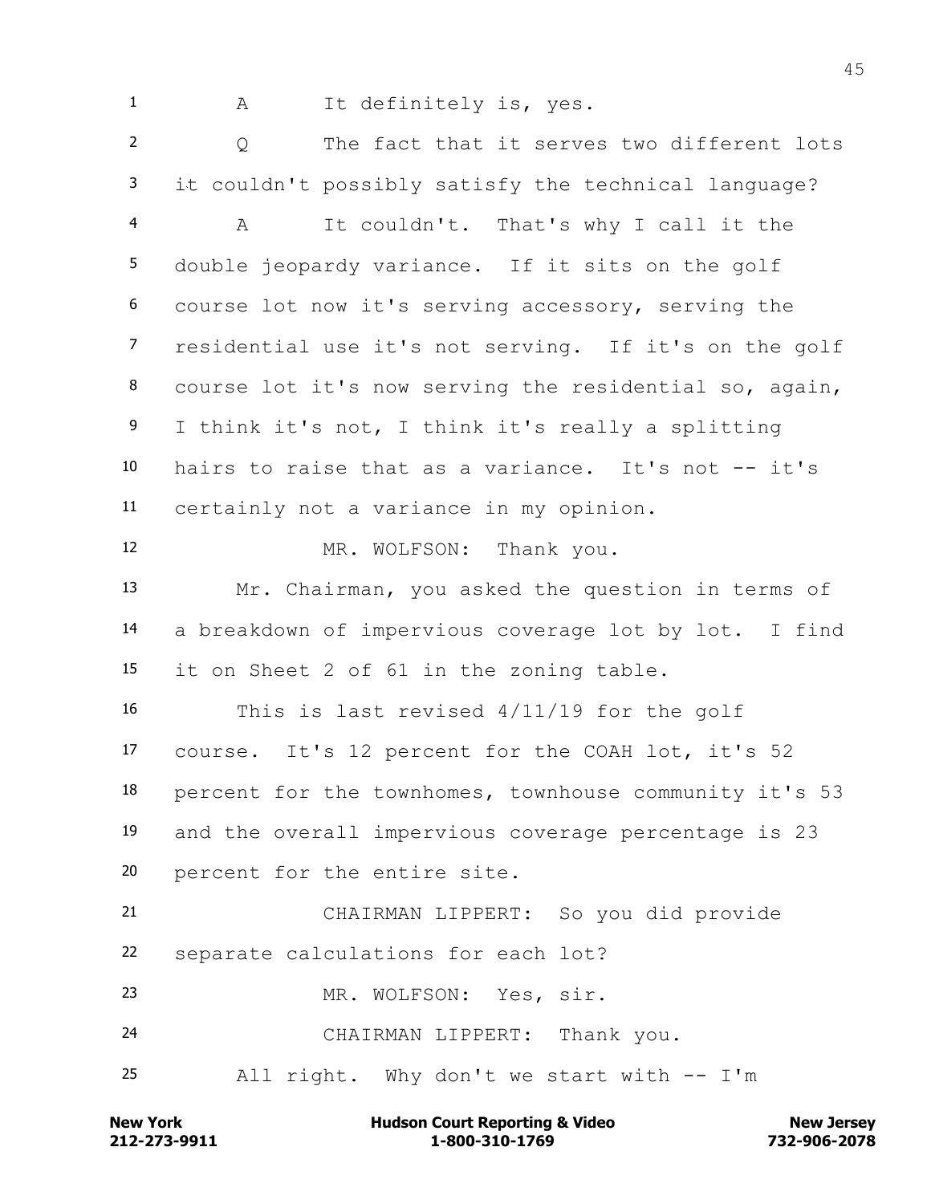A It definitely is, yes.

Q The fact that it serves two different lots it couldn't possibly satisfy the technical language?

A It couldn't. That's why I call it the double jeopardy variance. If it sits on the golf course lot now it's serving accessory, serving the residential use it's not serving. If it's on the golf course lot it's now serving the residential so, again, I think it's not, I think it's really a splitting hairs to raise that as a variance. It's not -- it's certainly not a variance in my opinion.

MR. WOLFSON: Thank you.

Mr. Chairman, you asked the question in terms of a breakdown of impervious coverage lot by lot. I find it on Sheet 2 of 61 in the zoning table.

This is last revised 4/11/19 for the golf course. It's 12 percent for the COAH lot, it's 52 percent for the townhomes, townhouse community it's 53 and the overall impervious coverage percentage is 23 percent for the entire site.

CHAIRMAN LIPPERT: So you did provide separate calculations for each lot?

MR. WOLFSON: Yes, sir.

CHAIRMAN LIPPERT: Thank you.

All right. Why don't we start with -- I'm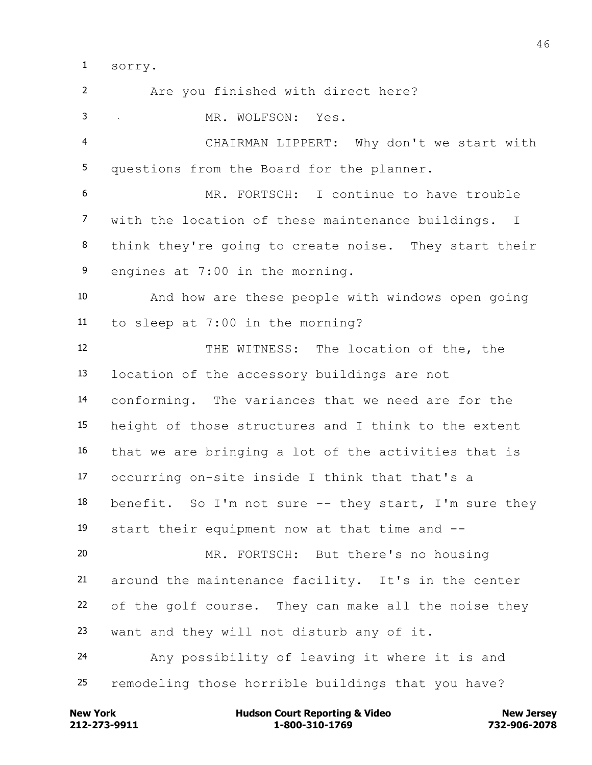sorry.

Are you finished with direct here?

MR. WOLFSON: Yes.

CHAIRMAN LIPPERT: Why don't we start with questions from the Board for the planner.

MR. FORTSCH: I continue to have trouble with the location of these maintenance buildings. I think they're going to create noise. They start their engines at 7:00 in the morning.

And how are these people with windows open going to sleep at 7:00 in the morning?

THE WITNESS: The location of the, the location of the accessory buildings are not conforming. The variances that we need are for the height of those structures and I think to the extent that we are bringing a lot of the activities that is occurring on-site inside I think that that's a benefit. So I'm not sure -- they start, I'm sure they start their equipment now at that time and --

MR. FORTSCH: But there's no housing around the maintenance facility. It's in the center of the golf course. They can make all the noise they want and they will not disturb any of it.

Any possibility of leaving it where it is and remodeling those horrible buildings that you have?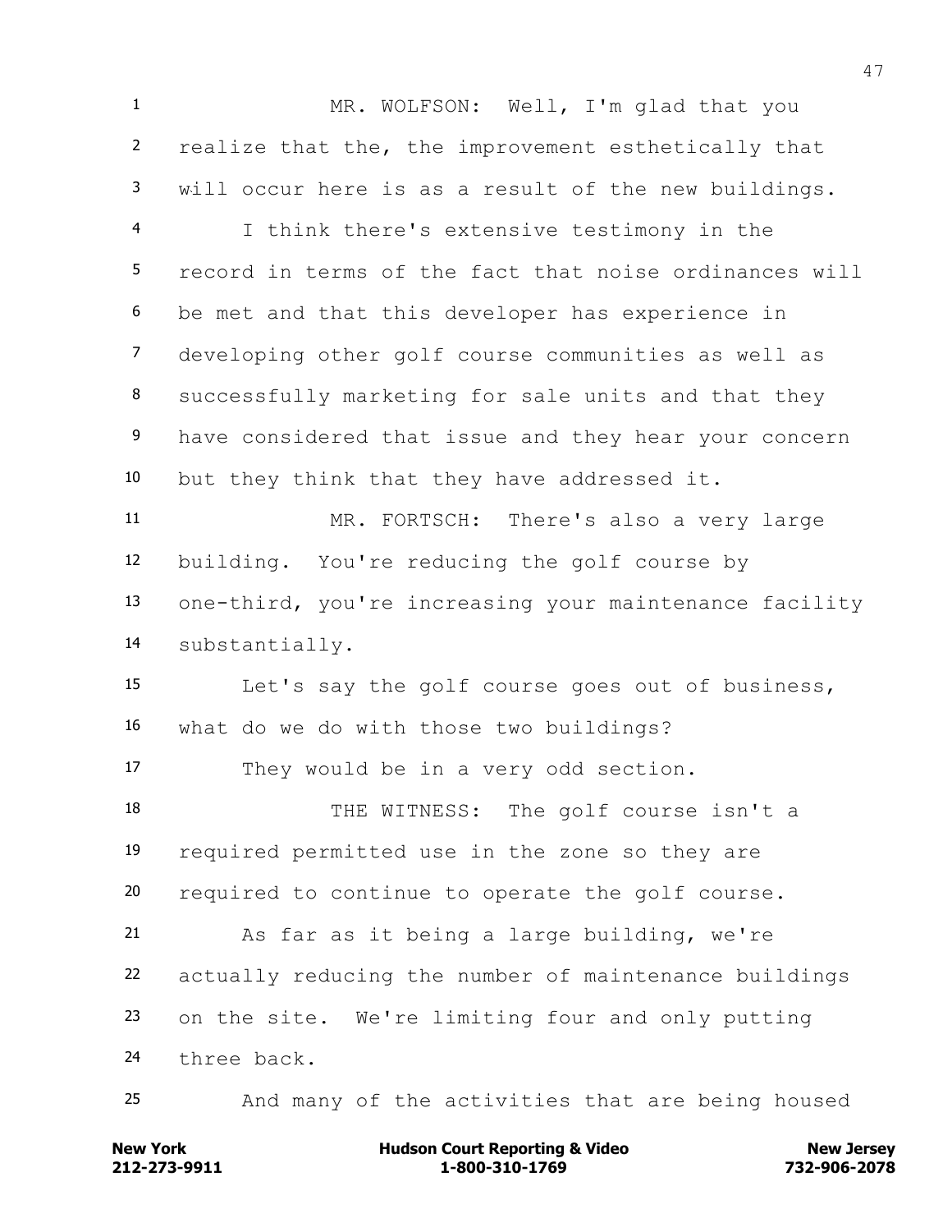MR. WOLFSON: Well, I'm glad that you realize that the, the improvement esthetically that will occur here is as a result of the new buildings.

I think there's extensive testimony in the record in terms of the fact that noise ordinances will be met and that this developer has experience in developing other golf course communities as well as successfully marketing for sale units and that they have considered that issue and they hear your concern but they think that they have addressed it.

MR. FORTSCH: There's also a very large building. You're reducing the golf course by one-third, you're increasing your maintenance facility substantially.

Let's say the golf course goes out of business, what do we do with those two buildings?

They would be in a very odd section.

THE WITNESS: The golf course isn't a required permitted use in the zone so they are required to continue to operate the golf course.

As far as it being a large building, we're actually reducing the number of maintenance buildings on the site. We're limiting four and only putting three back.

And many of the activities that are being housed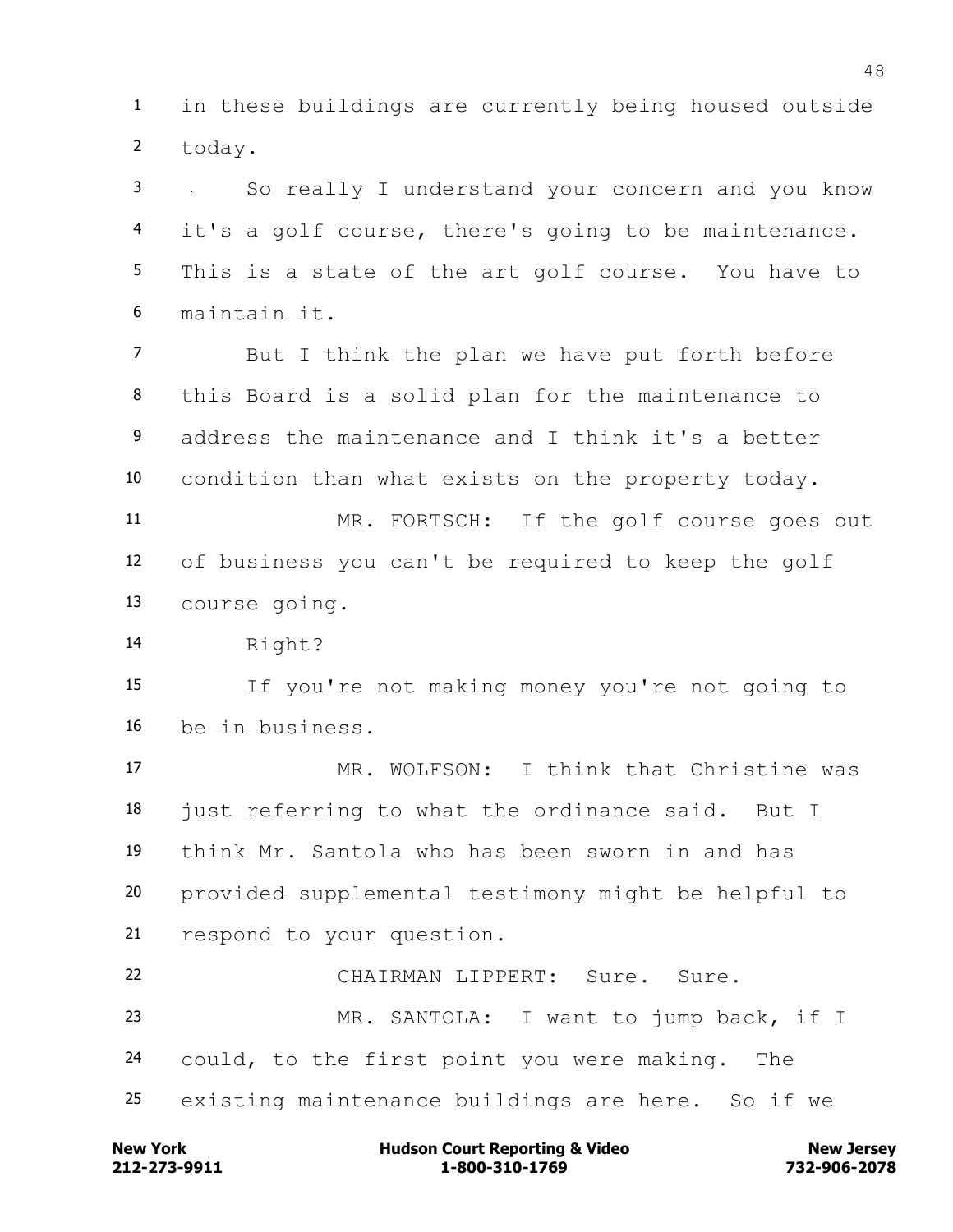in these buildings are currently being housed outside today.

So really I understand your concern and you know it's a golf course, there's going to be maintenance. This is a state of the art golf course. You have to maintain it.

But I think the plan we have put forth before this Board is a solid plan for the maintenance to address the maintenance and I think it's a better condition than what exists on the property today.

MR. FORTSCH: If the golf course goes out of business you can't be required to keep the golf course going.

Right?

If you're not making money you're not going to be in business.

MR. WOLFSON: I think that Christine was just referring to what the ordinance said. But I think Mr. Santola who has been sworn in and has provided supplemental testimony might be helpful to respond to your question.

CHAIRMAN LIPPERT: Sure. Sure.

MR. SANTOLA: I want to jump back, if I could, to the first point you were making. The existing maintenance buildings are here. So if we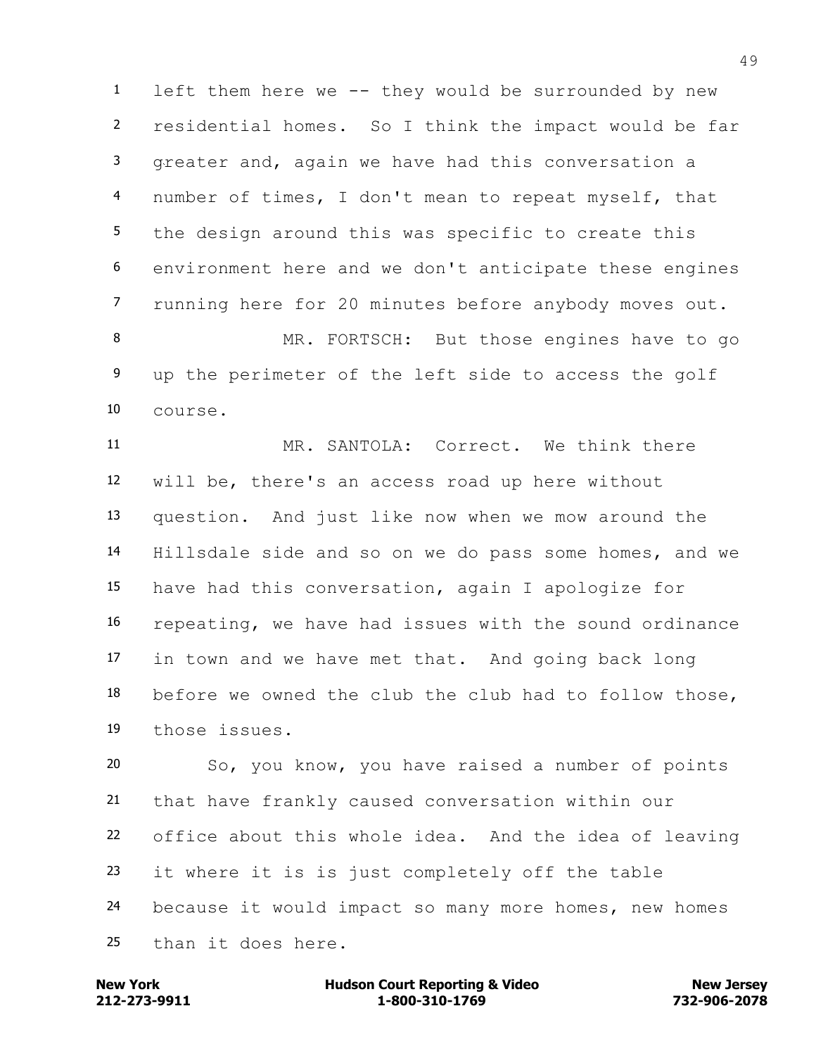left them here we -- they would be surrounded by new residential homes. So I think the impact would be far greater and, again we have had this conversation a number of times, I don't mean to repeat myself, that the design around this was specific to create this environment here and we don't anticipate these engines running here for 20 minutes before anybody moves out.

MR. FORTSCH: But those engines have to go up the perimeter of the left side to access the golf course.

MR. SANTOLA: Correct. We think there will be, there's an access road up here without question. And just like now when we mow around the Hillsdale side and so on we do pass some homes, and we have had this conversation, again I apologize for repeating, we have had issues with the sound ordinance in town and we have met that. And going back long before we owned the club the club had to follow those, those issues.

So, you know, you have raised a number of points that have frankly caused conversation within our office about this whole idea. And the idea of leaving it where it is is just completely off the table because it would impact so many more homes, new homes than it does here.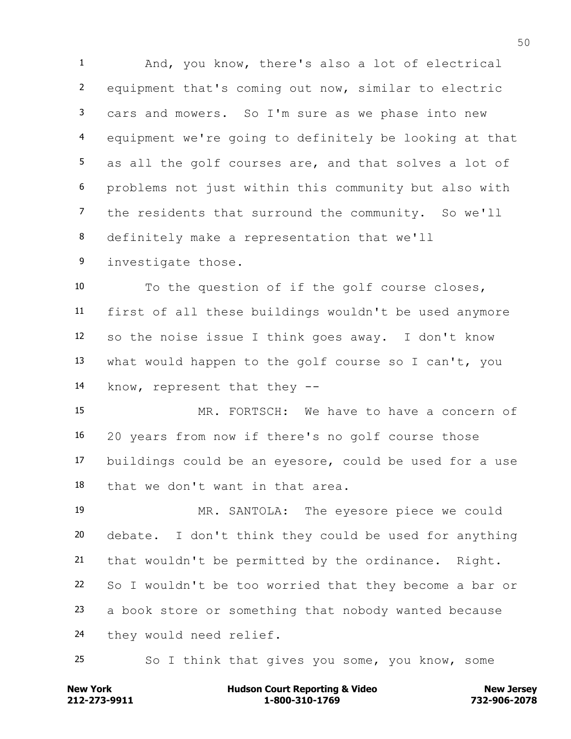And, you know, there's also a lot of electrical equipment that's coming out now, similar to electric cars and mowers. So I'm sure as we phase into new equipment we're going to definitely be looking at that as all the golf courses are, and that solves a lot of problems not just within this community but also with the residents that surround the community. So we'll definitely make a representation that we'll investigate those.

To the question of if the golf course closes, first of all these buildings wouldn't be used anymore so the noise issue I think goes away. I don't know what would happen to the golf course so I can't, you know, represent that they --

MR. FORTSCH: We have to have a concern of 20 years from now if there's no golf course those buildings could be an eyesore, could be used for a use that we don't want in that area.

MR. SANTOLA: The eyesore piece we could debate. I don't think they could be used for anything that wouldn't be permitted by the ordinance. Right. So I wouldn't be too worried that they become a bar or a book store or something that nobody wanted because they would need relief.

So I think that gives you some, you know, some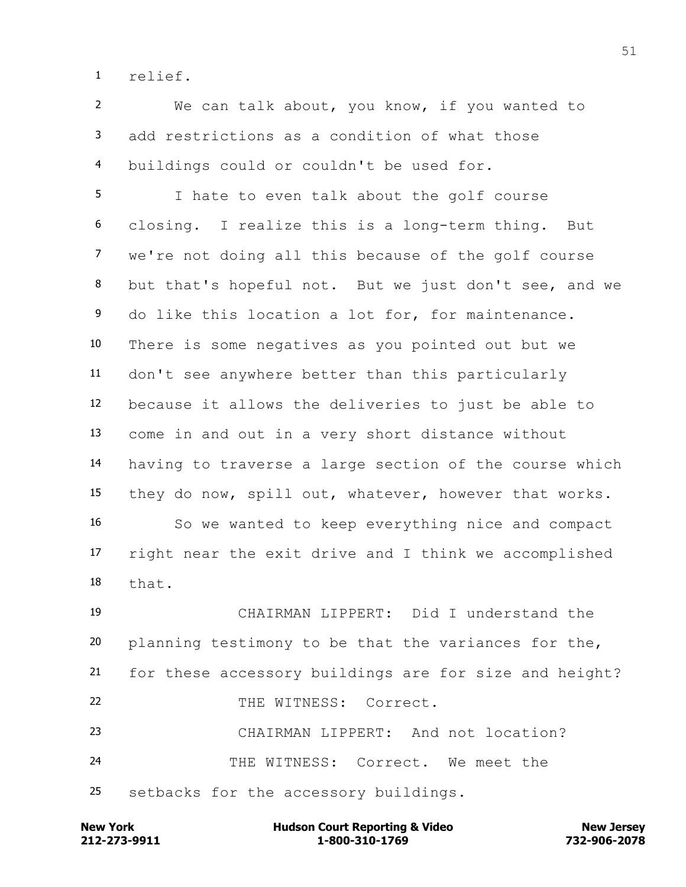relief.

We can talk about, you know, if you wanted to add restrictions as a condition of what those buildings could or couldn't be used for.

I hate to even talk about the golf course closing. I realize this is a long-term thing. But we're not doing all this because of the golf course but that's hopeful not. But we just don't see, and we do like this location a lot for, for maintenance. There is some negatives as you pointed out but we don't see anywhere better than this particularly because it allows the deliveries to just be able to come in and out in a very short distance without having to traverse a large section of the course which they do now, spill out, whatever, however that works.

So we wanted to keep everything nice and compact right near the exit drive and I think we accomplished that.

CHAIRMAN LIPPERT: Did I understand the planning testimony to be that the variances for the, for these accessory buildings are for size and height?

THE WITNESS: Correct.

CHAIRMAN LIPPERT: And not location?

THE WITNESS: Correct. We meet the setbacks for the accessory buildings.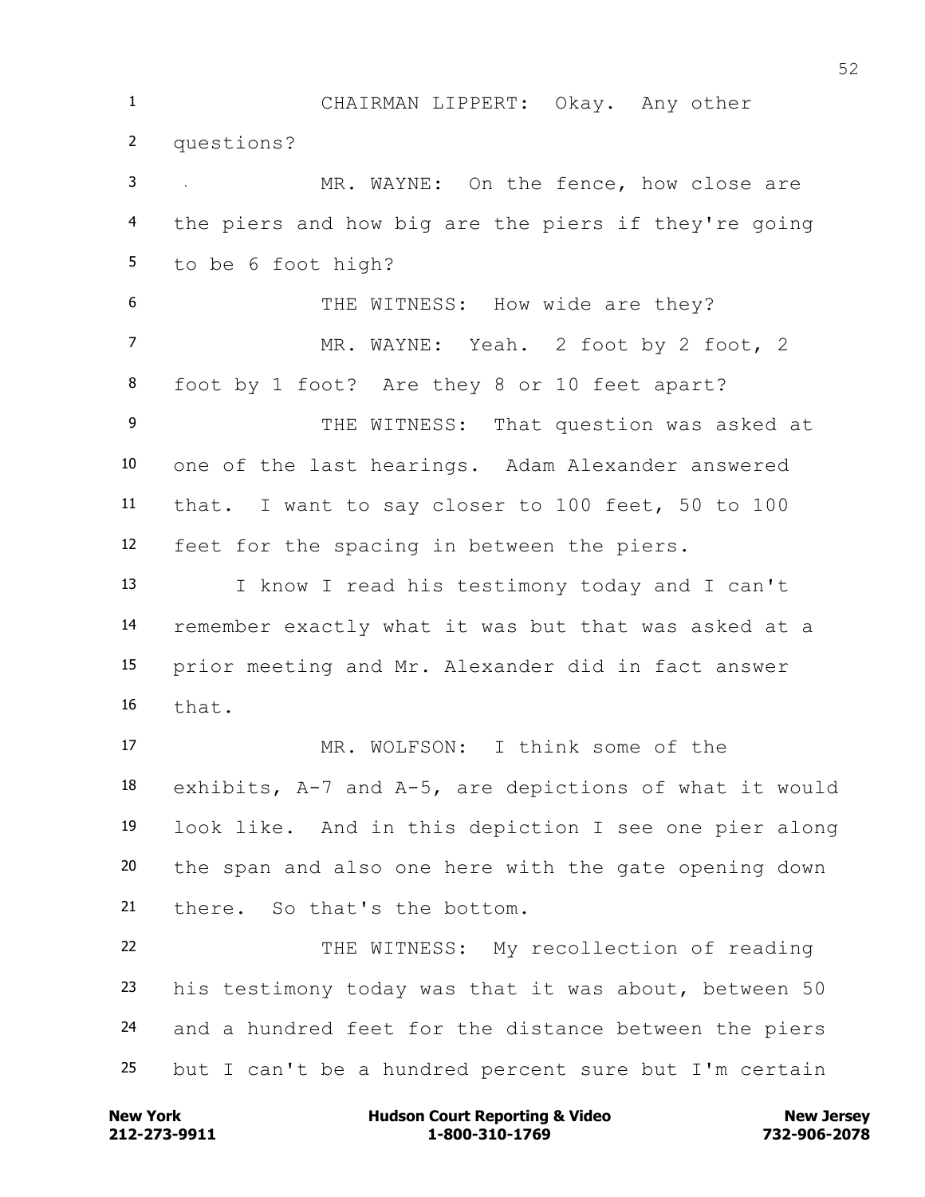CHAIRMAN LIPPERT: Okay. Any other questions?

MR. WAYNE: On the fence, how close are the piers and how big are the piers if they're going to be 6 foot high?

THE WITNESS: How wide are they?

MR. WAYNE: Yeah. 2 foot by 2 foot, 2 foot by 1 foot? Are they 8 or 10 feet apart?

THE WITNESS: That question was asked at one of the last hearings. Adam Alexander answered that. I want to say closer to 100 feet, 50 to 100 feet for the spacing in between the piers.

I know I read his testimony today and I can't remember exactly what it was but that was asked at a prior meeting and Mr. Alexander did in fact answer that.

MR. WOLFSON: I think some of the exhibits, A-7 and A-5, are depictions of what it would look like. And in this depiction I see one pier along the span and also one here with the gate opening down there. So that's the bottom.

THE WITNESS: My recollection of reading his testimony today was that it was about, between 50 and a hundred feet for the distance between the piers but I can't be a hundred percent sure but I'm certain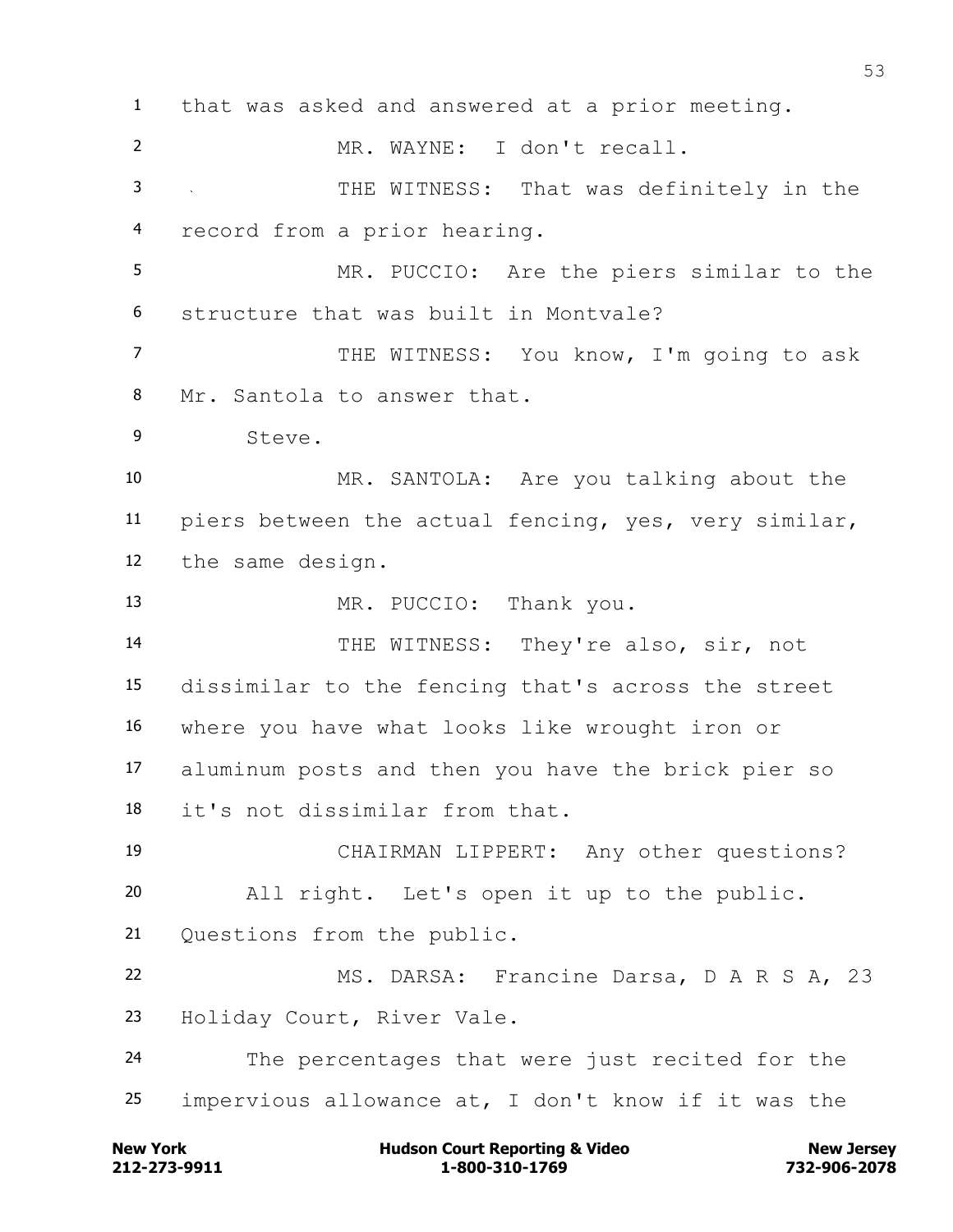that was asked and answered at a prior meeting.

MR. WAYNE: I don't recall.

THE WITNESS: That was definitely in the record from a prior hearing.

MR. PUCCIO: Are the piers similar to the structure that was built in Montvale?

THE WITNESS: You know, I'm going to ask Mr. Santola to answer that.

Steve.

MR. SANTOLA: Are you talking about the piers between the actual fencing, yes, very similar, the same design.

MR. PUCCIO: Thank you.

THE WITNESS: They're also, sir, not dissimilar to the fencing that's across the street where you have what looks like wrought iron or aluminum posts and then you have the brick pier so it's not dissimilar from that.

CHAIRMAN LIPPERT: Any other questions?

All right. Let's open it up to the public. Questions from the public.

MS. DARSA: Francine Darsa, D A R S A, 23 Holiday Court, River Vale.

The percentages that were just recited for the impervious allowance at, I don't know if it was the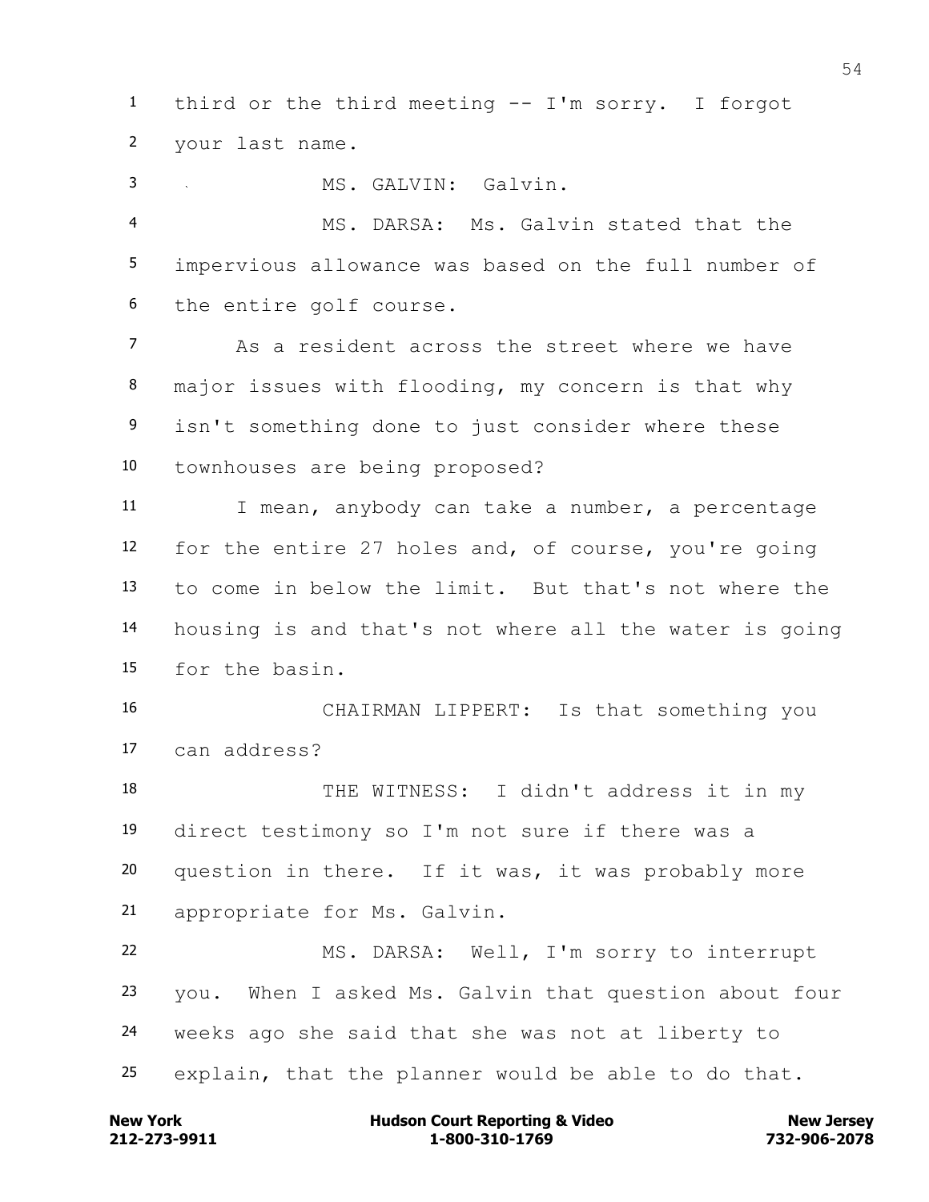third or the third meeting -- I'm sorry. I forgot your last name.

MS. GALVIN: Galvin.

MS. DARSA: Ms. Galvin stated that the impervious allowance was based on the full number of the entire golf course.

As a resident across the street where we have major issues with flooding, my concern is that why isn't something done to just consider where these townhouses are being proposed?

I mean, anybody can take a number, a percentage for the entire 27 holes and, of course, you're going to come in below the limit. But that's not where the housing is and that's not where all the water is going for the basin.

CHAIRMAN LIPPERT: Is that something you can address?

THE WITNESS: I didn't address it in my direct testimony so I'm not sure if there was a question in there. If it was, it was probably more appropriate for Ms. Galvin.

MS. DARSA: Well, I'm sorry to interrupt you. When I asked Ms. Galvin that question about four weeks ago she said that she was not at liberty to explain, that the planner would be able to do that.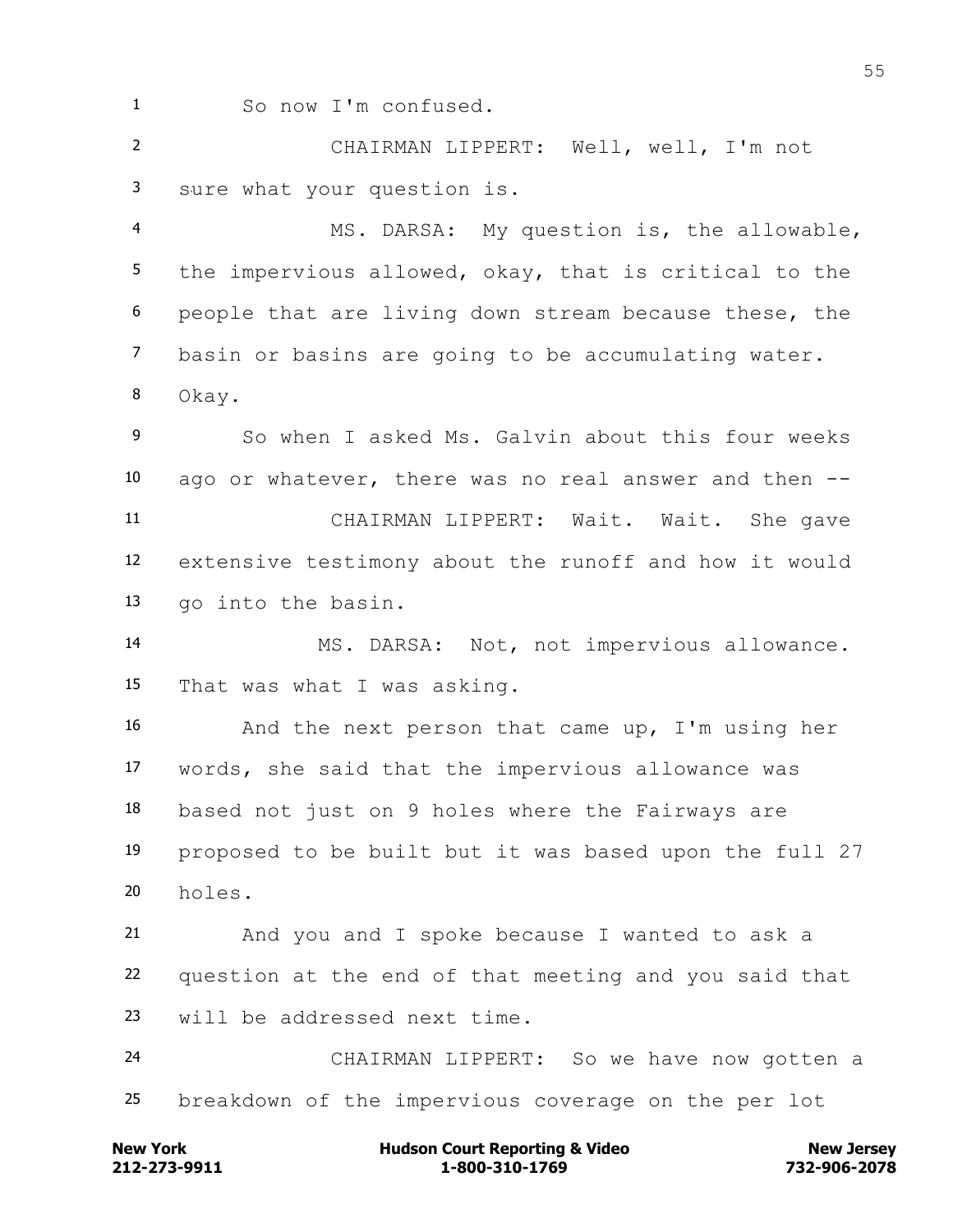So now I'm confused.

CHAIRMAN LIPPERT: Well, well, I'm not sure what your question is.

MS. DARSA: My question is, the allowable, the impervious allowed, okay, that is critical to the people that are living down stream because these, the basin or basins are going to be accumulating water. Okay.

So when I asked Ms. Galvin about this four weeks ago or whatever, there was no real answer and then --

CHAIRMAN LIPPERT: Wait. Wait. She gave extensive testimony about the runoff and how it would go into the basin.

MS. DARSA: Not, not impervious allowance. That was what I was asking.

And the next person that came up, I'm using her words, she said that the impervious allowance was based not just on 9 holes where the Fairways are proposed to be built but it was based upon the full 27 holes.

And you and I spoke because I wanted to ask a question at the end of that meeting and you said that will be addressed next time.

CHAIRMAN LIPPERT: So we have now gotten a breakdown of the impervious coverage on the per lot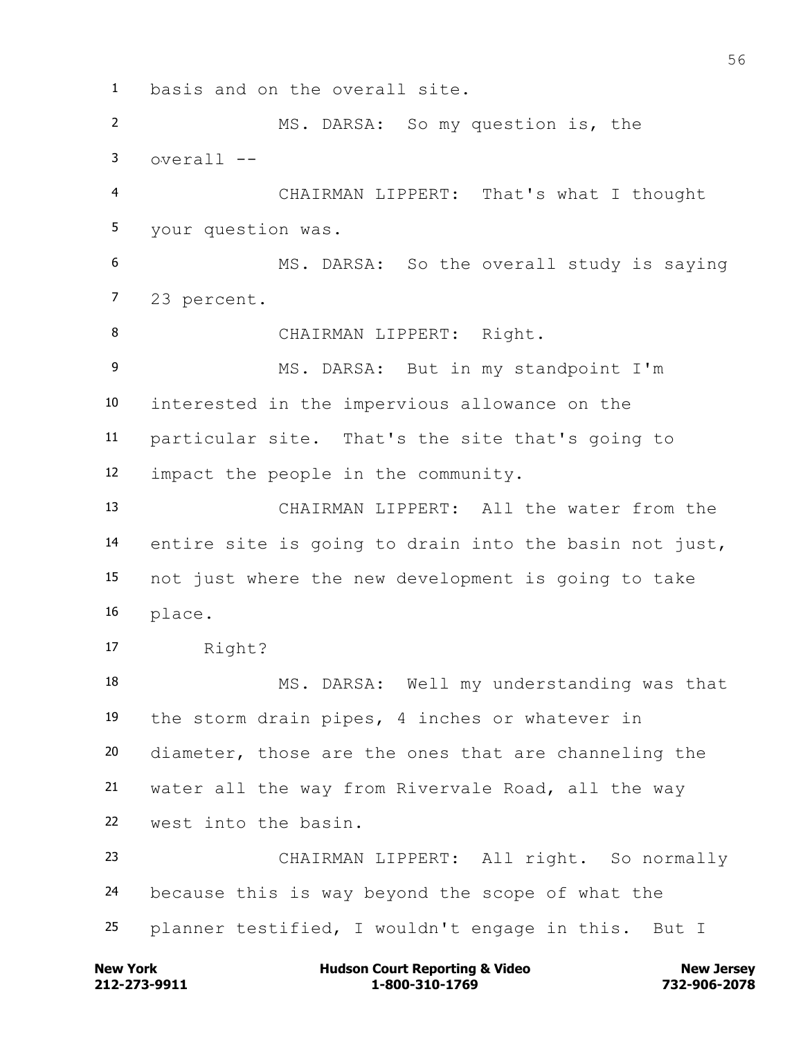basis and on the overall site.

MS. DARSA: So my question is, the overall --

CHAIRMAN LIPPERT: That's what I thought your question was.

MS. DARSA: So the overall study is saying 23 percent.

CHAIRMAN LIPPERT: Right.

MS. DARSA: But in my standpoint I'm interested in the impervious allowance on the particular site. That's the site that's going to impact the people in the community.

CHAIRMAN LIPPERT: All the water from the entire site is going to drain into the basin not just, not just where the new development is going to take place.

Right?

MS. DARSA: Well my understanding was that the storm drain pipes, 4 inches or whatever in diameter, those are the ones that are channeling the water all the way from Rivervale Road, all the way west into the basin.

CHAIRMAN LIPPERT: All right. So normally because this is way beyond the scope of what the planner testified, I wouldn't engage in this. But I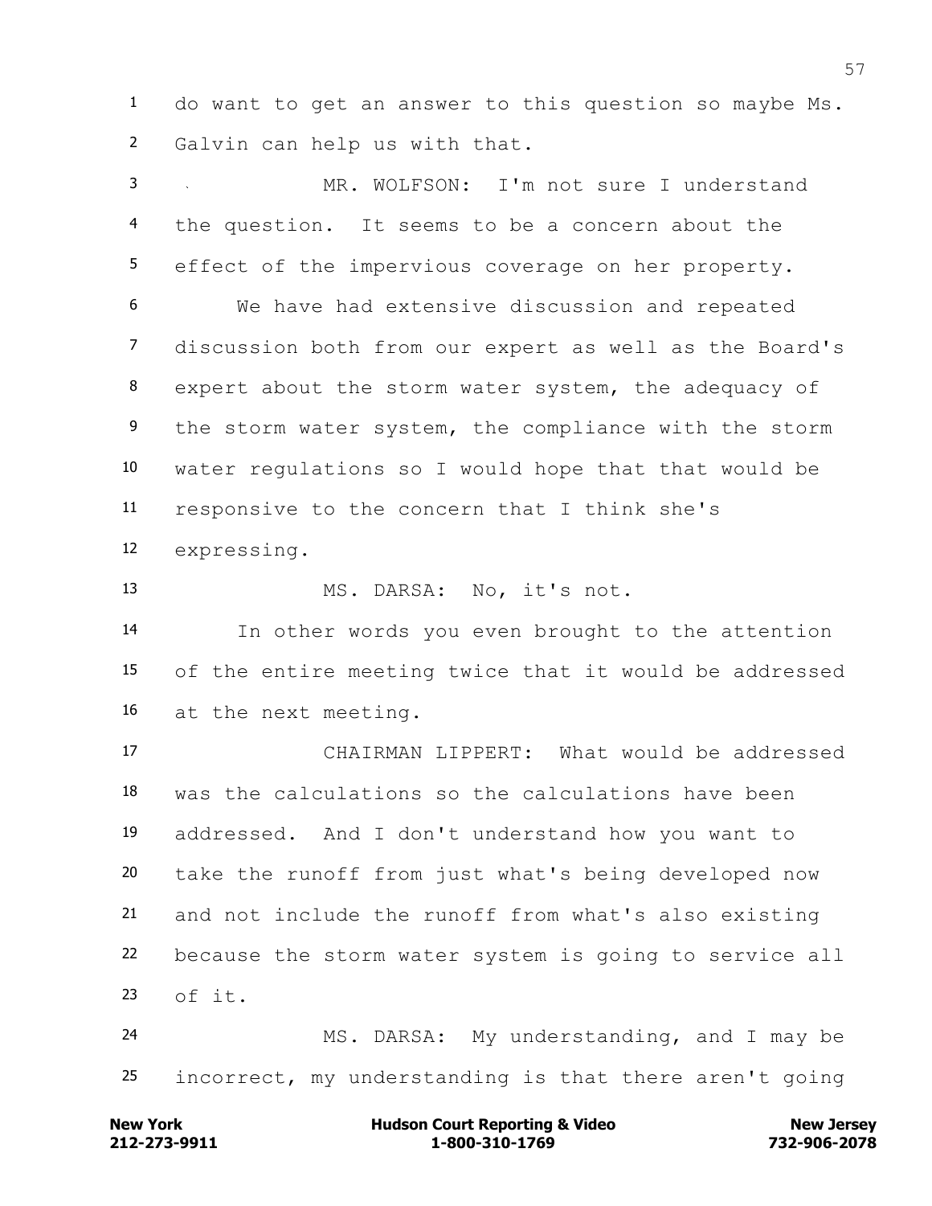do want to get an answer to this question so maybe Ms. Galvin can help us with that.

MR. WOLFSON: I'm not sure I understand the question. It seems to be a concern about the effect of the impervious coverage on her property.

We have had extensive discussion and repeated discussion both from our expert as well as the Board's expert about the storm water system, the adequacy of the storm water system, the compliance with the storm water regulations so I would hope that that would be responsive to the concern that I think she's expressing.

MS. DARSA: No, it's not.

In other words you even brought to the attention of the entire meeting twice that it would be addressed at the next meeting.

CHAIRMAN LIPPERT: What would be addressed was the calculations so the calculations have been addressed. And I don't understand how you want to take the runoff from just what's being developed now and not include the runoff from what's also existing because the storm water system is going to service all of it.

MS. DARSA: My understanding, and I may be incorrect, my understanding is that there aren't going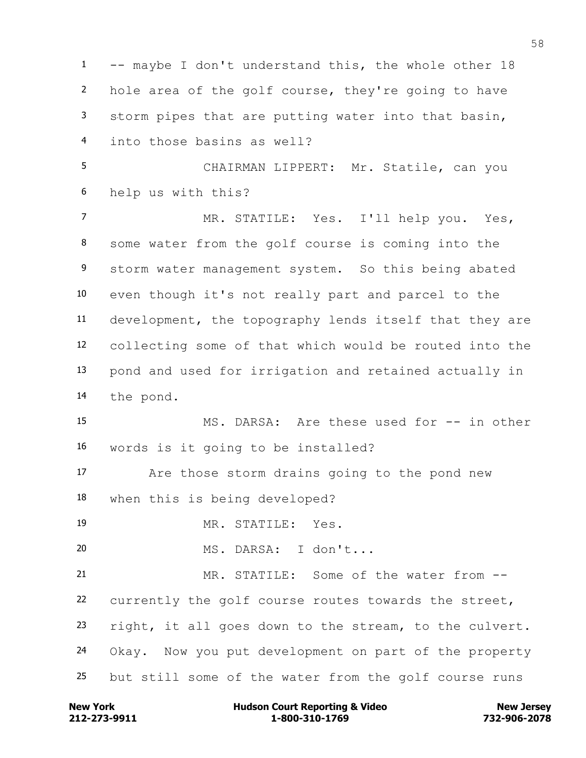-- maybe I don't understand this, the whole other 18 hole area of the golf course, they're going to have storm pipes that are putting water into that basin, into those basins as well?

CHAIRMAN LIPPERT: Mr. Statile, can you help us with this?

MR. STATILE: Yes. I'll help you. Yes, some water from the golf course is coming into the storm water management system. So this being abated even though it's not really part and parcel to the development, the topography lends itself that they are collecting some of that which would be routed into the pond and used for irrigation and retained actually in the pond.

MS. DARSA: Are these used for -- in other words is it going to be installed?

Are those storm drains going to the pond new when this is being developed?

MR. STATILE: Yes.

MS. DARSA: I don't...

MR. STATILE: Some of the water from -- currently the golf course routes towards the street, right, it all goes down to the stream, to the culvert. Okay. Now you put development on part of the property but still some of the water from the golf course runs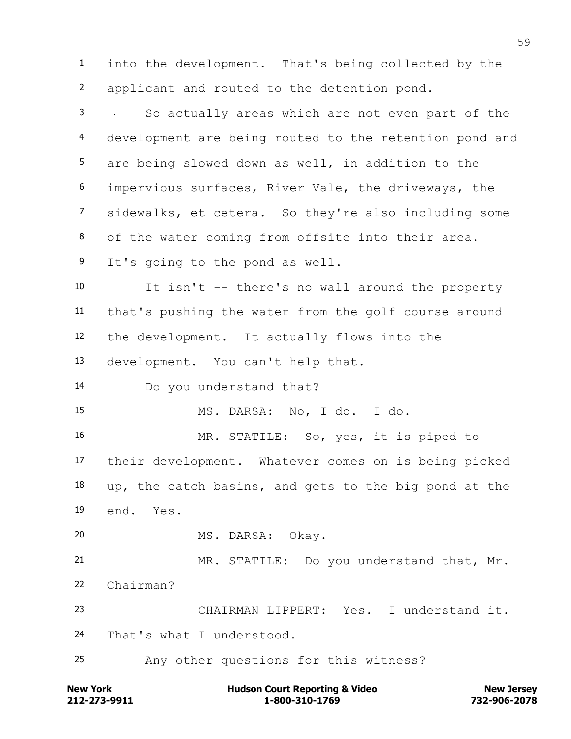into the development. That's being collected by the applicant and routed to the detention pond.

So actually areas which are not even part of the development are being routed to the retention pond and are being slowed down as well, in addition to the impervious surfaces, River Vale, the driveways, the sidewalks, et cetera. So they're also including some of the water coming from offsite into their area. It's going to the pond as well.

It isn't -- there's no wall around the property that's pushing the water from the golf course around the development. It actually flows into the development. You can't help that.

Do you understand that?

MS. DARSA: No, I do. I do.

MR. STATILE: So, yes, it is piped to their development. Whatever comes on is being picked up, the catch basins, and gets to the big pond at the end. Yes.

MS. DARSA: Okay.

MR. STATILE: Do you understand that, Mr. Chairman?

CHAIRMAN LIPPERT: Yes. I understand it. That's what I understood.

Any other questions for this witness?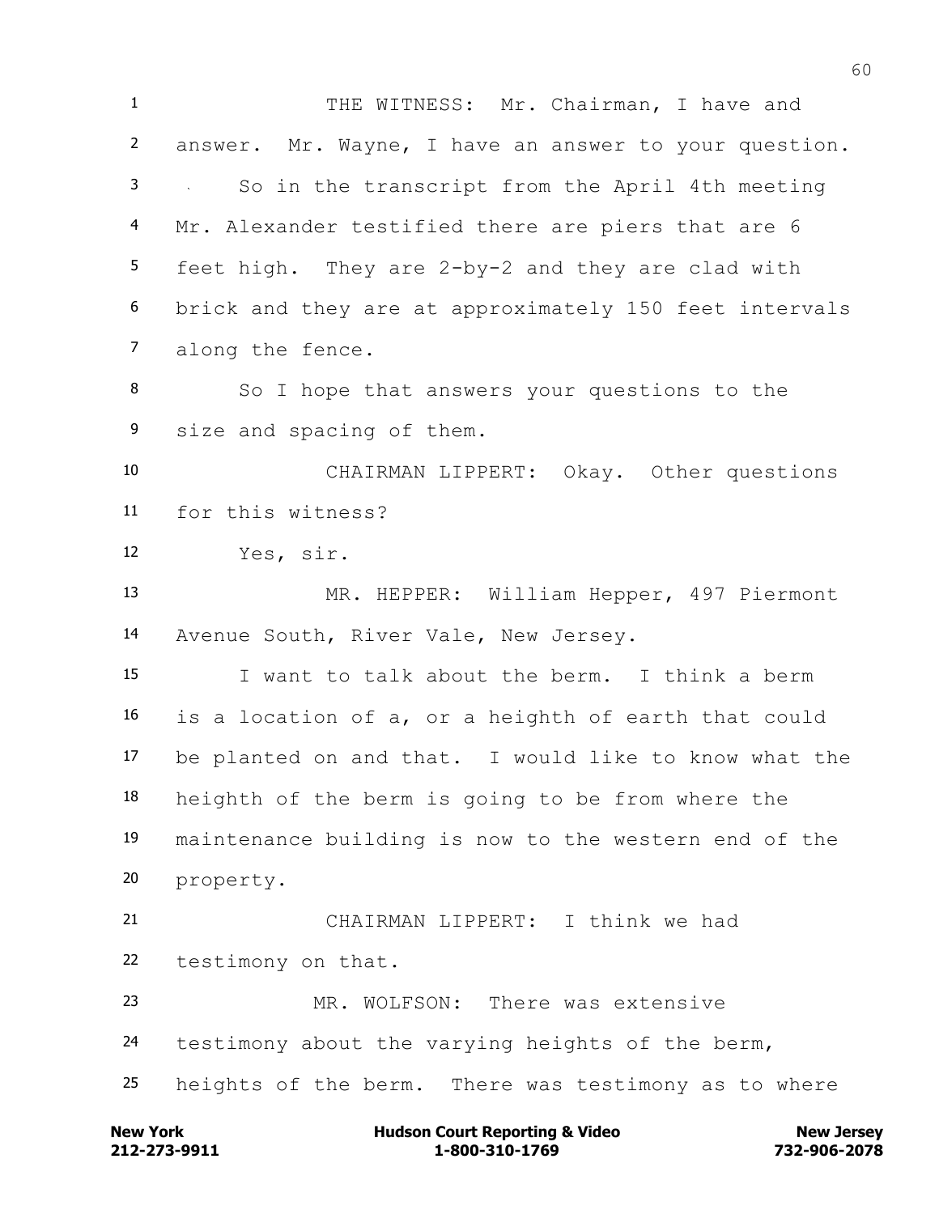THE WITNESS: Mr. Chairman, I have and answer. Mr. Wayne, I have an answer to your question.

So in the transcript from the April 4th meeting Mr. Alexander testified there are piers that are 6 feet high. They are 2-by-2 and they are clad with brick and they are at approximately 150 feet intervals along the fence.

So I hope that answers your questions to the size and spacing of them.

CHAIRMAN LIPPERT: Okay. Other questions for this witness?

Yes, sir.

MR. HEPPER: William Hepper, 497 Piermont Avenue South, River Vale, New Jersey.

I want to talk about the berm. I think a berm is a location of a, or a heighth of earth that could be planted on and that. I would like to know what the heighth of the berm is going to be from where the maintenance building is now to the western end of the property.

CHAIRMAN LIPPERT: I think we had testimony on that.

MR. WOLFSON: There was extensive testimony about the varying heights of the berm, heights of the berm. There was testimony as to where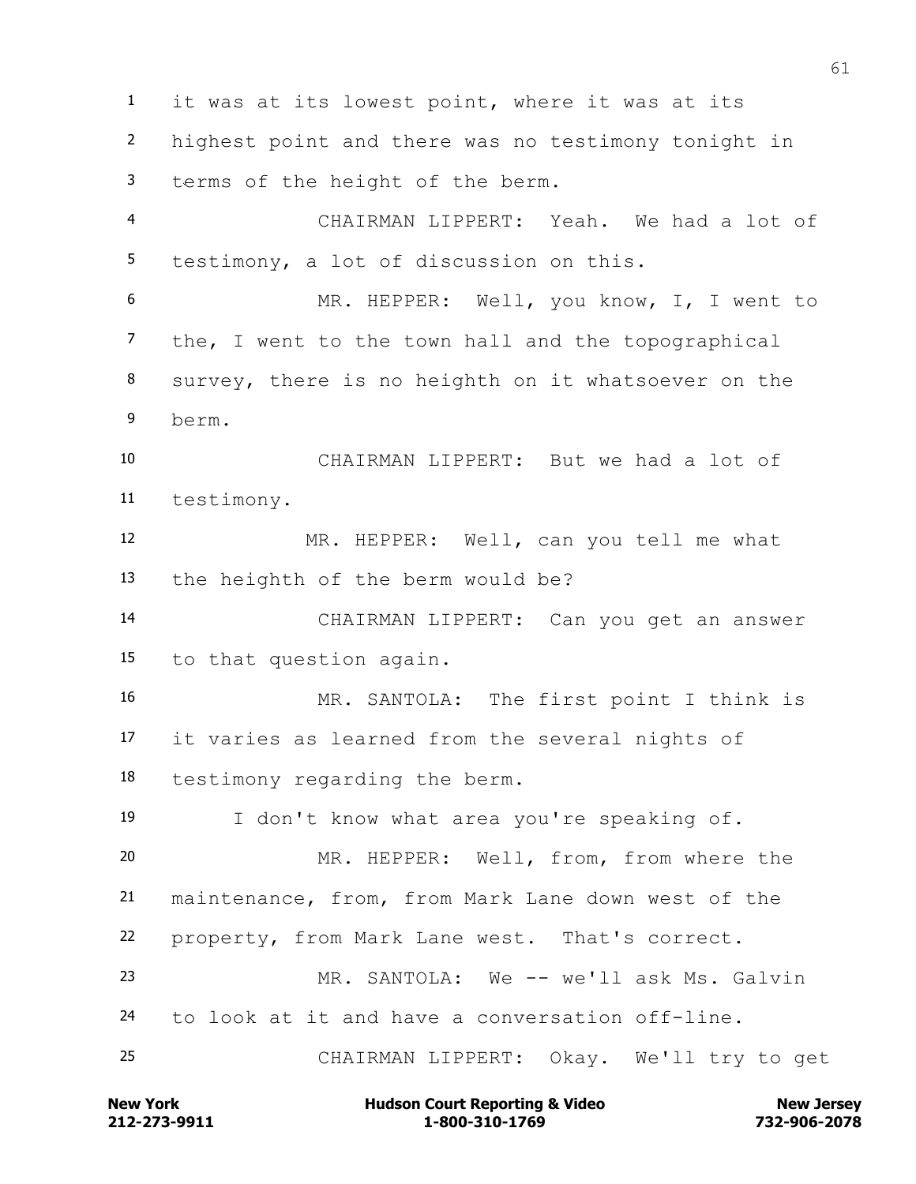it was at its lowest point, where it was at its highest point and there was no testimony tonight in terms of the height of the berm.

CHAIRMAN LIPPERT: Yeah. We had a lot of testimony, a lot of discussion on this.

MR. HEPPER: Well, you know, I, I went to the, I went to the town hall and the topographical survey, there is no heighth on it whatsoever on the berm.

CHAIRMAN LIPPERT: But we had a lot of testimony.

MR. HEPPER: Well, can you tell me what the heighth of the berm would be?

CHAIRMAN LIPPERT: Can you get an answer to that question again.

MR. SANTOLA: The first point I think is it varies as learned from the several nights of testimony regarding the berm.

I don't know what area you're speaking of.

MR. HEPPER: Well, from, from where the maintenance, from, from Mark Lane down west of the property, from Mark Lane west. That's correct.

MR. SANTOLA: We -- we'll ask Ms. Galvin to look at it and have a conversation off-line.

CHAIRMAN LIPPERT: Okay. We'll try to get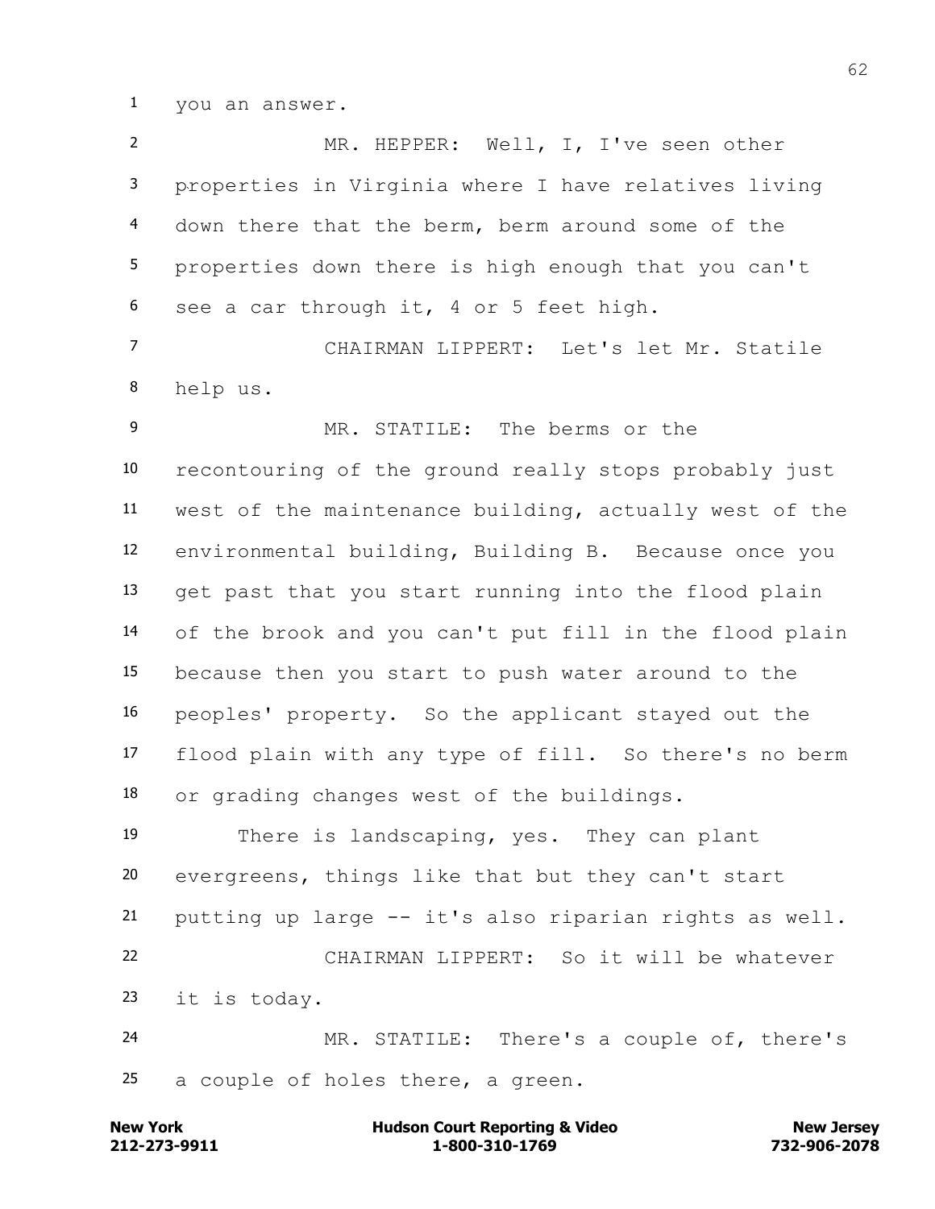you an answer.

MR. HEPPER: Well, I, I've seen other properties in Virginia where I have relatives living down there that the berm, berm around some of the properties down there is high enough that you can't see a car through it, 4 or 5 feet high.

CHAIRMAN LIPPERT: Let's let Mr. Statile help us.

MR. STATILE: The berms or the recontouring of the ground really stops probably just west of the maintenance building, actually west of the environmental building, Building B. Because once you get past that you start running into the flood plain of the brook and you can't put fill in the flood plain because then you start to push water around to the peoples' property. So the applicant stayed out the flood plain with any type of fill. So there's no berm or grading changes west of the buildings.

There is landscaping, yes. They can plant evergreens, things like that but they can't start putting up large -- it's also riparian rights as well.

CHAIRMAN LIPPERT: So it will be whatever it is today.

MR. STATILE: There's a couple of, there's a couple of holes there, a green.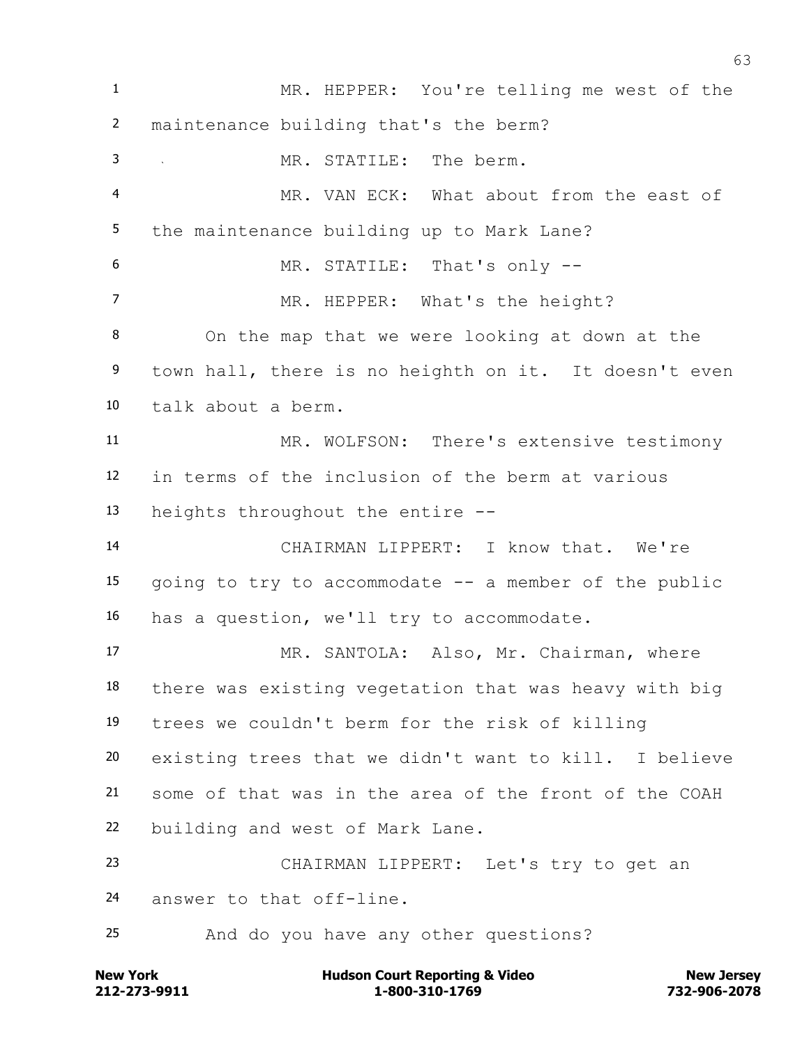MR. HEPPER: You're telling me west of the maintenance building that's the berm?

MR. STATILE: The berm.

MR. VAN ECK: What about from the east of the maintenance building up to Mark Lane?

MR. STATILE: That's only --

MR. HEPPER: What's the height?

On the map that we were looking at down at the town hall, there is no heighth on it. It doesn't even talk about a berm.

MR. WOLFSON: There's extensive testimony in terms of the inclusion of the berm at various heights throughout the entire --

CHAIRMAN LIPPERT: I know that. We're going to try to accommodate -- a member of the public has a question, we'll try to accommodate.

MR. SANTOLA: Also, Mr. Chairman, where there was existing vegetation that was heavy with big trees we couldn't berm for the risk of killing existing trees that we didn't want to kill. I believe some of that was in the area of the front of the COAH building and west of Mark Lane.

CHAIRMAN LIPPERT: Let's try to get an answer to that off-line.

And do you have any other questions?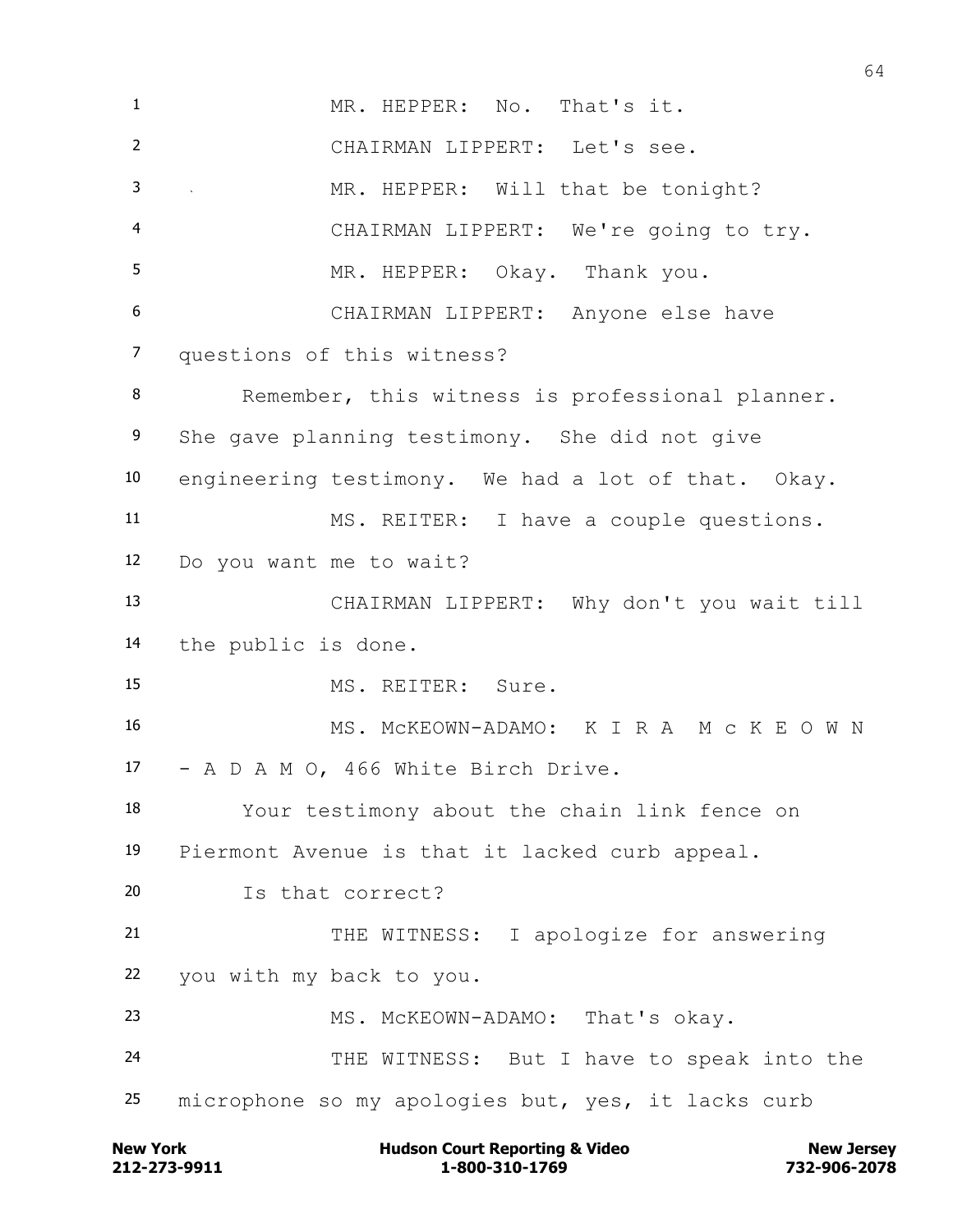MR. HEPPER: No. That's it.

CHAIRMAN LIPPERT: Let's see.

MR. HEPPER: Will that be tonight?

CHAIRMAN LIPPERT: We're going to try.

MR. HEPPER: Okay. Thank you.

CHAIRMAN LIPPERT: Anyone else have questions of this witness?

Remember, this witness is professional planner. She gave planning testimony. She did not give engineering testimony. We had a lot of that. Okay.

MS. REITER: I have a couple questions. Do you want me to wait?

CHAIRMAN LIPPERT: Why don't you wait till the public is done.

MS. REITER: Sure.

MS. McKEOWN-ADAMO: K I R A M c K E O W N - A D A M O, 466 White Birch Drive.

Your testimony about the chain link fence on Piermont Avenue is that it lacked curb appeal.

Is that correct?

THE WITNESS: I apologize for answering you with my back to you.

MS. McKEOWN-ADAMO: That's okay.

THE WITNESS: But I have to speak into the microphone so my apologies but, yes, it lacks curb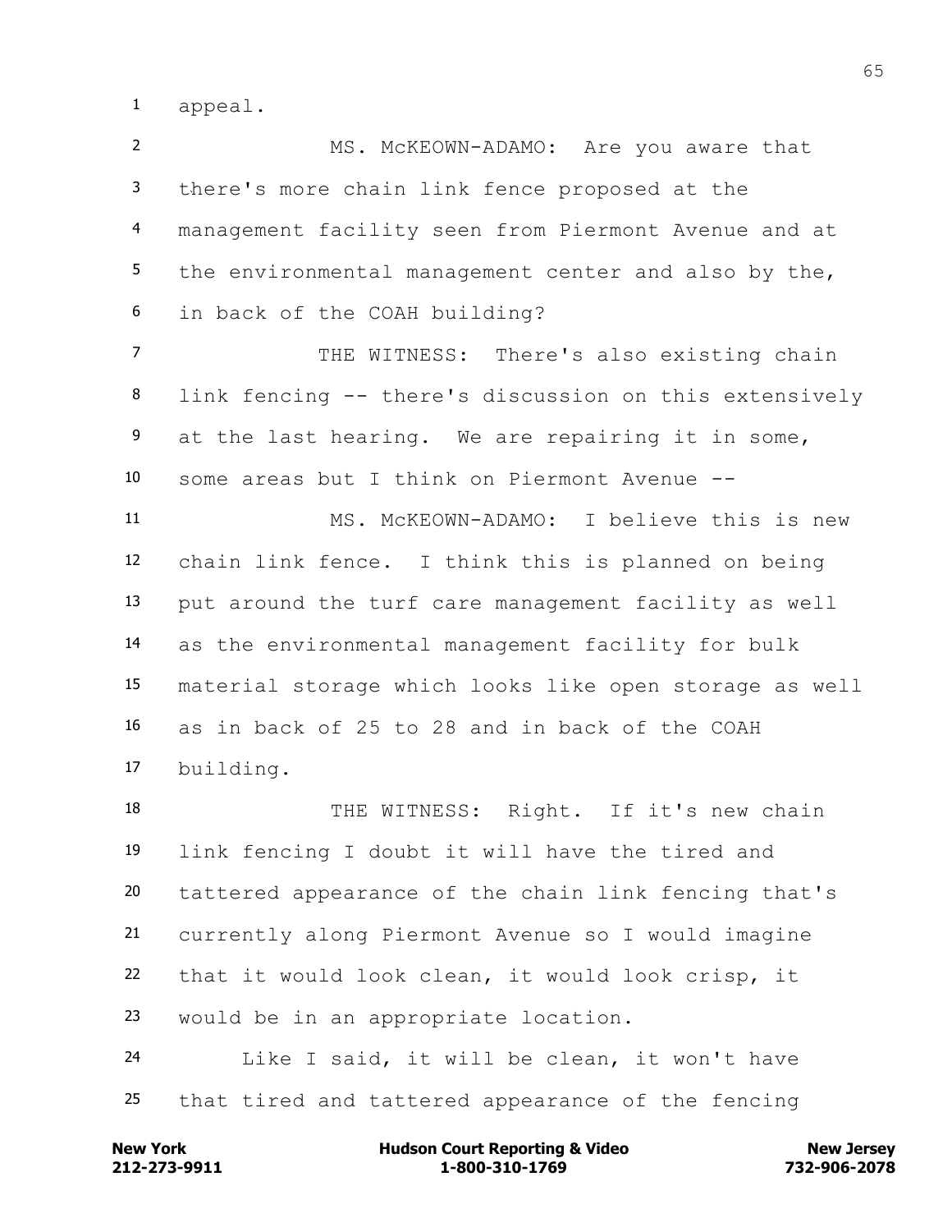appeal.

MS. McKEOWN-ADAMO: Are you aware that there's more chain link fence proposed at the management facility seen from Piermont Avenue and at the environmental management center and also by the, in back of the COAH building?

THE WITNESS: There's also existing chain link fencing -- there's discussion on this extensively at the last hearing. We are repairing it in some, some areas but I think on Piermont Avenue --

MS. McKEOWN-ADAMO: I believe this is new chain link fence. I think this is planned on being put around the turf care management facility as well as the environmental management facility for bulk material storage which looks like open storage as well as in back of 25 to 28 and in back of the COAH building.

THE WITNESS: Right. If it's new chain link fencing I doubt it will have the tired and tattered appearance of the chain link fencing that's currently along Piermont Avenue so I would imagine that it would look clean, it would look crisp, it would be in an appropriate location.

Like I said, it will be clean, it won't have that tired and tattered appearance of the fencing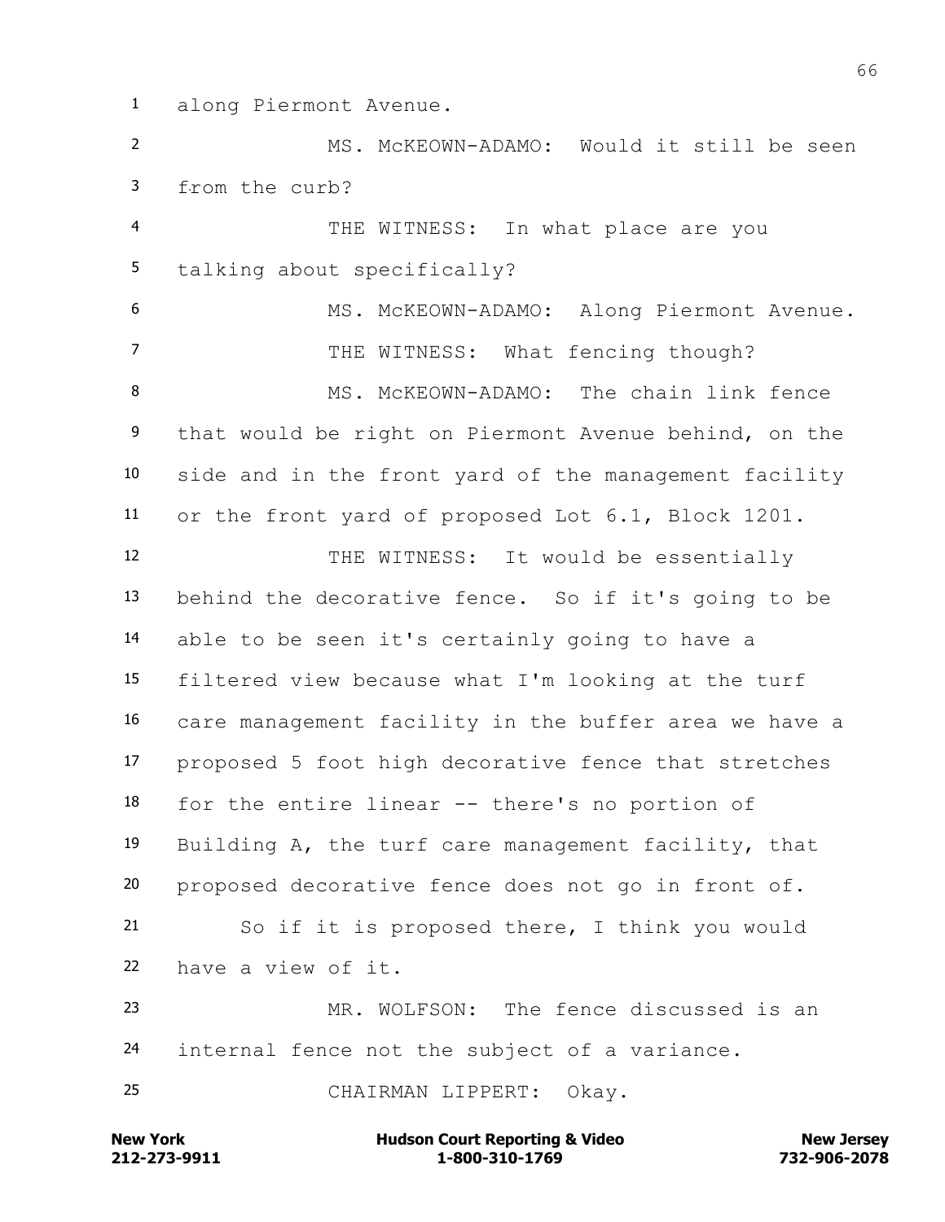along Piermont Avenue.

MS. McKEOWN-ADAMO: Would it still be seen from the curb?

THE WITNESS: In what place are you talking about specifically?

MS. McKEOWN-ADAMO: Along Piermont Avenue.

THE WITNESS: What fencing though?

MS. McKEOWN-ADAMO: The chain link fence that would be right on Piermont Avenue behind, on the side and in the front yard of the management facility or the front yard of proposed Lot 6.1, Block 1201.

THE WITNESS: It would be essentially behind the decorative fence. So if it's going to be able to be seen it's certainly going to have a filtered view because what I'm looking at the turf care management facility in the buffer area we have a proposed 5 foot high decorative fence that stretches for the entire linear -- there's no portion of Building A, the turf care management facility, that proposed decorative fence does not go in front of.

So if it is proposed there, I think you would have a view of it.

MR. WOLFSON: The fence discussed is an internal fence not the subject of a variance.

CHAIRMAN LIPPERT: Okay.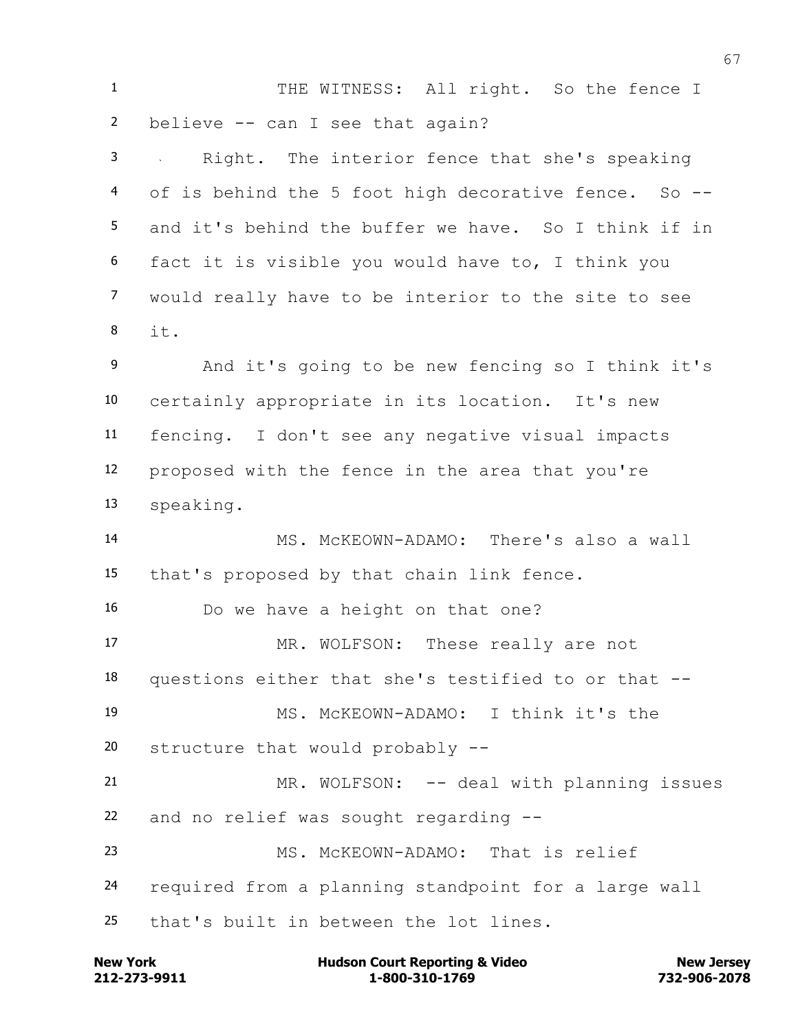THE WITNESS: All right. So the fence I believe -- can I see that again?

Right. The interior fence that she's speaking of is behind the 5 foot high decorative fence. So -- and it's behind the buffer we have. So I think if in fact it is visible you would have to, I think you would really have to be interior to the site to see it.

And it's going to be new fencing so I think it's certainly appropriate in its location. It's new fencing. I don't see any negative visual impacts proposed with the fence in the area that you're speaking.

MS. McKEOWN-ADAMO: There's also a wall that's proposed by that chain link fence.

Do we have a height on that one?

MR. WOLFSON: These really are not questions either that she's testified to or that --

MS. McKEOWN-ADAMO: I think it's the structure that would probably --

MR. WOLFSON: -- deal with planning issues and no relief was sought regarding --

MS. McKEOWN-ADAMO: That is relief required from a planning standpoint for a large wall that's built in between the lot lines.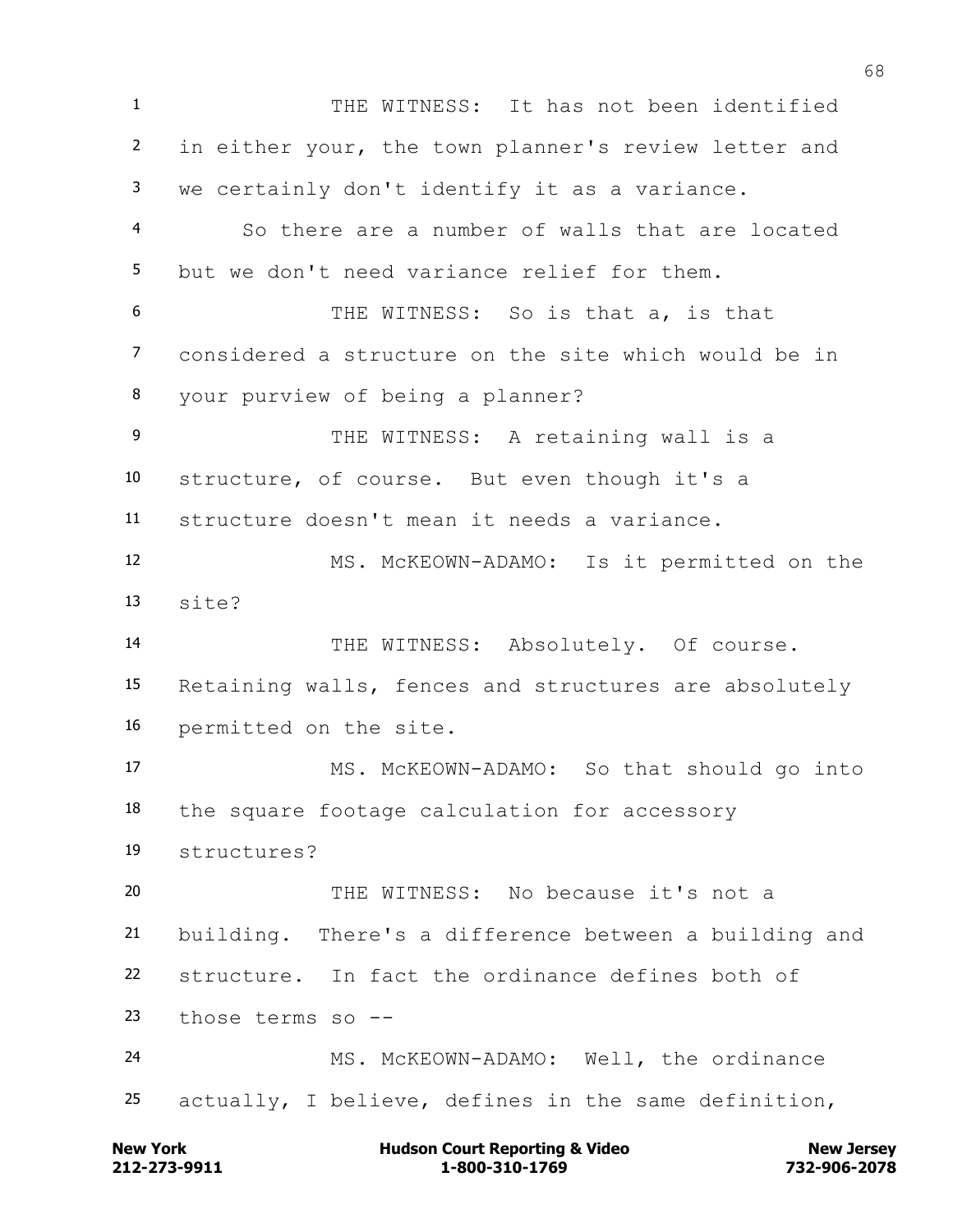THE WITNESS: It has not been identified in either your, the town planner's review letter and we certainly don't identify it as a variance.

So there are a number of walls that are located but we don't need variance relief for them.

THE WITNESS: So is that a, is that considered a structure on the site which would be in your purview of being a planner?

THE WITNESS: A retaining wall is a structure, of course. But even though it's a structure doesn't mean it needs a variance.

MS. McKEOWN-ADAMO: Is it permitted on the site?

THE WITNESS: Absolutely. Of course. Retaining walls, fences and structures are absolutely permitted on the site.

MS. McKEOWN-ADAMO: So that should go into the square footage calculation for accessory structures?

THE WITNESS: No because it's not a building. There's a difference between a building and structure. In fact the ordinance defines both of those terms so --

MS. McKEOWN-ADAMO: Well, the ordinance actually, I believe, defines in the same definition,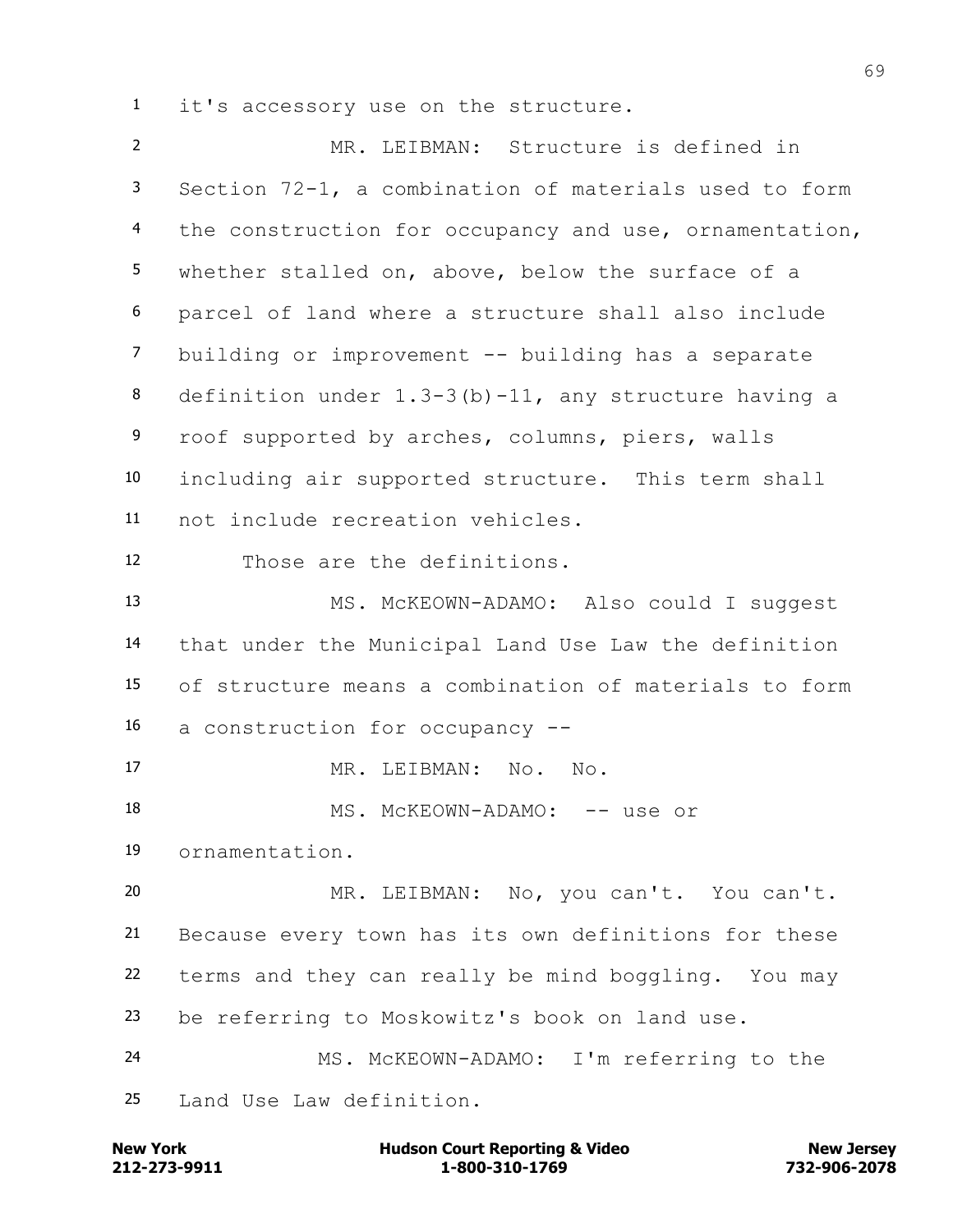it's accessory use on the structure.

MR. LEIBMAN: Structure is defined in Section 72-1, a combination of materials used to form the construction for occupancy and use, ornamentation, whether stalled on, above, below the surface of a parcel of land where a structure shall also include building or improvement -- building has a separate definition under 1.3-3(b)-11, any structure having a roof supported by arches, columns, piers, walls including air supported structure. This term shall not include recreation vehicles.

Those are the definitions.

MS. McKEOWN-ADAMO: Also could I suggest that under the Municipal Land Use Law the definition of structure means a combination of materials to form a construction for occupancy --

MR. LEIBMAN: No. No.

MS. McKEOWN-ADAMO: -- use or ornamentation.

MR. LEIBMAN: No, you can't. You can't. Because every town has its own definitions for these terms and they can really be mind boggling. You may be referring to Moskowitz's book on land use.

MS. McKEOWN-ADAMO: I'm referring to the Land Use Law definition.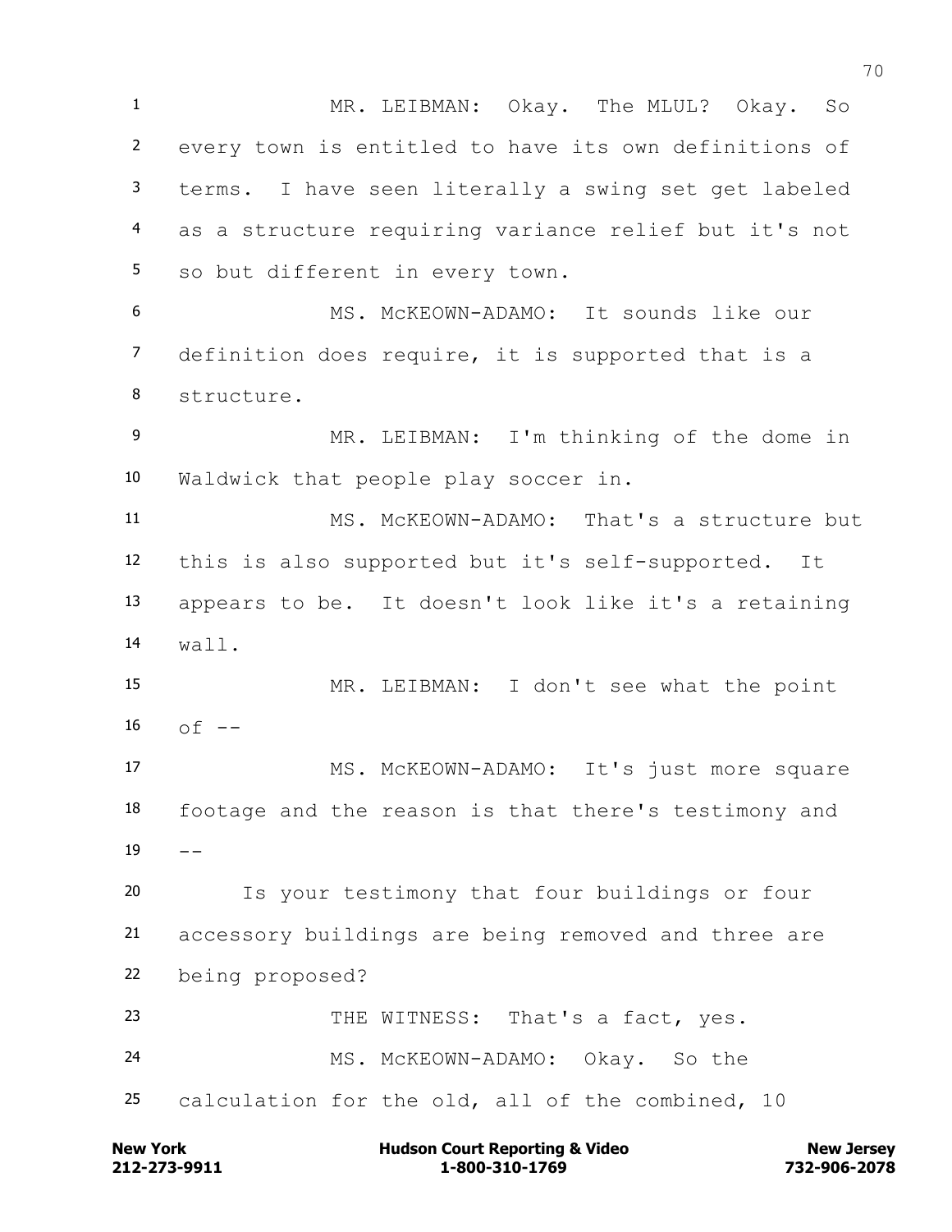MR. LEIBMAN: Okay. The MLUL? Okay. So every town is entitled to have its own definitions of terms. I have seen literally a swing set get labeled as a structure requiring variance relief but it's not so but different in every town.

MS. McKEOWN-ADAMO: It sounds like our definition does require, it is supported that is a structure.

MR. LEIBMAN: I'm thinking of the dome in Waldwick that people play soccer in.

MS. McKEOWN-ADAMO: That's a structure but this is also supported but it's self-supported. It appears to be. It doesn't look like it's a retaining wall.

MR. LEIBMAN: I don't see what the point of --

MS. McKEOWN-ADAMO: It's just more square footage and the reason is that there's testimony and --

Is your testimony that four buildings or four accessory buildings are being removed and three are being proposed?

THE WITNESS: That's a fact, yes.

MS. McKEOWN-ADAMO: Okay. So the calculation for the old, all of the combined, 10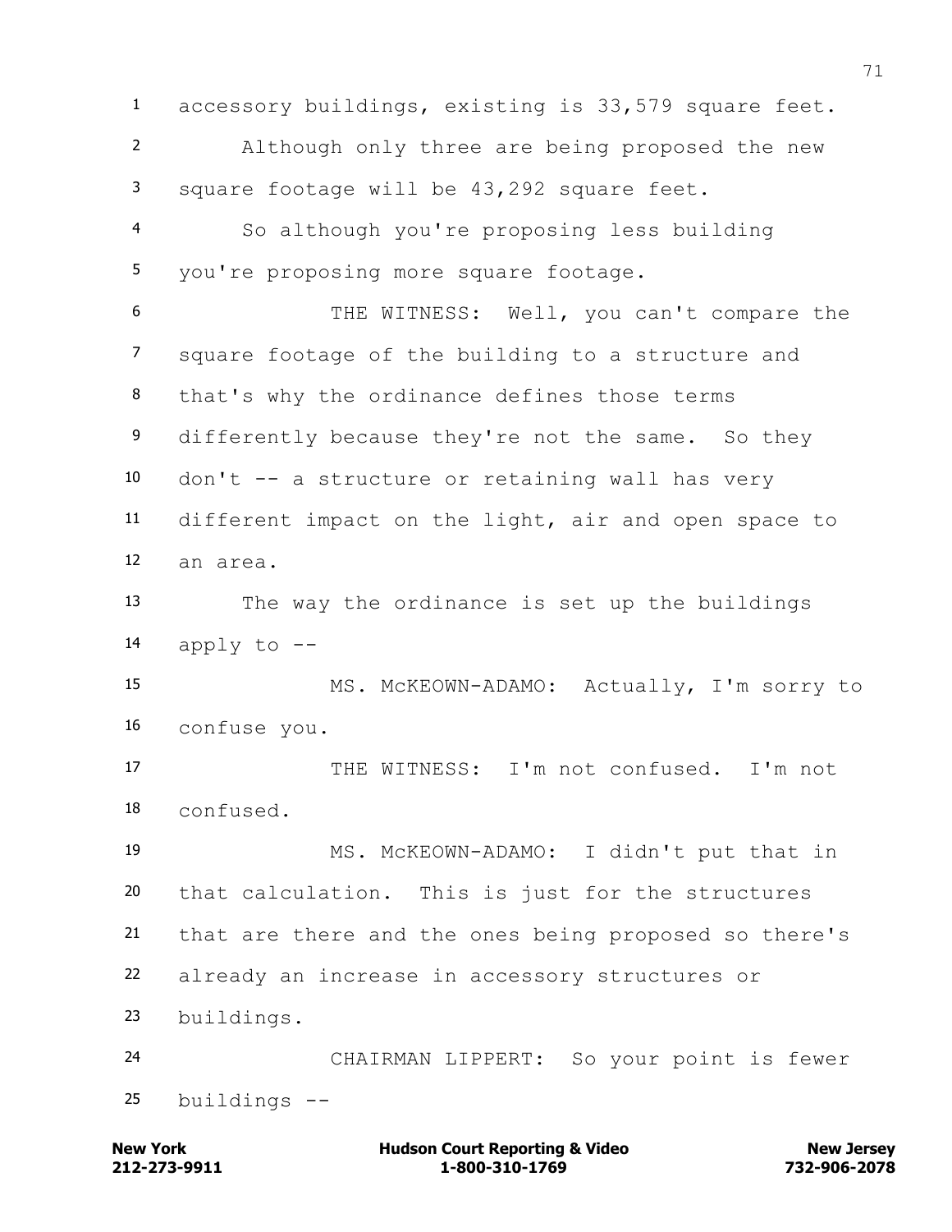accessory buildings, existing is 33,579 square feet.

Although only three are being proposed the new square footage will be 43,292 square feet.

So although you're proposing less building you're proposing more square footage.

THE WITNESS: Well, you can't compare the square footage of the building to a structure and that's why the ordinance defines those terms differently because they're not the same. So they don't -- a structure or retaining wall has very different impact on the light, air and open space to an area.

The way the ordinance is set up the buildings apply to --

MS. McKEOWN-ADAMO: Actually, I'm sorry to confuse you.

THE WITNESS: I'm not confused. I'm not confused.

MS. McKEOWN-ADAMO: I didn't put that in that calculation. This is just for the structures that are there and the ones being proposed so there's already an increase in accessory structures or buildings.

CHAIRMAN LIPPERT: So your point is fewer buildings --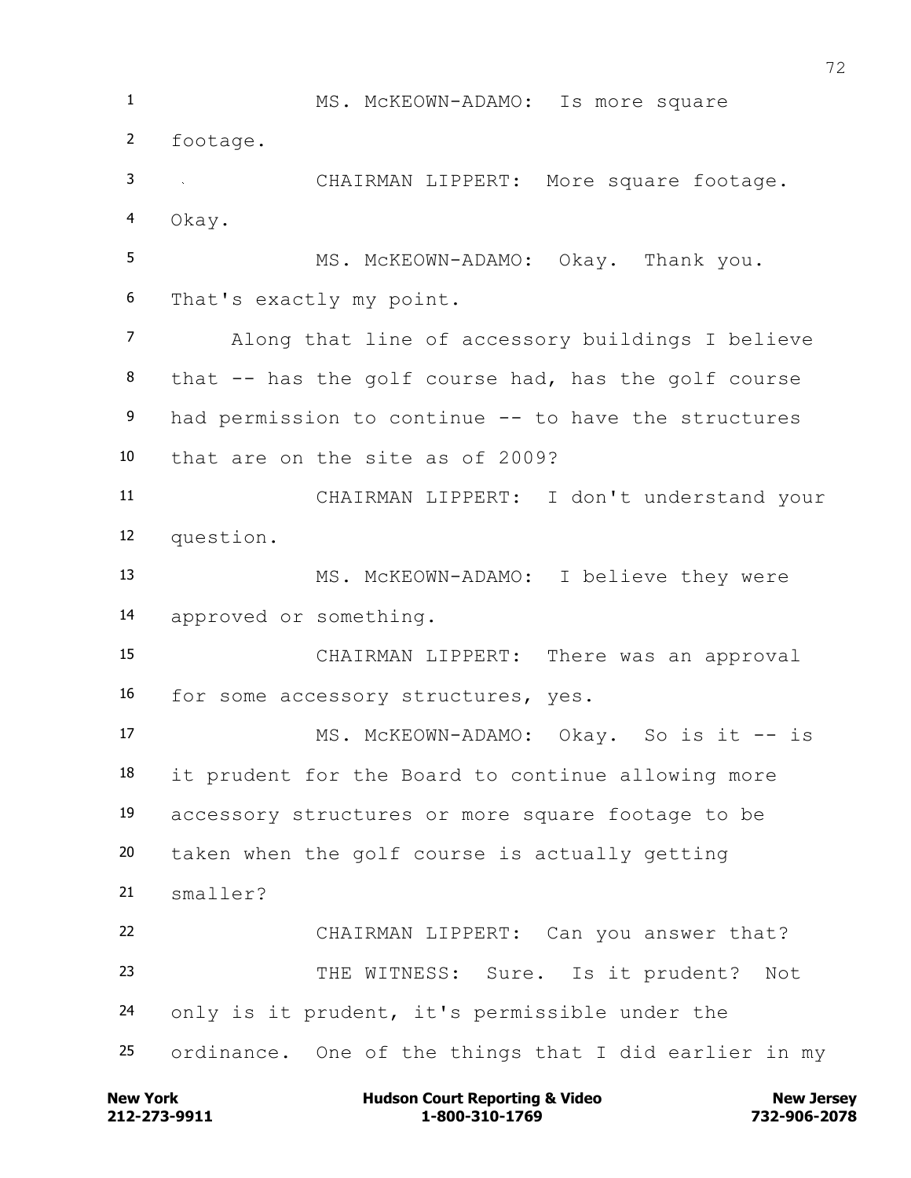MS. McKEOWN-ADAMO: Is more square footage.

CHAIRMAN LIPPERT: More square footage. Okay.

MS. McKEOWN-ADAMO: Okay. Thank you. That's exactly my point.

Along that line of accessory buildings I believe that -- has the golf course had, has the golf course had permission to continue -- to have the structures that are on the site as of 2009?

CHAIRMAN LIPPERT: I don't understand your question.

MS. McKEOWN-ADAMO: I believe they were approved or something.

CHAIRMAN LIPPERT: There was an approval for some accessory structures, yes.

MS. McKEOWN-ADAMO: Okay. So is it -- is it prudent for the Board to continue allowing more accessory structures or more square footage to be taken when the golf course is actually getting smaller?

CHAIRMAN LIPPERT: Can you answer that?

THE WITNESS: Sure. Is it prudent? Not only is it prudent, it's permissible under the ordinance. One of the things that I did earlier in my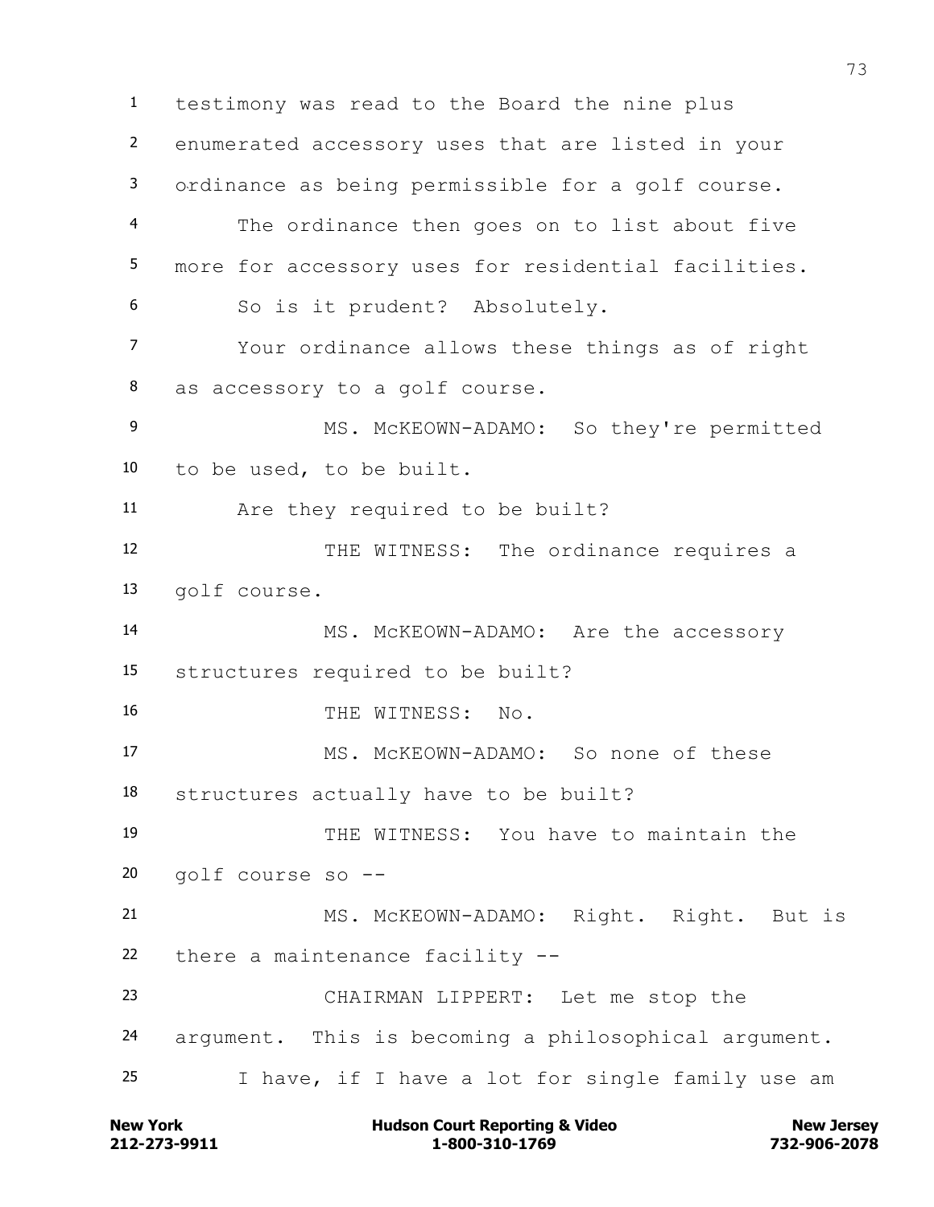testimony was read to the Board the nine plus enumerated accessory uses that are listed in your ordinance as being permissible for a golf course.

The ordinance then goes on to list about five more for accessory uses for residential facilities.

So is it prudent? Absolutely.

Your ordinance allows these things as of right as accessory to a golf course.

MS. McKEOWN-ADAMO: So they're permitted to be used, to be built.

Are they required to be built?

THE WITNESS: The ordinance requires a golf course.

MS. McKEOWN-ADAMO: Are the accessory structures required to be built?

THE WITNESS: No.

MS. McKEOWN-ADAMO: So none of these structures actually have to be built?

THE WITNESS: You have to maintain the golf course so --

MS. McKEOWN-ADAMO: Right. Right. But is there a maintenance facility --

CHAIRMAN LIPPERT: Let me stop the argument. This is becoming a philosophical argument.

I have, if I have a lot for single family use am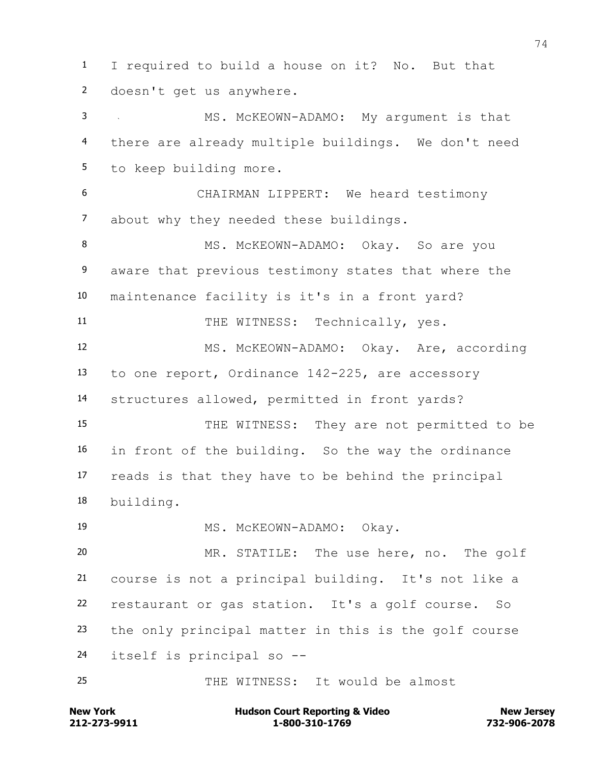I required to build a house on it? No. But that doesn't get us anywhere.

MS. McKEOWN-ADAMO: My argument is that there are already multiple buildings. We don't need to keep building more.

CHAIRMAN LIPPERT: We heard testimony about why they needed these buildings.

MS. McKEOWN-ADAMO: Okay. So are you aware that previous testimony states that where the maintenance facility is it's in a front yard?

THE WITNESS: Technically, yes.

MS. McKEOWN-ADAMO: Okay. Are, according to one report, Ordinance 142-225, are accessory structures allowed, permitted in front yards?

THE WITNESS: They are not permitted to be in front of the building. So the way the ordinance reads is that they have to be behind the principal building.

MS. McKEOWN-ADAMO: Okay.

MR. STATILE: The use here, no. The golf course is not a principal building. It's not like a restaurant or gas station. It's a golf course. So the only principal matter in this is the golf course itself is principal so --

THE WITNESS: It would be almost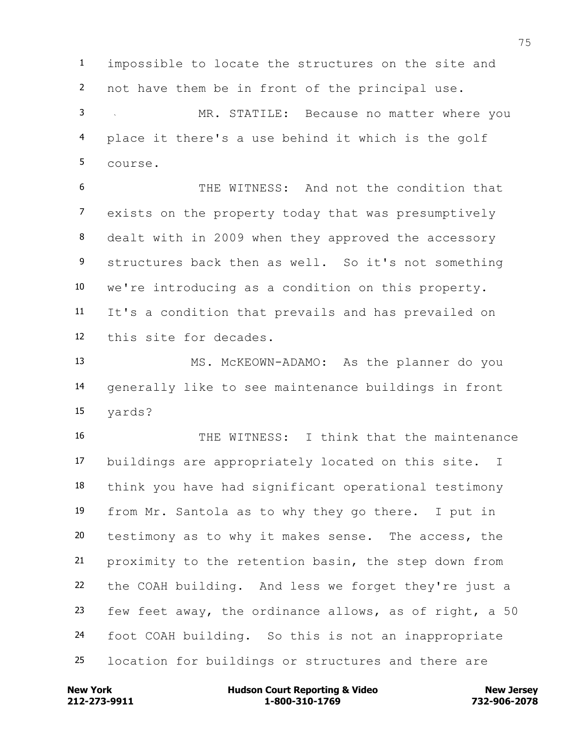impossible to locate the structures on the site and not have them be in front of the principal use.

MR. STATILE: Because no matter where you place it there's a use behind it which is the golf course.

THE WITNESS: And not the condition that exists on the property today that was presumptively dealt with in 2009 when they approved the accessory structures back then as well. So it's not something we're introducing as a condition on this property. It's a condition that prevails and has prevailed on this site for decades.

MS. McKEOWN-ADAMO: As the planner do you generally like to see maintenance buildings in front yards?

THE WITNESS: I think that the maintenance buildings are appropriately located on this site. I think you have had significant operational testimony from Mr. Santola as to why they go there. I put in testimony as to why it makes sense. The access, the proximity to the retention basin, the step down from the COAH building. And less we forget they're just a few feet away, the ordinance allows, as of right, a 50 foot COAH building. So this is not an inappropriate location for buildings or structures and there are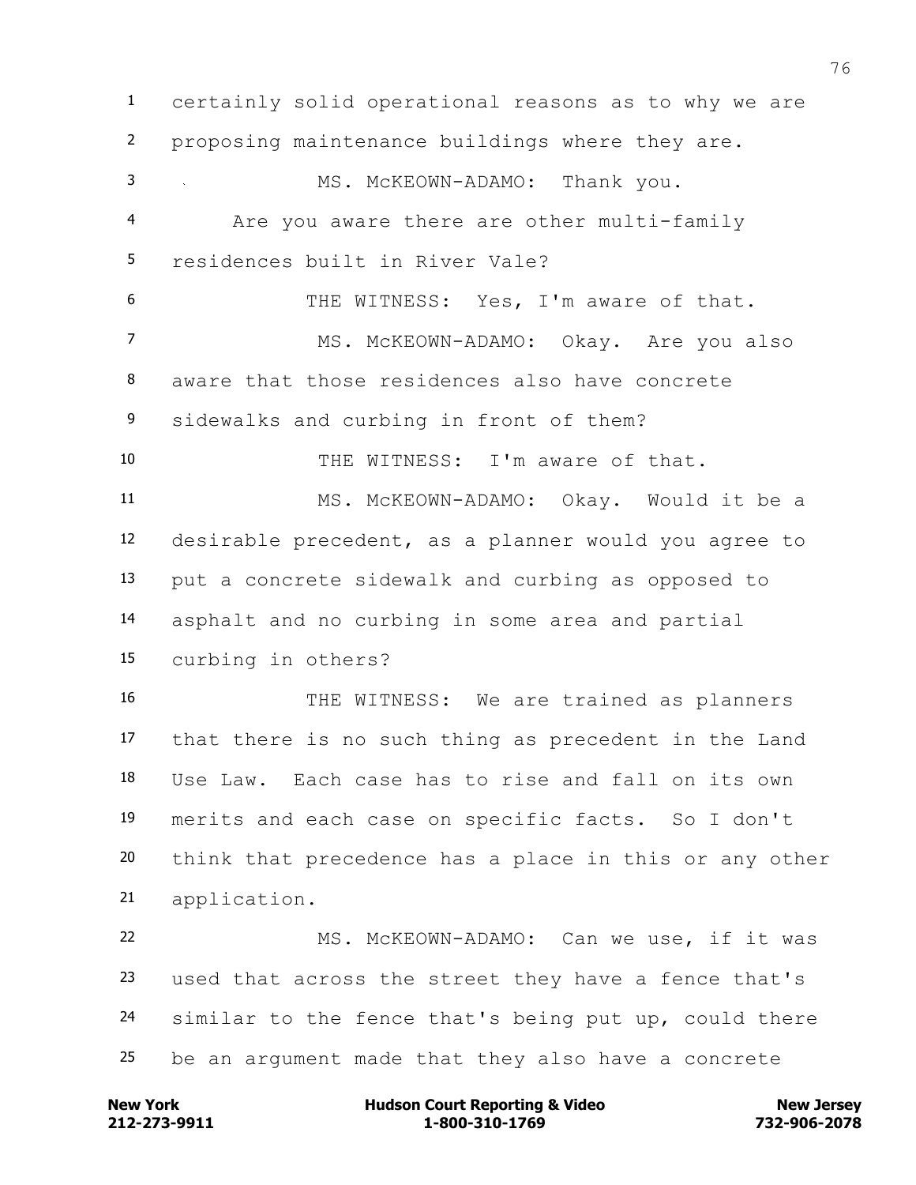certainly solid operational reasons as to why we are proposing maintenance buildings where they are.

MS. McKEOWN-ADAMO: Thank you.

Are you aware there are other multi-family residences built in River Vale?

THE WITNESS: Yes, I'm aware of that.

MS. McKEOWN-ADAMO: Okay. Are you also aware that those residences also have concrete sidewalks and curbing in front of them?

THE WITNESS: I'm aware of that.

MS. McKEOWN-ADAMO: Okay. Would it be a desirable precedent, as a planner would you agree to put a concrete sidewalk and curbing as opposed to asphalt and no curbing in some area and partial curbing in others?

THE WITNESS: We are trained as planners that there is no such thing as precedent in the Land Use Law. Each case has to rise and fall on its own merits and each case on specific facts. So I don't think that precedence has a place in this or any other application.

MS. McKEOWN-ADAMO: Can we use, if it was used that across the street they have a fence that's similar to the fence that's being put up, could there be an argument made that they also have a concrete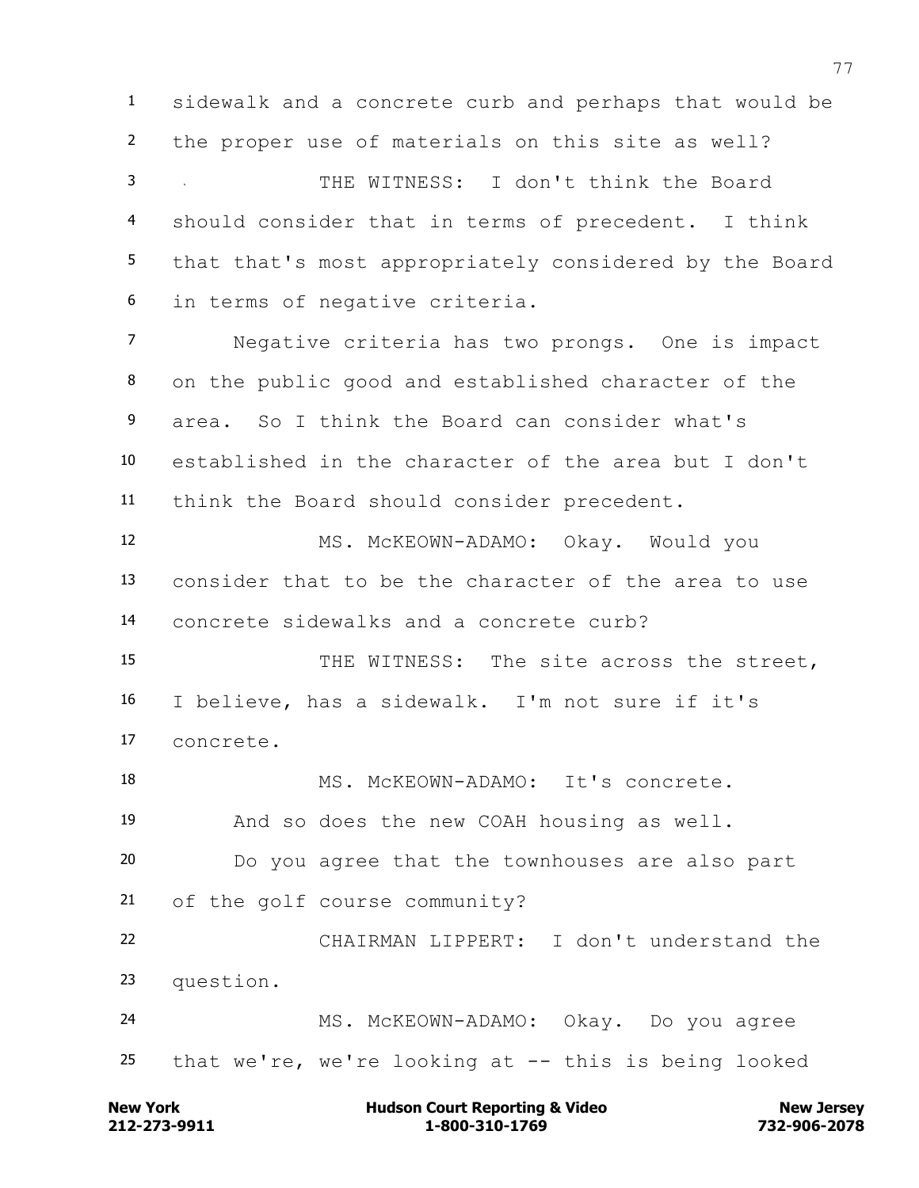sidewalk and a concrete curb and perhaps that would be the proper use of materials on this site as well?

THE WITNESS: I don't think the Board should consider that in terms of precedent. I think that that's most appropriately considered by the Board in terms of negative criteria.

Negative criteria has two prongs. One is impact on the public good and established character of the area. So I think the Board can consider what's established in the character of the area but I don't think the Board should consider precedent.

MS. McKEOWN-ADAMO: Okay. Would you consider that to be the character of the area to use concrete sidewalks and a concrete curb?

THE WITNESS: The site across the street, I believe, has a sidewalk. I'm not sure if it's concrete.

MS. McKEOWN-ADAMO: It's concrete.

And so does the new COAH housing as well.

Do you agree that the townhouses are also part of the golf course community?

CHAIRMAN LIPPERT: I don't understand the question.

MS. McKEOWN-ADAMO: Okay. Do you agree that we're, we're looking at -- this is being looked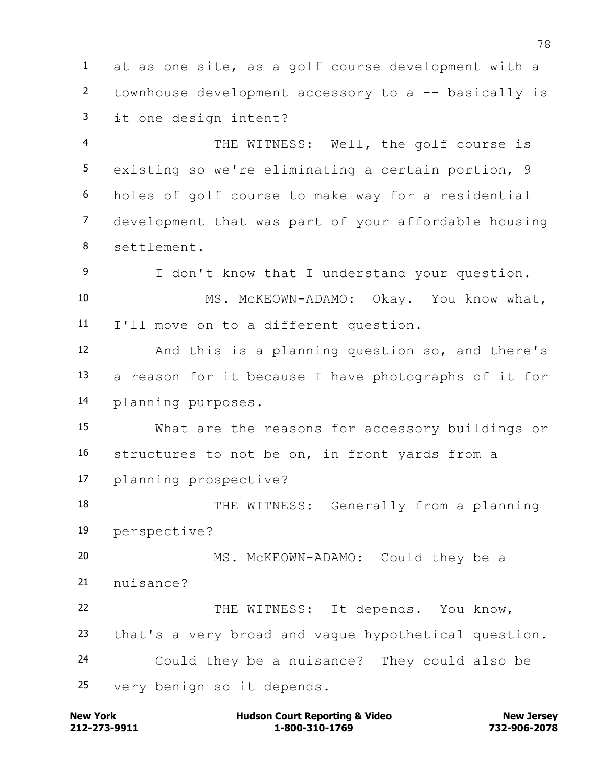at as one site, as a golf course development with a townhouse development accessory to a -- basically is it one design intent?

THE WITNESS: Well, the golf course is existing so we're eliminating a certain portion, 9 holes of golf course to make way for a residential development that was part of your affordable housing settlement.

I don't know that I understand your question.

MS. McKEOWN-ADAMO: Okay. You know what, I'll move on to a different question.

And this is a planning question so, and there's a reason for it because I have photographs of it for planning purposes.

What are the reasons for accessory buildings or structures to not be on, in front yards from a planning prospective?

THE WITNESS: Generally from a planning perspective?

MS. McKEOWN-ADAMO: Could they be a nuisance?

THE WITNESS: It depends. You know, that's a very broad and vague hypothetical question.

Could they be a nuisance? They could also be very benign so it depends.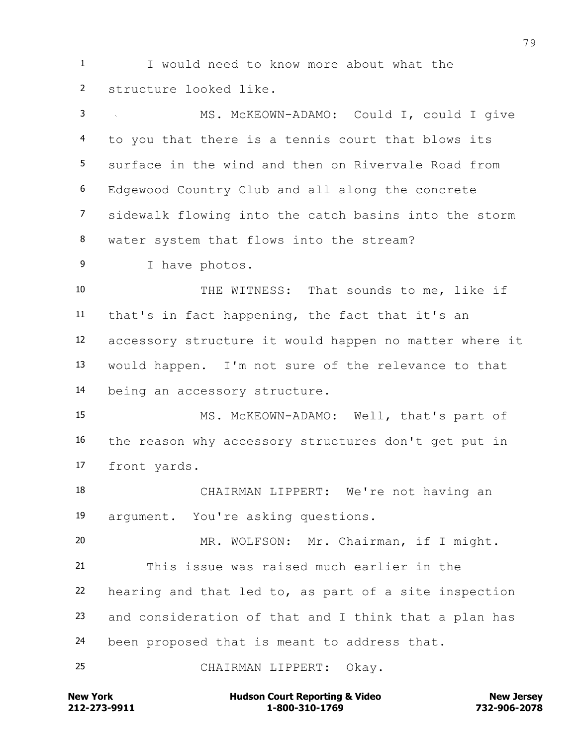I would need to know more about what the structure looked like.

MS. McKEOWN-ADAMO: Could I, could I give to you that there is a tennis court that blows its surface in the wind and then on Rivervale Road from Edgewood Country Club and all along the concrete sidewalk flowing into the catch basins into the storm water system that flows into the stream?

I have photos.

THE WITNESS: That sounds to me, like if that's in fact happening, the fact that it's an accessory structure it would happen no matter where it would happen. I'm not sure of the relevance to that being an accessory structure.

MS. McKEOWN-ADAMO: Well, that's part of the reason why accessory structures don't get put in front yards.

CHAIRMAN LIPPERT: We're not having an argument. You're asking questions.

MR. WOLFSON: Mr. Chairman, if I might.

This issue was raised much earlier in the hearing and that led to, as part of a site inspection and consideration of that and I think that a plan has been proposed that is meant to address that.

CHAIRMAN LIPPERT: Okay.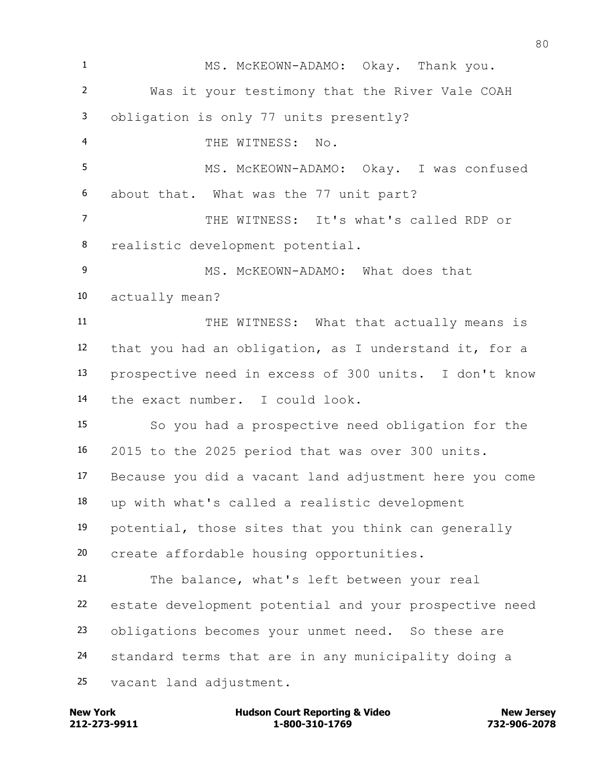MS. McKEOWN-ADAMO: Okay. Thank you.

Was it your testimony that the River Vale COAH obligation is only 77 units presently?

THE WITNESS: No.

MS. McKEOWN-ADAMO: Okay. I was confused about that. What was the 77 unit part?

THE WITNESS: It's what's called RDP or realistic development potential.

MS. McKEOWN-ADAMO: What does that actually mean?

THE WITNESS: What that actually means is that you had an obligation, as I understand it, for a prospective need in excess of 300 units. I don't know the exact number. I could look.

So you had a prospective need obligation for the 2015 to the 2025 period that was over 300 units. Because you did a vacant land adjustment here you come up with what's called a realistic development potential, those sites that you think can generally create affordable housing opportunities.

The balance, what's left between your real estate development potential and your prospective need obligations becomes your unmet need. So these are standard terms that are in any municipality doing a vacant land adjustment.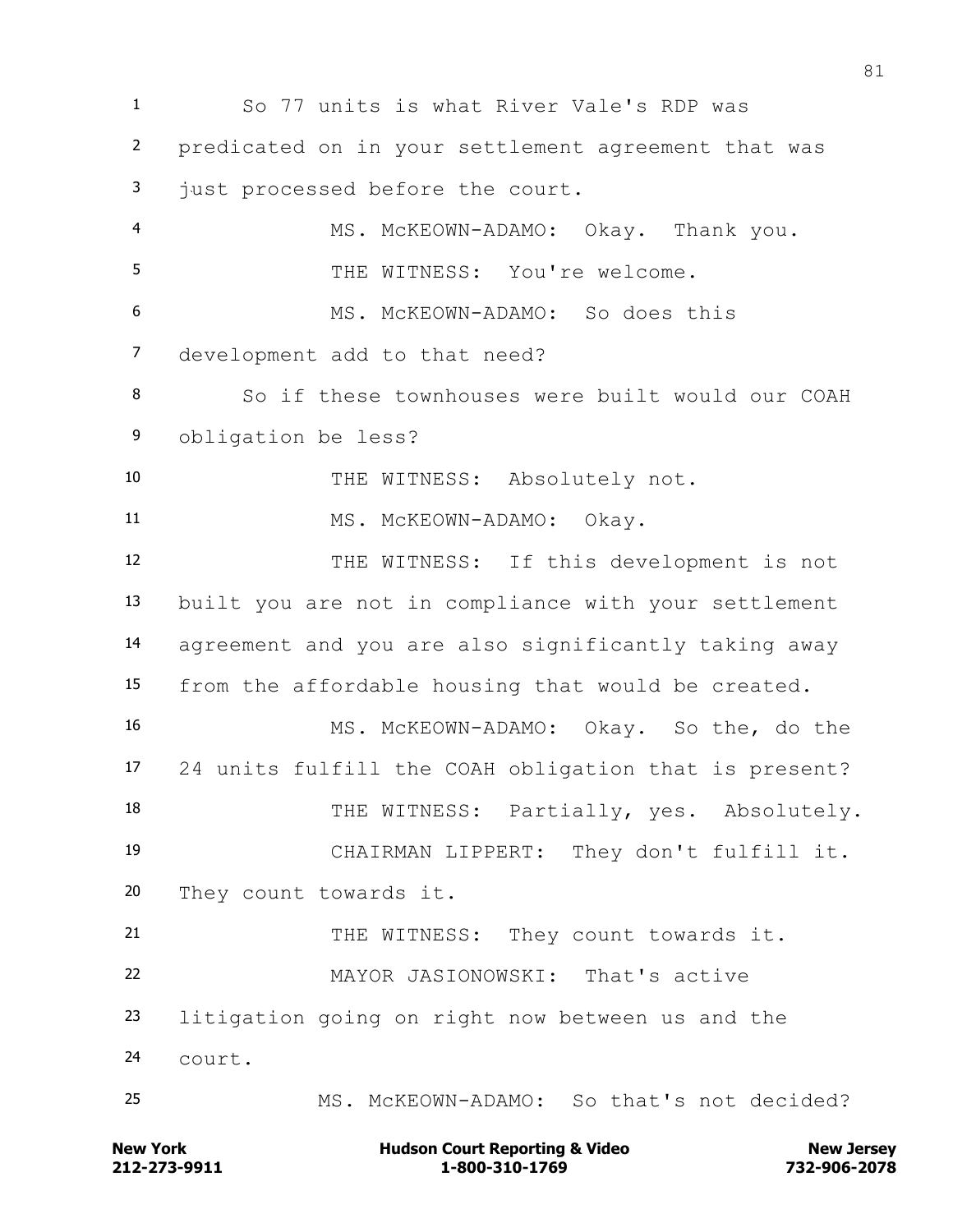So 77 units is what River Vale's RDP was predicated on in your settlement agreement that was just processed before the court.

MS. McKEOWN-ADAMO: Okay. Thank you.

THE WITNESS: You're welcome.

MS. McKEOWN-ADAMO: So does this development add to that need?

So if these townhouses were built would our COAH obligation be less?

THE WITNESS: Absolutely not.

MS. McKEOWN-ADAMO: Okay.

THE WITNESS: If this development is not built you are not in compliance with your settlement agreement and you are also significantly taking away from the affordable housing that would be created.

MS. McKEOWN-ADAMO: Okay. So the, do the 24 units fulfill the COAH obligation that is present?

THE WITNESS: Partially, yes. Absolutely.

CHAIRMAN LIPPERT: They don't fulfill it. They count towards it.

THE WITNESS: They count towards it.

MAYOR JASIONOWSKI: That's active litigation going on right now between us and the court.

MS. McKEOWN-ADAMO: So that's not decided?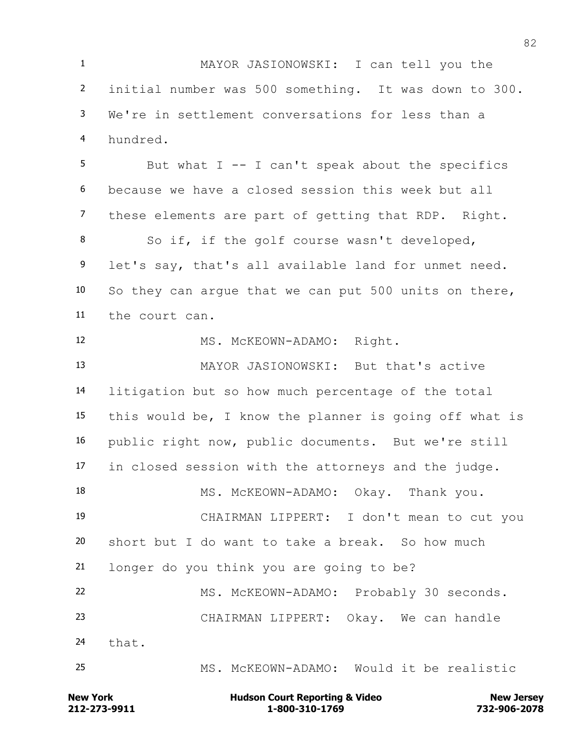MAYOR JASIONOWSKI: I can tell you the initial number was 500 something. It was down to 300. We're in settlement conversations for less than a hundred.

But what I -- I can't speak about the specifics because we have a closed session this week but all these elements are part of getting that RDP. Right.

So if, if the golf course wasn't developed, let's say, that's all available land for unmet need. So they can argue that we can put 500 units on there, the court can.

MS. McKEOWN-ADAMO: Right.

MAYOR JASIONOWSKI: But that's active litigation but so how much percentage of the total this would be, I know the planner is going off what is public right now, public documents. But we're still in closed session with the attorneys and the judge.

MS. McKEOWN-ADAMO: Okay. Thank you.

CHAIRMAN LIPPERT: I don't mean to cut you short but I do want to take a break. So how much longer do you think you are going to be?

MS. McKEOWN-ADAMO: Probably 30 seconds.

CHAIRMAN LIPPERT: Okay. We can handle that.

MS. McKEOWN-ADAMO: Would it be realistic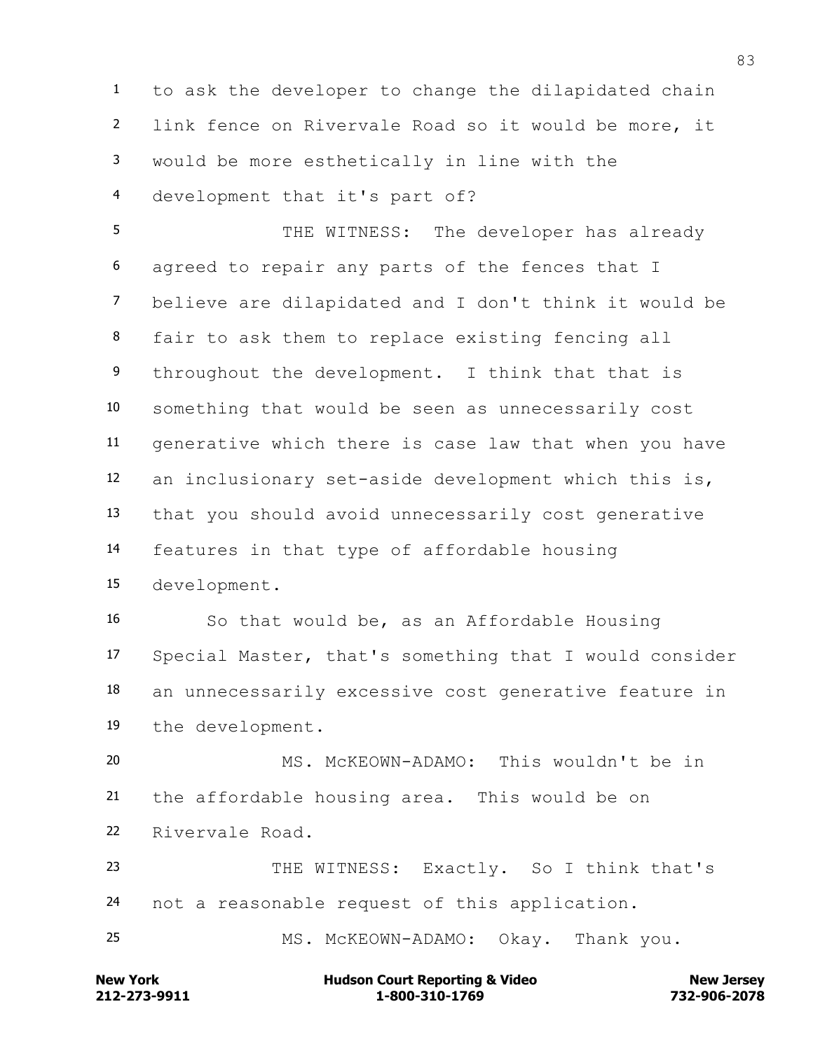to ask the developer to change the dilapidated chain link fence on Rivervale Road so it would be more, it would be more esthetically in line with the development that it's part of?

THE WITNESS: The developer has already agreed to repair any parts of the fences that I believe are dilapidated and I don't think it would be fair to ask them to replace existing fencing all throughout the development. I think that that is something that would be seen as unnecessarily cost generative which there is case law that when you have an inclusionary set-aside development which this is, that you should avoid unnecessarily cost generative features in that type of affordable housing development.

So that would be, as an Affordable Housing Special Master, that's something that I would consider an unnecessarily excessive cost generative feature in the development.

MS. McKEOWN-ADAMO: This wouldn't be in the affordable housing area. This would be on Rivervale Road.

THE WITNESS: Exactly. So I think that's not a reasonable request of this application.

MS. McKEOWN-ADAMO: Okay. Thank you.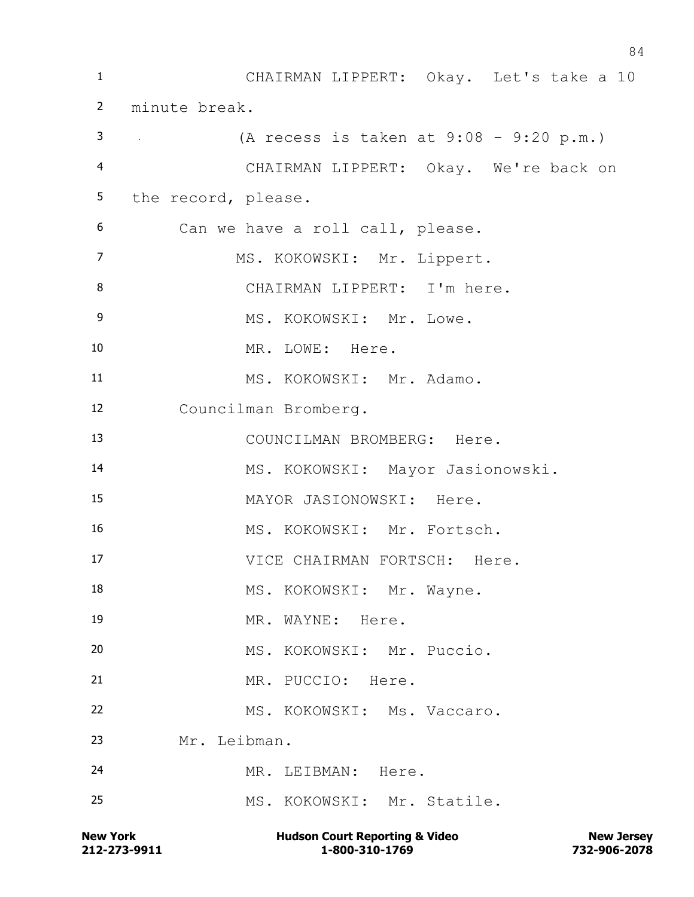CHAIRMAN LIPPERT: Okay. Let's take a 10 minute break.

(A recess is taken at 9:08 - 9:20 p.m.)

CHAIRMAN LIPPERT: Okay. We're back on the record, please.

Can we have a roll call, please.

MS. KOKOWSKI: Mr. Lippert.

CHAIRMAN LIPPERT: I'm here.

MS. KOKOWSKI: Mr. Lowe.

MR. LOWE: Here.

MS. KOKOWSKI: Mr. Adamo.

Councilman Bromberg.

COUNCILMAN BROMBERG: Here.

MS. KOKOWSKI: Mayor Jasionowski.

MAYOR JASIONOWSKI: Here.

MS. KOKOWSKI: Mr. Fortsch.

VICE CHAIRMAN FORTSCH: Here.

MS. KOKOWSKI: Mr. Wayne.

MR. WAYNE: Here.

MS. KOKOWSKI: Mr. Puccio.

MR. PUCCIO: Here.

MS. KOKOWSKI: Ms. Vaccaro.

Mr. Leibman.

MR. LEIBMAN: Here.

MS. KOKOWSKI: Mr. Statile.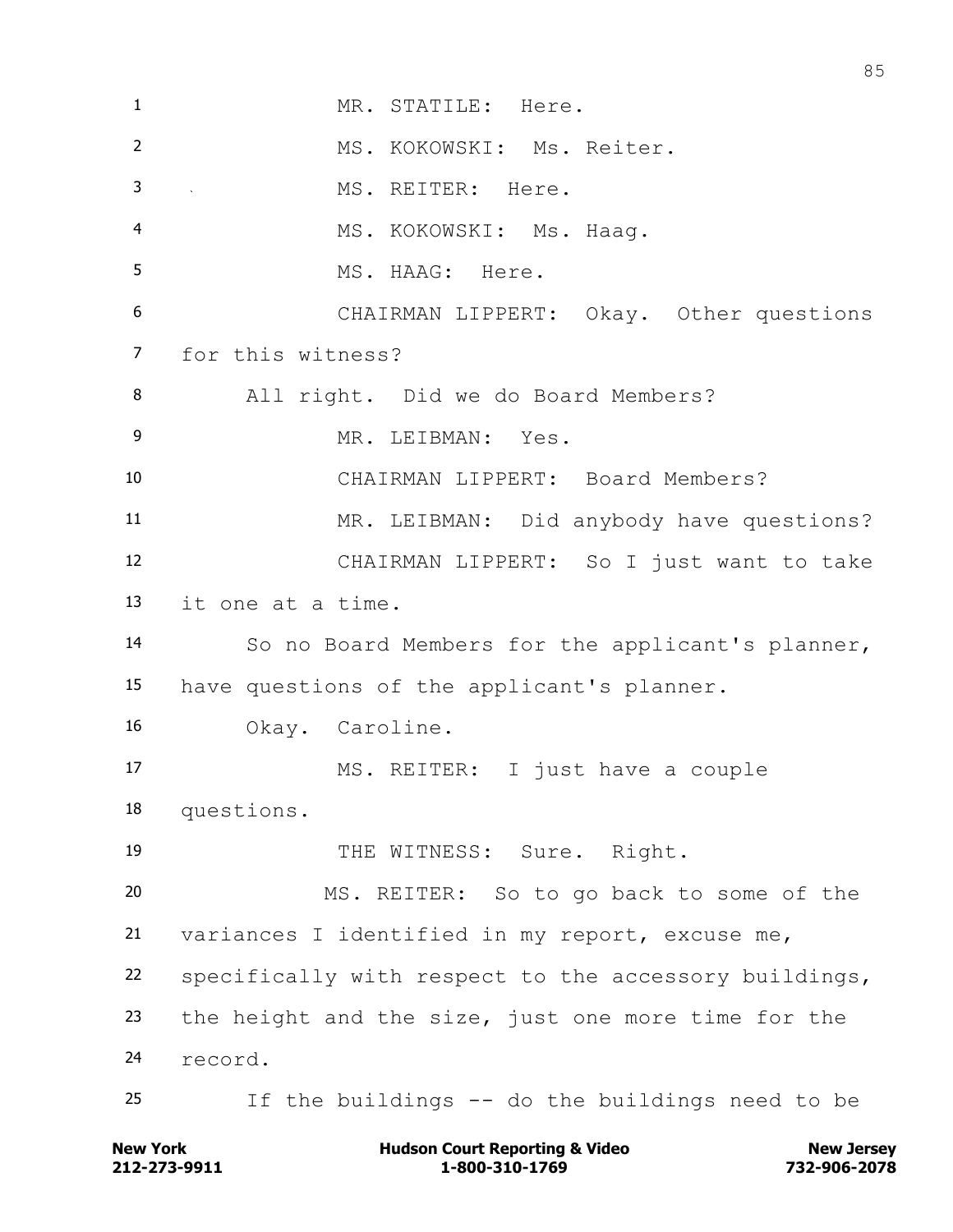MR. STATILE: Here.

MS. KOKOWSKI: Ms. Reiter.

MS. REITER: Here.

MS. KOKOWSKI: Ms. Haag.

MS. HAAG: Here.

CHAIRMAN LIPPERT: Okay. Other questions for this witness?

All right. Did we do Board Members?

MR. LEIBMAN: Yes.

CHAIRMAN LIPPERT: Board Members?

MR. LEIBMAN: Did anybody have questions?

CHAIRMAN LIPPERT: So I just want to take it one at a time.

So no Board Members for the applicant's planner, have questions of the applicant's planner.

Okay. Caroline.

MS. REITER: I just have a couple questions.

THE WITNESS: Sure. Right.

MS. REITER: So to go back to some of the variances I identified in my report, excuse me, specifically with respect to the accessory buildings, the height and the size, just one more time for the record.

If the buildings -- do the buildings need to be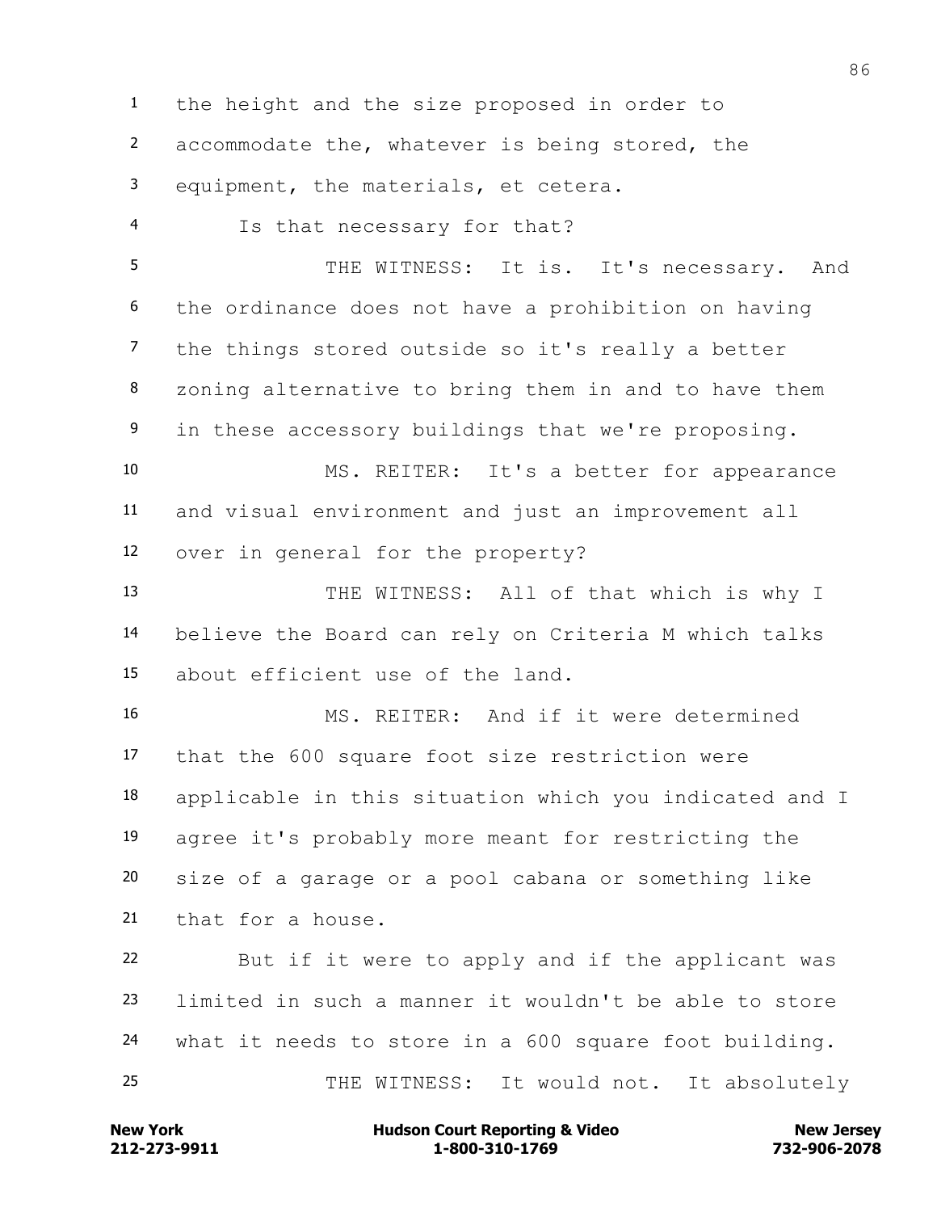the height and the size proposed in order to accommodate the, whatever is being stored, the equipment, the materials, et cetera.

Is that necessary for that?

THE WITNESS: It is. It's necessary. And the ordinance does not have a prohibition on having the things stored outside so it's really a better zoning alternative to bring them in and to have them in these accessory buildings that we're proposing.

MS. REITER: It's a better for appearance and visual environment and just an improvement all over in general for the property?

THE WITNESS: All of that which is why I believe the Board can rely on Criteria M which talks about efficient use of the land.

MS. REITER: And if it were determined that the 600 square foot size restriction were applicable in this situation which you indicated and I agree it's probably more meant for restricting the size of a garage or a pool cabana or something like that for a house.

But if it were to apply and if the applicant was limited in such a manner it wouldn't be able to store what it needs to store in a 600 square foot building.

THE WITNESS: It would not. It absolutely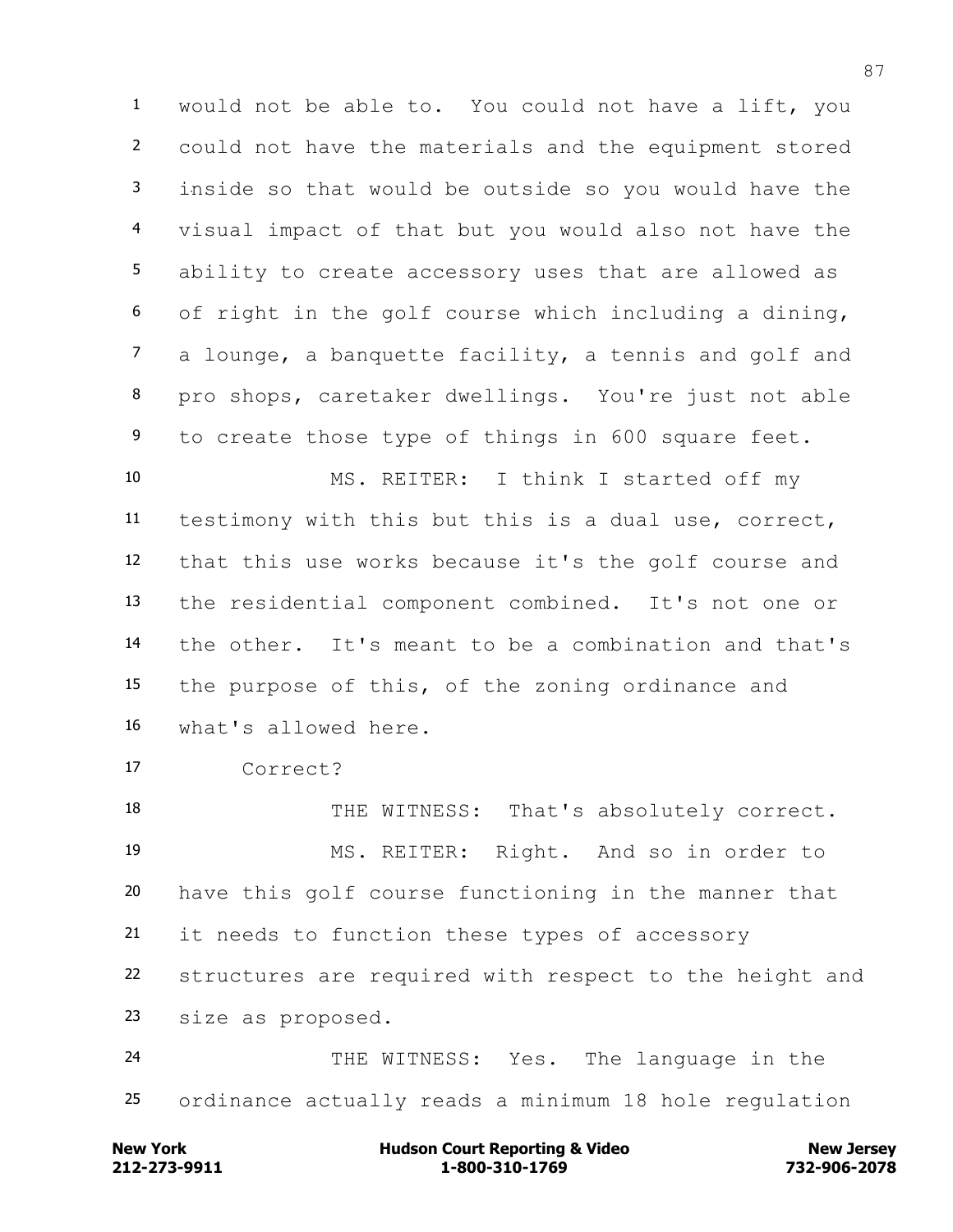would not be able to. You could not have a lift, you could not have the materials and the equipment stored inside so that would be outside so you would have the visual impact of that but you would also not have the ability to create accessory uses that are allowed as of right in the golf course which including a dining, a lounge, a banquette facility, a tennis and golf and pro shops, caretaker dwellings. You're just not able to create those type of things in 600 square feet.

MS. REITER: I think I started off my testimony with this but this is a dual use, correct, that this use works because it's the golf course and the residential component combined. It's not one or the other. It's meant to be a combination and that's the purpose of this, of the zoning ordinance and what's allowed here.

Correct?

THE WITNESS: That's absolutely correct.

MS. REITER: Right. And so in order to have this golf course functioning in the manner that it needs to function these types of accessory structures are required with respect to the height and size as proposed.

THE WITNESS: Yes. The language in the ordinance actually reads a minimum 18 hole regulation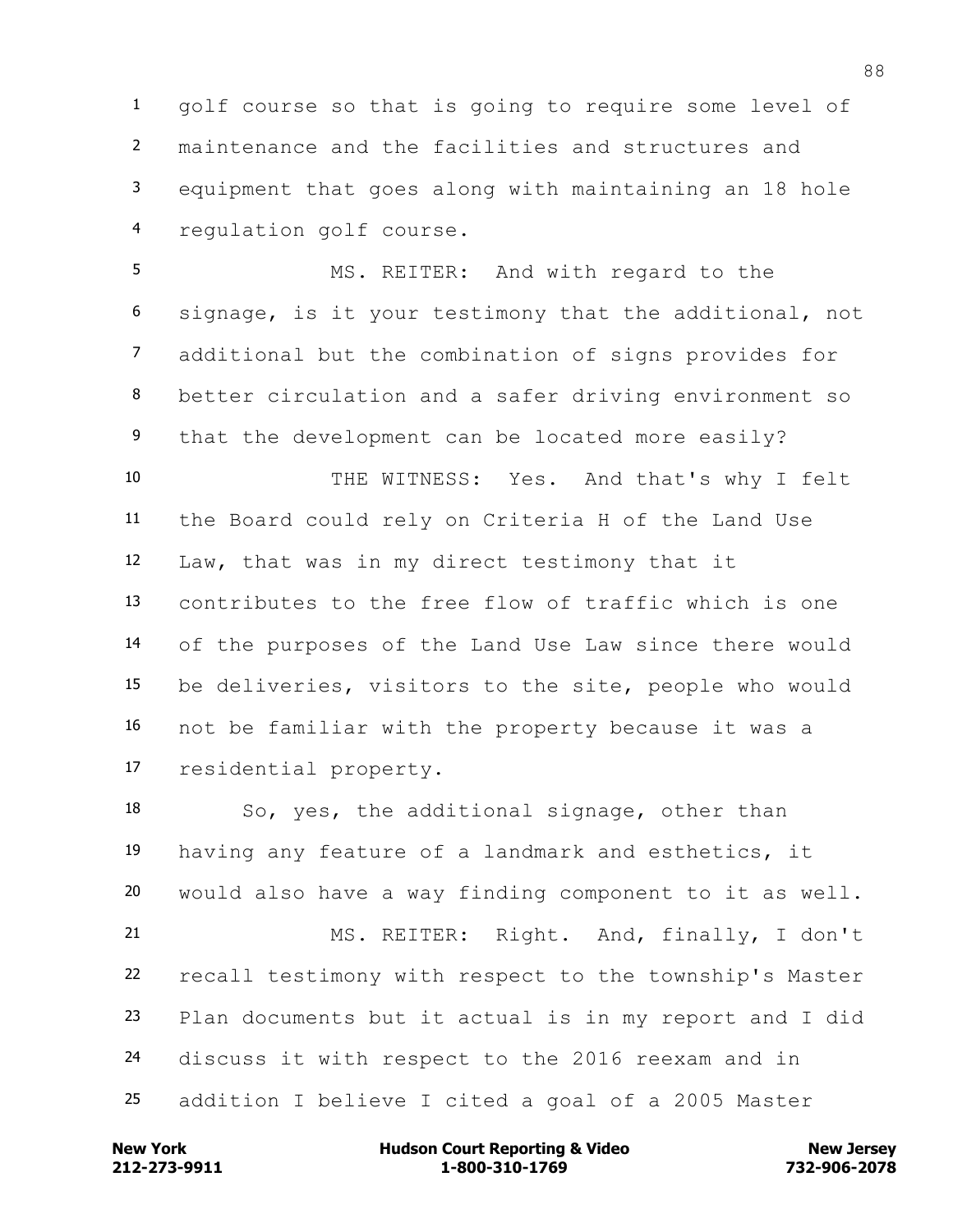golf course so that is going to require some level of maintenance and the facilities and structures and equipment that goes along with maintaining an 18 hole regulation golf course.

MS. REITER: And with regard to the signage, is it your testimony that the additional, not additional but the combination of signs provides for better circulation and a safer driving environment so that the development can be located more easily?

THE WITNESS: Yes. And that's why I felt the Board could rely on Criteria H of the Land Use Law, that was in my direct testimony that it contributes to the free flow of traffic which is one of the purposes of the Land Use Law since there would be deliveries, visitors to the site, people who would not be familiar with the property because it was a residential property.

So, yes, the additional signage, other than having any feature of a landmark and esthetics, it would also have a way finding component to it as well.

MS. REITER: Right. And, finally, I don't recall testimony with respect to the township's Master Plan documents but it actual is in my report and I did discuss it with respect to the 2016 reexam and in addition I believe I cited a goal of a 2005 Master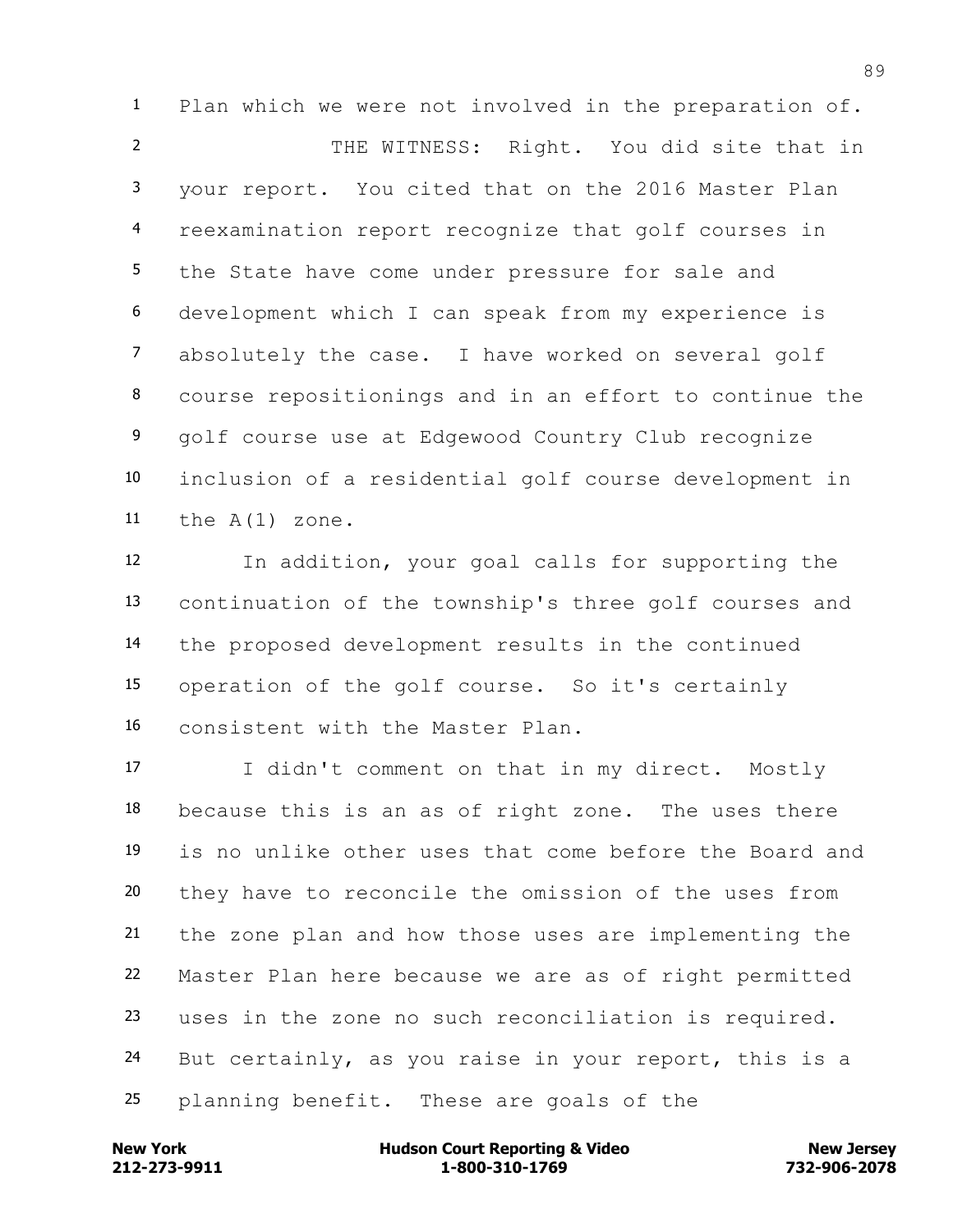Plan which we were not involved in the preparation of.

THE WITNESS: Right. You did site that in your report. You cited that on the 2016 Master Plan reexamination report recognize that golf courses in the State have come under pressure for sale and development which I can speak from my experience is absolutely the case. I have worked on several golf course repositionings and in an effort to continue the golf course use at Edgewood Country Club recognize inclusion of a residential golf course development in the A(1) zone.

In addition, your goal calls for supporting the continuation of the township's three golf courses and the proposed development results in the continued operation of the golf course. So it's certainly consistent with the Master Plan.

I didn't comment on that in my direct. Mostly because this is an as of right zone. The uses there is no unlike other uses that come before the Board and they have to reconcile the omission of the uses from the zone plan and how those uses are implementing the Master Plan here because we are as of right permitted uses in the zone no such reconciliation is required. But certainly, as you raise in your report, this is a planning benefit. These are goals of the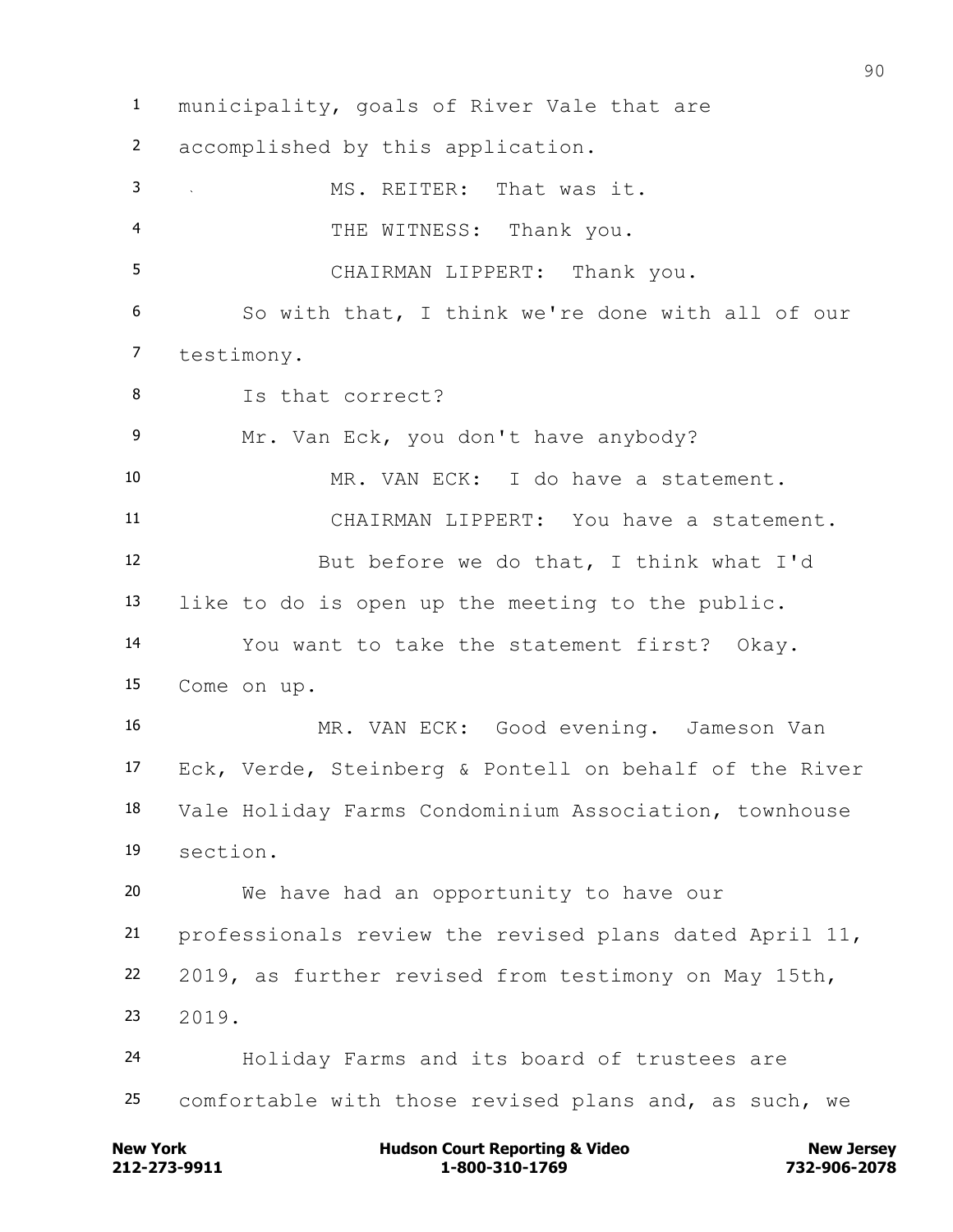municipality, goals of River Vale that are
accomplished by this application.

MS. REITER: That was it.

THE WITNESS: Thank you.

CHAIRMAN LIPPERT: Thank you.

So with that, I think we're done with all of our testimony.

Is that correct?

Mr. Van Eck, you don't have anybody?

MR. VAN ECK: I do have a statement.

CHAIRMAN LIPPERT: You have a statement.

But before we do that, I think what I'd like to do is open up the meeting to the public.

You want to take the statement first? Okay. Come on up.

MR. VAN ECK: Good evening. Jameson Van Eck, Verde, Steinberg & Pontell on behalf of the River Vale Holiday Farms Condominium Association, townhouse section.

We have had an opportunity to have our professionals review the revised plans dated April 11, 2019, as further revised from testimony on May 15th, 2019.

Holiday Farms and its board of trustees are comfortable with those revised plans and, as such, we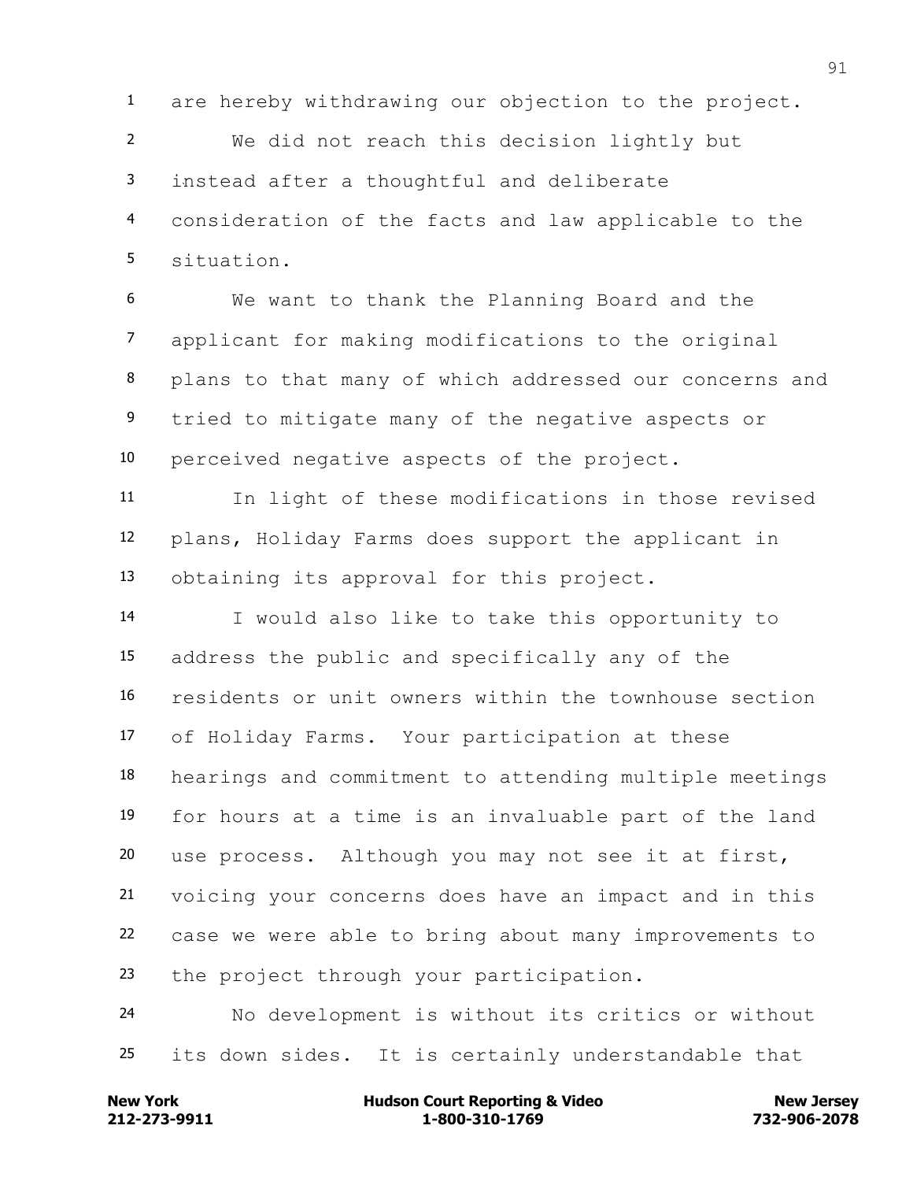are hereby withdrawing our objection to the project.

We did not reach this decision lightly but instead after a thoughtful and deliberate consideration of the facts and law applicable to the situation.

We want to thank the Planning Board and the applicant for making modifications to the original plans to that many of which addressed our concerns and tried to mitigate many of the negative aspects or perceived negative aspects of the project.

In light of these modifications in those revised plans, Holiday Farms does support the applicant in obtaining its approval for this project.

I would also like to take this opportunity to address the public and specifically any of the residents or unit owners within the townhouse section of Holiday Farms. Your participation at these hearings and commitment to attending multiple meetings for hours at a time is an invaluable part of the land use process. Although you may not see it at first, voicing your concerns does have an impact and in this case we were able to bring about many improvements to the project through your participation.

No development is without its critics or without its down sides. It is certainly understandable that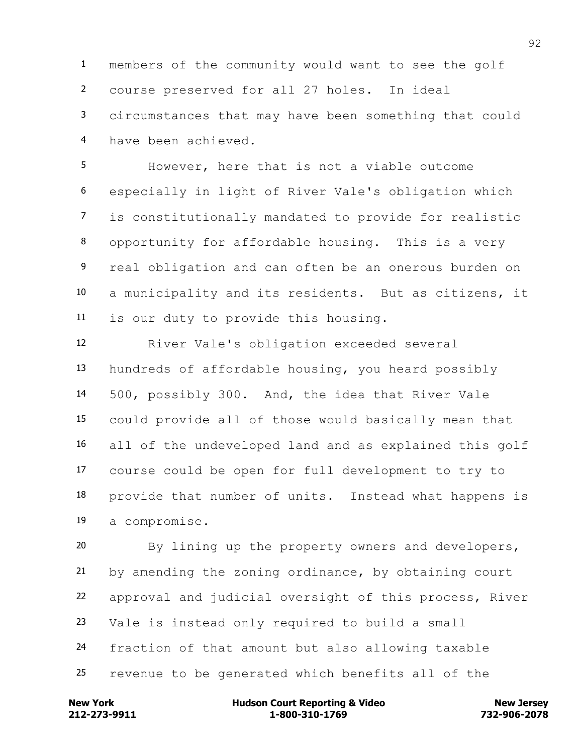members of the community would want to see the golf course preserved for all 27 holes. In ideal circumstances that may have been something that could have been achieved.

However, here that is not a viable outcome especially in light of River Vale's obligation which is constitutionally mandated to provide for realistic opportunity for affordable housing. This is a very real obligation and can often be an onerous burden on a municipality and its residents. But as citizens, it is our duty to provide this housing.

River Vale's obligation exceeded several hundreds of affordable housing, you heard possibly 500, possibly 300. And, the idea that River Vale could provide all of those would basically mean that all of the undeveloped land and as explained this golf course could be open for full development to try to provide that number of units. Instead what happens is a compromise.

By lining up the property owners and developers, by amending the zoning ordinance, by obtaining court approval and judicial oversight of this process, River Vale is instead only required to build a small fraction of that amount but also allowing taxable revenue to be generated which benefits all of the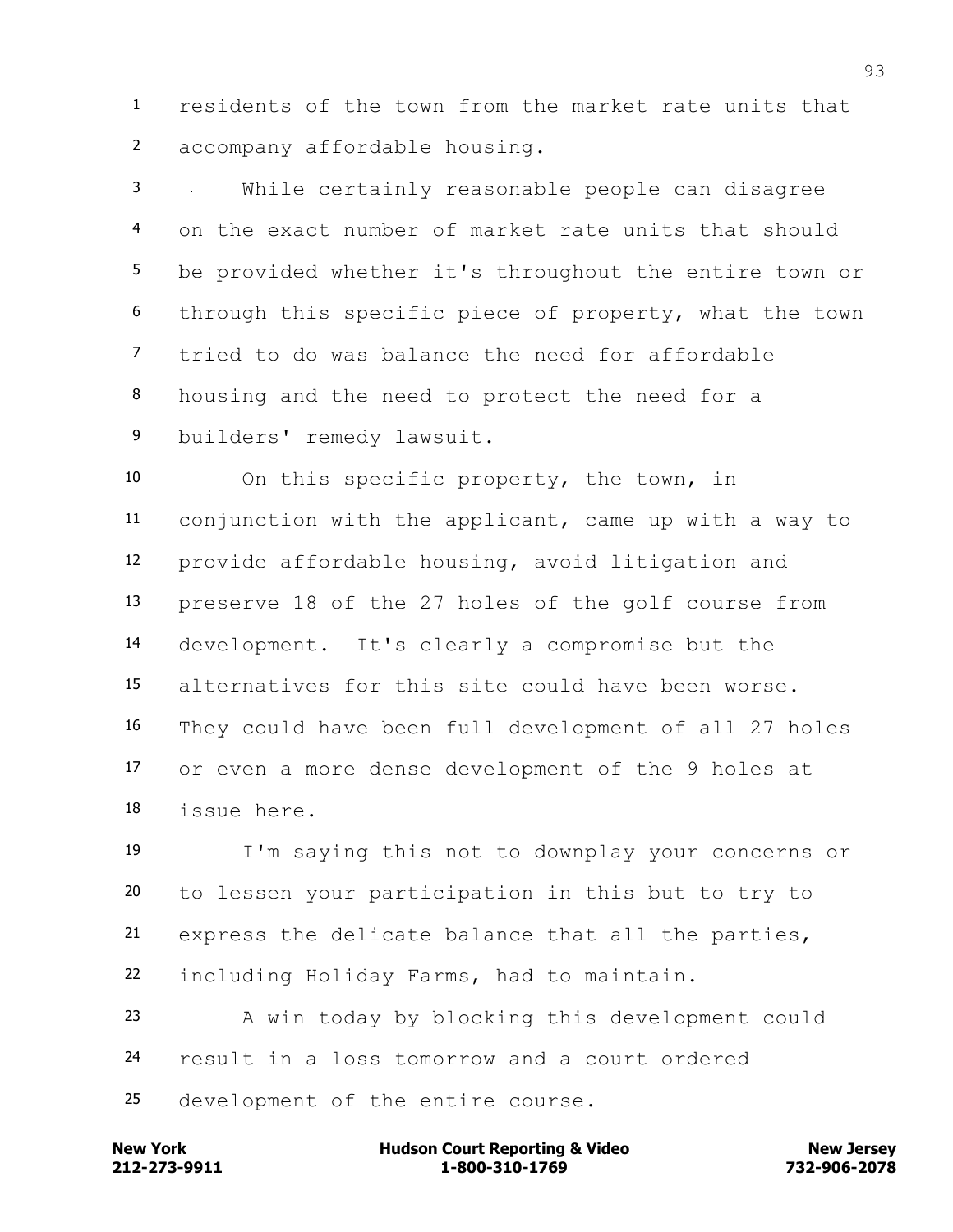residents of the town from the market rate units that accompany affordable housing.

While certainly reasonable people can disagree on the exact number of market rate units that should be provided whether it's throughout the entire town or through this specific piece of property, what the town tried to do was balance the need for affordable housing and the need to protect the need for a builders' remedy lawsuit.

On this specific property, the town, in conjunction with the applicant, came up with a way to provide affordable housing, avoid litigation and preserve 18 of the 27 holes of the golf course from development. It's clearly a compromise but the alternatives for this site could have been worse. They could have been full development of all 27 holes or even a more dense development of the 9 holes at issue here.

I'm saying this not to downplay your concerns or to lessen your participation in this but to try to express the delicate balance that all the parties, including Holiday Farms, had to maintain.

A win today by blocking this development could result in a loss tomorrow and a court ordered development of the entire course.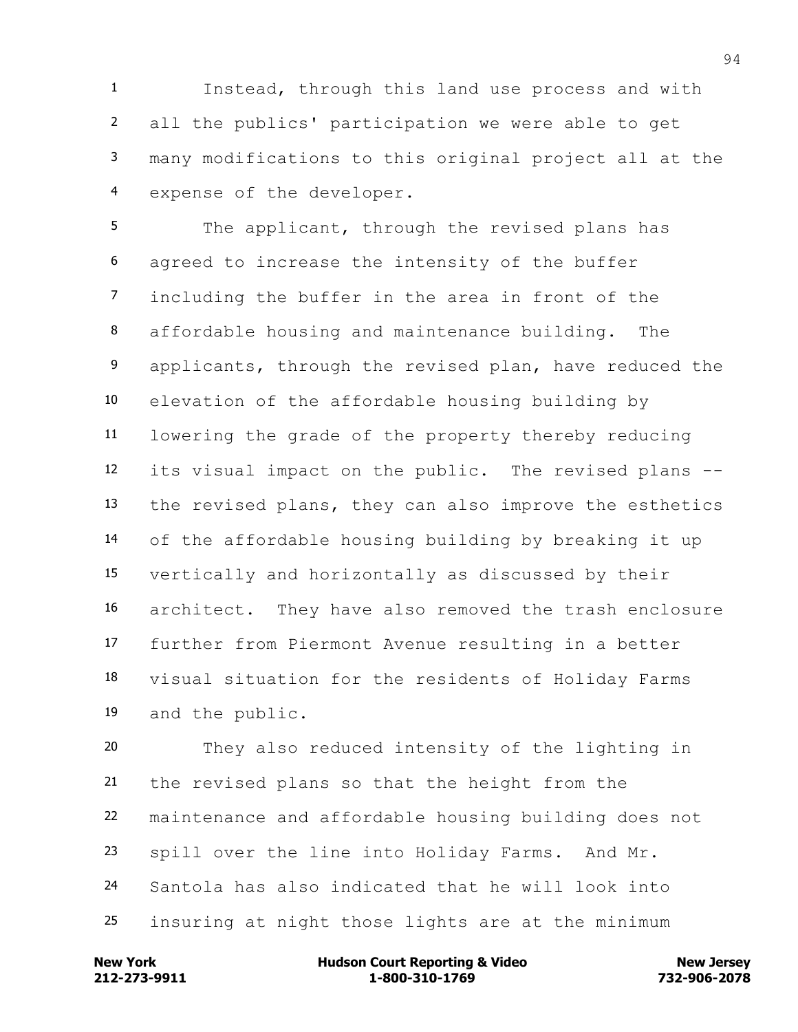Instead, through this land use process and with all the publics' participation we were able to get many modifications to this original project all at the expense of the developer.

The applicant, through the revised plans has agreed to increase the intensity of the buffer including the buffer in the area in front of the affordable housing and maintenance building. The applicants, through the revised plan, have reduced the elevation of the affordable housing building by lowering the grade of the property thereby reducing its visual impact on the public. The revised plans -- the revised plans, they can also improve the esthetics of the affordable housing building by breaking it up vertically and horizontally as discussed by their architect. They have also removed the trash enclosure further from Piermont Avenue resulting in a better visual situation for the residents of Holiday Farms and the public.

They also reduced intensity of the lighting in the revised plans so that the height from the maintenance and affordable housing building does not spill over the line into Holiday Farms. And Mr. Santola has also indicated that he will look into insuring at night those lights are at the minimum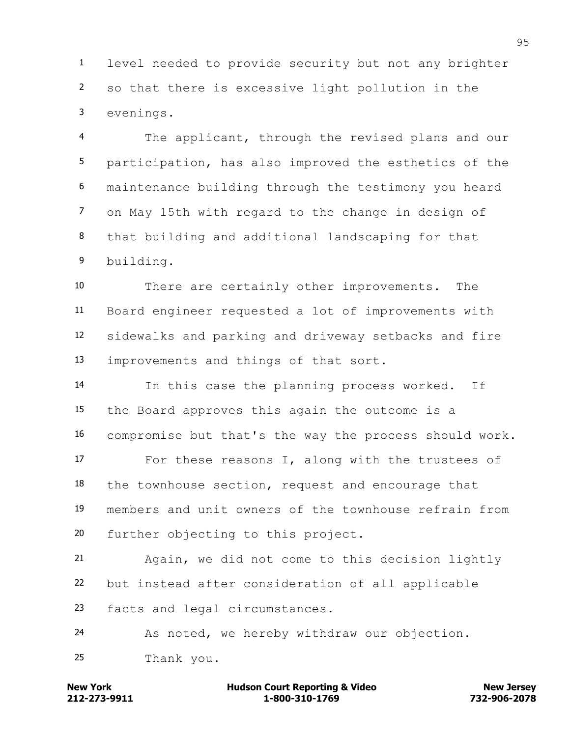level needed to provide security but not any brighter so that there is excessive light pollution in the evenings.

The applicant, through the revised plans and our participation, has also improved the esthetics of the maintenance building through the testimony you heard on May 15th with regard to the change in design of that building and additional landscaping for that building.

There are certainly other improvements. The Board engineer requested a lot of improvements with sidewalks and parking and driveway setbacks and fire improvements and things of that sort.

In this case the planning process worked. If the Board approves this again the outcome is a compromise but that's the way the process should work.

For these reasons I, along with the trustees of the townhouse section, request and encourage that members and unit owners of the townhouse refrain from further objecting to this project.

Again, we did not come to this decision lightly but instead after consideration of all applicable facts and legal circumstances.

As noted, we hereby withdraw our objection.

Thank you.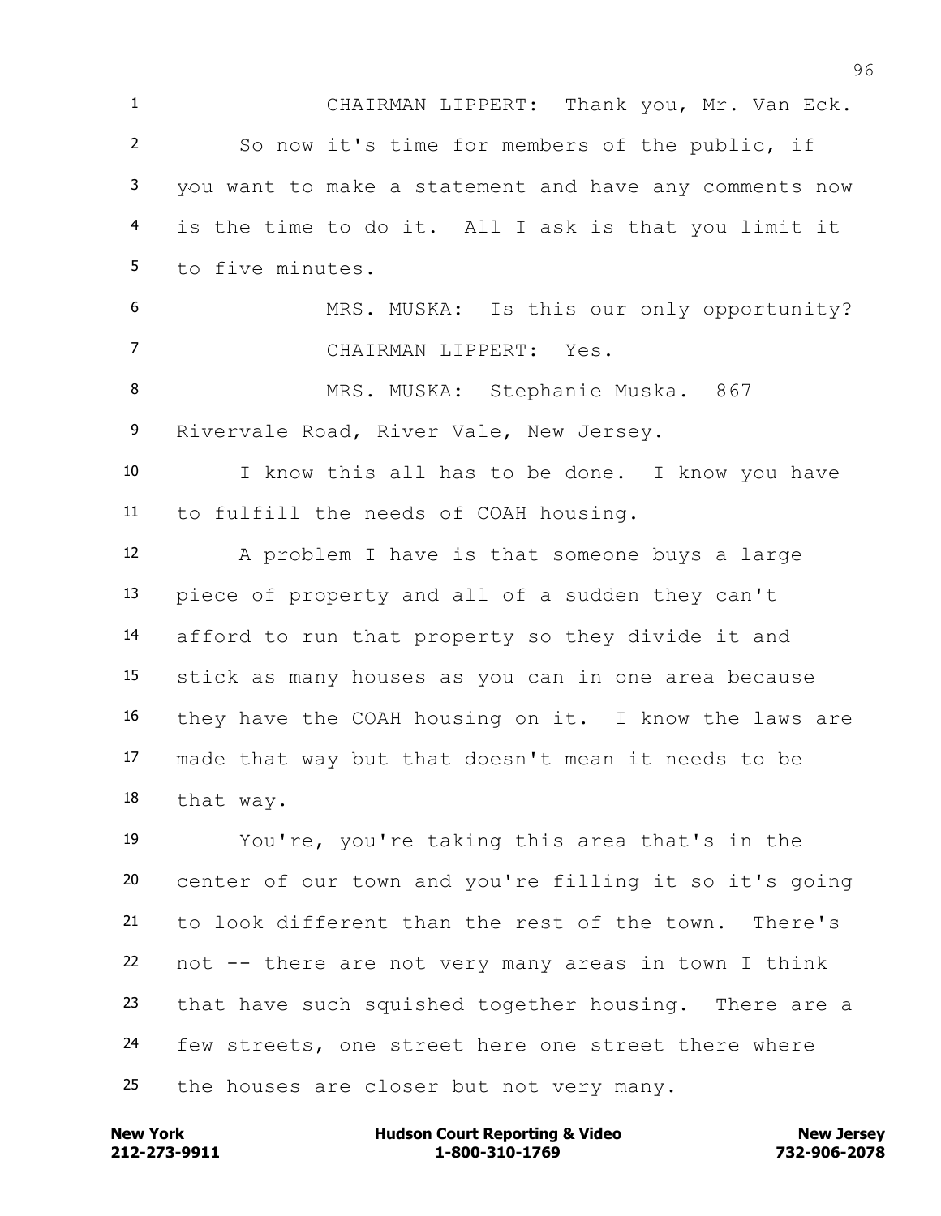CHAIRMAN LIPPERT: Thank you, Mr. Van Eck.

So now it's time for members of the public, if you want to make a statement and have any comments now is the time to do it. All I ask is that you limit it to five minutes.

MRS. MUSKA: Is this our only opportunity?

CHAIRMAN LIPPERT: Yes.

MRS. MUSKA: Stephanie Muska. 867 Rivervale Road, River Vale, New Jersey.

I know this all has to be done. I know you have to fulfill the needs of COAH housing.

A problem I have is that someone buys a large piece of property and all of a sudden they can't afford to run that property so they divide it and stick as many houses as you can in one area because they have the COAH housing on it. I know the laws are made that way but that doesn't mean it needs to be that way.

You're, you're taking this area that's in the center of our town and you're filling it so it's going to look different than the rest of the town. There's not -- there are not very many areas in town I think that have such squished together housing. There are a few streets, one street here one street there where the houses are closer but not very many.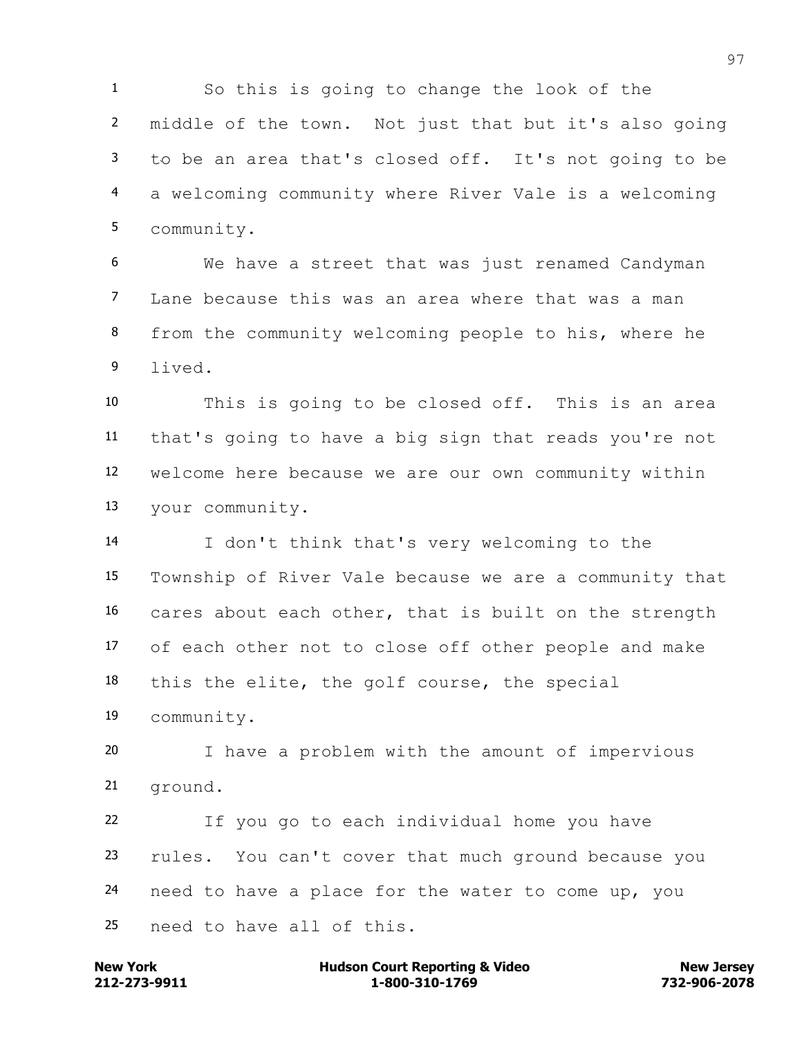So this is going to change the look of the middle of the town. Not just that but it's also going to be an area that's closed off. It's not going to be a welcoming community where River Vale is a welcoming community.

We have a street that was just renamed Candyman Lane because this was an area where that was a man from the community welcoming people to his, where he lived.

This is going to be closed off. This is an area that's going to have a big sign that reads you're not welcome here because we are our own community within your community.

I don't think that's very welcoming to the Township of River Vale because we are a community that cares about each other, that is built on the strength of each other not to close off other people and make this the elite, the golf course, the special community.

I have a problem with the amount of impervious ground.

If you go to each individual home you have rules. You can't cover that much ground because you need to have a place for the water to come up, you need to have all of this.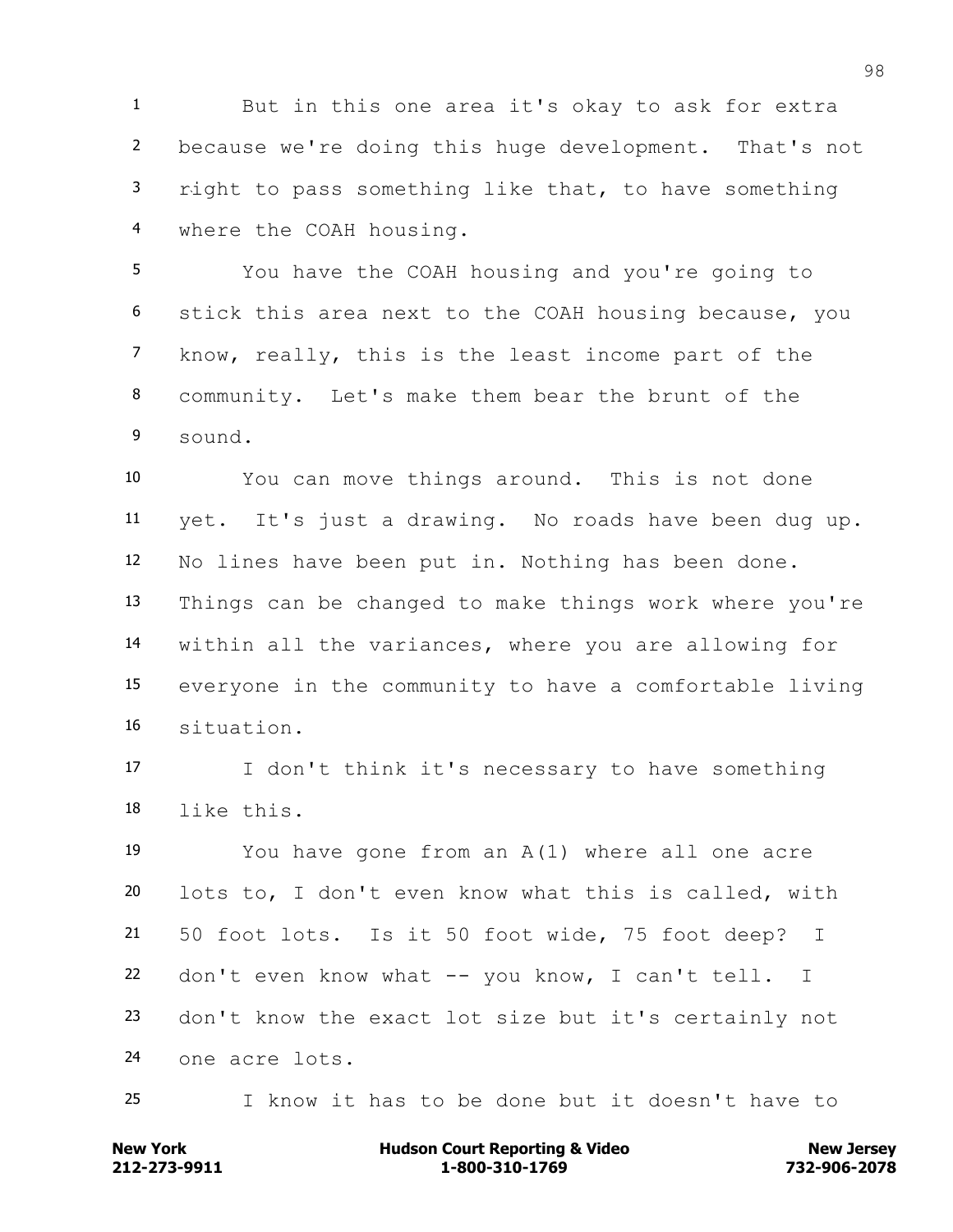But in this one area it's okay to ask for extra because we're doing this huge development. That's not right to pass something like that, to have something where the COAH housing.

You have the COAH housing and you're going to stick this area next to the COAH housing because, you know, really, this is the least income part of the community. Let's make them bear the brunt of the sound.

You can move things around. This is not done yet. It's just a drawing. No roads have been dug up. No lines have been put in. Nothing has been done. Things can be changed to make things work where you're within all the variances, where you are allowing for everyone in the community to have a comfortable living situation.

I don't think it's necessary to have something like this.

You have gone from an A(1) where all one acre lots to, I don't even know what this is called, with 50 foot lots. Is it 50 foot wide, 75 foot deep? I don't even know what -- you know, I can't tell. I don't know the exact lot size but it's certainly not one acre lots.

I know it has to be done but it doesn't have to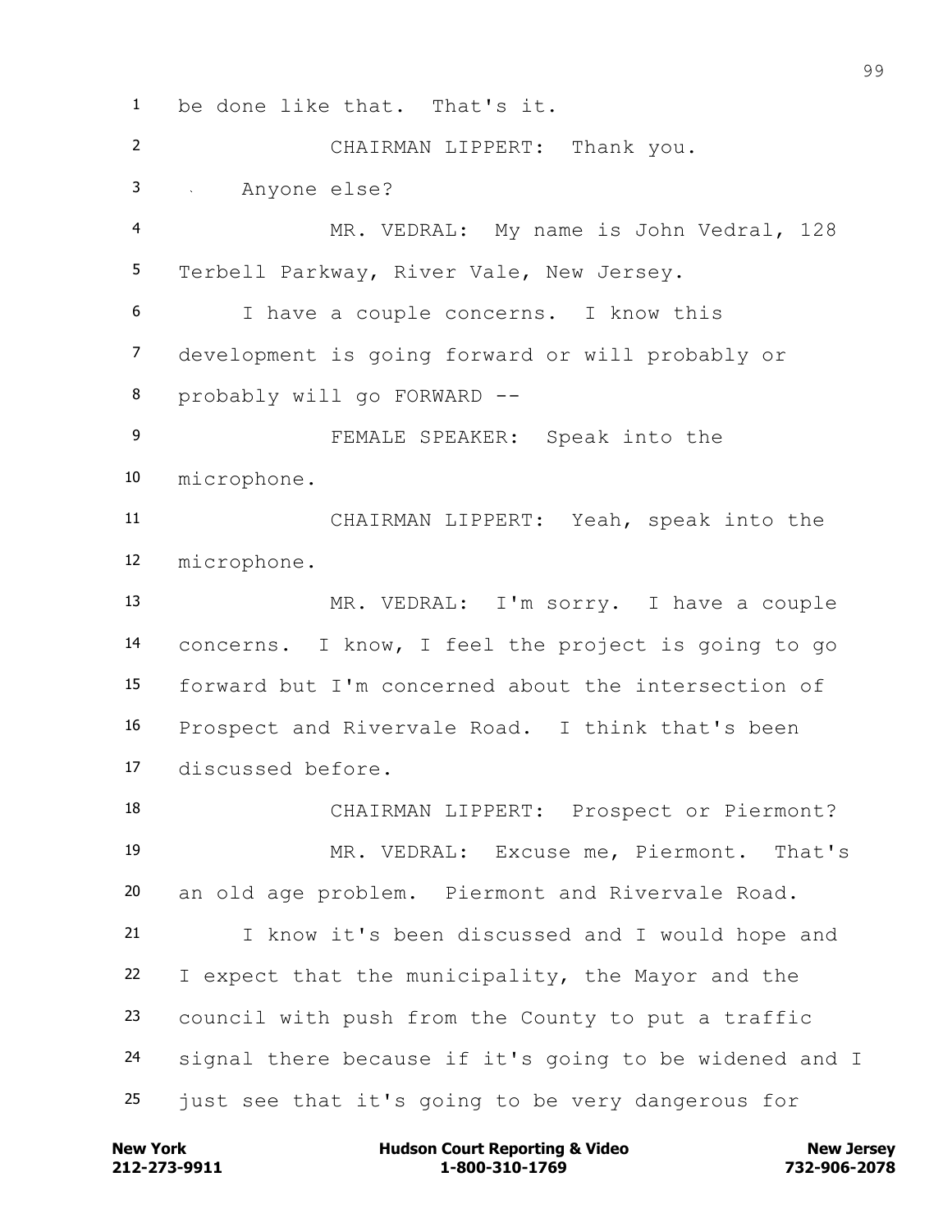be done like that. That's it.

CHAIRMAN LIPPERT: Thank you.

Anyone else?

MR. VEDRAL: My name is John Vedral, 128 Terbell Parkway, River Vale, New Jersey.

I have a couple concerns. I know this development is going forward or will probably or probably will go FORWARD --

FEMALE SPEAKER: Speak into the microphone.

CHAIRMAN LIPPERT: Yeah, speak into the microphone.

MR. VEDRAL: I'm sorry. I have a couple concerns. I know, I feel the project is going to go forward but I'm concerned about the intersection of Prospect and Rivervale Road. I think that's been discussed before.

CHAIRMAN LIPPERT: Prospect or Piermont?

MR. VEDRAL: Excuse me, Piermont. That's an old age problem. Piermont and Rivervale Road.

I know it's been discussed and I would hope and I expect that the municipality, the Mayor and the council with push from the County to put a traffic signal there because if it's going to be widened and I just see that it's going to be very dangerous for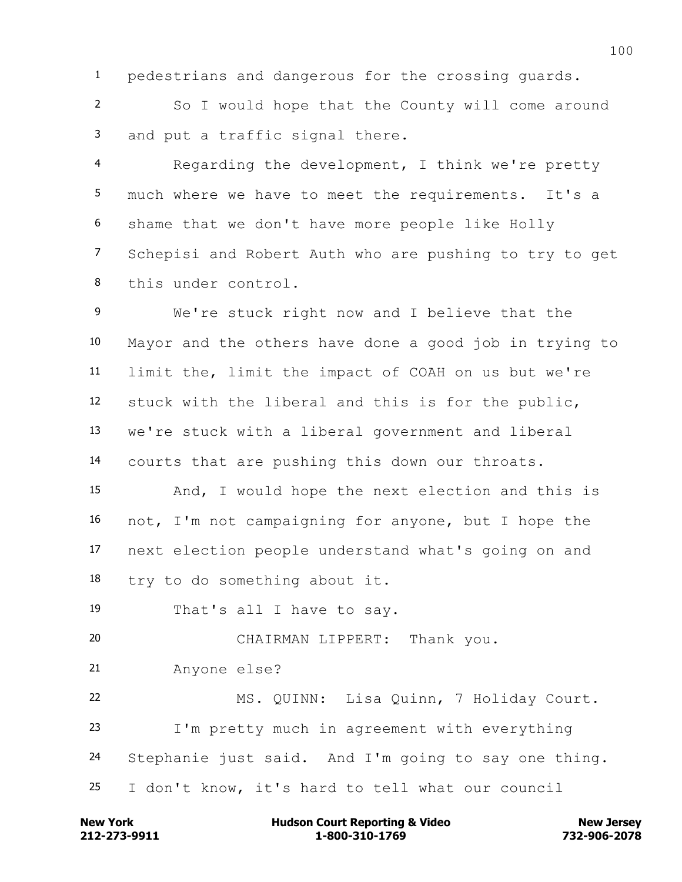pedestrians and dangerous for the crossing guards.

So I would hope that the County will come around and put a traffic signal there.

Regarding the development, I think we're pretty much where we have to meet the requirements. It's a shame that we don't have more people like Holly Schepisi and Robert Auth who are pushing to try to get this under control.

We're stuck right now and I believe that the Mayor and the others have done a good job in trying to limit the, limit the impact of COAH on us but we're stuck with the liberal and this is for the public, we're stuck with a liberal government and liberal courts that are pushing this down our throats.

And, I would hope the next election and this is not, I'm not campaigning for anyone, but I hope the next election people understand what's going on and try to do something about it.

That's all I have to say.

CHAIRMAN LIPPERT: Thank you.

Anyone else?

MS. QUINN: Lisa Quinn, 7 Holiday Court.

I'm pretty much in agreement with everything Stephanie just said. And I'm going to say one thing. I don't know, it's hard to tell what our council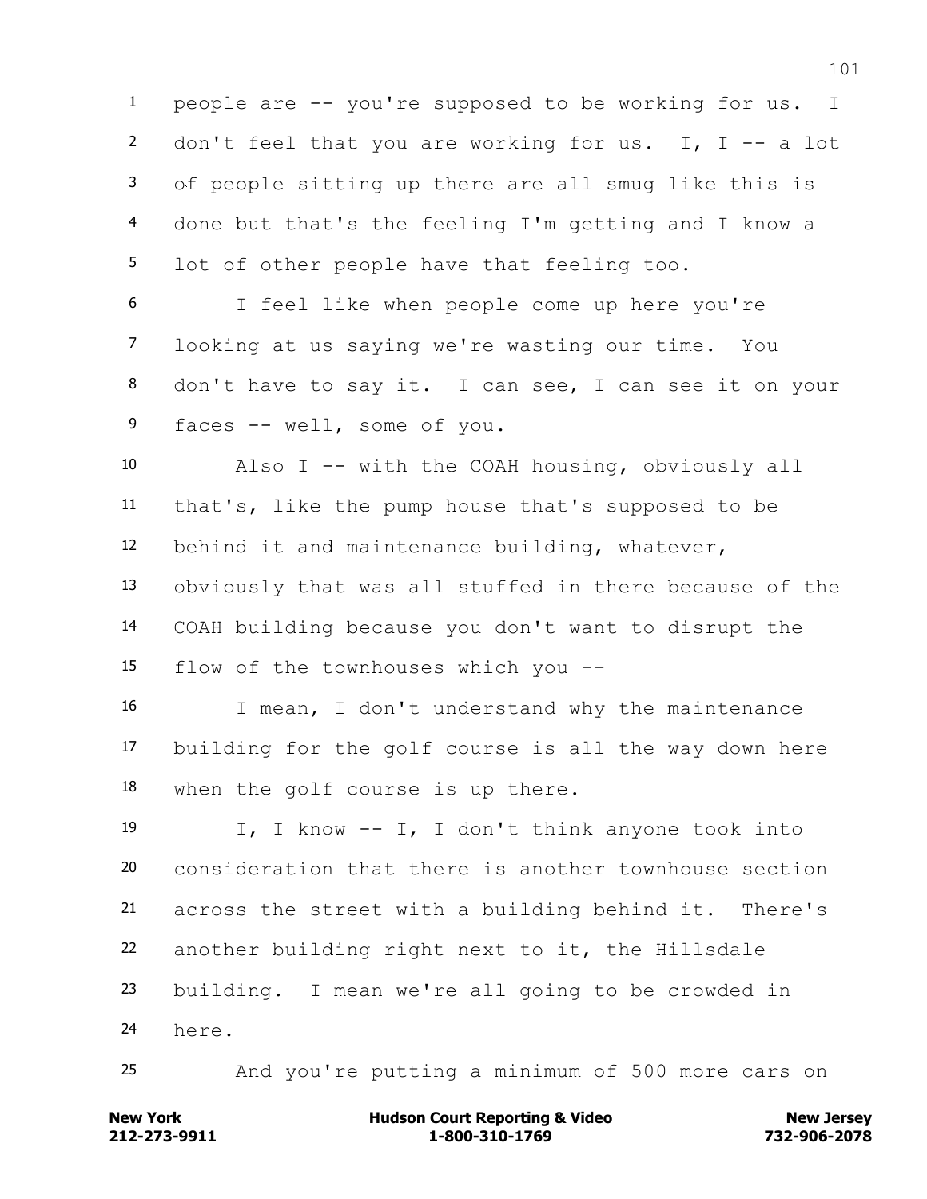people are -- you're supposed to be working for us. I don't feel that you are working for us. I, I -- a lot of people sitting up there are all smug like this is done but that's the feeling I'm getting and I know a lot of other people have that feeling too.

I feel like when people come up here you're looking at us saying we're wasting our time. You don't have to say it. I can see, I can see it on your faces -- well, some of you.

Also I -- with the COAH housing, obviously all that's, like the pump house that's supposed to be behind it and maintenance building, whatever, obviously that was all stuffed in there because of the COAH building because you don't want to disrupt the flow of the townhouses which you --

I mean, I don't understand why the maintenance building for the golf course is all the way down here when the golf course is up there.

I, I know -- I, I don't think anyone took into consideration that there is another townhouse section across the street with a building behind it. There's another building right next to it, the Hillsdale building. I mean we're all going to be crowded in here.

And you're putting a minimum of 500 more cars on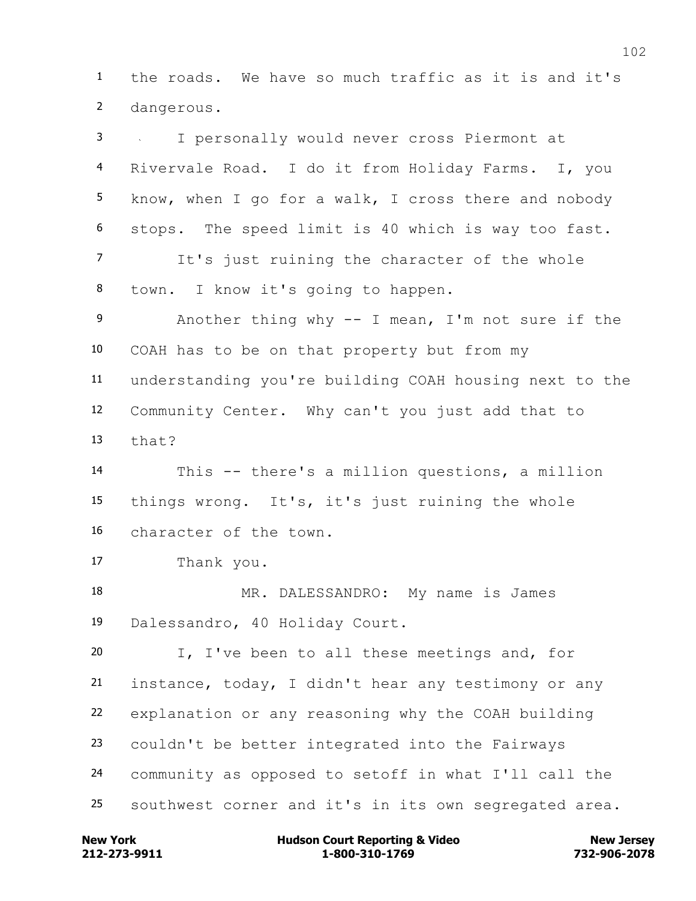the roads. We have so much traffic as it is and it's dangerous.

I personally would never cross Piermont at Rivervale Road. I do it from Holiday Farms. I, you know, when I go for a walk, I cross there and nobody stops. The speed limit is 40 which is way too fast.

It's just ruining the character of the whole town. I know it's going to happen.

Another thing why -- I mean, I'm not sure if the COAH has to be on that property but from my understanding you're building COAH housing next to the Community Center. Why can't you just add that to that?

This -- there's a million questions, a million things wrong. It's, it's just ruining the whole character of the town.

Thank you.

MR. DALESSANDRO: My name is James Dalessandro, 40 Holiday Court.

I, I've been to all these meetings and, for instance, today, I didn't hear any testimony or any explanation or any reasoning why the COAH building couldn't be better integrated into the Fairways community as opposed to setoff in what I'll call the southwest corner and it's in its own segregated area.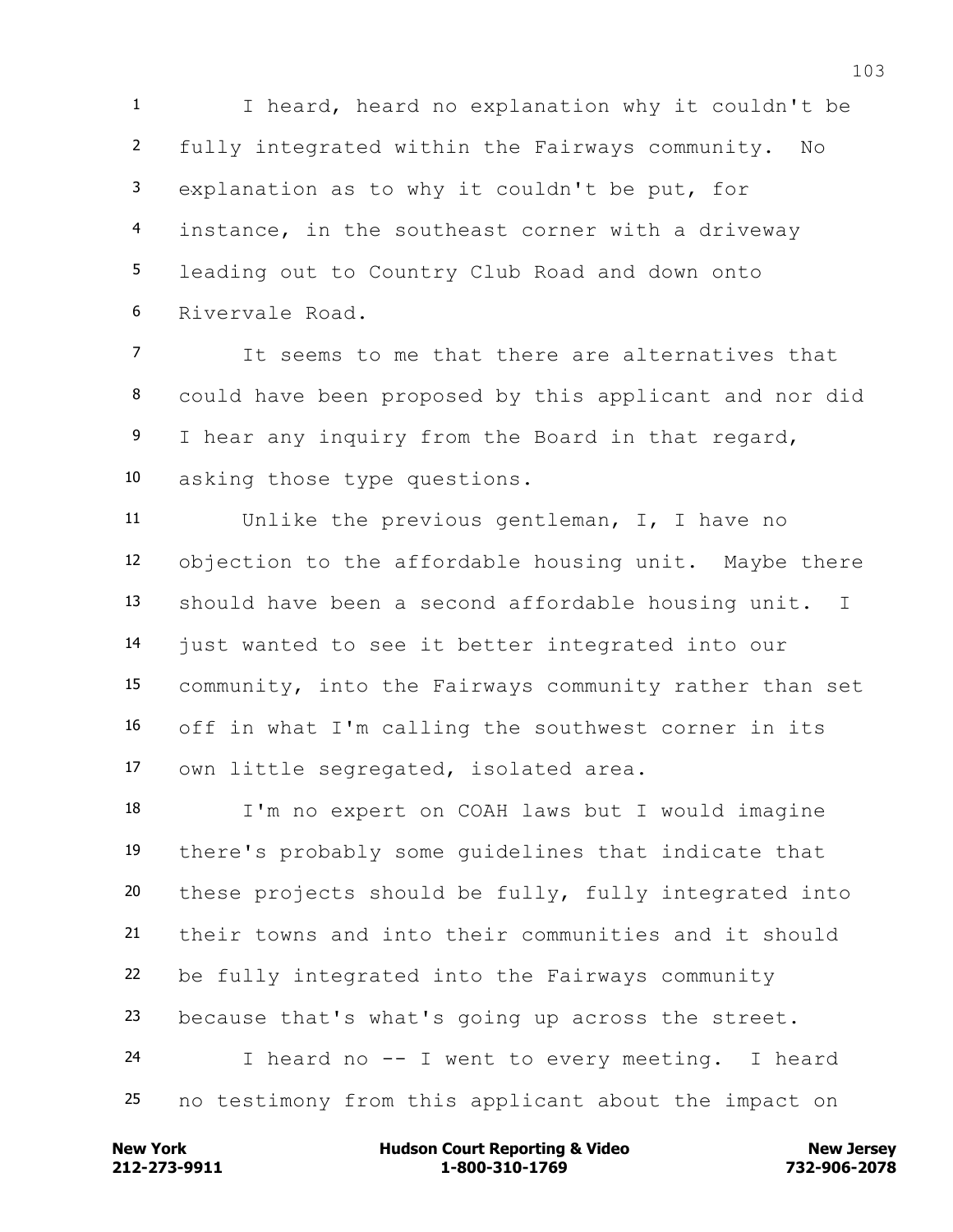1 I heard, heard no explanation why it couldn't be
2 fully integrated within the Fairways community. No
3 explanation as to why it couldn't be put, for
4 instance, in the southeast corner with a driveway
5 leading out to Country Club Road and down onto
6 Rivervale Road.

7 It seems to me that there are alternatives that
8 could have been proposed by this applicant and nor did
9 I hear any inquiry from the Board in that regard,
10 asking those type questions.

11 Unlike the previous gentleman, I, I have no
12 objection to the affordable housing unit. Maybe there
13 should have been a second affordable housing unit. I
14 just wanted to see it better integrated into our
15 community, into the Fairways community rather than set
16 off in what I'm calling the southwest corner in its
17 own little segregated, isolated area.

18 I'm no expert on COAH laws but I would imagine
19 there's probably some guidelines that indicate that
20 these projects should be fully, fully integrated into
21 their towns and into their communities and it should
22 be fully integrated into the Fairways community
23 because that's what's going up across the street.

24 I heard no -- I went to every meeting. I heard
25 no testimony from this applicant about the impact on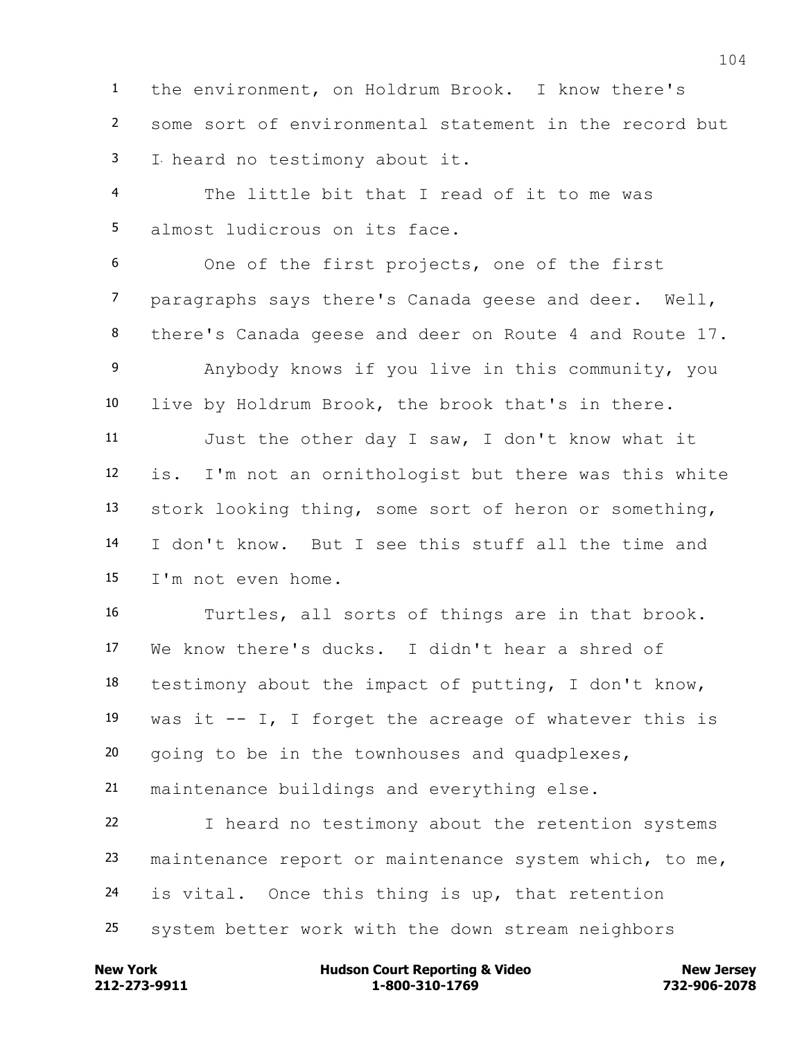1 the environment, on Holdrum Brook. I know there's
2 some sort of environmental statement in the record but
3 I heard no testimony about it.

4 The little bit that I read of it to me was
5 almost ludicrous on its face.

6 One of the first projects, one of the first
7 paragraphs says there's Canada geese and deer. Well,
8 there's Canada geese and deer on Route 4 and Route 17.

9 Anybody knows if you live in this community, you
10 live by Holdrum Brook, the brook that's in there.

11 Just the other day I saw, I don't know what it
12 is. I'm not an ornithologist but there was this white
13 stork looking thing, some sort of heron or something,
14 I don't know. But I see this stuff all the time and
15 I'm not even home.

16 Turtles, all sorts of things are in that brook.
17 We know there's ducks. I didn't hear a shred of
18 testimony about the impact of putting, I don't know,
19 was it -- I, I forget the acreage of whatever this is
20 going to be in the townhouses and quadplexes,
21 maintenance buildings and everything else.

22 I heard no testimony about the retention systems
23 maintenance report or maintenance system which, to me,
24 is vital. Once this thing is up, that retention
25 system better work with the down stream neighbors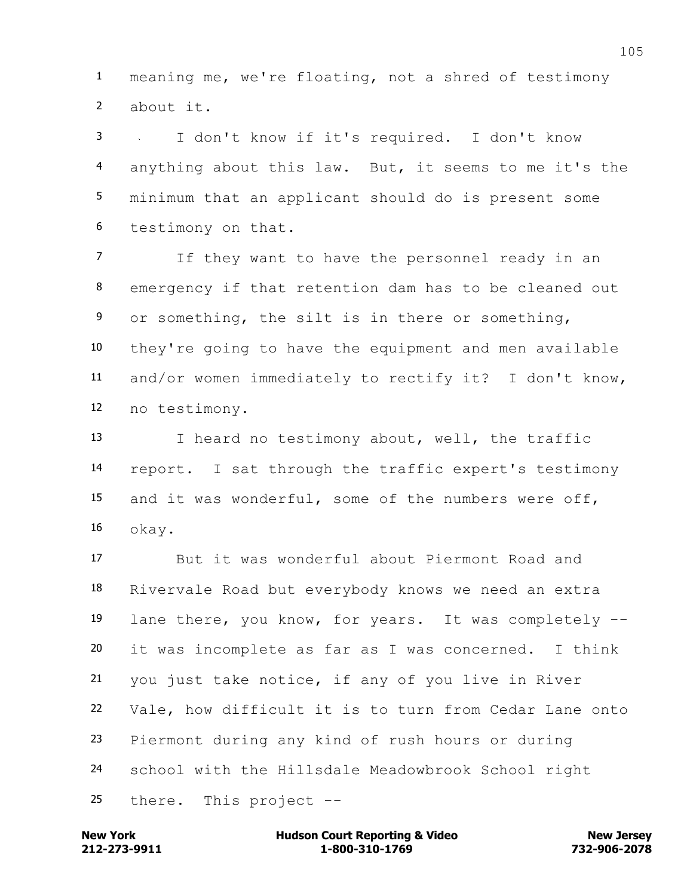meaning me, we're floating, not a shred of testimony about it.

I don't know if it's required. I don't know anything about this law. But, it seems to me it's the minimum that an applicant should do is present some testimony on that.

If they want to have the personnel ready in an emergency if that retention dam has to be cleaned out or something, the silt is in there or something, they're going to have the equipment and men available and/or women immediately to rectify it? I don't know, no testimony.

I heard no testimony about, well, the traffic report. I sat through the traffic expert's testimony and it was wonderful, some of the numbers were off, okay.

But it was wonderful about Piermont Road and Rivervale Road but everybody knows we need an extra lane there, you know, for years. It was completely -- it was incomplete as far as I was concerned. I think you just take notice, if any of you live in River Vale, how difficult it is to turn from Cedar Lane onto Piermont during any kind of rush hours or during school with the Hillsdale Meadowbrook School right there. This project --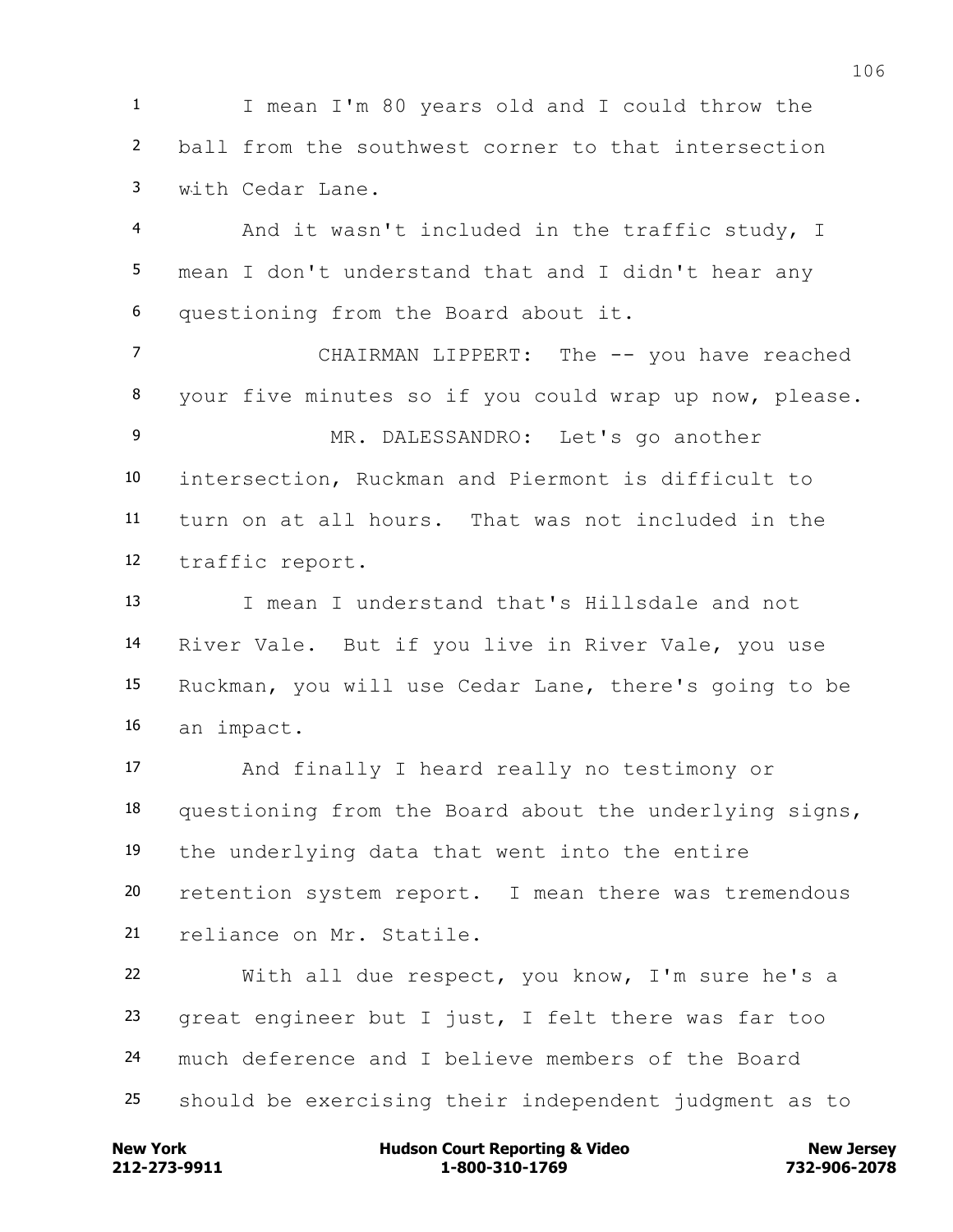I mean I'm 80 years old and I could throw the ball from the southwest corner to that intersection with Cedar Lane.

And it wasn't included in the traffic study, I mean I don't understand that and I didn't hear any questioning from the Board about it.

CHAIRMAN LIPPERT: The -- you have reached your five minutes so if you could wrap up now, please.

MR. DALESSANDRO: Let's go another intersection, Ruckman and Piermont is difficult to turn on at all hours. That was not included in the traffic report.

I mean I understand that's Hillsdale and not River Vale. But if you live in River Vale, you use Ruckman, you will use Cedar Lane, there's going to be an impact.

And finally I heard really no testimony or questioning from the Board about the underlying signs, the underlying data that went into the entire retention system report. I mean there was tremendous reliance on Mr. Statile.

With all due respect, you know, I'm sure he's a great engineer but I just, I felt there was far too much deference and I believe members of the Board should be exercising their independent judgment as to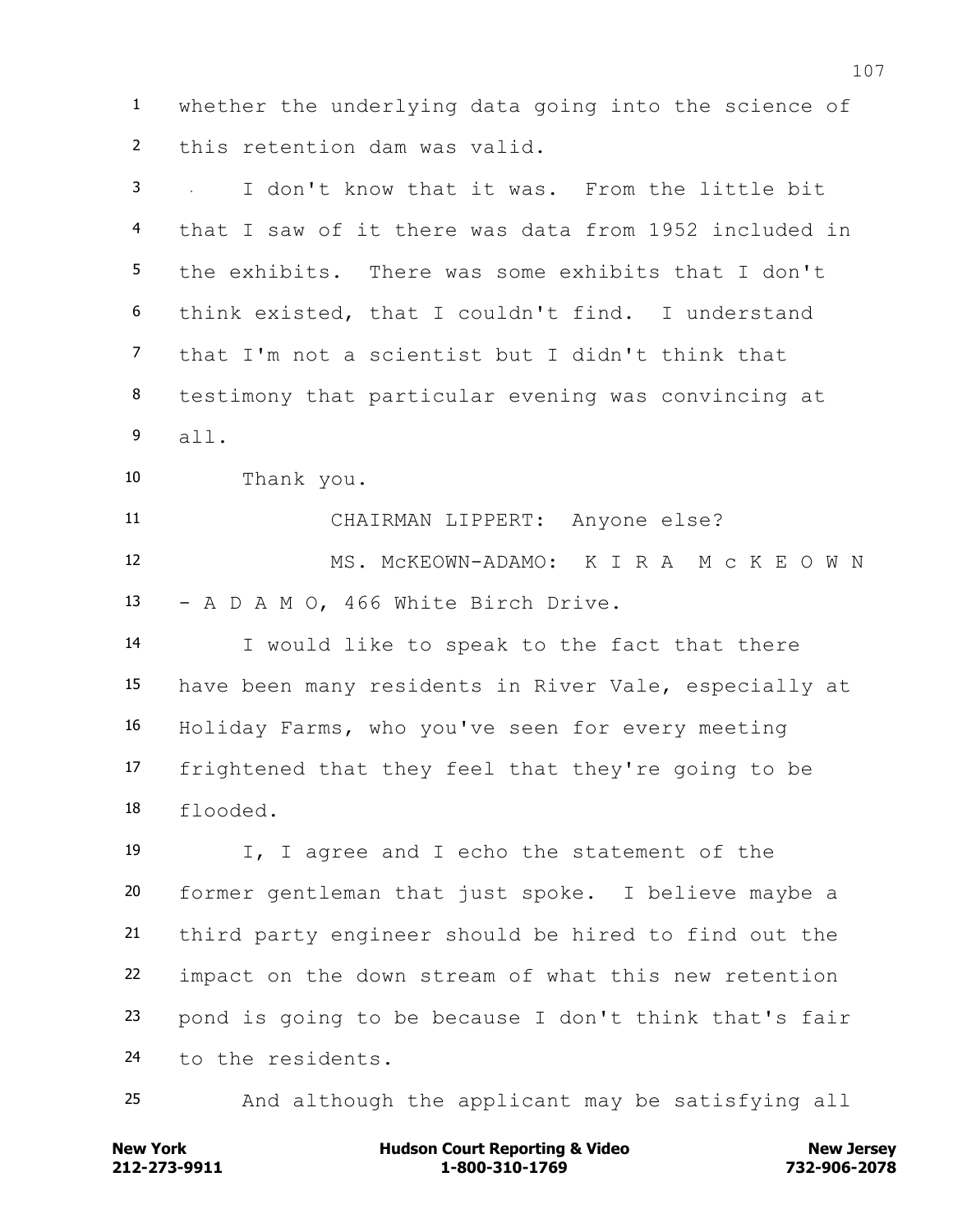1 whether the underlying data going into the science of
2 this retention dam was valid.

3 I don't know that it was. From the little bit
4 that I saw of it there was data from 1952 included in
5 the exhibits. There was some exhibits that I don't
6 think existed, that I couldn't find. I understand
7 that I'm not a scientist but I didn't think that
8 testimony that particular evening was convincing at
9 all.

10 Thank you.

11 CHAIRMAN LIPPERT: Anyone else?

12 MS. McKEOWN-ADAMO: K I R A M c K E O W N
13 - A D A M O, 466 White Birch Drive.

14 I would like to speak to the fact that there
15 have been many residents in River Vale, especially at
16 Holiday Farms, who you've seen for every meeting
17 frightened that they feel that they're going to be
18 flooded.

19 I, I agree and I echo the statement of the
20 former gentleman that just spoke. I believe maybe a
21 third party engineer should be hired to find out the
22 impact on the down stream of what this new retention
23 pond is going to be because I don't think that's fair
24 to the residents.

25 And although the applicant may be satisfying all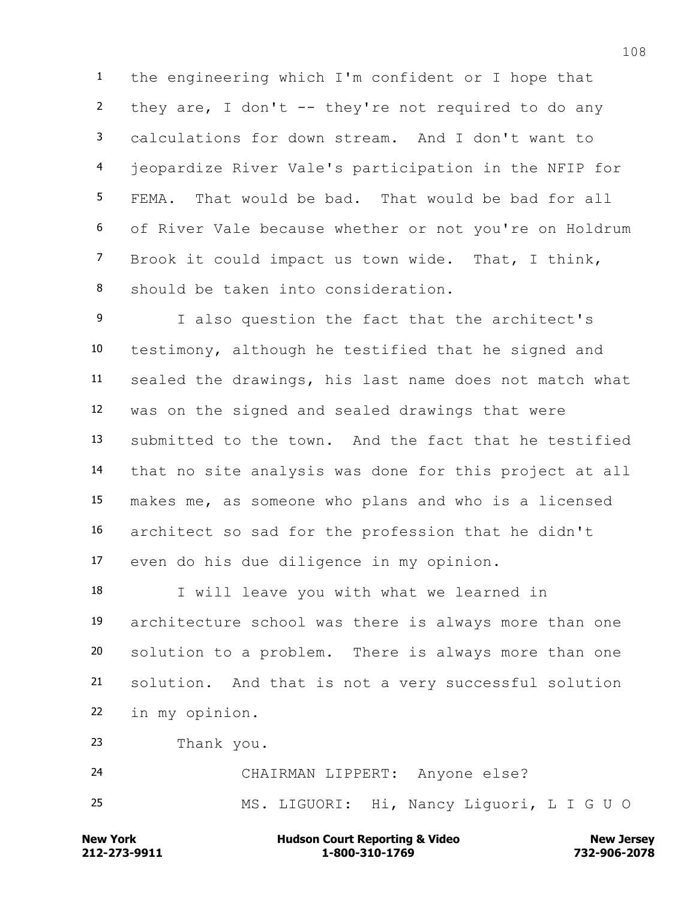the engineering which I'm confident or I hope that they are, I don't -- they're not required to do any calculations for down stream. And I don't want to jeopardize River Vale's participation in the NFIP for FEMA. That would be bad. That would be bad for all of River Vale because whether or not you're on Holdrum Brook it could impact us town wide. That, I think, should be taken into consideration.

I also question the fact that the architect's testimony, although he testified that he signed and sealed the drawings, his last name does not match what was on the signed and sealed drawings that were submitted to the town. And the fact that he testified that no site analysis was done for this project at all makes me, as someone who plans and who is a licensed architect so sad for the profession that he didn't even do his due diligence in my opinion.

I will leave you with what we learned in architecture school was there is always more than one solution to a problem. There is always more than one solution. And that is not a very successful solution in my opinion.

Thank you.

CHAIRMAN LIPPERT: Anyone else?

MS. LIGUORI: Hi, Nancy Liguori, L I G U O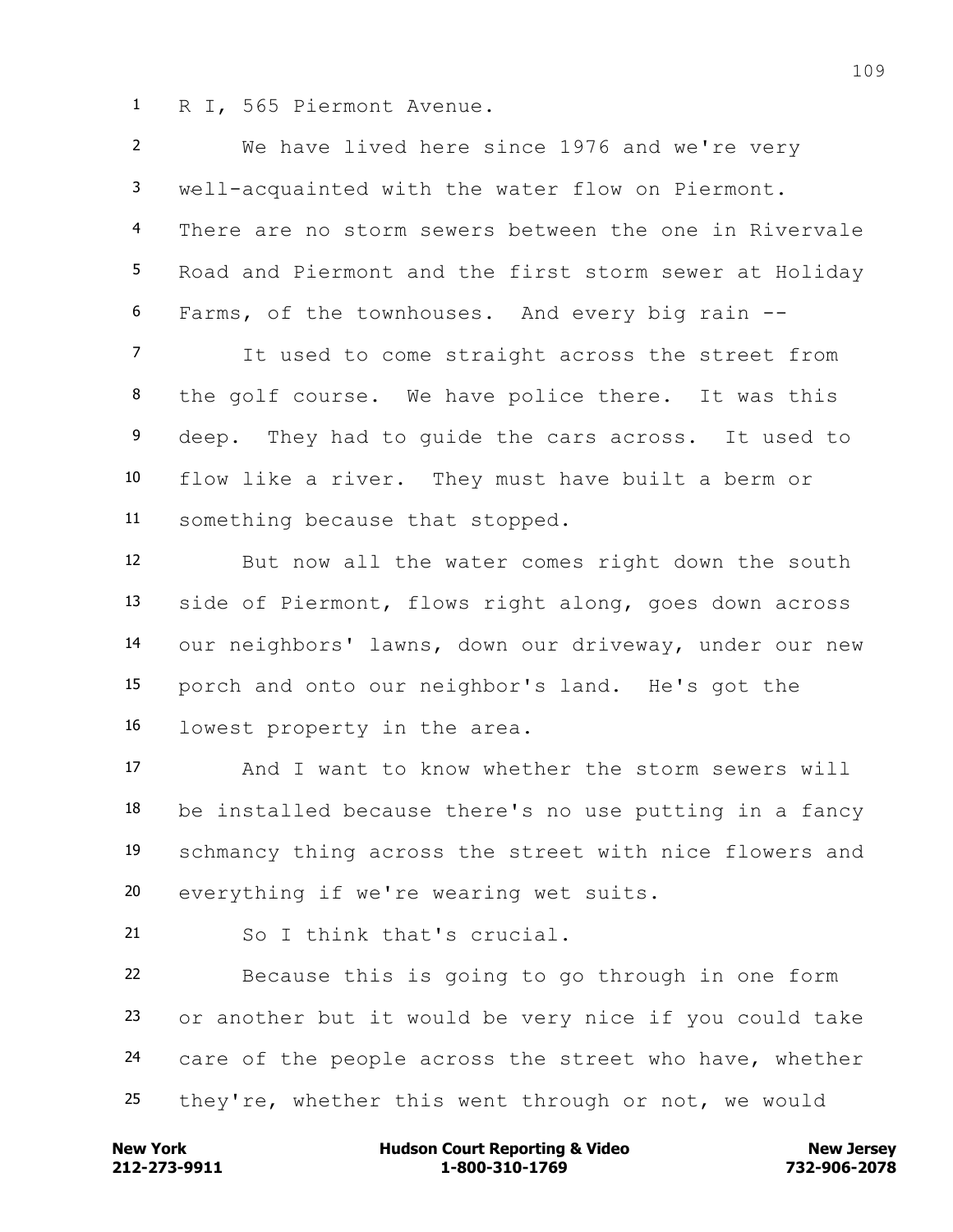R I, 565 Piermont Avenue.

We have lived here since 1976 and we're very well-acquainted with the water flow on Piermont. There are no storm sewers between the one in Rivervale Road and Piermont and the first storm sewer at Holiday Farms, of the townhouses. And every big rain --

It used to come straight across the street from the golf course. We have police there. It was this deep. They had to guide the cars across. It used to flow like a river. They must have built a berm or something because that stopped.

But now all the water comes right down the south side of Piermont, flows right along, goes down across our neighbors' lawns, down our driveway, under our new porch and onto our neighbor's land. He's got the lowest property in the area.

And I want to know whether the storm sewers will be installed because there's no use putting in a fancy schmancy thing across the street with nice flowers and everything if we're wearing wet suits.

So I think that's crucial.

Because this is going to go through in one form or another but it would be very nice if you could take care of the people across the street who have, whether they're, whether this went through or not, we would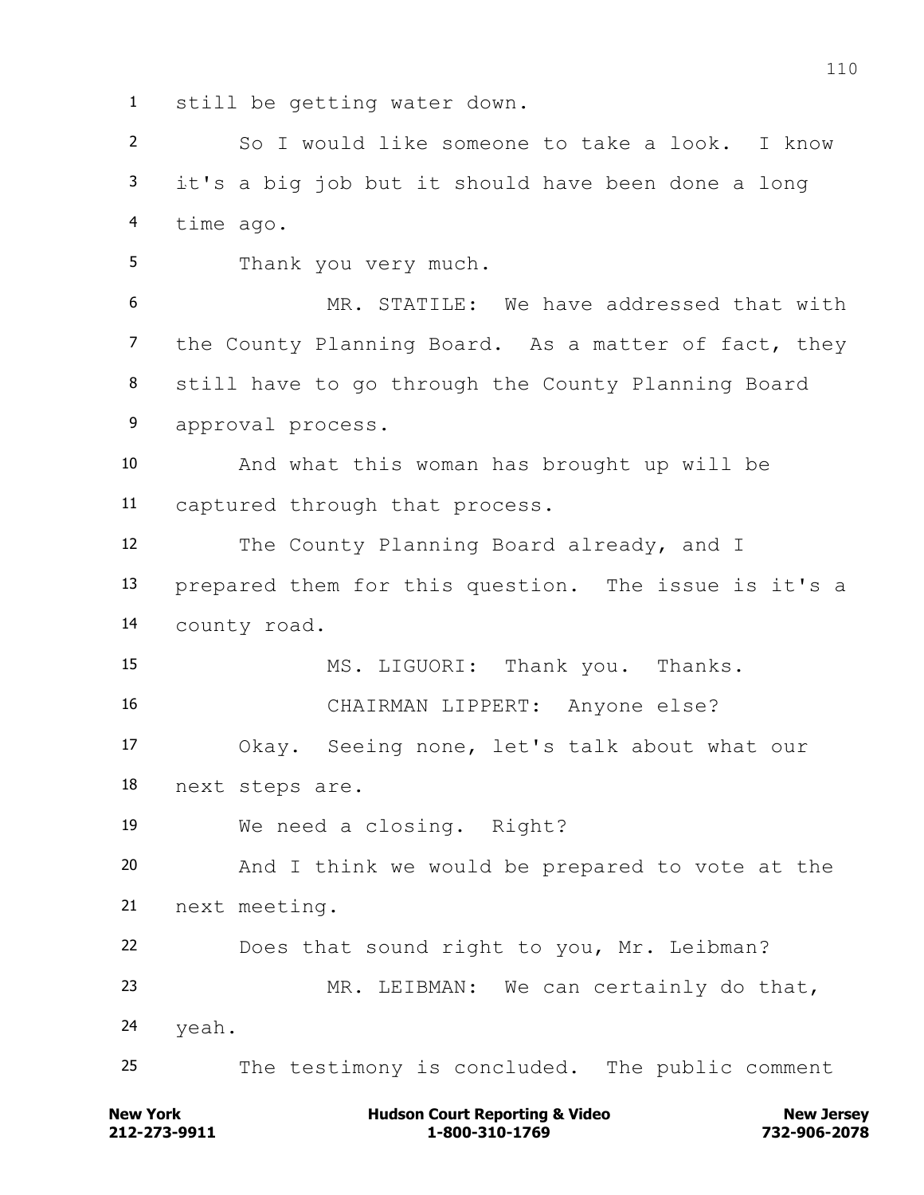still be getting water down.

So I would like someone to take a look. I know it's a big job but it should have been done a long time ago.

Thank you very much.

MR. STATILE: We have addressed that with the County Planning Board. As a matter of fact, they still have to go through the County Planning Board approval process.

And what this woman has brought up will be captured through that process.

The County Planning Board already, and I prepared them for this question. The issue is it's a county road.

MS. LIGUORI: Thank you. Thanks.

CHAIRMAN LIPPERT: Anyone else?

Okay. Seeing none, let's talk about what our next steps are.

We need a closing. Right?

And I think we would be prepared to vote at the next meeting.

Does that sound right to you, Mr. Leibman?

MR. LEIBMAN: We can certainly do that, yeah.

The testimony is concluded. The public comment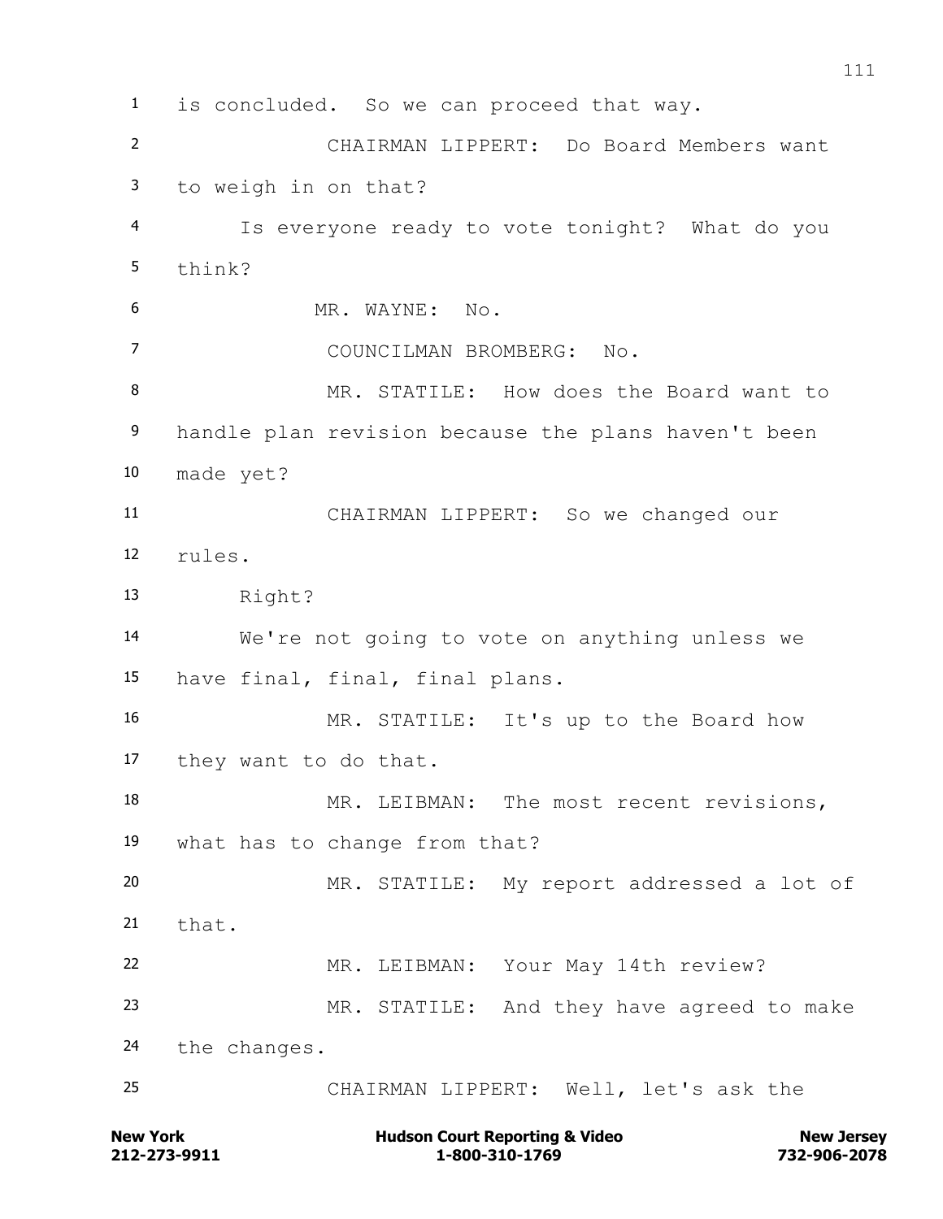is concluded. So we can proceed that way.

CHAIRMAN LIPPERT: Do Board Members want to weigh in on that?

Is everyone ready to vote tonight? What do you think?

MR. WAYNE: No.

COUNCILMAN BROMBERG: No.

MR. STATILE: How does the Board want to handle plan revision because the plans haven't been made yet?

CHAIRMAN LIPPERT: So we changed our rules.

Right?

We're not going to vote on anything unless we have final, final, final plans.

MR. STATILE: It's up to the Board how they want to do that.

MR. LEIBMAN: The most recent revisions, what has to change from that?

MR. STATILE: My report addressed a lot of that.

MR. LEIBMAN: Your May 14th review?

MR. STATILE: And they have agreed to make the changes.

CHAIRMAN LIPPERT: Well, let's ask the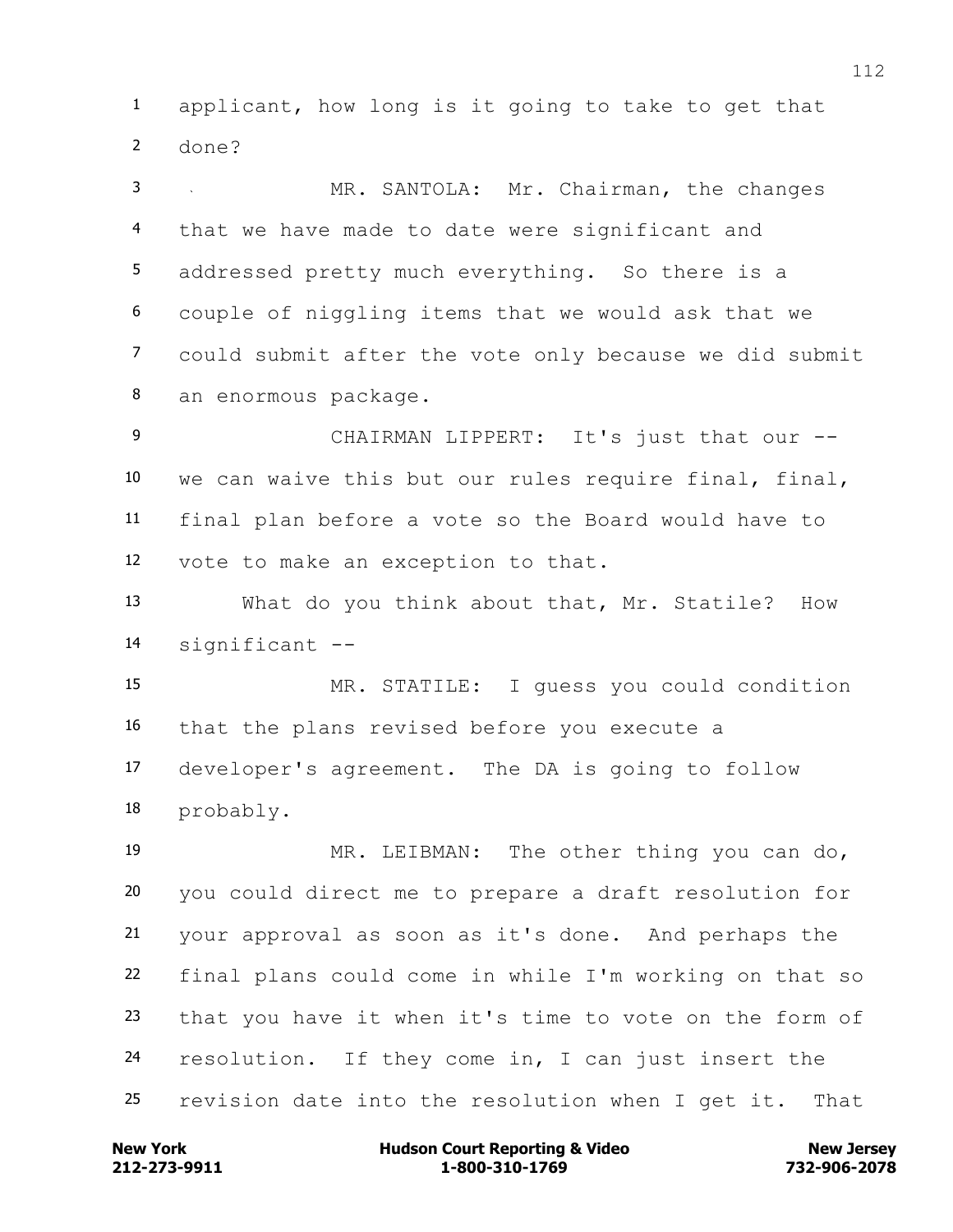applicant, how long is it going to take to get that done?

MR. SANTOLA: Mr. Chairman, the changes that we have made to date were significant and addressed pretty much everything. So there is a couple of niggling items that we would ask that we could submit after the vote only because we did submit an enormous package.

CHAIRMAN LIPPERT: It's just that our -- we can waive this but our rules require final, final, final plan before a vote so the Board would have to vote to make an exception to that.

What do you think about that, Mr. Statile? How significant --

MR. STATILE: I guess you could condition that the plans revised before you execute a developer's agreement. The DA is going to follow probably.

MR. LEIBMAN: The other thing you can do, you could direct me to prepare a draft resolution for your approval as soon as it's done. And perhaps the final plans could come in while I'm working on that so that you have it when it's time to vote on the form of resolution. If they come in, I can just insert the revision date into the resolution when I get it. That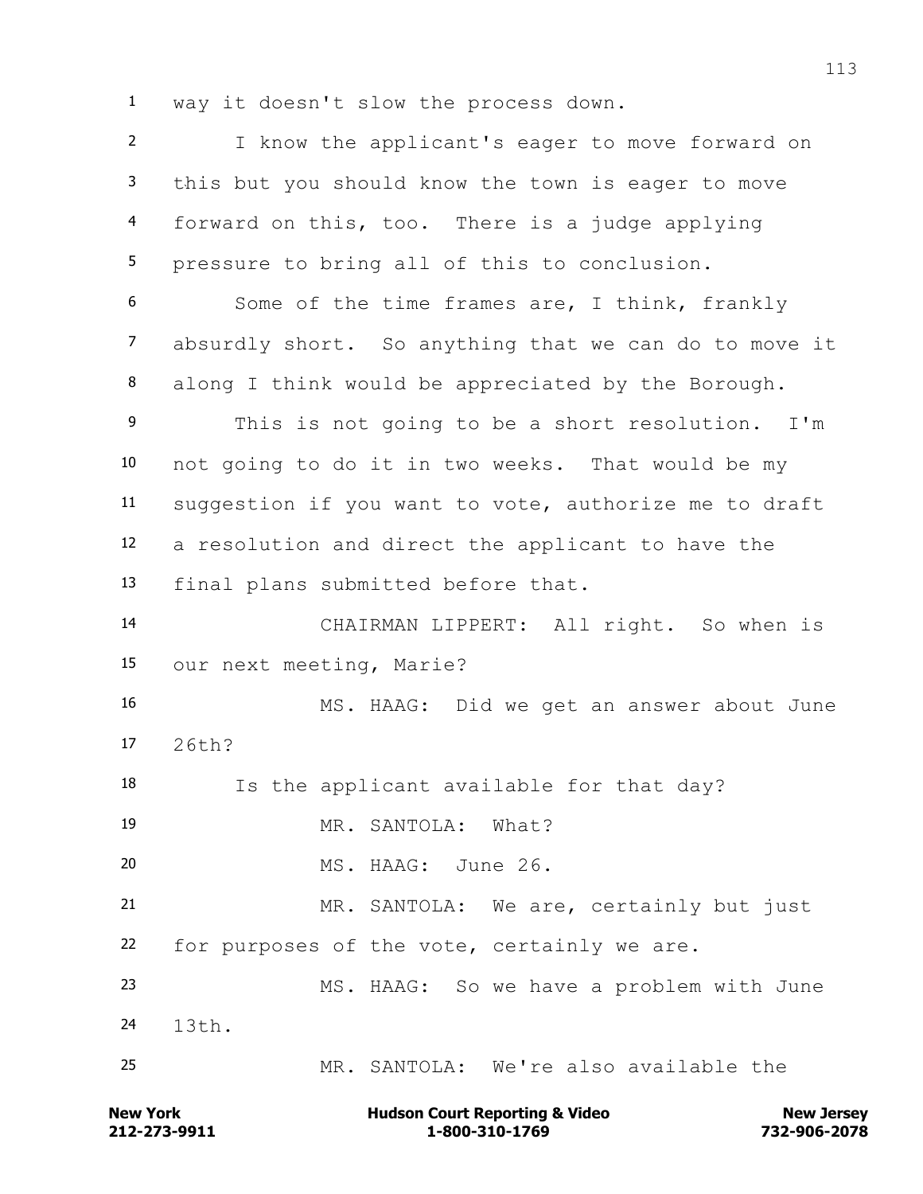way it doesn't slow the process down.

I know the applicant's eager to move forward on this but you should know the town is eager to move forward on this, too. There is a judge applying pressure to bring all of this to conclusion.

Some of the time frames are, I think, frankly absurdly short. So anything that we can do to move it along I think would be appreciated by the Borough.

This is not going to be a short resolution. I'm not going to do it in two weeks. That would be my suggestion if you want to vote, authorize me to draft a resolution and direct the applicant to have the final plans submitted before that.

CHAIRMAN LIPPERT: All right. So when is our next meeting, Marie?

MS. HAAG: Did we get an answer about June 26th?

Is the applicant available for that day?

MR. SANTOLA: What?

MS. HAAG: June 26.

MR. SANTOLA: We are, certainly but just for purposes of the vote, certainly we are.

MS. HAAG: So we have a problem with June 13th.

MR. SANTOLA: We're also available the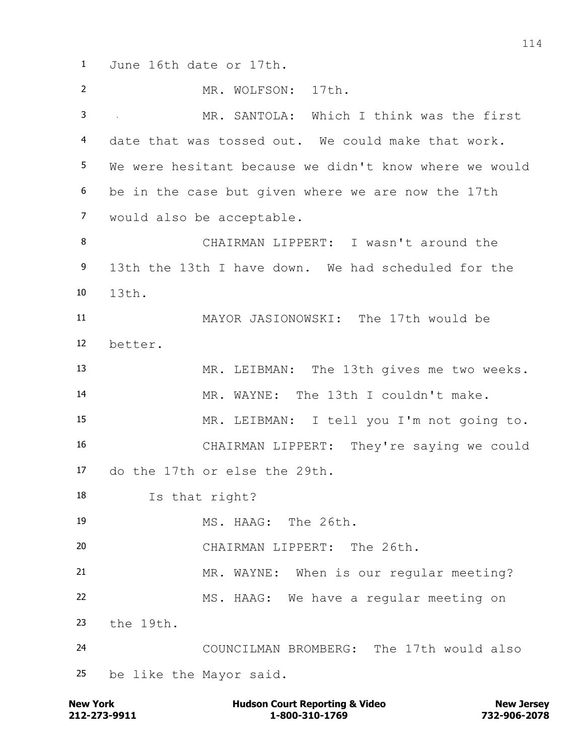1 June 16th date or 17th.

2 MR. WOLFSON: 17th.

3 MR. SANTOLA: Which I think was the first

4 date that was tossed out. We could make that work.

5 We were hesitant because we didn't know where we would

6 be in the case but given where we are now the 17th

7 would also be acceptable.

8 CHAIRMAN LIPPERT: I wasn't around the

9 13th the 13th I have down. We had scheduled for the

10 13th.

11 MAYOR JASIONOWSKI: The 17th would be

12 better.

13 MR. LEIBMAN: The 13th gives me two weeks.

14 MR. WAYNE: The 13th I couldn't make.

15 MR. LEIBMAN: I tell you I'm not going to.

16 CHAIRMAN LIPPERT: They're saying we could

17 do the 17th or else the 29th.

18 Is that right?

19 MS. HAAG: The 26th.

20 CHAIRMAN LIPPERT: The 26th.

21 MR. WAYNE: When is our regular meeting?

22 MS. HAAG: We have a regular meeting on

23 the 19th.

24 COUNCILMAN BROMBERG: The 17th would also

25 be like the Mayor said.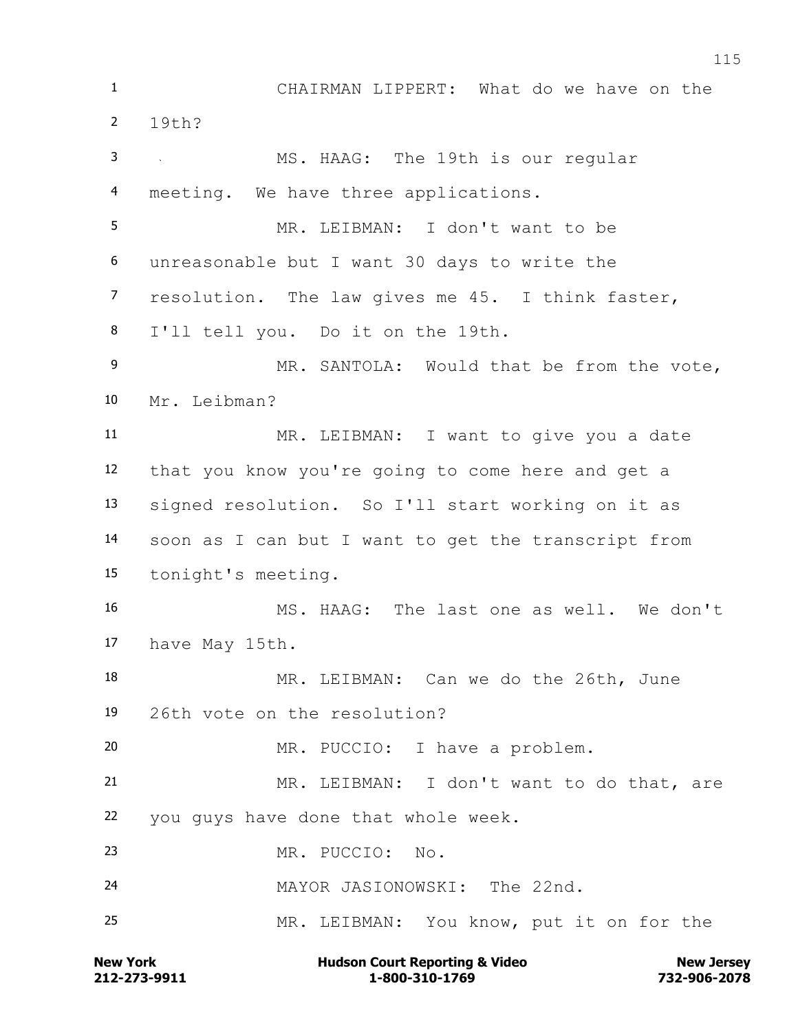1 CHAIRMAN LIPPERT: What do we have on the
2 19th?
3 MS. HAAG: The 19th is our regular
4 meeting. We have three applications.
5 MR. LEIBMAN: I don't want to be
6 unreasonable but I want 30 days to write the
7 resolution. The law gives me 45. I think faster,
8 I'll tell you. Do it on the 19th.
9 MR. SANTOLA: Would that be from the vote,
10 Mr. Leibman?
11 MR. LEIBMAN: I want to give you a date
12 that you know you're going to come here and get a
13 signed resolution. So I'll start working on it as
14 soon as I can but I want to get the transcript from
15 tonight's meeting.
16 MS. HAAG: The last one as well. We don't
17 have May 15th.
18 MR. LEIBMAN: Can we do the 26th, June
19 26th vote on the resolution?
20 MR. PUCCIO: I have a problem.
21 MR. LEIBMAN: I don't want to do that, are
22 you guys have done that whole week.
23 MR. PUCCIO: No.
24 MAYOR JASIONOWSKI: The 22nd.
25 MR. LEIBMAN: You know, put it on for the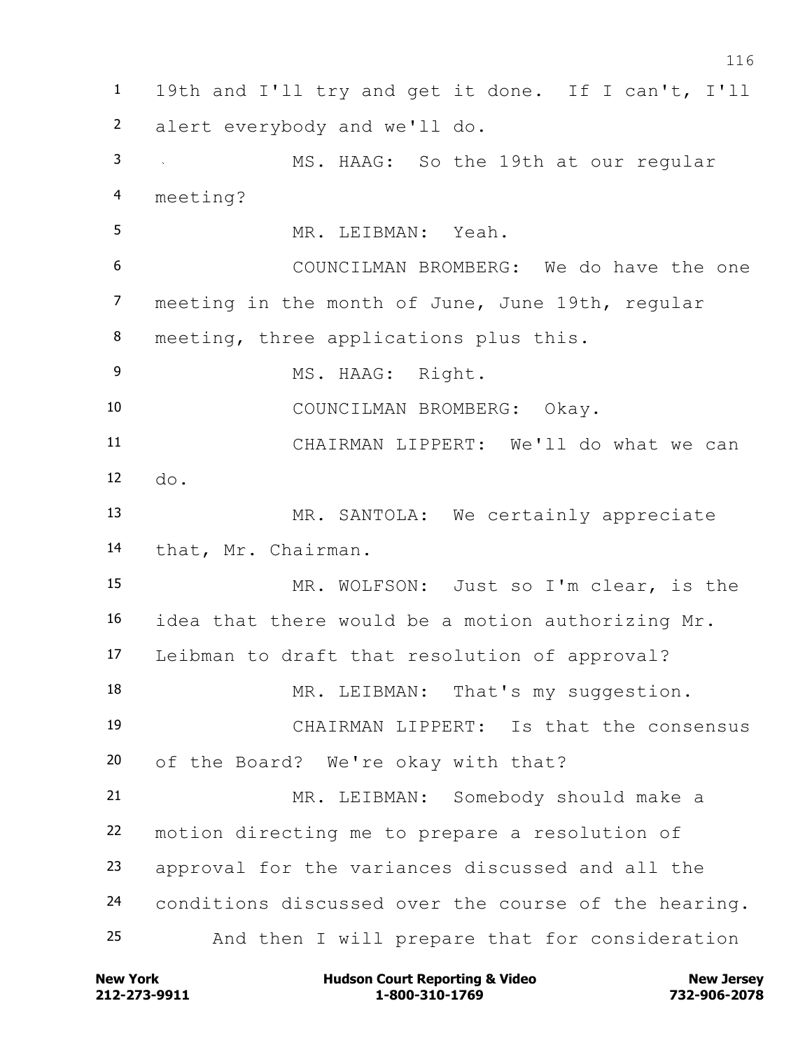19th and I'll try and get it done. If I can't, I'll alert everybody and we'll do.

MS. HAAG: So the 19th at our regular meeting?

MR. LEIBMAN: Yeah.

COUNCILMAN BROMBERG: We do have the one meeting in the month of June, June 19th, regular meeting, three applications plus this.

MS. HAAG: Right.

COUNCILMAN BROMBERG: Okay.

CHAIRMAN LIPPERT: We'll do what we can do.

MR. SANTOLA: We certainly appreciate that, Mr. Chairman.

MR. WOLFSON: Just so I'm clear, is the idea that there would be a motion authorizing Mr. Leibman to draft that resolution of approval?

MR. LEIBMAN: That's my suggestion.

CHAIRMAN LIPPERT: Is that the consensus of the Board? We're okay with that?

MR. LEIBMAN: Somebody should make a motion directing me to prepare a resolution of approval for the variances discussed and all the conditions discussed over the course of the hearing.

And then I will prepare that for consideration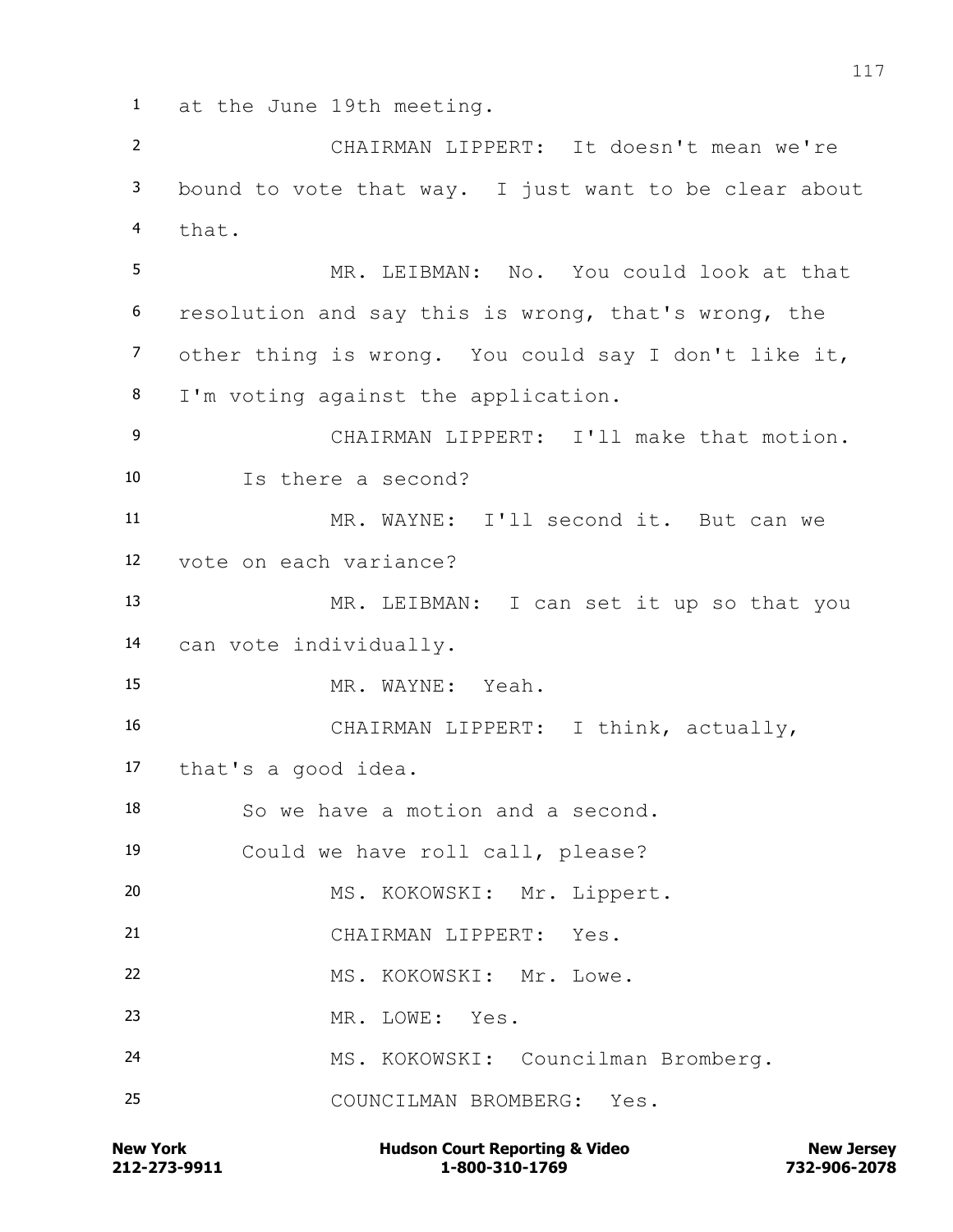at the June 19th meeting.

CHAIRMAN LIPPERT: It doesn't mean we're bound to vote that way. I just want to be clear about that.

MR. LEIBMAN: No. You could look at that resolution and say this is wrong, that's wrong, the other thing is wrong. You could say I don't like it, I'm voting against the application.

CHAIRMAN LIPPERT: I'll make that motion. Is there a second?

MR. WAYNE: I'll second it. But can we vote on each variance?

MR. LEIBMAN: I can set it up so that you can vote individually.

MR. WAYNE: Yeah.

CHAIRMAN LIPPERT: I think, actually, that's a good idea.

So we have a motion and a second.

Could we have roll call, please?

MS. KOKOWSKI: Mr. Lippert.

CHAIRMAN LIPPERT: Yes.

MS. KOKOWSKI: Mr. Lowe.

MR. LOWE: Yes.

MS. KOKOWSKI: Councilman Bromberg.

COUNCILMAN BROMBERG: Yes.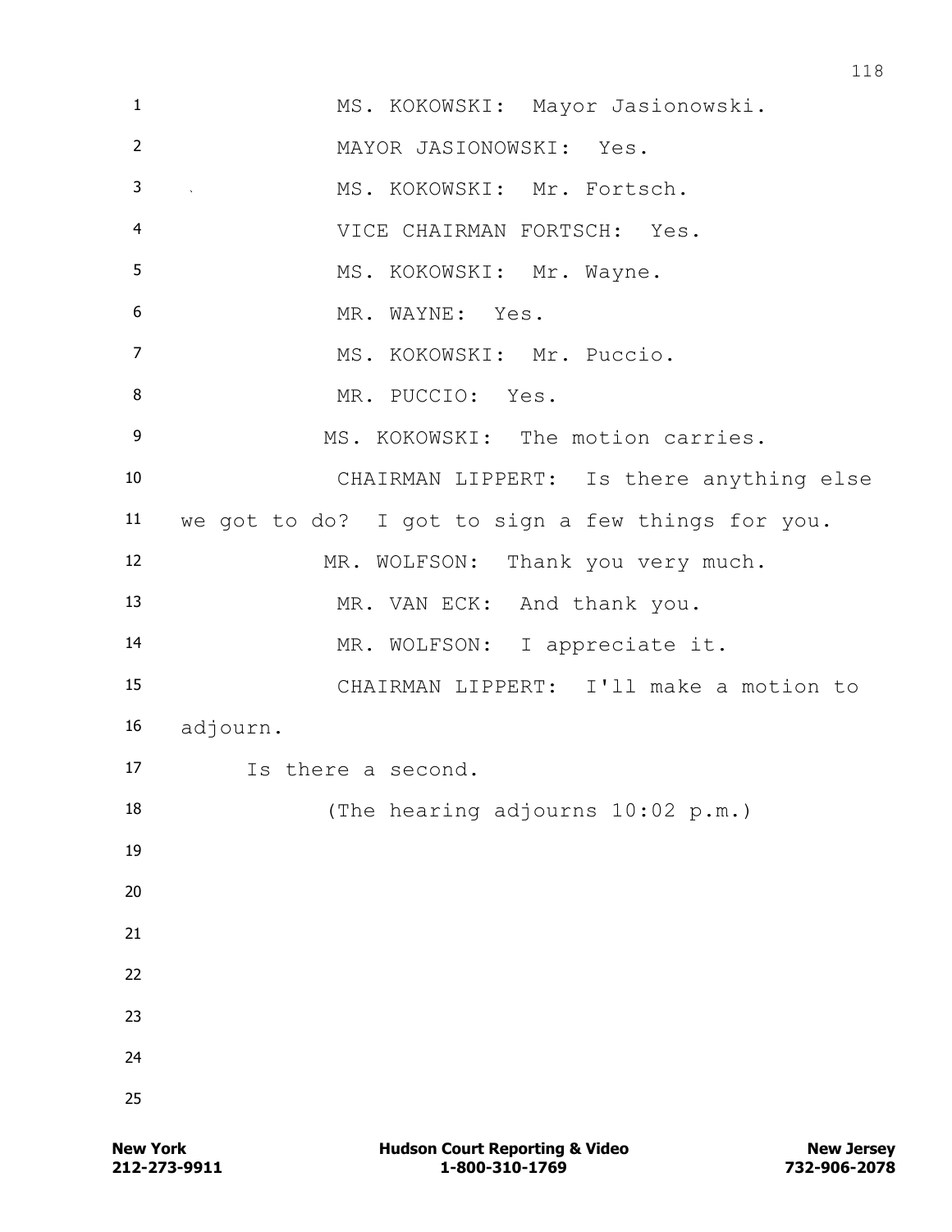MS. KOKOWSKI: Mayor Jasionowski.

MAYOR JASIONOWSKI: Yes.

MS. KOKOWSKI: Mr. Fortsch.

VICE CHAIRMAN FORTSCH: Yes.

MS. KOKOWSKI: Mr. Wayne.

MR. WAYNE: Yes.

MS. KOKOWSKI: Mr. Puccio.

MR. PUCCIO: Yes.

MS. KOKOWSKI: The motion carries.

CHAIRMAN LIPPERT: Is there anything else we got to do? I got to sign a few things for you.

MR. WOLFSON: Thank you very much.

MR. VAN ECK: And thank you.

MR. WOLFSON: I appreciate it.

CHAIRMAN LIPPERT: I'll make a motion to adjourn.

Is there a second.

(The hearing adjourns 10:02 p.m.)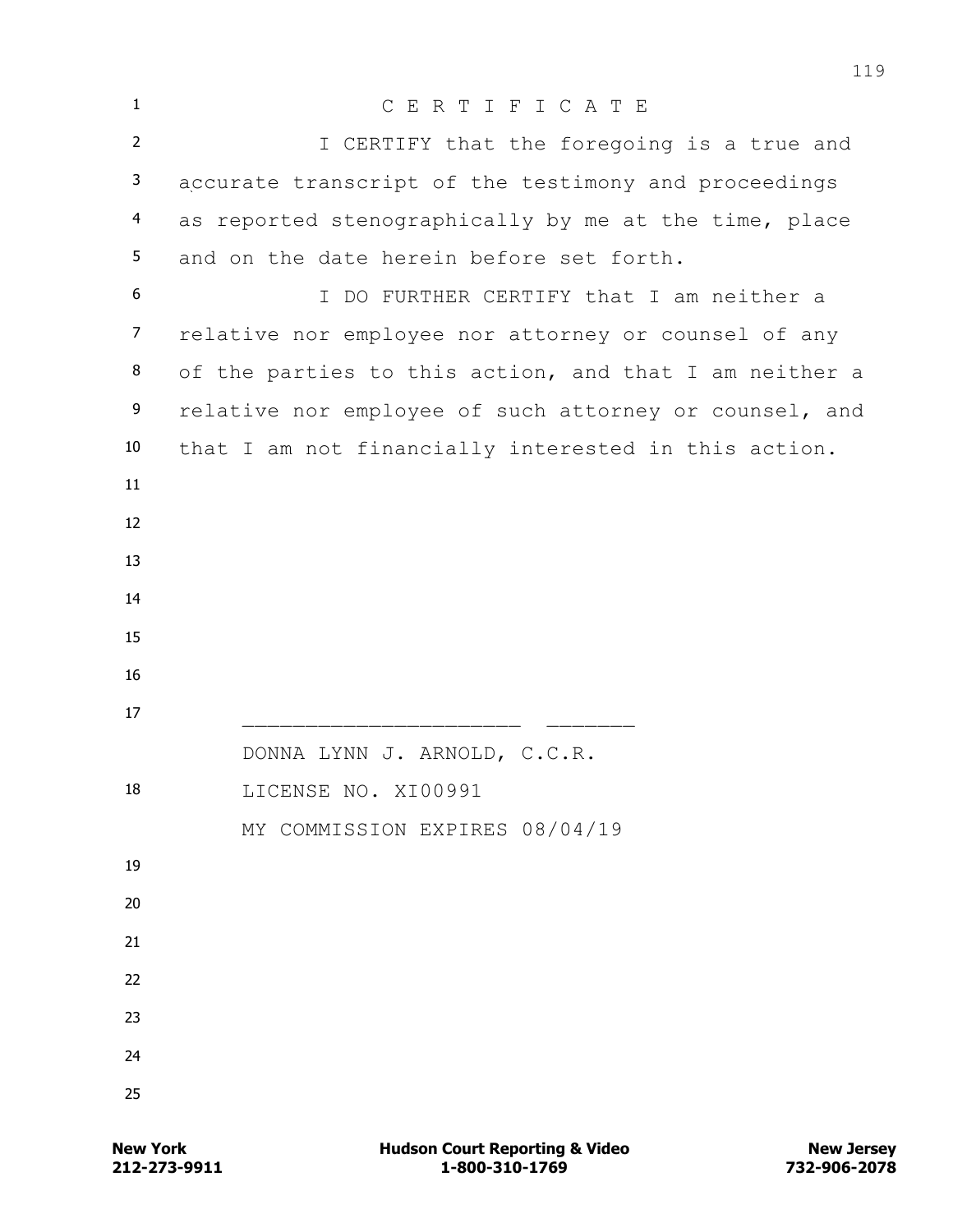C E R T I F I C A T E

I CERTIFY that the foregoing is a true and accurate transcript of the testimony and proceedings as reported stenographically by me at the time, place and on the date herein before set forth.

I DO FURTHER CERTIFY that I am neither a relative nor employee nor attorney or counsel of any of the parties to this action, and that I am neither a relative nor employee of such attorney or counsel, and that I am not financially interested in this action.

_____________________ _______

DONNA LYNN J. ARNOLD, C.C.R.

LICENSE NO. XI00991

MY COMMISSION EXPIRES 08/04/19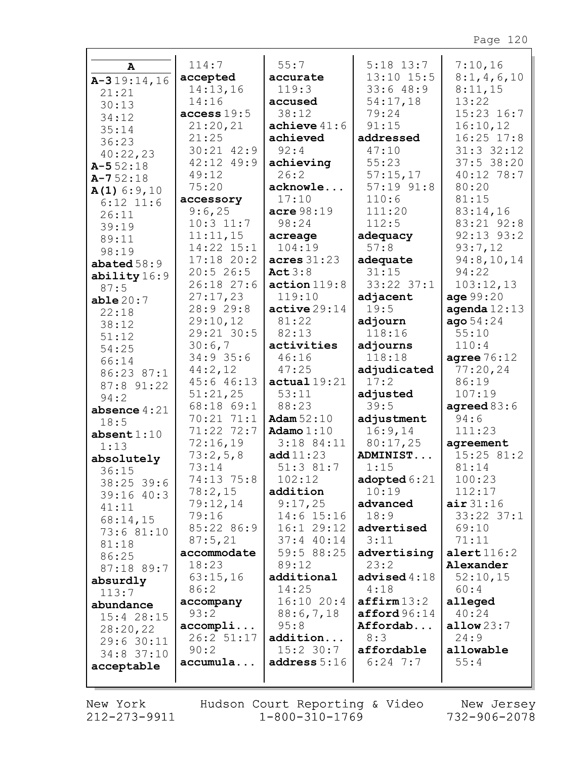**A**

**A-3** 19:14,16 21:21 30:13 34:12 35:14 36:23 40:22,23
**A-5** 52:18
**A-7** 52:18
**A(1)** 6:9,10 6:12 11:6 26:11 39:19 89:11 98:19
**abated** 58:9
**ability** 16:9 87:5
**able** 20:7 22:18 38:12 51:12 54:25 66:14 86:23 87:1 87:8 91:22 94:2
**absence** 4:21 18:5
**absent** 1:10 1:13
**absolutely** 36:15 38:25 39:6 39:16 40:3 41:11 68:14,15 73:6 81:10 81:18 86:25 87:18 89:7
**absurdly** 113:7
**abundance** 15:4 28:15 28:20,22 29:6 30:11 34:8 37:10
**acceptable** 114:7
**accepted** 14:13,16 14:16
**access** 19:5 21:20,21 21:25 30:21 42:9 42:12 49:9 49:12 75:20
**accessory** 9:6,25 10:3 11:7 11:11,15 14:22 15:1 17:18 20:2 20:5 26:5 26:18 27:6 27:17,23 28:9 29:8 29:10,12 29:21 30:5 30:6,7 34:9 35:6 44:2,12 45:6 46:13 51:21,25 68:18 69:1 70:21 71:1 71:22 72:7 72:16,19 73:2,5,8 73:14 74:13 75:8 78:2,15 79:12,14 79:16 85:22 86:9 87:5,21
**accommodate** 18:23 63:15,16 86:2
**accompany** 93:2
**accompli...** 26:2 51:17 90:2
**accumula...** 55:7
**accurate** 119:3
**accused** 38:12
**achieve** 41:6
**achieved** 92:4
**achieving** 26:2
**acknowle...** 17:10
**acre** 98:19 98:24
**acreage** 104:19
**acres** 31:23
**Act** 3:8
**action** 119:8 119:10
**active** 29:14 81:22 82:13
**activities** 46:16 47:25
**actual** 19:21 53:11 88:23
**Adam** 52:10
**Adamo** 1:10 3:18 84:11
**add** 11:23 51:3 81:7 102:12
**addition** 9:17,25 14:6 15:16 16:1 29:12 37:4 40:14 59:5 88:25 89:12
**additional** 14:25 16:10 20:4 88:6,7,18 95:8
**addition...** 15:2 30:7
**address** 5:16 5:18 13:7 13:10 15:5 33:6 48:9 54:17,18 79:24 91:15
**addressed** 47:10 55:23 57:15,17 57:19 91:8 110:6 111:20 112:5
**adequacy** 57:8
**adequate** 31:15 33:22 37:1
**adjacent** 19:5
**adjourn** 118:16
**adjourns** 118:18
**adjudicated** 17:2
**adjusted** 39:5
**adjustment** 16:9,14 80:17,25
**ADMINIST...** 1:15
**adopted** 6:21 10:19
**advanced** 18:9
**advertised** 3:11
**advertising** 23:2
**advised** 4:18 4:18
**affirm** 13:2
**afford** 96:14
**Affordab...** 8:3
**affordable** 6:24 7:7 7:10,16 8:1,4,6,10 8:11,15 13:22 15:23 16:7 16:10,12 16:25 17:8 31:3 32:12 37:5 38:20 40:12 78:7 80:20 81:15 83:14,16 83:21 92:8 92:13 93:2 93:7,12 94:8,10,14 94:22 103:12,13
**age** 99:20
**agenda** 12:13
**ago** 54:24 55:10 110:4
**agree** 76:12 77:20,24 86:19 107:19
**agreed** 83:6 94:6 111:23
**agreement** 15:25 81:2 81:14 100:23 112:17
**air** 31:16 33:22 37:1 69:10 71:11
**alert** 116:2
**Alexander** 52:10,15 60:4
**alleged** 40:24
**allow** 23:7 24:9
**allowable** 55:4

New York 212-273-9911 Hudson Court Reporting & Video 1-800-310-1769 New Jersey 732-906-2078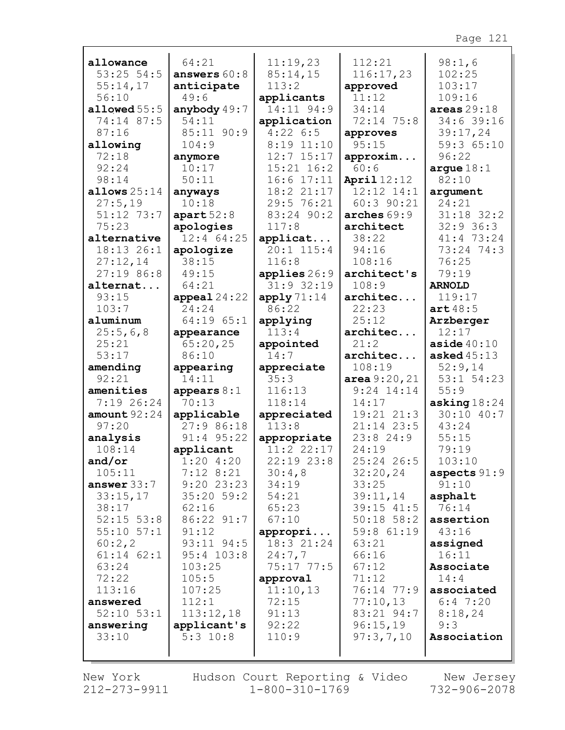**allowance** 53:25 54:5 55:14,17 56:10
**allowed** 55:5 74:14 87:5 87:16
**allowing** 72:18 92:24 98:14
**allows** 25:14 27:5,19 51:12 73:7 75:23
**alternative** 18:13 26:1 27:12,14 27:19 86:8
**alternat...** 93:15 103:7
**aluminum** 25:5,6,8 25:21 53:17
**amending** 92:21
**amenities** 7:19 26:24
**amount** 92:24 97:20
**analysis** 108:14
**and/or** 105:11
**answer** 33:7 33:15,17 38:17 52:15 53:8 55:10 57:1 60:2,2 61:14 62:1 63:24 72:22 113:16
**answered** 52:10 53:1
**answering** 33:10 64:21
**answers** 60:8
**anticipate** 49:6
**anybody** 49:7 54:11 85:11 90:9 104:9
**anymore** 10:17 50:11
**anyways** 10:18
**apart** 52:8
**apologies** 12:4 64:25
**apologize** 38:15 49:15 64:21
**appeal** 24:22 24:24 64:19 65:1
**appearance** 65:20,25 86:10
**appearing** 14:11
**appears** 8:1 70:13
**applicable** 27:9 86:18 91:4 95:22
**applicant** 1:20 4:20 7:12 8:21 9:20 23:23 35:20 59:2 62:16 86:22 91:7 91:12 93:11 94:5 95:4 103:8 103:25 105:5 107:25 112:1 113:12,18
**applicant's** 5:3 10:8 11:19,23 85:14,15 113:2
**applicants** 14:11 94:9
**application** 4:22 6:5 8:19 11:10 12:7 15:17 15:21 16:2 16:6 17:11 18:2 21:17 29:5 76:21 83:24 90:2 117:8
**applicat...** 20:1 115:4 116:8
**applies** 26:9 31:9 32:19
**apply** 71:14 86:22
**applying** 113:4
**appointed** 14:7
**appreciate** 35:3 116:13 118:14
**appreciated** 113:8
**appropriate** 11:2 22:17 22:19 23:8 30:4,8 34:19 54:21 65:23 67:10
**appropri...** 18:3 21:24 24:7,7 75:17 77:5
**approval** 11:10,13 72:15 91:13 92:22 110:9 112:21 116:17,23
**approved** 11:12 34:14 72:14 75:8
**approves** 95:15
**approxim...** 60:6
**April** 12:12 12:12 14:1 60:3 90:21
**arches** 69:9
**architect** 38:22 94:16 108:16
**architect's** 108:9
**architec...** 22:23 25:12
**architec...** 21:2
**architec...** 108:19
**area** 9:20,21 9:24 14:14 14:17 19:21 21:3 21:14 23:5 23:8 24:9 24:19 25:24 26:5 32:20,24 33:25 39:11,14 39:15 41:5 50:18 58:2 59:8 61:19 63:21 66:16 67:12 71:12 76:14 77:9 77:10,13 83:21 94:7 96:15,19 97:3,7,10 98:1,6 102:25 103:17 109:16
**areas** 29:18 34:6 39:16 39:17,24 59:3 65:10 96:22
**argue** 18:1 82:10
**argument** 24:21 31:18 32:2 32:9 36:3 41:4 73:24 73:24 74:3 76:25 79:19
**ARNOLD** 119:17
**art** 48:5
**Arzberger** 12:17
**aside** 40:10
**asked** 45:13 52:9,14 53:1 54:23 55:9
**asking** 18:24 30:10 40:7 43:24 55:15 79:19 103:10
**aspects** 91:9 91:10
**asphalt** 76:14
**assertion** 43:16
**assigned** 16:11
**Associate** 14:4
**associated** 6:4 7:20 8:18,24 9:3
**Association**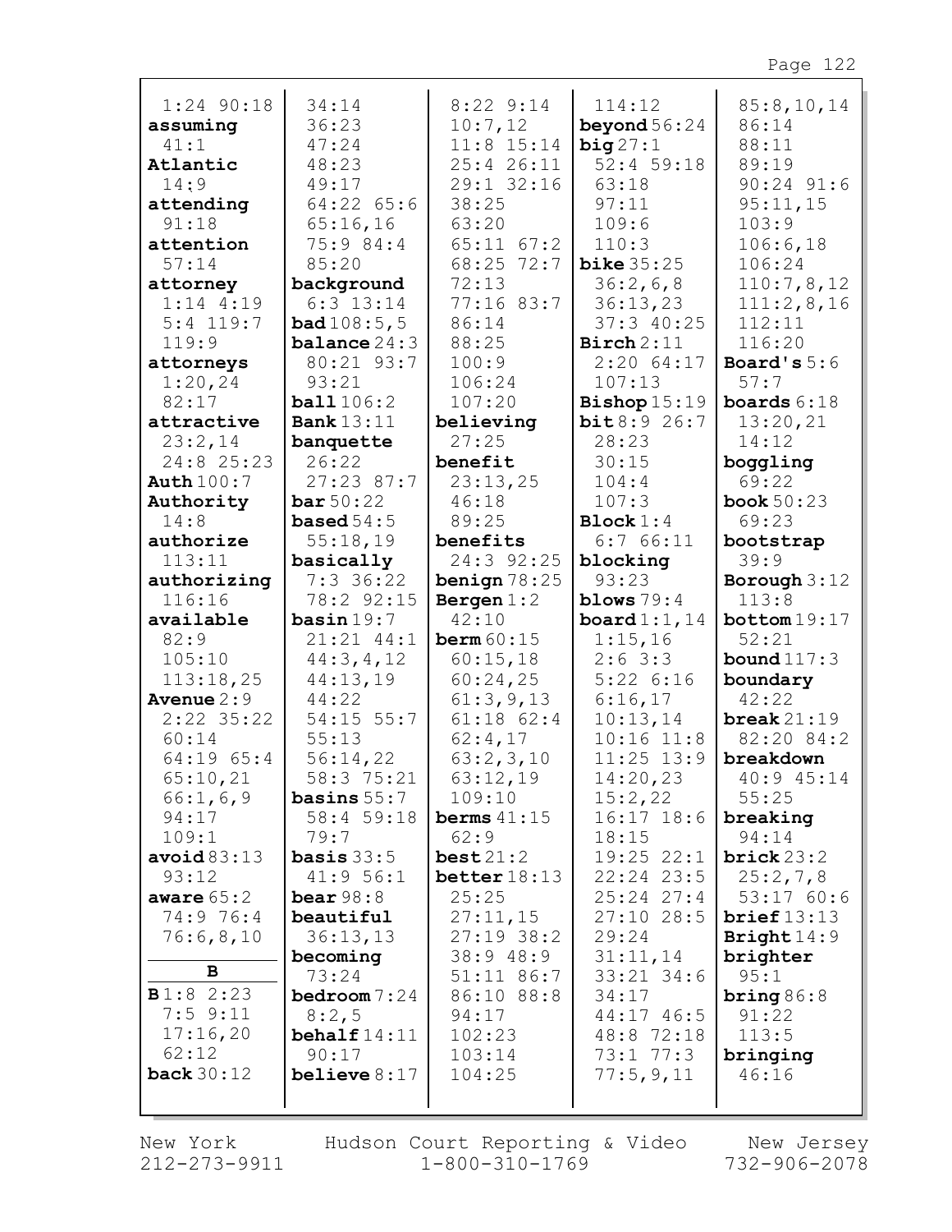1:24 90:18
**assuming** 41:1
**Atlantic** 14:9
**attending** 91:18
**attention** 57:14
**attorney** 1:14 4:19 5:4 119:7 119:9
**attorneys** 1:20,24 82:17
**attractive** 23:2,14 24:8 25:23
**Auth** 100:7
**Authority** 14:8
**authorize** 113:11
**authorizing** 116:16
**available** 82:9 105:10 113:18,25
**Avenue** 2:9 2:22 35:22 60:14 64:19 65:4 65:10,21 66:1,6,9 94:17 109:1
**avoid** 83:13 93:12
**aware** 65:2 74:9 76:4 76:6,8,10

**B**

**B** 1:8 2:23 7:5 9:11 17:16,20 62:12
**back** 30:12 34:14 36:23 47:24 48:23 49:17 64:22 65:6 65:16,16 75:9 84:4 85:20
**background** 6:3 13:14
**bad** 108:5,5
**balance** 24:3 80:21 93:7 93:21
**ball** 106:2
**Bank** 13:11
**banquette** 26:22 27:23 87:7
**bar** 50:22
**based** 54:5 55:18,19
**basically** 7:3 36:22 78:2 92:15
**basin** 19:7 21:21 44:1 44:3,4,12 44:13,19 44:22 54:15 55:7 55:13 56:14,22 58:3 75:21
**basins** 55:7 58:4 59:18 79:7
**basis** 33:5 41:9 56:1
**bear** 98:8
**beautiful** 36:13,13
**becoming** 73:24
**bedroom** 7:24 8:2,5
**behalf** 14:11 90:17
**believe** 8:17 8:22 9:14 10:7,12 11:8 15:14 25:4 26:11 29:1 32:16 38:25 63:20 65:11 67:2 68:25 72:7 72:13 77:16 83:7 86:14 88:25 100:9 106:24 107:20
**believing** 27:25
**benefit** 23:13,25 46:18 89:25
**benefits** 24:3 92:25
**benign** 78:25
**Bergen** 1:2 42:10
**berm** 60:15 60:15,18 60:24,25 61:3,9,13 61:18 62:4 62:4,17 63:2,3,10 63:12,19 109:10
**berms** 41:15 62:9
**best** 21:2
**better** 18:13 25:25 27:11,15 27:19 38:2 38:9 48:9 51:11 86:7 86:10 88:8 94:17 102:23 103:14 104:25
114:12
**beyond** 56:24
**big** 27:1 52:4 59:18 63:18 97:11 109:6 110:3
**bike** 35:25 36:2,6,8 36:13,23 37:3 40:25
**Birch** 2:11 2:20 64:17 107:13
**Bishop** 15:19
**bit** 8:9 26:7 28:23 30:15 104:4 107:3
**Block** 1:4 6:7 66:11
**blocking** 93:23
**blows** 79:4
**board** 1:1,14 1:15,16 2:6 3:3 5:22 6:16 6:16,17 10:13,14 10:16 11:8 11:25 13:9 14:20,23 15:2,22 16:17 18:6 18:15 19:25 22:1 22:24 23:5 25:24 27:4 27:10 28:5 29:24 31:11,14 33:21 34:6 34:17 44:17 46:5 48:8 72:18 73:1 77:3 77:5,9,11 85:8,10,14 86:14 88:11 89:19 90:24 91:6 95:11,15 103:9 106:6,18 106:24 110:7,8,12 111:2,8,16 112:11 116:20
**Board's** 5:6 57:7
**boards** 6:18 13:20,21 14:12
**boggling** 69:22
**book** 50:23 69:23
**bootstrap** 39:9
**Borough** 3:12 113:8
**bottom** 19:17 52:21
**bound** 117:3
**boundary** 42:22
**break** 21:19 82:20 84:2
**breakdown** 40:9 45:14 55:25
**breaking** 94:14
**brick** 23:2 25:2,7,8 53:17 60:6
**brief** 13:13
**Bright** 14:9
**brighter** 95:1
**bring** 86:8 91:22 113:5
**bringing** 46:16

New York 212-273-9911 | Hudson Court Reporting & Video 1-800-310-1769 | New Jersey 732-906-2078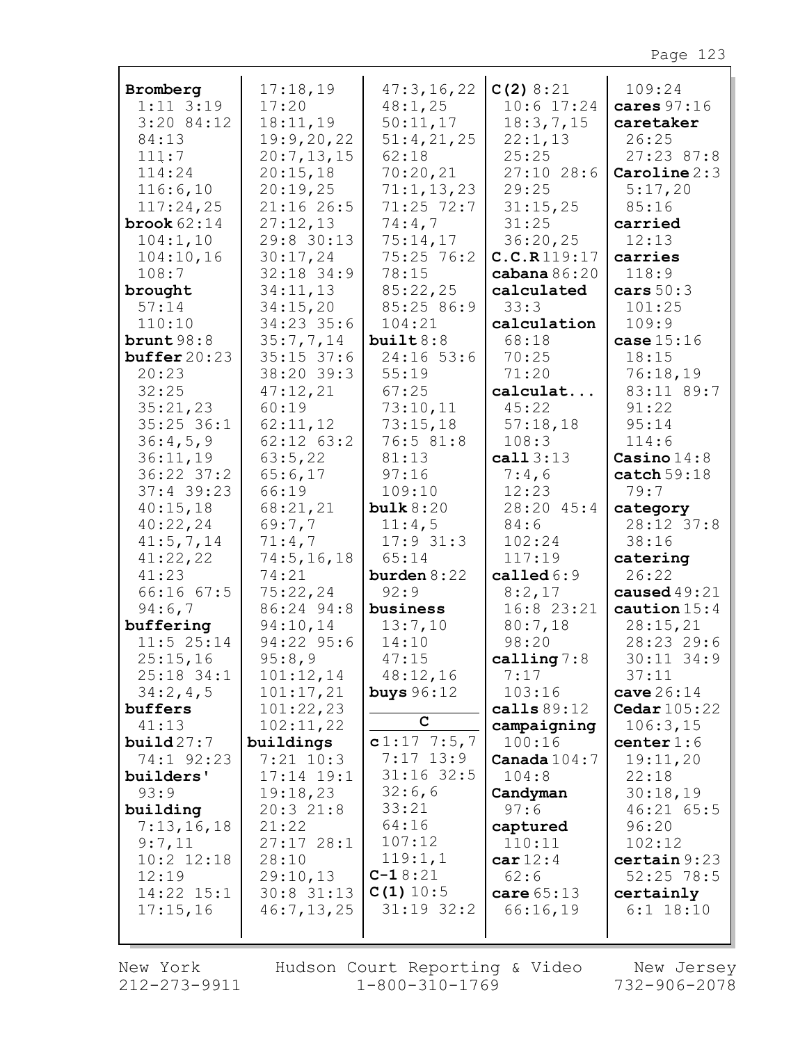**Bromberg** 1:11 3:19 3:20 84:12 84:13 111:7 114:24 116:6,10 117:24,25
**brook** 62:14 104:1,10 104:10,16 108:7
**brought** 57:14 110:10
**brunt** 98:8
**buffer** 20:23 20:23 32:25 35:21,23 35:25 36:1 36:4,5,9 36:11,19 36:22 37:2 37:4 39:23 40:15,18 40:22,24 41:5,7,14 41:22,22 41:23 66:16 67:5 94:6,7
**buffering** 11:5 25:14 25:15,16 25:18 34:1 34:2,4,5
**buffers** 41:13
**build** 27:7 74:1 92:23
**builders'** 93:9
**building** 7:13,16,18 9:7,11 10:2 12:18 12:19 14:22 15:1 17:15,16 17:18,19 17:20 18:11,19 19:9,20,22 20:7,13,15 20:15,18 20:19,25 21:16 26:5 27:12,13 29:8 30:13 30:17,24 32:18 34:9 34:11,13 34:15,20 34:23 35:6 35:7,7,14 35:15 37:6 38:20 39:3 47:12,21 60:19 62:11,12 62:12 63:2 63:5,22 65:6,17 66:19 68:21,21 69:7,7 71:4,7 74:5,16,18 74:21 75:22,24 86:24 94:8 94:10,14 94:22 95:6 95:8,9 101:12,14 101:17,21 101:22,23 102:11,22
**buildings** 7:21 10:3 17:14 19:1 19:18,23 20:3 21:8 21:22 27:17 28:1 28:10 29:10,13 30:8 31:13 46:7,13,25 47:3,16,22 48:1,25 50:11,17 51:4,21,25 62:18 70:20,21 71:1,13,23 71:25 72:7 74:4,7 75:14,17 75:25 76:2 78:15 85:22,25 85:25 86:9 104:21
**built** 8:8 24:16 53:6 55:19 67:25 73:10,11 73:15,18 76:5 81:8 81:13 97:16 109:10
**bulk** 8:20 11:4,5 17:9 31:3 65:14
**burden** 8:22 92:9
**business** 13:7,10 14:10 47:15 48:12,16
**buys** 96:12

## C

**c** 1:17 7:5,7 7:17 13:9 31:16 32:5 32:6,6 33:21 64:16 107:12 119:1,1
**C-1** 8:21
**C(1)** 10:5 31:19 32:2
**C(2)** 8:21 10:6 17:24 18:3,7,15 22:1,13 25:25 27:10 28:6 29:25 31:15,25 31:25 36:20,25
**C.C.R** 119:17
**cabana** 86:20
**calculated** 33:3
**calculation** 68:18 70:25 71:20
**calculat...** 45:22 57:18,18 108:3
**call** 3:13 7:4,6 12:23 28:20 45:4 84:6 102:24 117:19
**called** 6:9 8:2,17 16:8 23:21 80:7,18 98:20
**calling** 7:8 7:17 103:16
**calls** 89:12
**campaigning** 100:16
**Canada** 104:7 104:8
**Candyman** 97:6
**captured** 110:11
**car** 12:4 62:6
**care** 65:13 66:16,19 109:24
**cares** 97:16
**caretaker** 26:25 27:23 87:8
**Caroline** 2:3 5:17,20 85:16
**carried** 12:13
**carries** 118:9
**cars** 50:3 101:25 109:9
**case** 15:16 18:15 76:18,19 83:11 89:7 91:22 95:14 114:6
**Casino** 14:8
**catch** 59:18 79:7
**category** 28:12 37:8 38:16
**catering** 26:22
**caused** 49:21
**caution** 15:4 28:15,21 28:23 29:6 30:11 34:9 37:11
**cave** 26:14
**Cedar** 105:22 106:3,15
**center** 1:6 19:11,20 22:18 30:18,19 46:21 65:5 96:20 102:12
**certain** 9:23 52:25 78:5
**certainly** 6:1 18:10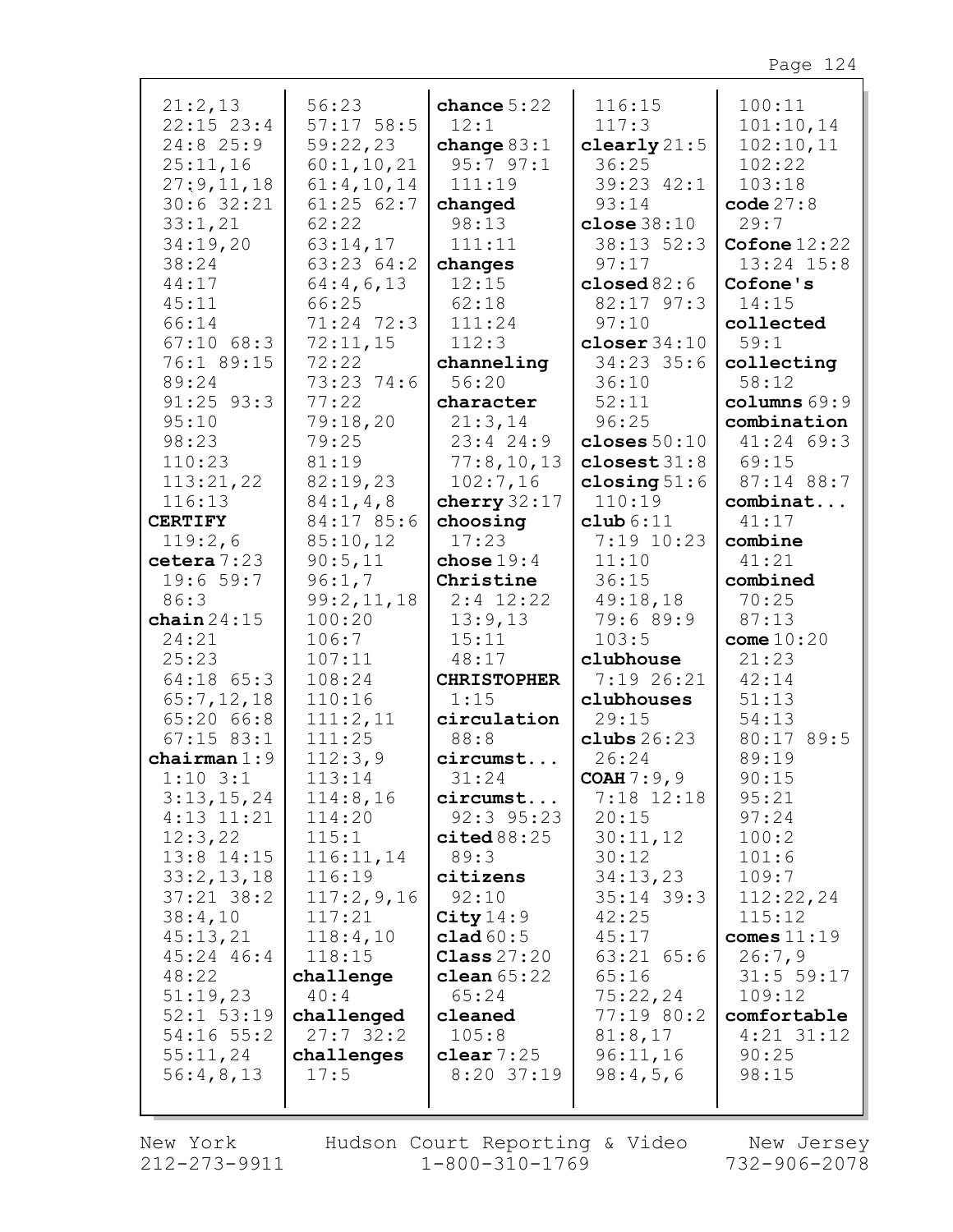21:2,13
22:15 23:4
24:8 25:9
25:11,16
27:9,11,18
30:6 32:21
33:1,21
34:19,20
38:24
44:17
45:11
66:14
67:10 68:3
76:1 89:15
89:24
91:25 93:3
95:10
98:23
110:23
113:21,22
116:13

**CERTIFY**
119:2,6

**cetera** 7:23
19:6 59:7
86:3

**chain** 24:15
24:21
25:23
64:18 65:3
65:7,12,18
65:20 66:8
67:15 83:1

**chairman** 1:9
1:10 3:1
3:13,15,24
4:13 11:21
12:3,22
13:8 14:15
33:2,13,18
37:21 38:2
38:4,10
45:13,21
45:24 46:4
48:22
51:19,23
52:1 53:19
54:16 55:2
55:11,24
56:4,8,13
56:23
57:17 58:5
59:22,23
60:1,10,21
61:4,10,14
61:25 62:7
62:22
63:14,17
63:23 64:2
64:4,6,13
66:25
71:24 72:3
72:11,15
72:22
73:23 74:6
77:22
79:18,20
79:25
81:19
82:19,23
84:1,4,8
84:17 85:6
85:10,12
90:5,11
96:1,7
99:2,11,18
100:20
106:7
107:11
108:24
110:16
111:2,11
111:25
112:3,9
113:14
114:8,16
114:20
115:1
116:11,14
116:19
117:2,9,16
117:21
118:4,10
118:15

**challenge**
40:4

**challenged**
27:7 32:2

**challenges**
17:5

**chance** 5:22
12:1

**change** 83:1
95:7 97:1
111:19

**changed**
98:13
111:11

**changes**
12:15
62:18
111:24
112:3

**channeling**
56:20

**character**
21:3,14
23:4 24:9
77:8,10,13
102:7,16

**cherry** 32:17

**choosing**
17:23

**chose** 19:4

**Christine**
2:4 12:22
13:9,13
15:11
48:17

**CHRISTOPHER**
1:15

**circulation**
88:8

**circumst...**
31:24

**circumst...**
92:3 95:23

**cited** 88:25
89:3

**citizens**
92:10

**City** 14:9

**clad** 60:5

**Class** 27:20

**clean** 65:22
65:24

**cleaned**
105:8

**clear** 7:25
8:20 37:19
116:15
117:3

**clearly** 21:5
36:25
39:23 42:1
93:14

**close** 38:10
38:13 52:3
97:17

**closed** 82:6
82:17 97:3
97:10

**closer** 34:10
34:23 35:6
36:10
52:11
96:25

**closes** 50:10

**closest** 31:8

**closing** 51:6
110:19

**club** 6:11
7:19 10:23
11:10
36:15
49:18,18
79:6 89:9
103:5

**clubhouse**
7:19 26:21

**clubhouses**
29:15

**clubs** 26:23
26:24

**COAH** 7:9,9
7:18 12:18
20:15
30:11,12
30:12
34:13,23
35:14 39:3
42:25
45:17
63:21 65:6
65:16
75:22,24
77:19 80:2
81:8,17
96:11,16
98:4,5,6
100:11
101:10,14
102:10,11
102:22
103:18

**code** 27:8
29:7

**Cofone** 12:22
13:24 15:8

**Cofone's**
14:15

**collected**
59:1

**collecting**
58:12

**columns** 69:9

**combination**
41:24 69:3
69:15
87:14 88:7

**combinat...**
41:17

**combine**
41:21

**combined**
70:25
87:13

**come** 10:20
21:23
42:14
51:13
54:13
80:17 89:5
89:19
90:15
95:21
97:24
100:2
101:6
109:7
112:22,24
115:12

**comes** 11:19
26:7,9
31:5 59:17
109:12

**comfortable**
4:21 31:12
90:25
98:15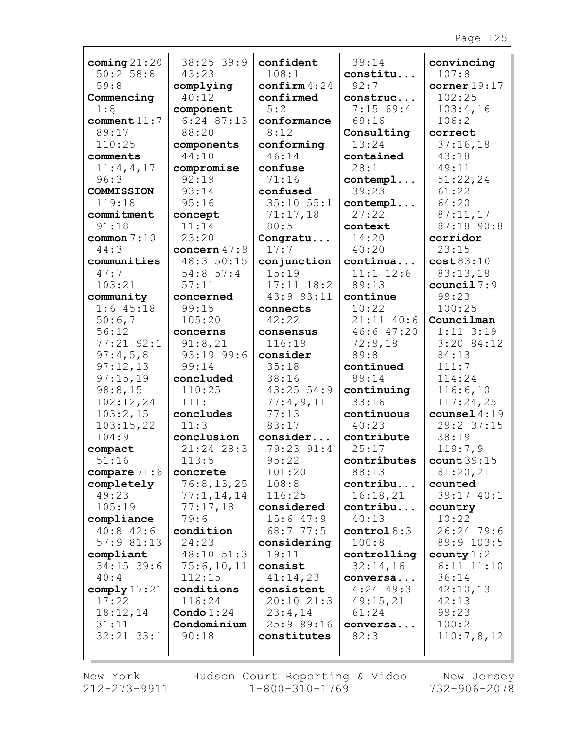**coming** 21:20 50:2 58:8 59:8
**Commencing** 1:8
**comment** 11:7 89:17 110:25
**comments** 11:4,4,17 96:3
**COMMISSION** 119:18
**commitment** 91:18
**common** 7:10 44:3
**communities** 47:7 103:21
**community** 1:6 45:18 50:6,7 56:12 77:21 92:1 97:4,5,8 97:12,13 97:15,19 98:8,15 102:12,24 103:2,15 103:15,22 104:9
**compact** 51:16
**compare** 71:6
**completely** 49:23 105:19
**compliance** 40:8 42:6 57:9 81:13
**compliant** 34:15 39:6 40:4
**comply** 17:21 17:22 18:12,14 31:11 32:21 33:1 38:25 39:9 43:23
**complying** 40:12
**component** 6:24 87:13 88:20
**components** 44:10
**compromise** 92:19 93:14 95:16
**concept** 11:14 23:20
**concern** 47:9 48:3 50:15 54:8 57:4 57:11
**concerned** 99:15 105:20
**concerns** 91:8,21 93:19 99:6 99:14
**concluded** 110:25 111:1
**concludes** 11:3
**conclusion** 21:24 28:3 113:5
**concrete** 76:8,13,25 77:1,14,14 77:17,18 79:6
**condition** 24:23 48:10 51:3 75:6,10,11 112:15
**conditions** 116:24
**Condo** 1:24
**Condominium** 90:18
**confident** 108:1
**confirm** 4:24
**confirmed** 5:2
**conformance** 8:12
**conforming** 46:14
**confuse** 71:16
**confused** 35:10 55:1 71:17,18 80:5
**Congratu...** 17:7
**conjunction** 15:19 17:11 18:2 43:9 93:11
**connects** 42:22
**consensus** 116:19
**consider** 35:18 38:16 43:25 54:9 77:4,9,11 77:13 83:17
**consider...** 79:23 91:4 95:22 101:20 108:8 116:25
**considered** 15:6 47:9 68:7 77:5
**considering** 19:11
**consist** 41:14,23
**consistent** 20:10 21:3 23:4,14 25:9 89:16
**constitutes** 39:14
**constitu...** 92:7
**construc...** 7:15 69:4 69:16
**Consulting** 13:24
**contained** 28:1
**contempl...** 39:23
**contempl...** 27:22
**context** 14:20 40:20
**continua...** 11:1 12:6 89:13
**continue** 10:22 21:11 40:6 46:6 47:20 72:9,18 89:8
**continued** 89:14
**continuing** 33:16
**continuous** 40:23
**contribute** 25:17
**contributes** 88:13
**contribu...** 16:18,21
**contribu...** 40:13
**control** 8:3 100:8
**controlling** 32:14,16
**conversa...** 4:24 49:3 49:15,21 61:24
**conversa...** 82:3
**convincing** 107:8
**corner** 19:17 102:25 103:4,16 106:2
**correct** 37:16,18 43:18 49:11 51:22,24 61:22 64:20 87:11,17 87:18 90:8
**corridor** 23:15
**cost** 83:10 83:13,18
**council** 7:9 99:23 100:25
**Councilman** 1:11 3:19 3:20 84:12 84:13 111:7 114:24 116:6,10 117:24,25
**counsel** 4:19 29:2 37:15 38:19 119:7,9
**count** 39:15 81:20,21
**counted** 39:17 40:1
**country** 10:22 26:24 79:6 89:9 103:5
**county** 1:2 6:11 11:10 36:14 42:10,13 42:13 99:23 100:2 110:7,8,12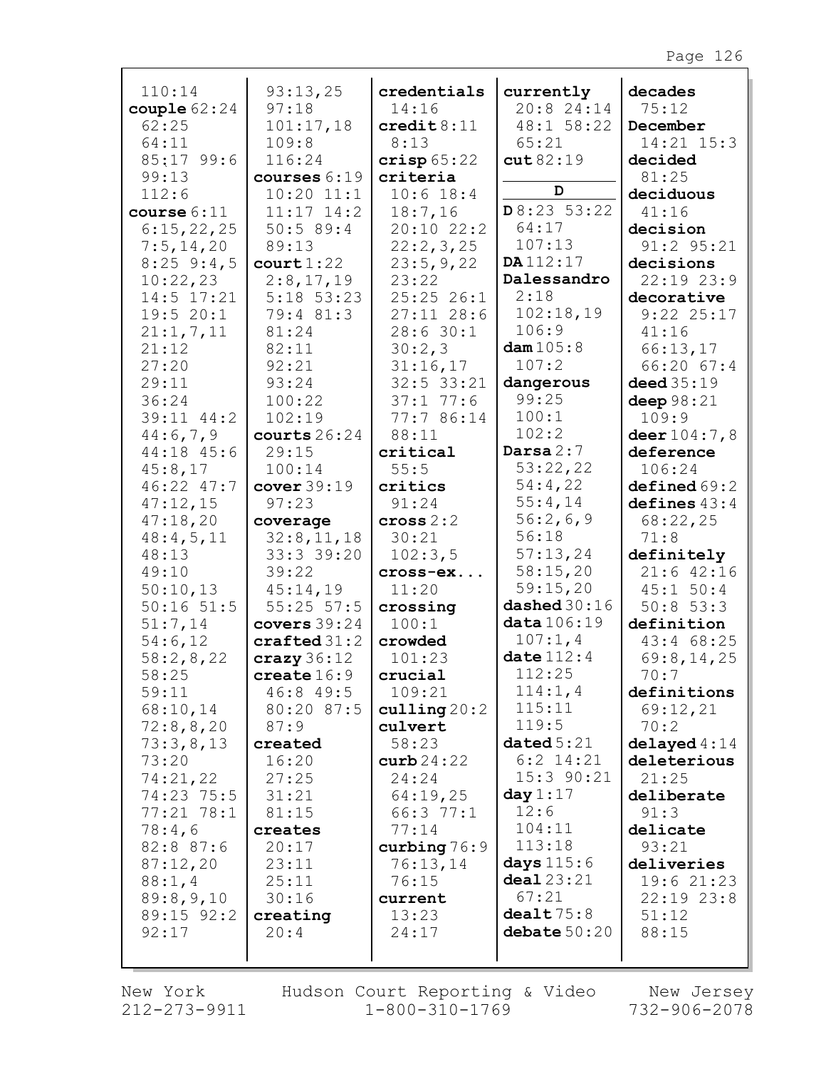110:14
**couple** 62:24
62:25
64:11
85:17 99:6
99:13
112:6
**course** 6:11
6:15,22,25
7:5,14,20
8:25 9:4,5
10:22,23
14:5 17:21
19:5 20:1
21:1,7,11
21:12
27:20
29:11
36:24
39:11 44:2
44:6,7,9
44:18 45:6
45:8,17
46:22 47:7
47:12,15
47:18,20
48:4,5,11
48:13
49:10
50:10,13
50:16 51:5
51:7,14
54:6,12
58:2,8,22
58:25
59:11
68:10,14
72:8,8,20
73:3,8,13
73:20
74:21,22
74:23 75:5
77:21 78:1
78:4,6
82:8 87:6
87:12,20
88:1,4
89:8,9,10
89:15 92:2
92:17

93:13,25
97:18
101:17,18
109:8
116:24
**courses** 6:19
10:20 11:1
11:17 14:2
50:5 89:4
89:13
**court** 1:22
2:8,17,19
5:18 53:23
79:4 81:3
81:24
82:11
92:21
93:24
100:22
102:19
**courts** 26:24
29:15
100:14
**cover** 39:19
97:23
**coverage**
32:8,11,18
33:3 39:20
39:22
45:14,19
55:25 57:5
**covers** 39:24
**crafted** 31:2
**crazy** 36:12
**create** 16:9
46:8 49:5
80:20 87:5
87:9
**created**
16:20
27:25
31:21
81:15
**creates**
20:17
23:11
25:11
30:16
**creating**
20:4

**credentials**
14:16
**credit** 8:11
8:13
**crisp** 65:22
**criteria**
10:6 18:4
18:7,16
20:10 22:2
22:2,3,25
23:5,9,22
23:22
25:25 26:1
27:11 28:6
28:6 30:1
30:2,3
31:16,17
32:5 33:21
37:1 77:6
77:7 86:14
88:11
**critical**
55:5
**critics**
91:24
**cross** 2:2
30:21
102:3,5
**cross-ex...**
11:20
**crossing**
100:1
**crowded**
101:23
**crucial**
109:21
**culling** 20:2
**culvert**
58:23
**curb** 24:22
24:24
64:19,25
66:3 77:1
77:14
**curbing** 76:9
76:13,14
76:15
**current**
13:23
24:17

**currently**
20:8 24:14
48:1 58:22
65:21
**cut** 82:19

## D

**D** 8:23 53:22
64:17
107:13
**DA** 112:17
**Dalessandro**
2:18
102:18,19
106:9
**dam** 105:8
107:2
**dangerous**
99:25
100:1
102:2
**Darsa** 2:7
53:22,22
54:4,22
55:4,14
56:2,6,9
56:18
57:13,24
58:15,20
59:15,20
**dashed** 30:16
**data** 106:19
107:1,4
**date** 112:4
112:25
114:1,4
115:11
119:5
**dated** 5:21
6:2 14:21
15:3 90:21
**day** 1:17
12:6
104:11
113:18
**days** 115:6
**deal** 23:21
67:21
**dealt** 75:8
**debate** 50:20

**decades**
75:12
**December**
14:21 15:3
**decided**
81:25
**deciduous**
41:16
**decision**
91:2 95:21
**decisions**
22:19 23:9
**decorative**
9:22 25:17
41:16
66:13,17
66:20 67:4
**deed** 35:19
**deep** 98:21
109:9
**deer** 104:7,8
**deference**
106:24
**defined** 69:2
**defines** 43:4
68:22,25
71:8
**definitely**
21:6 42:16
45:1 50:4
50:8 53:3
**definition**
43:4 68:25
69:8,14,25
70:7
**definitions**
69:12,21
70:2
**delayed** 4:14
**deleterious**
21:25
**deliberate**
91:3
**delicate**
93:21
**deliveries**
19:6 21:23
22:19 23:8
51:12
88:15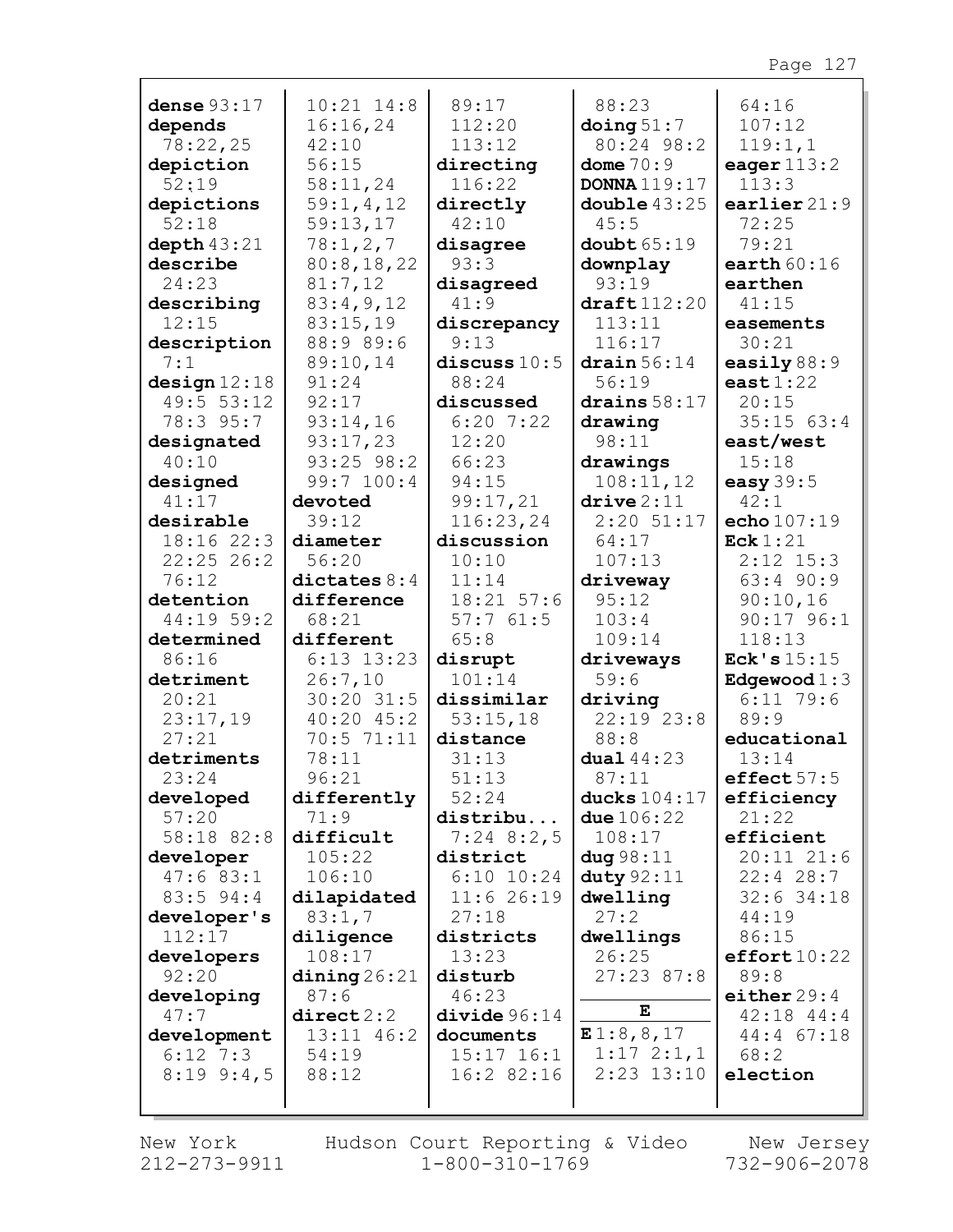**dense** 93:17
**depends** 78:22,25
**depiction** 52:19
**depictions** 52:18
**depth** 43:21
**describe** 24:23
**describing** 12:15
**description** 7:1
**design** 12:18 49:5 53:12 78:3 95:7
**designated** 40:10
**designed** 41:17
**desirable** 18:16 22:3 22:25 26:2 76:12
**detention** 44:19 59:2
**determined** 86:16
**detriment** 20:21 23:17,19 27:21
**detriments** 23:24
**developed** 57:20 58:18 82:8
**developer** 47:6 83:1 83:5 94:4
**developer's** 112:17
**developers** 92:20
**developing** 47:7
**development** 6:12 7:3 8:19 9:4,5 10:21 14:8 16:16,24 42:10 56:15 58:11,24 59:1,4,12 59:13,17 78:1,2,7 80:8,18,22 81:7,12 83:4,9,12 83:15,19 88:9 89:6 89:10,14 91:24 92:17 93:14,16 93:17,23 93:25 98:2 99:7 100:4
**devoted** 39:12
**diameter** 56:20
**dictates** 8:4
**difference** 68:21
**different** 6:13 13:23 26:7,10 30:20 31:5 40:20 45:2 70:5 71:11 78:11 96:21
**differently** 71:9
**difficult** 105:22 106:10
**dilapidated** 83:1,7
**diligence** 108:17
**dining** 26:21 87:6
**direct** 2:2 13:11 46:2 54:19 88:12 89:17 112:20 113:12
**directing** 116:22
**directly** 42:10
**disagree** 93:3
**disagreed** 41:9
**discrepancy** 9:13
**discuss** 10:5 88:24
**discussed** 6:20 7:22 12:20 66:23 94:15 99:17,21 116:23,24
**discussion** 10:10 11:14 18:21 57:6 57:7 61:5 65:8
**disrupt** 101:14
**dissimilar** 53:15,18
**distance** 31:13 51:13 52:24
**distribu...** 7:24 8:2,5
**district** 6:10 10:24 11:6 26:19 27:18
**districts** 13:23
**disturb** 46:23
**divide** 96:14
**documents** 15:17 16:1 16:2 82:16 88:23
**doing** 51:7 80:24 98:2
**dome** 70:9
**DONNA** 119:17
**double** 43:25 45:5
**doubt** 65:19
**downplay** 93:19
**draft** 112:20 113:11 116:17
**drain** 56:14 56:19
**drains** 58:17
**drawing** 98:11
**drawings** 108:11,12
**drive** 2:11 2:20 51:17 64:17 107:13
**driveway** 95:12 103:4 109:14
**driveways** 59:6
**driving** 22:19 23:8 88:8
**dual** 44:23 87:11
**ducks** 104:17
**due** 106:22 108:17
**dug** 98:11
**duty** 92:11
**dwelling** 27:2
**dwellings** 26:25 27:23 87:8

## E

**E** 1:8,8,17 1:17 2:1,1 2:23 13:10 64:16 107:12 119:1,1
**eager** 113:2 113:3
**earlier** 21:9 72:25 79:21
**earth** 60:16
**earthen** 41:15
**easements** 30:21
**easily** 88:9
**east** 1:22 20:15 35:15 63:4
**east/west** 15:18
**easy** 39:5 42:1
**echo** 107:19
**Eck** 1:21 2:12 15:3 63:4 90:9 90:10,16 90:17 96:1 118:13
**Eck's** 15:15
**Edgewood** 1:3 6:11 79:6 89:9
**educational** 13:14
**effect** 57:5
**efficiency** 21:22
**efficient** 20:11 21:6 22:4 28:7 32:6 34:18 44:19 86:15
**effort** 10:22 89:8
**either** 29:4 42:18 44:4 44:4 67:18 68:2
**election**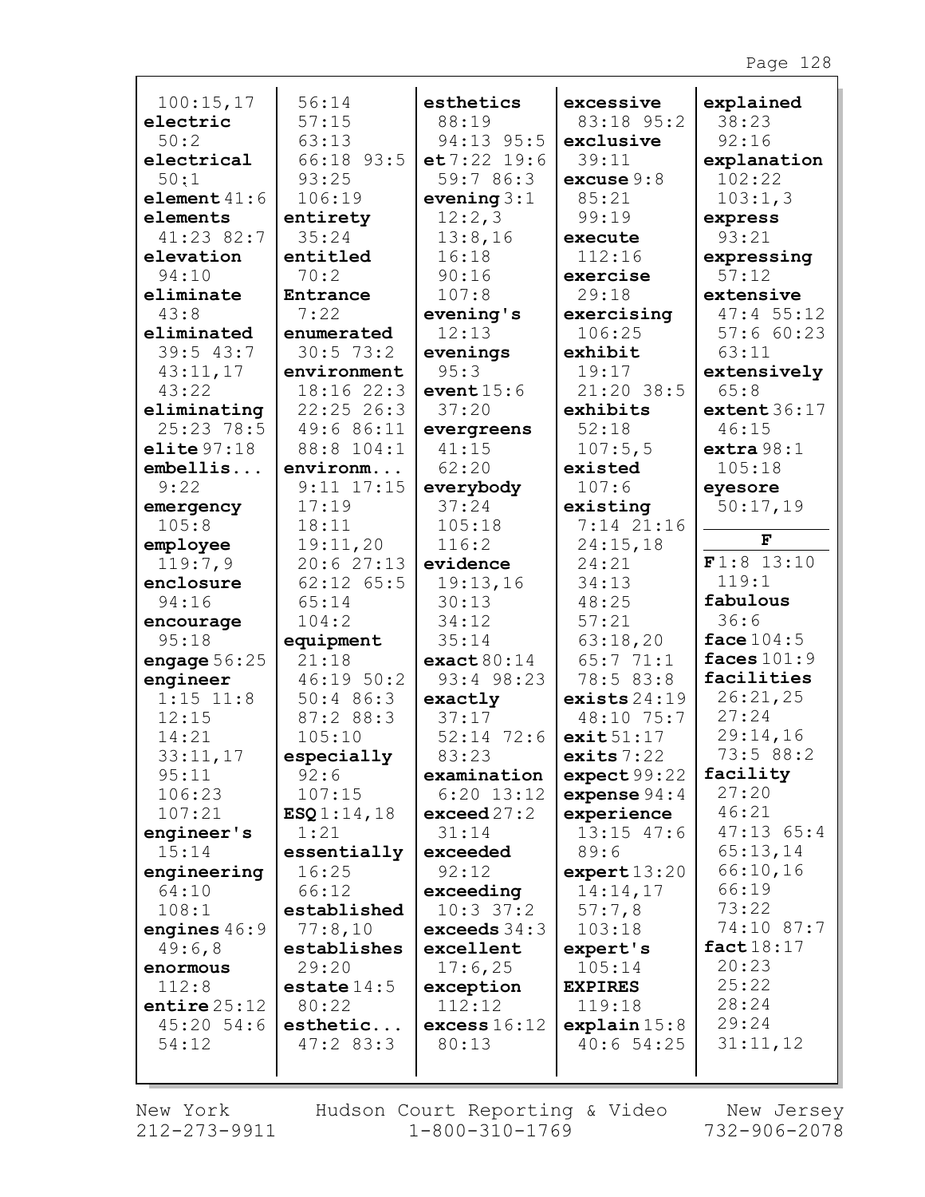100:15,17
**electric**
50:2
**electrical**
50:1
**element** 41:6
**elements**
41:23 82:7
**elevation**
94:10
**eliminate**
43:8
**eliminated**
39:5 43:7
43:11,17
43:22
**eliminating**
25:23 78:5
**elite** 97:18
**embellis...**
9:22
**emergency**
105:8
**employee**
119:7,9
**enclosure**
94:16
**encourage**
95:18
**engage** 56:25
**engineer**
1:15 11:8
12:15
14:21
33:11,17
95:11
106:23
107:21
**engineer's**
15:14
**engineering**
64:10
108:1
**engines** 46:9
49:6,8
**enormous**
112:8
**entire** 25:12
45:20 54:6
54:12

56:14
57:15
63:13
66:18 93:5
93:25
106:19
**entirety**
35:24
**entitled**
70:2
**Entrance**
7:22
**enumerated**
30:5 73:2
**environment**
18:16 22:3
22:25 26:3
49:6 86:11
88:8 104:1
**environm...**
9:11 17:15
17:19
18:11
19:11,20
20:6 27:13
62:12 65:5
65:14
104:2
**equipment**
21:18
46:19 50:2
50:4 86:3
87:2 88:3
105:10
**especially**
92:6
107:15
**ESQ** 1:14,18
1:21
**essentially**
16:25
66:12
**established**
77:8,10
**establishes**
29:20
**estate** 14:5
80:22
**esthetic...**
47:2 83:3

**esthetics**
88:19
94:13 95:5
**et** 7:22 19:6
59:7 86:3
**evening** 3:1
12:2,3
13:8,16
16:18
90:16
107:8
**evening's**
12:13
**evenings**
95:3
**event** 15:6
37:20
**evergreens**
41:15
62:20
**everybody**
37:24
105:18
116:2
**evidence**
19:13,16
30:13
34:12
35:14
**exact** 80:14
93:4 98:23
**exactly**
37:17
52:14 72:6
83:23
**examination**
6:20 13:12
**exceed** 27:2
31:14
**exceeded**
92:12
**exceeding**
10:3 37:2
**exceeds** 34:3
**excellent**
17:6,25
**exception**
112:12
**excess** 16:12
80:13

**excessive**
83:18 95:2
**exclusive**
39:11
**excuse** 9:8
85:21
99:19
**execute**
112:16
**exercise**
29:18
**exercising**
106:25
**exhibit**
19:17
21:20 38:5
**exhibits**
52:18
107:5,5
**existed**
107:6
**existing**
7:14 21:16
24:15,18
24:21
34:13
48:25
57:21
63:18,20
65:7 71:1
78:5 83:8
**exists** 24:19
48:10 75:7
**exit** 51:17
**exits** 7:22
**expect** 99:22
**expense** 94:4
**experience**
13:15 47:6
89:6
**expert** 13:20
14:14,17
57:7,8
103:18
**expert's**
105:14
**EXPIRES**
119:18
**explain** 15:8
40:6 54:25

**explained**
38:23
92:16
**explanation**
102:22
103:1,3
**express**
93:21
**expressing**
57:12
**extensive**
47:4 55:12
57:6 60:23
63:11
**extensively**
65:8
**extent** 36:17
46:15
**extra** 98:1
105:18
**eyesore**
50:17,19

**F**

**F** 1:8 13:10
119:1
**fabulous**
36:6
**face** 104:5
**faces** 101:9
**facilities**
26:21,25
27:24
29:14,16
73:5 88:2
**facility**
27:20
46:21
47:13 65:4
65:13,14
66:10,16
66:19
73:22
74:10 87:7
**fact** 18:17
20:23
25:22
28:24
29:24
31:11,12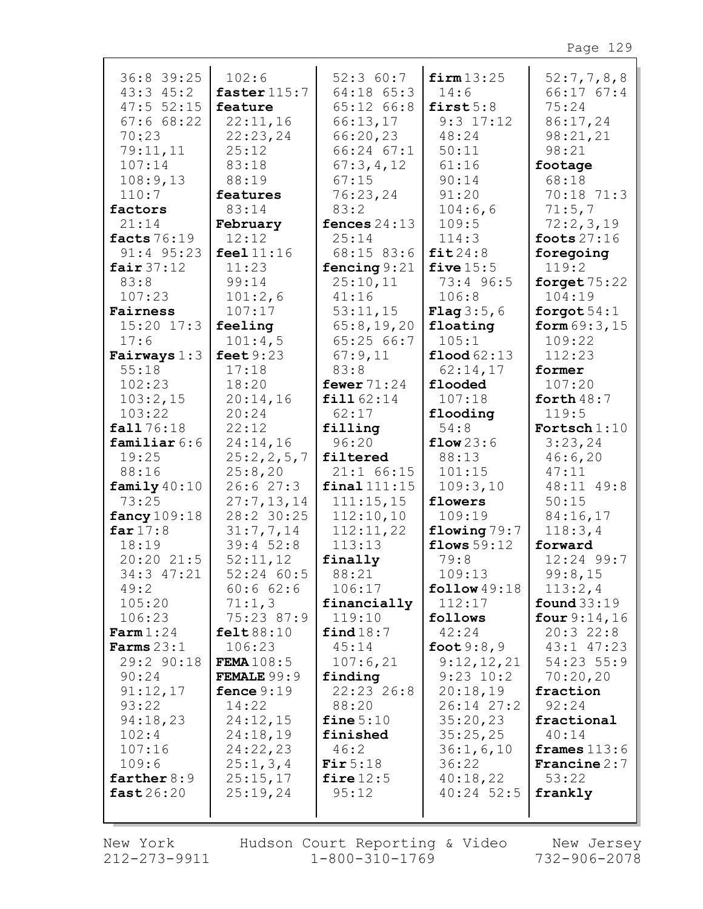36:8 39:25
43:3 45:2
47:5 52:15
67:6 68:22
70:23
79:11,11
107:14
108:9,13
110:7
**factors**
21:14
**facts** 76:19
91:4 95:23
**fair** 37:12
83:8
107:23
**Fairness**
15:20 17:3
17:6
**Fairways** 1:3
55:18
102:23
103:2,15
103:22
**fall** 76:18
**familiar** 6:6
19:25
88:16
**family** 40:10
73:25
**fancy** 109:18
**far** 17:8
18:19
20:20 21:5
34:3 47:21
49:2
105:20
106:23
**Farm** 1:24
**Farms** 23:1
29:2 90:18
90:24
91:12,17
93:22
94:18,23
102:4
107:16
109:6
**farther** 8:9
**fast** 26:20

102:6
**faster** 115:7
**feature**
22:11,16
22:23,24
25:12
83:18
88:19
**features**
83:14
**February**
12:12
**feel** 11:16
11:23
99:14
101:2,6
107:17
**feeling**
101:4,5
**feet** 9:23
17:18
18:20
20:14,16
20:24
22:12
24:14,16
25:2,2,5,7
25:8,20
26:6 27:3
27:7,13,14
28:2 30:25
31:7,7,14
39:4 52:8
52:11,12
52:24 60:5
60:6 62:6
71:1,3
75:23 87:9
**felt** 88:10
106:23
**FEMA** 108:5
**FEMALE** 99:9
**fence** 9:19
14:22
24:12,15
24:18,19
24:22,23
25:1,3,4
25:15,17
25:19,24

52:3 60:7
64:18 65:3
65:12 66:8
66:13,17
66:20,23
66:24 67:1
67:3,4,12
67:15
76:23,24
83:2
**fences** 24:13
25:14
68:15 83:6
**fencing** 9:21
25:10,11
41:16
53:11,15
65:8,19,20
65:25 66:7
67:9,11
83:8
**fewer** 71:24
**fill** 62:14
62:17
**filling**
96:20
**filtered**
21:1 66:15
**final** 111:15
111:15,15
112:10,10
112:11,22
113:13
**finally**
88:21
106:17
**financially**
119:10
**find** 18:7
45:14
107:6,21
**finding**
22:23 26:8
88:20
**fine** 5:10
**finished**
46:2
**Fir** 5:18
**fire** 12:5
95:12

**firm** 13:25
14:6
**first** 5:8
9:3 17:12
48:24
50:11
61:16
90:14
91:20
104:6,6
109:5
114:3
**fit** 24:8
**five** 15:5
73:4 96:5
106:8
**Flag** 3:5,6
**floating**
105:1
**flood** 62:13
62:14,17
**flooded**
107:18
**flooding**
54:8
**flow** 23:6
88:13
101:15
109:3,10
**flowers**
109:19
**flowing** 79:7
**flows** 59:12
79:8
109:13
**follow** 49:18
112:17
**follows**
42:24
**foot** 9:8,9
9:12,12,21
9:23 10:2
20:18,19
26:14 27:2
35:20,23
35:25,25
36:1,6,10
36:22
40:18,22
40:24 52:5

52:7,7,8,8
66:17 67:4
75:24
86:17,24
98:21,21
98:21
**footage**
68:18
70:18 71:3
71:5,7
72:2,3,19
**foots** 27:16
**foregoing**
119:2
**forget** 75:22
104:19
**forgot** 54:1
**form** 69:3,15
109:22
112:23
**former**
107:20
**forth** 48:7
119:5
**Fortsch** 1:10
3:23,24
46:6,20
47:11
48:11 49:8
50:15
84:16,17
118:3,4
**forward**
12:24 99:7
99:8,15
113:2,4
**found** 33:19
**four** 9:14,16
20:3 22:8
43:1 47:23
54:23 55:9
70:20,20
**fraction**
92:24
**fractional**
40:14
**frames** 113:6
**Francine** 2:7
53:22
**frankly**

New York 212-273-9911 Hudson Court Reporting & Video 1-800-310-1769 New Jersey 732-906-2078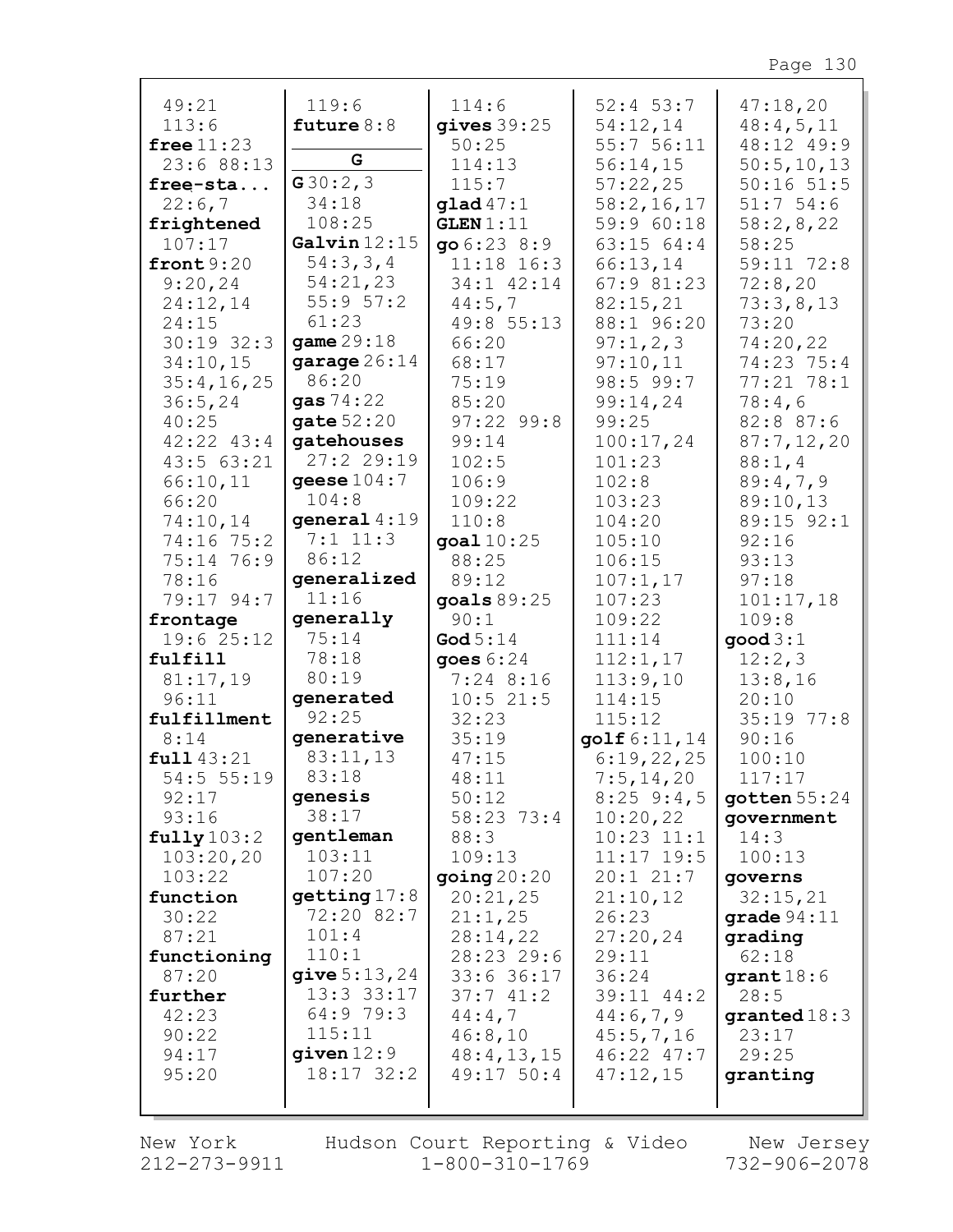49:21
113:6
**free** 11:23
23:6 88:13
**free-sta...**
22:6,7
**frightened**
107:17
**front** 9:20
9:20,24
24:12,14
24:15
30:19 32:3
34:10,15
35:4,16,25
36:5,24
40:25
42:22 43:4
43:5 63:21
66:10,11
66:20
74:10,14
74:16 75:2
75:14 76:9
78:16
79:17 94:7
**frontage**
19:6 25:12
**fulfill**
81:17,19
96:11
**fulfillment**
8:14
**full** 43:21
54:5 55:19
92:17
93:16
**fully** 103:2
103:20,20
103:22
**function**
30:22
87:21
**functioning**
87:20
**further**
42:23
90:22
94:17
95:20

119:6
**future** 8:8

**G**

**G** 30:2,3
34:18
108:25
**Galvin** 12:15
54:3,3,4
54:21,23
55:9 57:2
61:23
**game** 29:18
**garage** 26:14
86:20
**gas** 74:22
**gate** 52:20
**gatehouses**
27:2 29:19
**geese** 104:7
104:8
**general** 4:19
7:1 11:3
86:12
**generalized**
11:16
**generally**
75:14
78:18
80:19
**generated**
92:25
**generative**
83:11,13
83:18
**genesis**
38:17
**gentleman**
103:11
107:20
**getting** 17:8
72:20 82:7
101:4
110:1
**give** 5:13,24
13:3 33:17
64:9 79:3
115:11
**given** 12:9
18:17 32:2

114:6
**gives** 39:25
50:25
114:13
115:7
**glad** 47:1
**GLEN** 1:11
**go** 6:23 8:9
11:18 16:3
34:1 42:14
44:5,7
49:8 55:13
66:20
68:17
75:19
85:20
97:22 99:8
99:14
102:5
106:9
109:22
110:8
**goal** 10:25
88:25
89:12
**goals** 89:25
90:1
**God** 5:14
**goes** 6:24
7:24 8:16
10:5 21:5
32:23
35:19
47:15
48:11
50:12
58:23 73:4
88:3
109:13
**going** 20:20
20:21,25
21:1,25
28:14,22
28:23 29:6
33:6 36:17
37:7 41:2
44:4,7
46:8,10
48:4,13,15
49:17 50:4

52:4 53:7
54:12,14
55:7 56:11
56:14,15
57:22,25
58:2,16,17
59:9 60:18
63:15 64:4
66:13,14
67:9 81:23
82:15,21
88:1 96:20
97:1,2,3
97:10,11
98:5 99:7
99:14,24
99:25
100:17,24
101:23
102:8
103:23
104:20
105:10
106:15
107:1,17
107:23
109:22
111:14
112:1,17
113:9,10
114:15
115:12
**golf** 6:11,14
6:19,22,25
7:5,14,20
8:25 9:4,5
10:20,22
10:23 11:1
11:17 19:5
20:1 21:7
21:10,12
26:23
27:20,24
29:11
36:24
39:11 44:2
44:6,7,9
45:5,7,16
46:22 47:7
47:12,15

47:18,20
48:4,5,11
48:12 49:9
50:5,10,13
50:16 51:5
51:7 54:6
58:2,8,22
58:25
59:11 72:8
72:8,20
73:3,8,13
73:20
74:20,22
74:23 75:4
77:21 78:1
78:4,6
82:8 87:6
87:7,12,20
88:1,4
89:4,7,9
89:10,13
89:15 92:1
92:16
93:13
97:18
101:17,18
109:8
**good** 3:1
12:2,3
13:8,16
20:10
35:19 77:8
90:16
100:10
117:17
**gotten** 55:24
**government**
14:3
100:13
**governs**
32:15,21
**grade** 94:11
**grading**
62:18
**grant** 18:6
28:5
**granted** 18:3
23:17
29:25
**granting**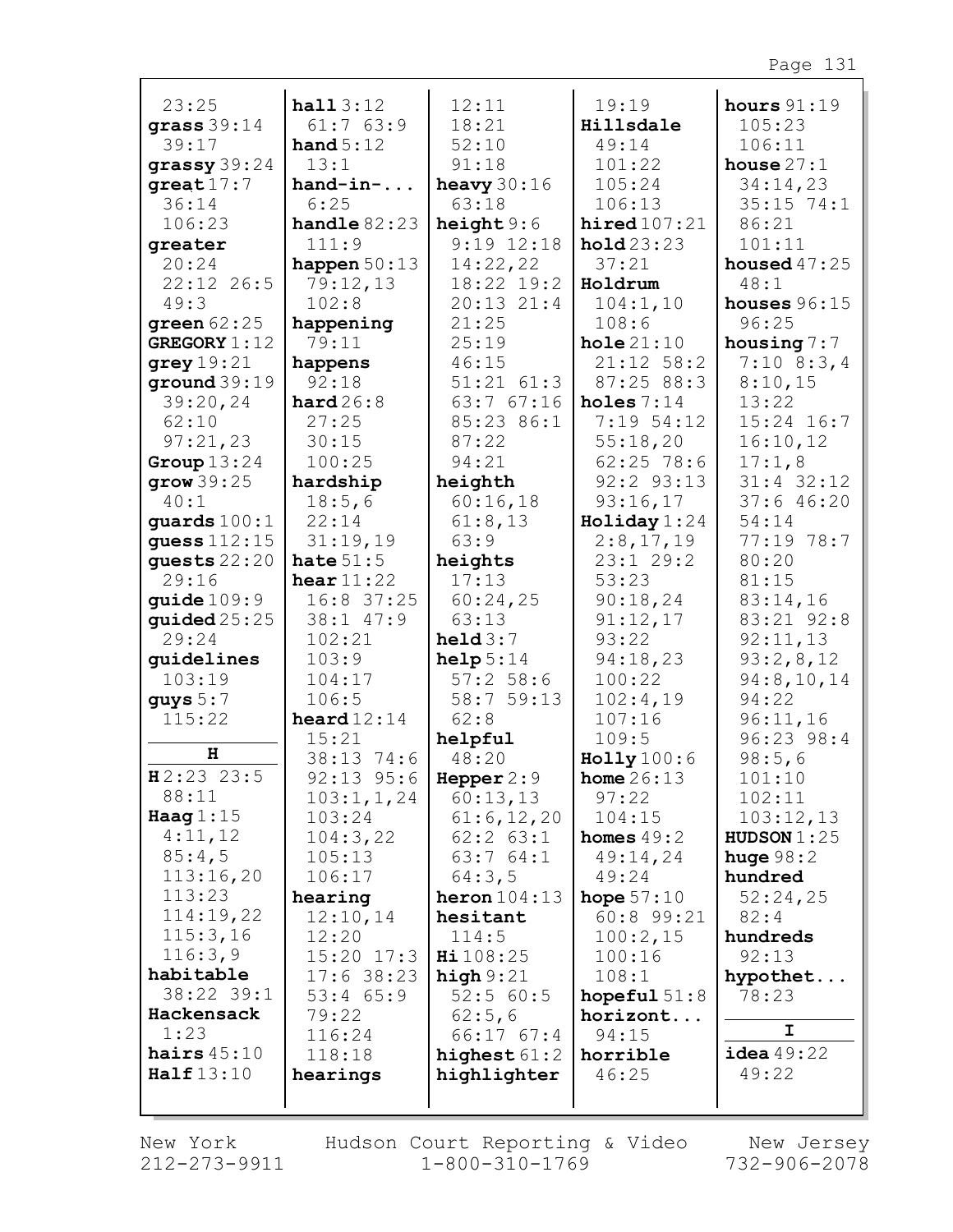23:25
**grass** 39:14 39:17
**grassy** 39:24
**great** 17:7 36:14 106:23
**greater** 20:24 22:12 26:5 49:3
**green** 62:25
**GREGORY** 1:12
**grey** 19:21
**ground** 39:19 39:20,24 62:10 97:21,23
**Group** 13:24
**grow** 39:25 40:1
**guards** 100:1
**guess** 112:15
**guests** 22:20 29:16
**guide** 109:9
**guided** 25:25 29:24
**guidelines** 103:19
**guys** 5:7 115:22

**H**

**H** 2:23 23:5 88:11
**Haag** 1:15 4:11,12 85:4,5 113:16,20 113:23 114:19,22 115:3,16 116:3,9
**habitable** 38:22 39:1
**Hackensack** 1:23
**hairs** 45:10
**Half** 13:10
**hall** 3:12 61:7 63:9
**hand** 5:12 13:1
**hand-in-...** 6:25
**handle** 82:23 111:9
**happen** 50:13 79:12,13 102:8
**happening** 79:11
**happens** 92:18
**hard** 26:8 27:25 30:15 100:25
**hardship** 18:5,6 22:14 31:19,19
**hate** 51:5
**hear** 11:22 16:8 37:25 38:1 47:9 102:21 103:9 104:17 106:5
**heard** 12:14 15:21 38:13 74:6 92:13 95:6 103:1,1,24 103:24 104:3,22 105:13 106:17
**hearing** 12:10,14 12:20 15:20 17:3 17:6 38:23 53:4 65:9 79:22 116:24 118:18
**hearings**
12:11 18:21 52:10 91:18
**heavy** 30:16 63:18
**height** 9:6 9:19 12:18 14:22,22 18:22 19:2 20:13 21:4 21:25 25:19 46:15 51:21 61:3 63:7 67:16 85:23 86:1 87:22 94:21
**heighth** 60:16,18 61:8,13 63:9
**heights** 17:13 60:24,25 63:13
**held** 3:7
**help** 5:14 57:2 58:6 58:7 59:13 62:8
**helpful** 48:20
**Hepper** 2:9 60:13,13 61:6,12,20 62:2 63:1 63:7 64:1 64:3,5
**heron** 104:13
**hesitant** 114:5
**Hi** 108:25
**high** 9:21 52:5 60:5 62:5,6 66:17 67:4
**highest** 61:2
**highlighter**
19:19
**Hillsdale** 49:14 101:22 105:24 106:13
**hired** 107:21
**hold** 23:23 37:21
**Holdrum** 104:1,10 108:6
**hole** 21:10 21:12 58:2 87:25 88:3
**holes** 7:14 7:19 54:12 55:18,20 62:25 78:6 92:2 93:13 93:16,17
**Holiday** 1:24 2:8,17,19 23:1 29:2 53:23 90:18,24 91:12,17 93:22 94:18,23 100:22 102:4,19 107:16 109:5
**Holly** 100:6
**home** 26:13 97:22 104:15
**homes** 49:2 49:14,24 49:24
**hope** 57:10 60:8 99:21 100:2,15 100:16 108:1
**hopeful** 51:8
**horizont...** 94:15
**horrible** 46:25
**hours** 91:19 105:23 106:11
**house** 27:1 34:14,23 35:15 74:1 86:21 101:11
**housed** 47:25 48:1
**houses** 96:15 96:25
**housing** 7:7 7:10 8:3,4 8:10,15 13:22 15:24 16:7 16:10,12 17:1,8 31:4 32:12 37:6 46:20 54:14 77:19 78:7 80:20 81:15 83:14,16 83:21 92:8 92:11,13 93:2,8,12 94:8,10,14 94:22 96:11,16 96:23 98:4 98:5,6 101:10 102:11 103:12,13
**HUDSON** 1:25
**huge** 98:2
**hundred** 52:24,25 82:4
**hundreds** 92:13
**hypothet...** 78:23

**I**

**idea** 49:22 49:22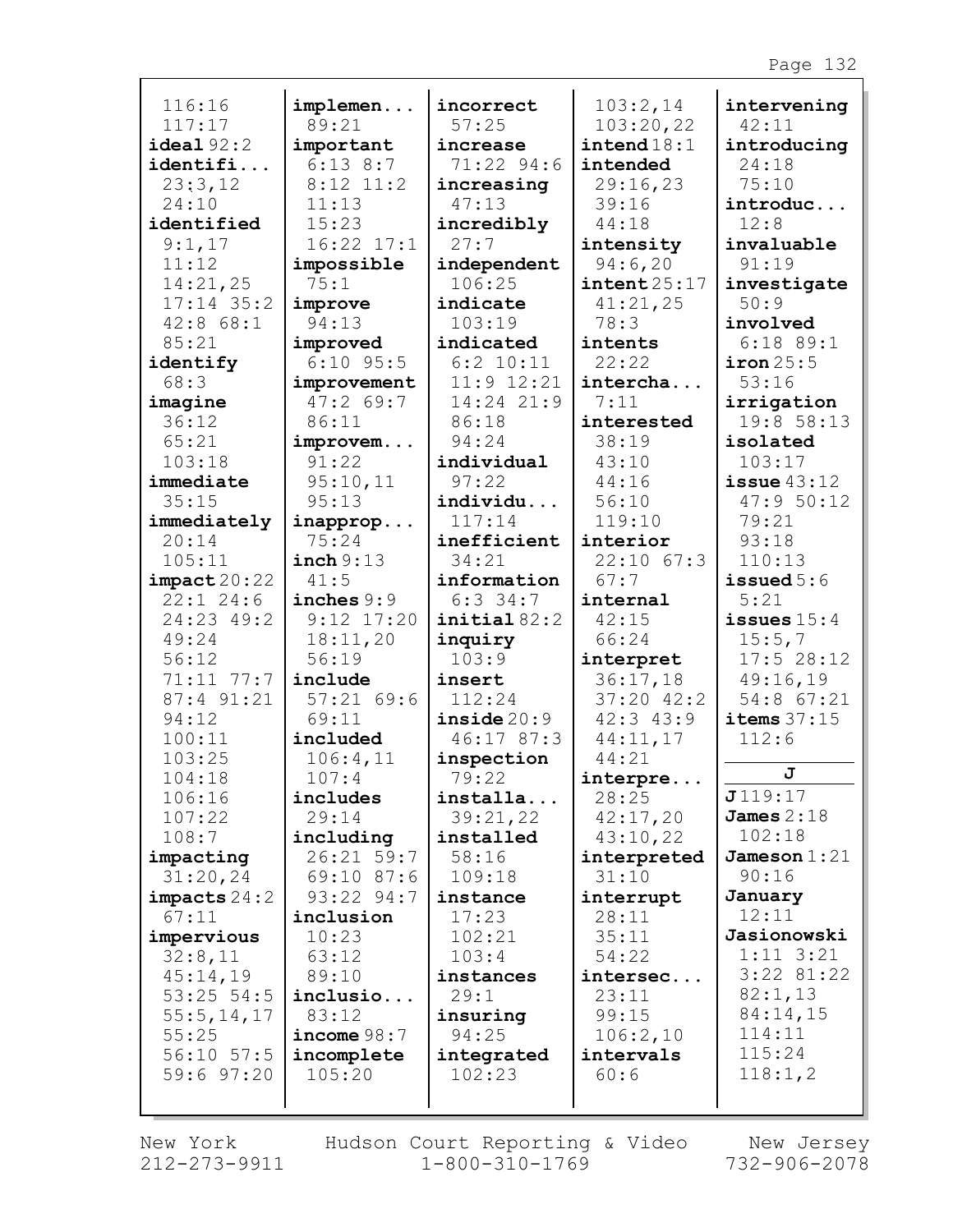116:16
117:17
**ideal** 92:2
**identifi...**
23;3,12
24:10
**identified**
9:1,17
11:12
14:21,25
17:14 35:2
42:8 68:1
85:21
**identify**
68:3
**imagine**
36:12
65:21
103:18
**immediate**
35:15
**immediately**
20:14
105:11
**impact** 20:22
22:1 24:6
24:23 49:2
49:24
56:12
71:11 77:7
87:4 91:21
94:12
100:11
103:25
104:18
106:16
107:22
108:7
**impacting**
31:20,24
**impacts** 24:2
67:11
**impervious**
32:8,11
45:14,19
53:25 54:5
55:5,14,17
55:25
56:10 57:5
59:6 97:20

**implemen...**
89:21
**important**
6:13 8:7
8:12 11:2
11:13
15:23
16:22 17:1
**impossible**
75:1
**improve**
94:13
**improved**
6:10 95:5
**improvement**
47:2 69:7
86:11
**improvem...**
91:22
95:10,11
95:13
**inapprop...**
75:24
**inch** 9:13
41:5
**inches** 9:9
9:12 17:20
18:11,20
56:19
**include**
57:21 69:6
69:11
**included**
106:4,11
107:4
**includes**
29:14
**including**
26:21 59:7
69:10 87:6
93:22 94:7
**inclusion**
10:23
63:12
89:10
**inclusio...**
83:12
**income** 98:7
**incomplete**
105:20

**incorrect**
57:25
**increase**
71:22 94:6
**increasing**
47:13
**incredibly**
27:7
**independent**
106:25
**indicate**
103:19
**indicated**
6:2 10:11
11:9 12:21
14:24 21:9
86:18
94:24
**individual**
97:22
**individu...**
117:14
**inefficient**
34:21
**information**
6:3 34:7
**initial** 82:2
**inquiry**
103:9
**insert**
112:24
**inside** 20:9
46:17 87:3
**inspection**
79:22
**installa...**
39:21,22
**installed**
58:16
109:18
**instance**
17:23
102:21
103:4
**instances**
29:1
**insuring**
94:25
**integrated**
102:23

103:2,14
103:20,22
**intend** 18:1
**intended**
29:16,23
39:16
44:18
**intensity**
94:6,20
**intent** 25:17
41:21,25
78:3
**intents**
22:22
**intercha...**
7:11
**interested**
38:19
43:10
44:16
56:10
119:10
**interior**
22:10 67:3
67:7
**internal**
42:15
66:24
**interpret**
36:17,18
37:20 42:2
42:3 43:9
44:11,17
44:21
**interpre...**
28:25
42:17,20
43:10,22
**interpreted**
31:10
**interrupt**
28:11
35:11
54:22
**intersec...**
23:11
99:15
106:2,10
**intervals**
60:6

**intervening**
42:11
**introducing**
24:18
75:10
**introduc...**
12:8
**invaluable**
91:19
**investigate**
50:9
**involved**
6:18 89:1
**iron** 25:5
53:16
**irrigation**
19:8 58:13
**isolated**
103:17
**issue** 43:12
47:9 50:12
79:21
93:18
110:13
**issued** 5:6
5:21
**issues** 15:4
15:5,7
17:5 28:12
49:16,19
54:8 67:21
**items** 37:15
112:6

**J**

**J** 119:17
**James** 2:18
102:18
**Jameson** 1:21
90:16
**January**
12:11
**Jasionowski**
1:11 3:21
3:22 81:22
82:1,13
84:14,15
114:11
115:24
118:1,2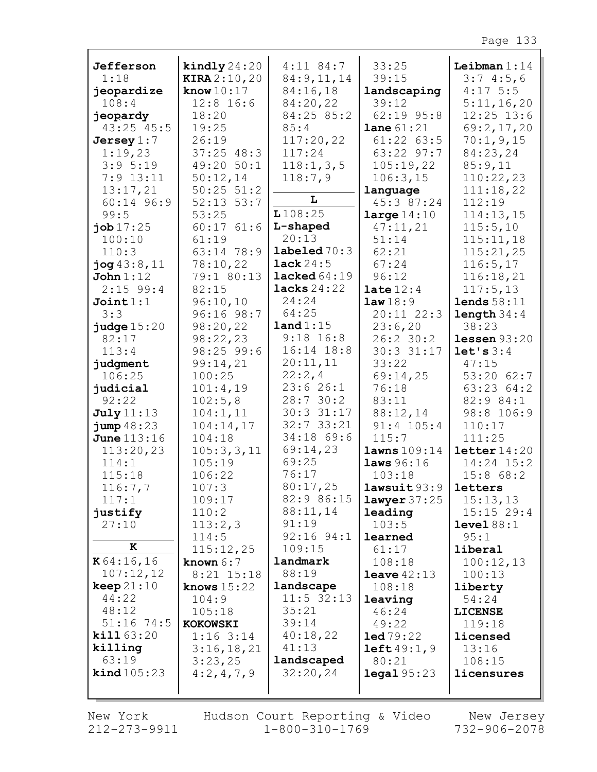**Jefferson** 1:18
**jeopardize** 108:4
**jeopardy** 43:25 45:5
**Jersey** 1:7 1:19,23 3:9 5:19 7:9 13:11 13:17,21 60:14 96:9 99:5
**job** 17:25 100:10 110:3
**jog** 43:8,11
**John** 1:12 2:15 99:4
**Joint** 1:1 3:3
**judge** 15:20 82:17 113:4
**judgment** 106:25
**judicial** 92:22
**July** 11:13
**jump** 48:23
**June** 113:16 113:20,23 114:1 115:18 116:7,7 117:1
**justify** 27:10

**K**

**K** 64:16,16 107:12,12
**keep** 21:10 44:22 48:12 51:16 74:5
**kill** 63:20
**killing** 63:19
**kind** 105:23
**kindly** 24:20
**KIRA** 2:10,20
**know** 10:17 12:8 16:6 18:20 19:25 26:19 37:25 48:3 49:20 50:1 50:12,14 50:25 51:2 52:13 53:7 53:25 60:17 61:6 61:19 63:14 78:9 78:10,22 79:1 80:13 82:15 96:10,10 96:16 98:7 98:20,22 98:22,23 98:25 99:6 99:14,21 100:25 101:4,19 102:5,8 104:1,11 104:14,17 104:18 105:3,3,11 105:19 106:22 107:3 109:17 110:2 113:2,3 114:5 115:12,25
**known** 6:7 8:21 15:18
**knows** 15:22 104:9 105:18
**KOKOWSKI** 1:16 3:14 3:16,18,21 3:23,25 4:2,4,7,9 4:11 84:7 84:9,11,14 84:16,18 84:20,22 84:25 85:2 85:4 117:20,22 117:24 118:1,3,5 118:7,9

**L**

**L** 108:25
**L-shaped** 20:13
**labeled** 70:3
**lack** 24:5
**lacked** 64:19
**lacks** 24:22 24:24 64:25
**land** 1:15 9:18 16:8 16:14 18:8 20:11,11 22:2,4 23:6 26:1 28:7 30:2 30:3 31:17 32:7 33:21 34:18 69:6 69:14,23 69:25 76:17 80:17,25 82:9 86:15 88:11,14 91:19 92:16 94:1 109:15
**landmark** 88:19
**landscape** 11:5 32:13 35:21 39:14 40:18,22 41:13
**landscaped** 32:20,24 33:25 39:15
**landscaping** 39:12 62:19 95:8
**lane** 61:21 61:22 63:5 63:22 97:7 105:19,22 106:3,15
**language** 45:3 87:24
**large** 14:10 47:11,21 51:14 62:21 67:24 96:12
**late** 12:4
**law** 18:9 20:11 22:3 23:6,20 26:2 30:2 30:3 31:17 33:22 69:14,25 76:18 83:11 88:12,14 91:4 105:4 115:7
**lawns** 109:14
**laws** 96:16 103:18
**lawsuit** 93:9
**lawyer** 37:25
**leading** 103:5
**learned** 61:17 108:18
**leave** 42:13 108:18
**leaving** 46:24 49:22
**led** 79:22
**left** 49:1,9 80:21
**legal** 95:23
**Leibman** 1:14 3:7 4:5,6 4:17 5:5 5:11,16,20 12:25 13:6 69:2,17,20 70:1,9,15 84:23,24 85:9,11 110:22,23 111:18,22 112:19 114:13,15 115:5,10 115:11,18 115:21,25 116:5,17 116:18,21 117:5,13
**lends** 58:11
**length** 34:4 38:23
**lessen** 93:20
**let's** 3:4 47:15 53:20 62:7 63:23 64:2 82:9 84:1 98:8 106:9 110:17 111:25
**letter** 14:20 14:24 15:2 15:8 68:2
**letters** 15:13,13 15:15 29:4
**level** 88:1 95:1
**liberal** 100:12,13 100:13
**liberty** 54:24
**LICENSE** 119:18
**licensed** 13:16 108:15
**licensures**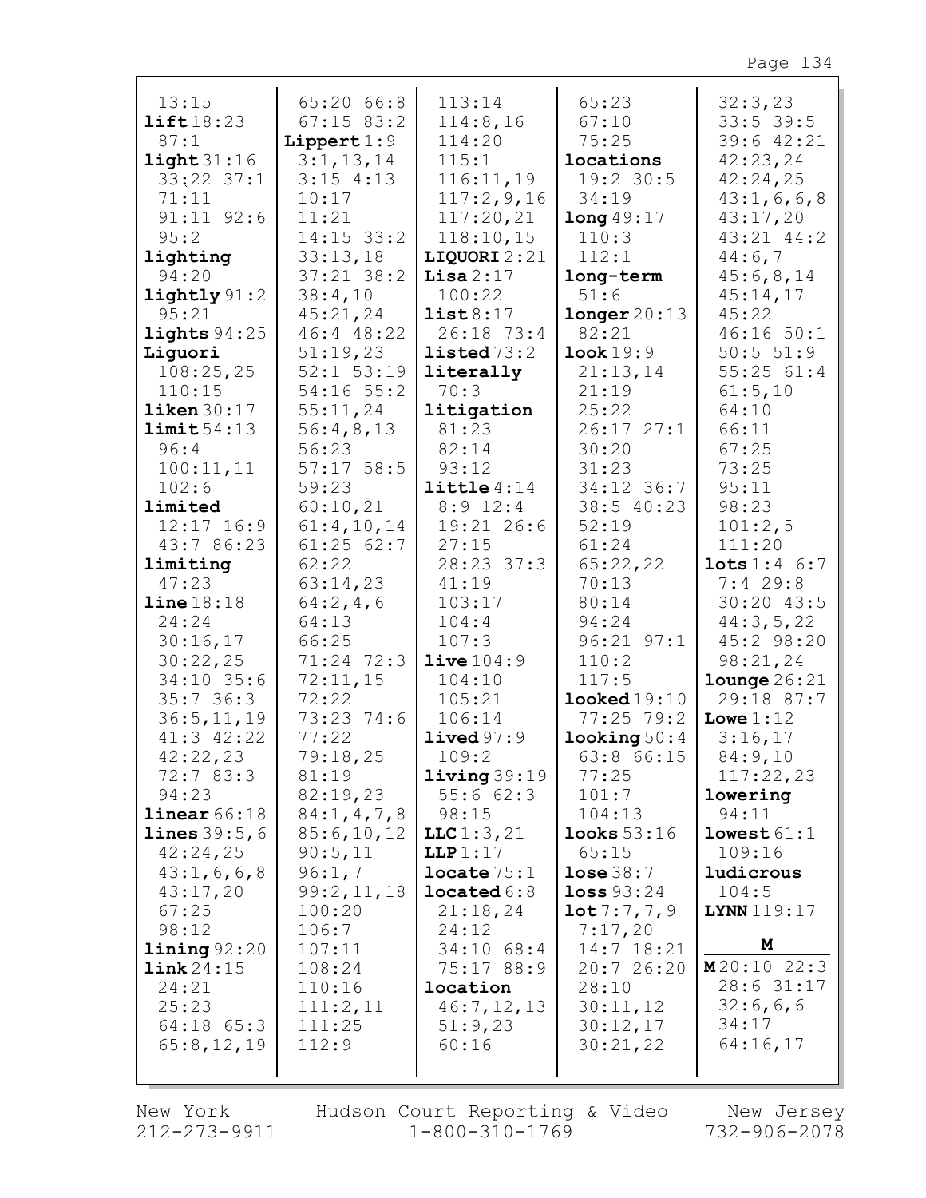13:15
**lift** 18:23
87:1
**light** 31:16
33:22 37:1
71:11
91:11 92:6
95:2
**lighting**
94:20
**lightly** 91:2
95:21
**lights** 94:25
**Liguori**
108:25,25
110:15
**liken** 30:17
**limit** 54:13
96:4
100:11,11
102:6
**limited**
12:17 16:9
43:7 86:23
**limiting**
47:23
**line** 18:18
24:24
30:16,17
30:22,25
34:10 35:6
35:7 36:3
36:5,11,19
41:3 42:22
42:22,23
72:7 83:3
94:23
**linear** 66:18
**lines** 39:5,6
42:24,25
43:1,6,6,8
43:17,20
67:25
98:12
**lining** 92:20
**link** 24:15
24:21
25:23
64:18 65:3
65:8,12,19
65:20 66:8
67:15 83:2
**Lippert** 1:9
3:1,13,14
3:15 4:13
10:17
11:21
14:15 33:2
33:13,18
37:21 38:2
38:4,10
45:21,24
46:4 48:22
51:19,23
52:1 53:19
54:16 55:2
55:11,24
56:4,8,13
56:23
57:17 58:5
59:23
60:10,21
61:4,10,14
61:25 62:7
62:22
63:14,23
64:2,4,6
64:13
66:25
71:24 72:3
72:11,15
72:22
73:23 74:6
77:22
79:18,25
81:19
82:19,23
84:1,4,7,8
85:6,10,12
90:5,11
96:1,7
99:2,11,18
100:20
106:7
107:11
108:24
110:16
111:2,11
111:25
112:9
113:14
114:8,16
114:20
115:1
116:11,19
117:2,9,16
117:20,21
118:10,15
**LIQUORI** 2:21
**Lisa** 2:17
100:22
**list** 8:17
26:18 73:4
**listed** 73:2
**literally**
70:3
**litigation**
81:23
82:14
93:12
**little** 4:14
8:9 12:4
19:21 26:6
27:15
28:23 37:3
41:19
103:17
104:4
107:3
**live** 104:9
104:10
105:21
106:14
**lived** 97:9
109:2
**living** 39:19
55:6 62:3
98:15
**LLC** 1:3,21
**LLP** 1:17
**locate** 75:1
**located** 6:8
21:18,24
24:12
34:10 68:4
75:17 88:9
**location**
46:7,12,13
51:9,23
60:16
65:23
67:10
75:25
**locations**
19:2 30:5
34:19
**long** 49:17
110:3
112:1
**long-term**
51:6
**longer** 20:13
82:21
**look** 19:9
21:13,14
21:19
25:22
26:17 27:1
30:20
31:23
34:12 36:7
38:5 40:23
52:19
61:24
65:22,22
70:13
80:14
94:24
96:21 97:1
110:2
117:5
**looked** 19:10
77:25 79:2
**looking** 50:4
63:8 66:15
77:25
101:7
104:13
**looks** 53:16
65:15
**lose** 38:7
**loss** 93:24
**lot** 7:7,7,9
7:17,20
14:7 18:21
20:7 26:20
28:10
30:11,12
30:12,17
30:21,22
32:3,23
33:5 39:5
39:6 42:21
42:23,24
42:24,25
43:1,6,6,8
43:17,20
43:21 44:2
44:6,7
45:6,8,14
45:14,17
45:22
46:16 50:1
50:5 51:9
55:25 61:4
61:5,10
64:10
66:11
67:25
73:25
95:11
98:23
101:2,5
111:20
**lots** 1:4 6:7
7:4 29:8
30:20 43:5
44:3,5,22
45:2 98:20
98:21,24
**lounge** 26:21
29:18 87:7
**Lowe** 1:12
3:16,17
84:9,10
117:22,23
**lowering**
94:11
**lowest** 61:1
109:16
**ludicrous**
104:5
**LYNN** 119:17

**M**

**M** 20:10 22:3
28:6 31:17
32:6,6,6
34:17
64:16,17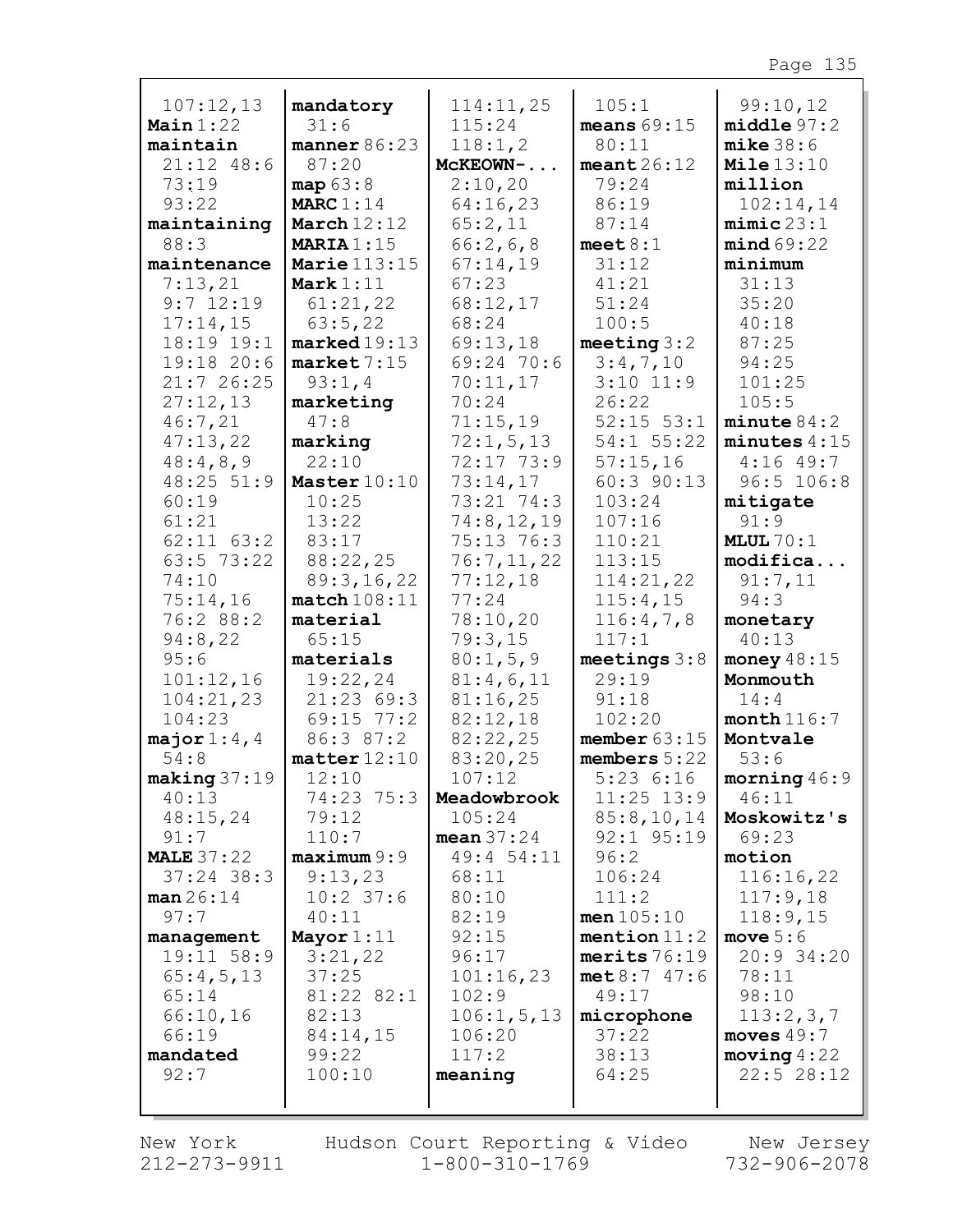107:12,13
**Main** 1:22
**maintain** 21:12 48:6 73:19 93:22
**maintaining** 88:3
**maintenance** 7:13,21 9:7 12:19 17:14,15 18:19 19:1 19:18 20:6 21:7 26:25 27:12,13 46:7,21 47:13,22 48:4,8,9 48:25 51:9 60:19 61:21 62:11 63:2 63:5 73:22 74:10 75:14,16 76:2 88:2 94:8,22 95:6 101:12,16 104:21,23 104:23
**major** 1:4,4 54:8
**making** 37:19 40:13 48:15,24 91:7
**MALE** 37:22 37:24 38:3
**man** 26:14 97:7
**management** 19:11 58:9 65:4,5,13 65:14 66:10,16 66:19
**mandated** 92:7
**mandatory** 31:6
**manner** 86:23 87:20
**map** 63:8
**MARC** 1:14
**March** 12:12
**MARIA** 1:15
**Marie** 113:15
**Mark** 1:11 61:21,22 63:5,22
**marked** 19:13
**market** 7:15 93:1,4
**marketing** 47:8
**marking** 22:10
**Master** 10:10 10:25 13:22 83:17 88:22,25 89:3,16,22
**match** 108:11
**material** 65:15
**materials** 19:22,24 21:23 69:3 69:15 77:2 86:3 87:2
**matter** 12:10 12:10 74:23 75:3 79:12 110:7
**maximum** 9:9 9:13,23 10:2 37:6 40:11
**Mayor** 1:11 3:21,22 37:25 81:22 82:1 82:13 84:14,15 99:22 100:10
114:11,25 115:24 118:1,2
**McKEOWN-...** 2:10,20 64:16,23 65:2,11 66:2,6,8 67:14,19 67:23 68:12,17 68:24 69:13,18 69:24 70:6 70:11,17 70:24 71:15,19 72:1,5,13 72:17 73:9 73:14,17 73:21 74:3 74:8,12,19 75:13 76:3 76:7,11,22 77:12,18 77:24 78:10,20 79:3,15 80:1,5,9 81:4,6,11 81:16,25 82:12,18 82:22,25 83:20,25 107:12
**Meadowbrook** 105:24
**mean** 37:24 49:4 54:11 68:11 80:10 82:19 92:15 96:17 101:16,23 102:9 106:1,5,13 106:20 117:2
**meaning**
105:1
**means** 69:15 80:11
**meant** 26:12 79:24 86:19 87:14
**meet** 8:1 31:12 41:21 51:24 100:5
**meeting** 3:2 3:4,7,10 3:10 11:9 26:22 52:15 53:1 54:1 55:22 57:15,16 60:3 90:13 103:24 107:16 110:21 113:15 114:21,22 115:4,15 116:4,7,8 117:1
**meetings** 3:8 29:19 91:18 102:20
**member** 63:15
**members** 5:22 5:23 6:16 11:25 13:9 85:8,10,14 92:1 95:19 96:2 106:24 111:2
**men** 105:10
**mention** 11:2
**merits** 76:19
**met** 8:7 47:6 49:17
**microphone** 37:22 38:13 64:25
99:10,12
**middle** 97:2
**mike** 38:6
**Mile** 13:10
**million** 102:14,14
**mimic** 23:1
**mind** 69:22
**minimum** 31:13 35:20 40:18 87:25 94:25 101:25 105:5
**minute** 84:2
**minutes** 4:15 4:16 49:7 96:5 106:8
**mitigate** 91:9
**MLUL** 70:1
**modifica...** 91:7,11 94:3
**monetary** 40:13
**money** 48:15
**Monmouth** 14:4
**month** 116:7
**Montvale** 53:6
**morning** 46:9 46:11
**Moskowitz's** 69:23
**motion** 116:16,22 117:9,18 118:9,15
**move** 5:6 20:9 34:20 78:11 98:10 113:2,3,7
**moves** 49:7
**moving** 4:22 22:5 28:12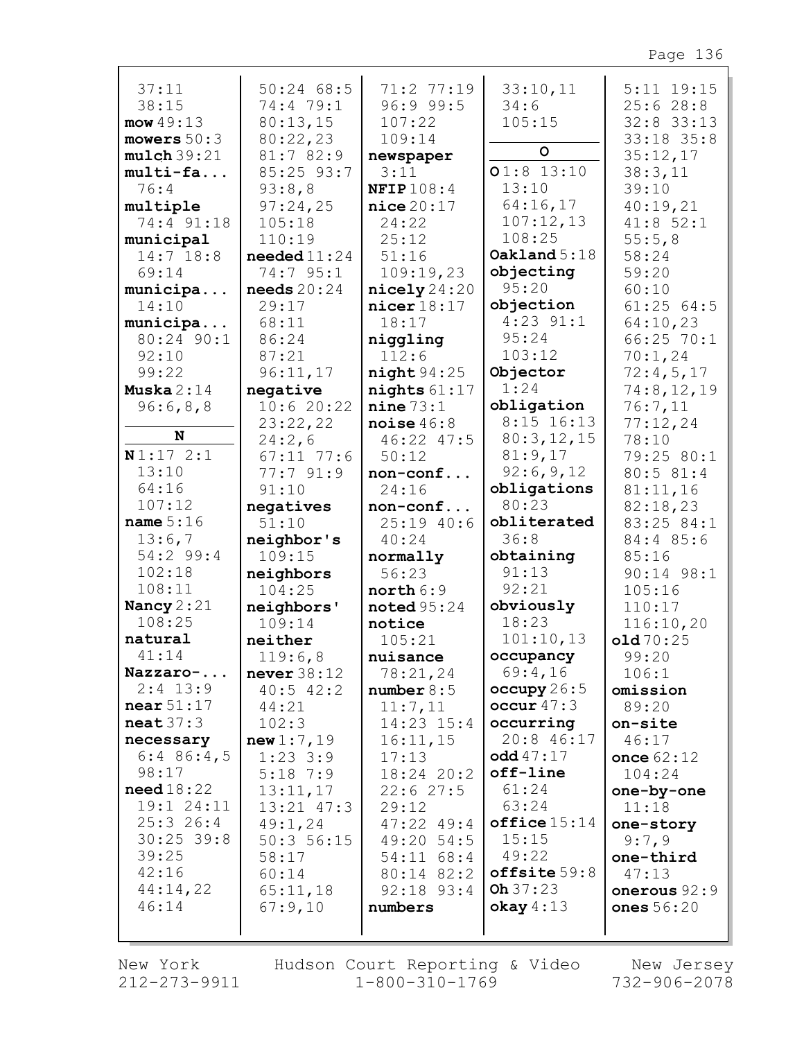37:11
38:15
**mow** 49:13
**mowers** 50:3
**mulch** 39:21
**multi-fa...** 76:4
**multiple** 74:4 91:18
**municipal** 14:7 18:8 69:14
**municipa...** 14:10
**municipa...** 80:24 90:1 92:10 99:22
**Muska** 2:14 96:6,8,8

**N**

**N** 1:17 2:1 13:10 64:16 107:12
**name** 5:16 13:6,7 54:2 99:4 102:18 108:11
**Nancy** 2:21 108:25
**natural** 41:14
**Nazzaro-...** 2:4 13:9
**near** 51:17
**neat** 37:3
**necessary** 6:4 86:4,5 98:17
**need** 18:22 19:1 24:11 25:3 26:4 30:25 39:8 39:25 42:16 44:14,22 46:14

50:24 68:5 74:4 79:1 80:13,15 80:22,23 81:7 82:9 85:25 93:7 93:8,8 97:24,25 105:18 110:19
**needed** 11:24 74:7 95:1
**needs** 20:24 29:17 68:11 86:24 87:21 96:11,17
**negative** 10:6 20:22 23:22,22 24:2,6 67:11 77:6 77:7 91:9 91:10
**negatives** 51:10
**neighbor's** 109:15
**neighbors** 104:25
**neighbors'** 109:14
**neither** 119:6,8
**never** 38:12 40:5 42:2 44:21 102:3
**new** 1:7,19 1:23 3:9 5:18 7:9 13:11,17 13:21 47:3 49:1,24 50:3 56:15 58:17 60:14 65:11,18 67:9,10

71:2 77:19 96:9 99:5 107:22 109:14
**newspaper** 3:11
**NFIP** 108:4
**nice** 20:17 24:22 25:12 51:16 109:19,23
**nicely** 24:20
**nicer** 18:17 18:17
**niggling** 112:6
**night** 94:25
**nights** 61:17
**nine** 73:1
**noise** 46:8 46:22 47:5 50:12
**non-conf...** 24:16
**non-conf...** 25:19 40:6 40:24
**normally** 56:23
**north** 6:9
**noted** 95:24
**notice** 105:21
**nuisance** 78:21,24
**number** 8:5 11:7,11 14:23 15:4 16:11,15 17:13 18:24 20:2 22:6 27:5 29:12 47:22 49:4 49:20 54:5 54:11 68:4 80:14 82:2 92:18 93:4
**numbers**

33:10,11 34:6 105:15

**O**

**O** 1:8 13:10 13:10 64:16,17 107:12,13 108:25
**Oakland** 5:18
**objecting** 95:20
**objection** 4:23 91:1 95:24 103:12
**Objector** 1:24
**obligation** 8:15 16:13 80:3,12,15 81:9,17 92:6,9,12
**obligations** 80:23
**obliterated** 36:8
**obtaining** 91:13 92:21
**obviously** 18:23 101:10,13
**occupancy** 69:4,16
**occupy** 26:5
**occur** 47:3
**occurring** 20:8 46:17
**odd** 47:17
**off-line** 61:24 63:24
**office** 15:14 15:15 49:22
**offsite** 59:8
**Oh** 37:23
**okay** 4:13

5:11 19:15 25:6 28:8 32:8 33:13 33:18 35:8 35:12,17 38:3,11 39:10 40:19,21 41:8 52:1 55:5,8 58:24 59:20 60:10 61:25 64:5 64:10,23 66:25 70:1 70:1,24 72:4,5,17 74:8,12,19 76:7,11 77:12,24 78:10 79:25 80:1 80:5 81:4 81:11,16 82:18,23 83:25 84:1 84:4 85:6 85:16 90:14 98:1 105:16 110:17 116:10,20
**old** 70:25 99:20 106:1
**omission** 89:20
**on-site** 46:17
**once** 62:12 104:24
**one-by-one** 11:18
**one-story** 9:7,9
**one-third** 47:13
**onerous** 92:9
**ones** 56:20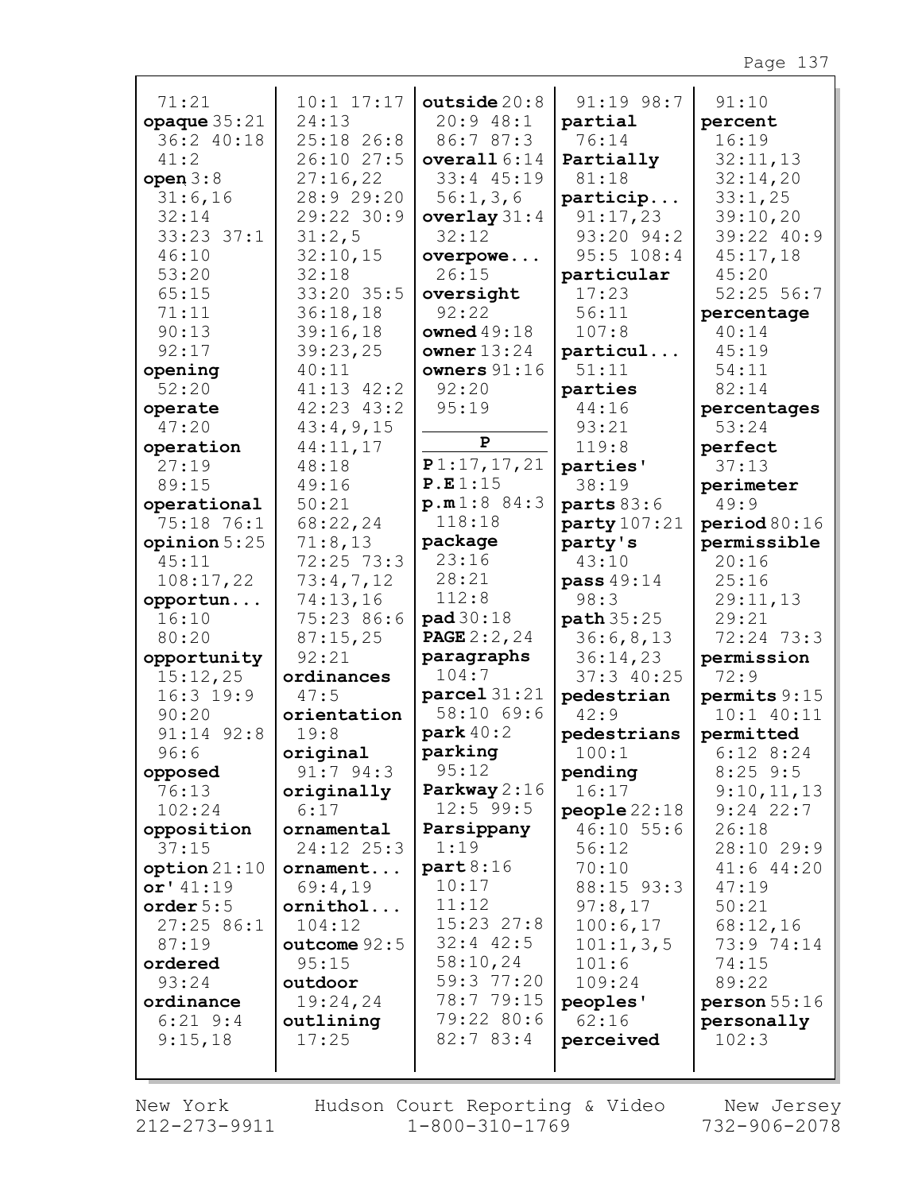71:21
**opaque** 35:21 36:2 40:18 41:2
**open** 3:8 31:6,16 32:14 33:23 37:1 46:10 53:20 65:15 71:11 90:13 92:17
**opening** 52:20
**operate** 47:20
**operation** 27:19 89:15
**operational** 75:18 76:1
**opinion** 5:25 45:11 108:17,22
**opportun...** 16:10 80:20
**opportunity** 15:12,25 16:3 19:9 90:20 91:14 92:8 96:6
**opposed** 76:13 102:24
**opposition** 37:15
**option** 21:10
**or'** 41:19
**order** 5:5 27:25 86:1 87:19
**ordered** 93:24
**ordinance** 6:21 9:4 9:15,18

10:1 17:17 24:13 25:18 26:8 26:10 27:5 27:16,22 28:9 29:20 29:22 30:9 31:2,5 32:10,15 32:18 33:20 35:5 36:18,18 39:16,18 39:23,25 40:11 41:13 42:2 42:23 43:2 43:4,9,15 44:11,17 48:18 49:16 50:21 68:22,24 71:8,13 72:25 73:3 73:4,7,12 74:13,16 75:23 86:6 87:15,25 92:21
**ordinances** 47:5
**orientation** 19:8
**original** 91:7 94:3
**originally** 6:17
**ornamental** 24:12 25:3
**ornament...** 69:4,19
**ornithol...** 104:12
**outcome** 92:5 95:15
**outdoor** 19:24,24
**outlining** 17:25

**outside** 20:8 20:9 48:1 86:7 87:3
**overall** 6:14 33:4 45:19 56:1,3,6
**overlay** 31:4 32:12
**overpowe...** 26:15
**oversight** 92:22
**owned** 49:18
**owner** 13:24
**owners** 91:16 92:20 95:19

**P**

**P** 1:17,17,21
**P.E** 1:15
**p.m** 1:8 84:3 118:18
**package** 23:16 28:21 112:8
**pad** 30:18
**PAGE** 2:2,24
**paragraphs** 104:7
**parcel** 31:21 58:10 69:6
**park** 40:2
**parking** 95:12
**Parkway** 2:16 12:5 99:5
**Parsippany** 1:19
**part** 8:16 10:17 11:12 15:23 27:8 32:4 42:5 58:10,24 59:3 77:20 78:7 79:15 79:22 80:6 82:7 83:4

91:19 98:7
**partial** 76:14
**Partially** 81:18
**particip...** 91:17,23 93:20 94:2 95:5 108:4
**particular** 17:23 56:11 107:8
**particul...** 51:11
**parties** 44:16 93:21 119:8
**parties'** 38:19
**parts** 83:6
**party** 107:21
**party's** 43:10
**pass** 49:14 98:3
**path** 35:25 36:6,8,13 36:14,23 37:3 40:25
**pedestrian** 42:9
**pedestrians** 100:1
**pending** 16:17
**people** 22:18 46:10 55:6 56:12 70:10 88:15 93:3 97:8,17 100:6,17 101:1,3,5 101:6 109:24
**peoples'** 62:16
**perceived**

91:10
**percent** 16:19 32:11,13 32:14,20 33:1,25 39:10,20 39:22 40:9 45:17,18 45:20 52:25 56:7
**percentage** 40:14 45:19 54:11 82:14
**percentages** 53:24
**perfect** 37:13
**perimeter** 49:9
**period** 80:16
**permissible** 20:16 25:16 29:11,13 29:21 72:24 73:3
**permission** 72:9
**permits** 9:15 10:1 40:11
**permitted** 6:12 8:24 8:25 9:5 9:10,11,13 9:24 22:7 26:18 28:10 29:9 41:6 44:20 47:19 50:21 68:12,16 73:9 74:14 74:15 89:22
**person** 55:16
**personally** 102:3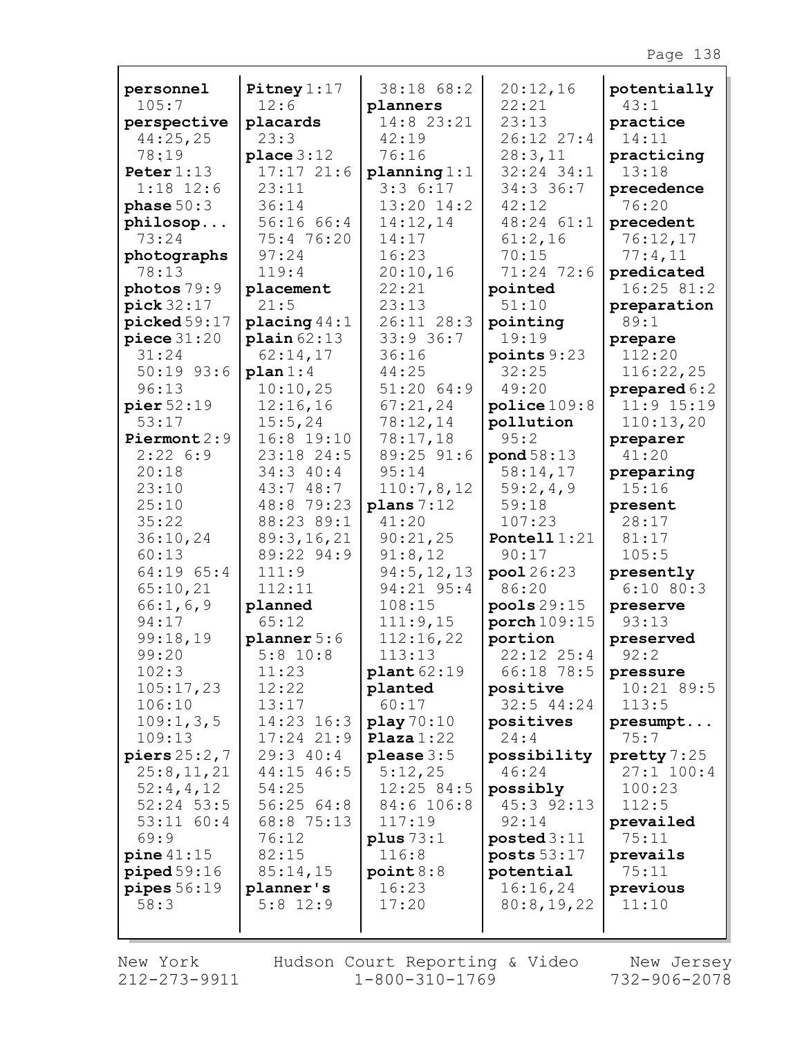**personnel** 105:7
**perspective** 44:25,25 78:19
**Peter** 1:13 1:18 12:6
**phase** 50:3
**philosop...** 73:24
**photographs** 78:13
**photos** 79:9
**pick** 32:17
**picked** 59:17
**piece** 31:20 31:24 50:19 93:6 96:13
**pier** 52:19 53:17
**Piermont** 2:9 2:22 6:9 20:18 23:10 25:10 35:22 36:10,24 60:13 64:19 65:4 65:10,21 66:1,6,9 94:17 99:18,19 99:20 102:3 105:17,23 106:10 109:1,3,5 109:13
**piers** 25:2,7 25:8,11,21 52:4,4,12 52:24 53:5 53:11 60:4 69:9
**pine** 41:15
**piped** 59:16
**pipes** 56:19 58:3

**Pitney** 1:17 12:6
**placards** 23:3
**place** 3:12 17:17 21:6 23:11 36:14 56:16 66:4 75:4 76:20 97:24 119:4
**placement** 21:5
**placing** 44:1
**plain** 62:13 62:14,17
**plan** 1:4 10:10,25 12:16,16 15:5,24 16:8 19:10 23:18 24:5 34:3 40:4 43:7 48:7 48:8 79:23 88:23 89:1 89:3,16,21 89:22 94:9 111:9 112:11
**planned** 65:12
**planner** 5:6 5:8 10:8 11:23 12:22 13:17 14:23 16:3 17:24 21:9 29:3 40:4 44:15 46:5 54:25 56:25 64:8 68:8 75:13 76:12 82:15 85:14,15
**planner's** 5:8 12:9

38:18 68:2
**planners** 14:8 23:21 42:19 76:16
**planning** 1:1 3:3 6:17 13:20 14:2 14:12,14 14:17 16:23 20:10,16 22:21 23:13 26:11 28:3 33:9 36:7 36:16 44:25 51:20 64:9 67:21,24 78:12,14 78:17,18 89:25 91:6 95:14 110:7,8,12
**plans** 7:12 41:20 90:21,25 91:8,12 94:5,12,13 94:21 95:4 108:15 111:9,15 112:16,22 113:13
**plant** 62:19
**planted** 60:17
**play** 70:10
**Plaza** 1:22
**please** 3:5 5:12,25 12:25 84:5 84:6 106:8 117:19
**plus** 73:1 116:8
**point** 8:8 16:23 17:20

20:12,16 22:21 23:13 26:12 27:4 28:3,11 32:24 34:1 34:3 36:7 42:12 48:24 61:1 61:2,16 70:15 71:24 72:6
**pointed** 51:10
**pointing** 19:19
**points** 9:23 32:25 49:20
**police** 109:8
**pollution** 95:2
**pond** 58:13 58:14,17 59:2,4,9 59:18 107:23
**Pontell** 1:21 90:17
**pool** 26:23 86:20
**pools** 29:15
**porch** 109:15
**portion** 22:12 25:4 66:18 78:5
**positive** 32:5 44:24
**positives** 24:4
**possibility** 46:24
**possibly** 45:3 92:13 92:14
**posted** 3:11
**posts** 53:17
**potential** 16:16,24 80:8,19,22

**potentially** 43:1
**practice** 14:11
**practicing** 13:18
**precedence** 76:20
**precedent** 76:12,17 77:4,11
**predicated** 16:25 81:2
**preparation** 89:1
**prepare** 112:20 116:22,25
**prepared** 6:2 11:9 15:19 110:13,20
**preparer** 41:20
**preparing** 15:16
**present** 28:17 81:17 105:5
**presently** 6:10 80:3
**preserve** 93:13
**preserved** 92:2
**pressure** 10:21 89:5 113:5
**presumpt...** 75:7
**pretty** 7:25 27:1 100:4 100:23 112:5
**prevailed** 75:11
**prevails** 75:11
**previous** 11:10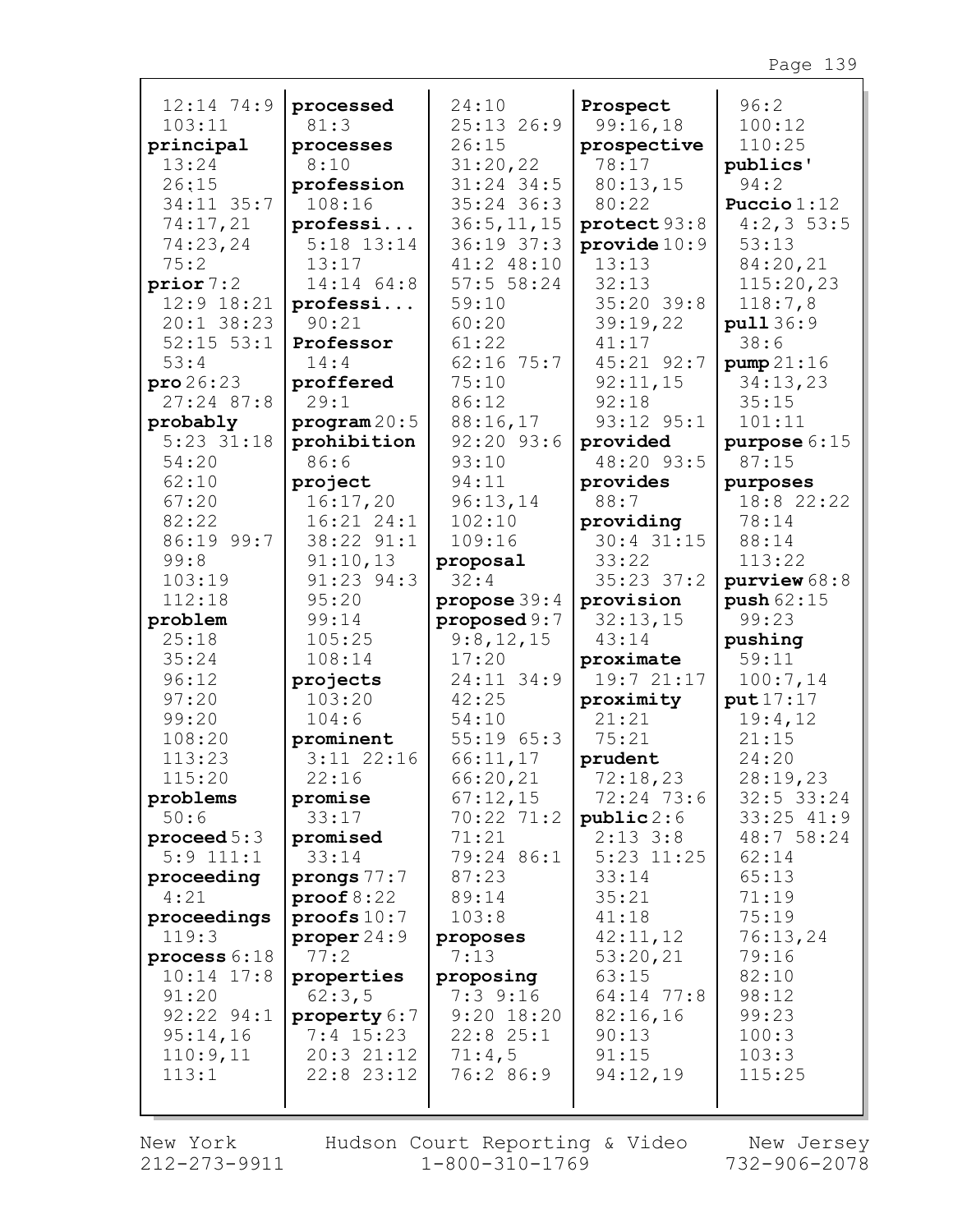12:14 74:9
103:11
**principal**
13:24
26:15
34:11 35:7
74:17,21
74:23,24
75:2
**prior** 7:2
12:9 18:21
20:1 38:23
52:15 53:1
53:4
**pro** 26:23
27:24 87:8
**probably**
5:23 31:18
54:20
62:10
67:20
82:22
86:19 99:7
99:8
103:19
112:18
**problem**
25:18
35:24
96:12
97:20
99:20
108:20
113:23
115:20
**problems**
50:6
**proceed** 5:3
5:9 111:1
**proceeding**
4:21
**proceedings**
119:3
**process** 6:18
10:14 17:8
91:20
92:22 94:1
95:14,16
110:9,11
113:1

**processed**
81:3
**processes**
8:10
**profession**
108:16
**professi...**
5:18 13:14
13:17
14:14 64:8
**professi...**
90:21
**Professor**
14:4
**proffered**
29:1
**program** 20:5
**prohibition**
86:6
**project**
16:17,20
16:21 24:1
38:22 91:1
91:10,13
91:23 94:3
95:20
99:14
105:25
108:14
**projects**
103:20
104:6
**prominent**
3:11 22:16
22:16
**promise**
33:17
**promised**
33:14
**prongs** 77:7
**proof** 8:22
**proofs** 10:7
**proper** 24:9
77:2
**properties**
62:3,5
**property** 6:7
7:4 15:23
20:3 21:12
22:8 23:12

24:10
25:13 26:9
26:15
31:20,22
31:24 34:5
35:24 36:3
36:5,11,15
36:19 37:3
41:2 48:10
57:5 58:24
59:10
60:20
61:22
62:16 75:7
75:10
86:12
88:16,17
92:20 93:6
93:10
94:11
96:13,14
102:10
109:16
**proposal**
32:4
**propose** 39:4
**proposed** 9:7
9:8,12,15
17:20
24:11 34:9
42:25
54:10
55:19 65:3
66:11,17
66:20,21
67:12,15
70:22 71:2
71:21
79:24 86:1
87:23
89:14
103:8
**proposes**
7:13
**proposing**
7:3 9:16
9:20 18:20
22:8 25:1
71:4,5
76:2 86:9

**Prospect**
99:16,18
**prospective**
78:17
80:13,15
80:22
**protect** 93:8
**provide** 10:9
13:13
32:13
35:20 39:8
39:19,22
41:17
45:21 92:7
92:11,15
92:18
93:12 95:1
**provided**
48:20 93:5
**provides**
88:7
**providing**
30:4 31:15
33:22
35:23 37:2
**provision**
32:13,15
43:14
**proximate**
19:7 21:17
**proximity**
21:21
75:21
**prudent**
72:18,23
72:24 73:6
**public** 2:6
2:13 3:8
5:23 11:25
33:14
35:21
41:18
42:11,12
53:20,21
63:15
64:14 77:8
82:16,16
90:13
91:15
94:12,19

96:2
100:12
110:25
**publics'**
94:2
**Puccio** 1:12
4:2,3 53:5
53:13
84:20,21
115:20,23
118:7,8
**pull** 36:9
38:6
**pump** 21:16
34:13,23
35:15
101:11
**purpose** 6:15
87:15
**purposes**
18:8 22:22
78:14
88:14
113:22
**purview** 68:8
**push** 62:15
99:23
**pushing**
59:11
100:7,14
**put** 17:17
19:4,12
21:15
24:20
28:19,23
32:5 33:24
33:25 41:9
48:7 58:24
62:14
65:13
71:19
75:19
76:13,24
79:16
82:10
98:12
99:23
100:3
103:3
115:25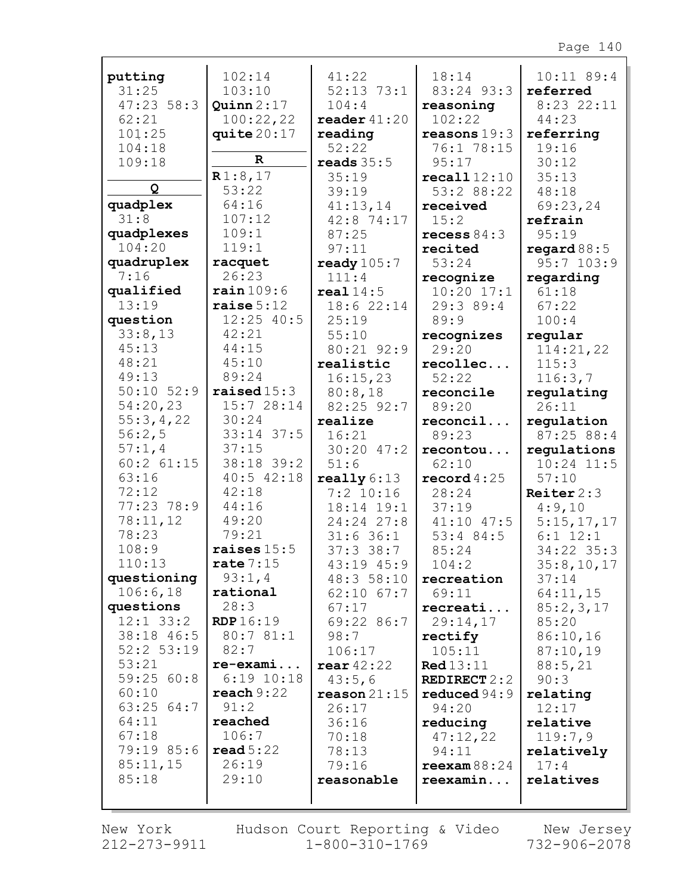**putting** 31:25 47:23 58:3 62:21 101:25 104:18 109:18

**Q**

**quadplex** 31:8
**quadplexes** 104:20
**quadruplex** 7:16
**qualified** 13:19
**question** 33:8,13 45:13 48:21 49:13 50:10 52:9 54:20,23 55:3,4,22 56:2,5 57:1,4 60:2 61:15 63:16 72:12 77:23 78:9 78:11,12 78:23 108:9 110:13
**questioning** 106:6,18
**questions** 12:1 33:2 38:18 46:5 52:2 53:19 53:21 59:25 60:8 60:10 63:25 64:7 64:11 67:18 79:19 85:6 85:11,15 85:18

102:14 103:10
**Quinn** 2:17 100:22,22
**quite** 20:17

**R**

**R** 1:8,17 53:22 64:16 107:12 109:1 119:1
**racquet** 26:23
**rain** 109:6
**raise** 5:12 12:25 40:5 42:21 44:15 45:10 89:24
**raised** 15:3 15:7 28:14 30:24 33:14 37:5 37:15 38:18 39:2 40:5 42:18 42:18 44:16 49:20 79:21
**raises** 15:5
**rate** 7:15 93:1,4
**rational** 28:3
**RDP** 16:19 80:7 81:1 82:7
**re-exami...** 6:19 10:18
**reach** 9:22 91:2
**reached** 106:7
**read** 5:22 26:19 29:10

41:22 52:13 73:1 104:4
**reader** 41:20
**reading** 52:22
**reads** 35:5 35:19 39:19 41:13,14 42:8 74:17 87:25 97:11
**ready** 105:7 111:4
**real** 14:5 18:6 22:14 25:19 55:10 80:21 92:9
**realistic** 16:15,23 80:8,18 82:25 92:7
**realize** 16:21 30:20 47:2 51:6
**really** 6:13 7:2 10:16 18:14 19:1 24:24 27:8 31:6 36:1 37:3 38:7 43:19 45:9 48:3 58:10 62:10 67:7 67:17 69:22 86:7 98:7 106:17
**rear** 42:22 43:5,6
**reason** 21:15 26:17 36:16 70:18 78:13 79:16
**reasonable**

18:14 83:24 93:3
**reasoning** 102:22
**reasons** 19:3 76:1 78:15 95:17
**recall** 12:10 53:2 88:22
**received** 15:2
**recess** 84:3
**recited** 53:24
**recognize** 10:20 17:1 29:3 89:4 89:9
**recognizes** 29:20
**recollec...** 52:22
**reconcile** 89:20
**reconcil...** 89:23
**recontou...** 62:10
**record** 4:25 28:24 37:19 41:10 47:5 53:4 84:5 85:24 104:2
**recreation** 69:11
**recreati...** 29:14,17
**rectify** 105:11
**Red** 13:11
**REDIRECT** 2:2
**reduced** 94:9 94:20
**reducing** 47:12,22 94:11
**reexam** 88:24
**reexamin...**

10:11 89:4
**referred** 8:23 22:11 44:23
**referring** 19:16 30:12 35:13 48:18 69:23,24
**refrain** 95:19
**regard** 88:5 95:7 103:9
**regarding** 61:18 67:22 100:4
**regular** 114:21,22 115:3 116:3,7
**regulating** 26:11
**regulation** 87:25 88:4
**regulations** 10:24 11:5 57:10
**Reiter** 2:3 4:9,10 5:15,17,17 6:1 12:1 34:22 35:3 35:8,10,17 37:14 64:11,15 85:2,3,17 85:20 86:10,16 87:10,19 88:5,21 90:3
**relating** 12:17
**relative** 119:7,9
**relatively** 17:4
**relatives**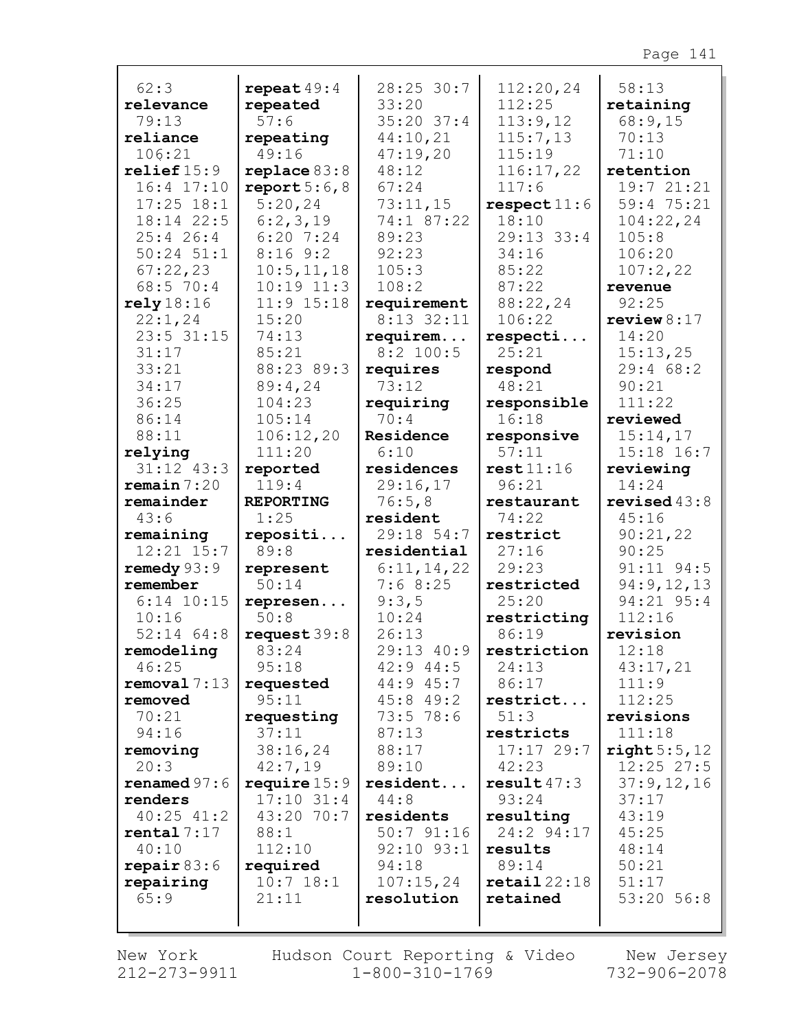62:3
**relevance** 79:13
**reliance** 106:21
**relief** 15:9 16:4 17:10 17:25 18:1 18:14 22:5 25:4 26:4 50:24 51:1 67:22,23 68:5 70:4
**rely** 18:16 22:1,24 23:5 31:15 31:17 33:21 34:17 36:25 86:14 88:11
**relying** 31:12 43:3
**remain** 7:20
**remainder** 43:6
**remaining** 12:21 15:7
**remedy** 93:9
**remember** 6:14 10:15 10:16 52:14 64:8
**remodeling** 46:25
**removal** 7:13
**removed** 70:21 94:16
**removing** 20:3
**renamed** 97:6
**renders** 40:25 41:2
**rental** 7:17 40:10
**repair** 83:6
**repairing** 65:9

**repeat** 49:4
**repeated** 57:6
**repeating** 49:16
**replace** 83:8
**report** 5:6,8 5:20,24 6:2,3,19 6:20 7:24 8:16 9:2 10:5,11,18 10:19 11:3 11:9 15:18 15:20 74:13 85:21 88:23 89:3 89:4,24 104:23 105:14 106:12,20 111:20
**reported** 119:4
**REPORTING** 1:25
**repositi...** 89:8
**represent** 50:14
**represen...** 50:8
**request** 39:8 83:24 95:18
**requested** 95:11
**requesting** 37:11 38:16,24 42:7,19
**require** 15:9 17:10 31:4 43:20 70:7 88:1 112:10
**required** 10:7 18:1 21:11

28:25 30:7 33:20 35:20 37:4 44:10,21 47:19,20 48:12 67:24 73:11,15 74:1 87:22 89:23 92:23 105:3 108:2
**requirement** 8:13 32:11
**requirem...** 8:2 100:5
**requires** 73:12
**requiring** 70:4
**Residence** 6:10
**residences** 29:16,17 76:5,8
**resident** 29:18 54:7
**residential** 6:11,14,22 7:6 8:25 9:3,5 10:24 26:13 29:13 40:9 42:9 44:5 44:9 45:7 45:8 49:2 73:5 78:6 87:13 88:17 89:10
**resident...** 44:8
**residents** 50:7 91:16 92:10 93:1 94:18 107:15,24
**resolution**

112:20,24 112:25 113:9,12 115:7,13 115:19 116:17,22 117:6
**respect** 11:6 18:10 29:13 33:4 34:16 85:22 87:22 88:22,24 106:22
**respecti...** 25:21
**respond** 48:21
**responsible** 16:18
**responsive** 57:11
**rest** 11:16 96:21
**restaurant** 74:22
**restrict** 27:16 29:23
**restricted** 25:20
**restricting** 86:19
**restriction** 24:13 86:17
**restrict...** 51:3
**restricts** 17:17 29:7 42:23
**result** 47:3 93:24
**resulting** 24:2 94:17
**results** 89:14
**retail** 22:18
**retained**

58:13
**retaining** 68:9,15 70:13 71:10
**retention** 19:7 21:21 59:4 75:21 104:22,24 105:8 106:20 107:2,22
**revenue** 92:25
**review** 8:17 14:20 15:13,25 29:4 68:2 90:21 111:22
**reviewed** 15:14,17 15:18 16:7
**reviewing** 14:24
**revised** 43:8 45:16 90:21,22 90:25 91:11 94:5 94:9,12,13 94:21 95:4 112:16
**revision** 12:18 43:17,21 111:9 112:25
**revisions** 111:18
**right** 5:5,12 12:25 27:5 37:9,12,16 37:17 43:19 45:25 48:14 50:21 51:17 53:20 56:8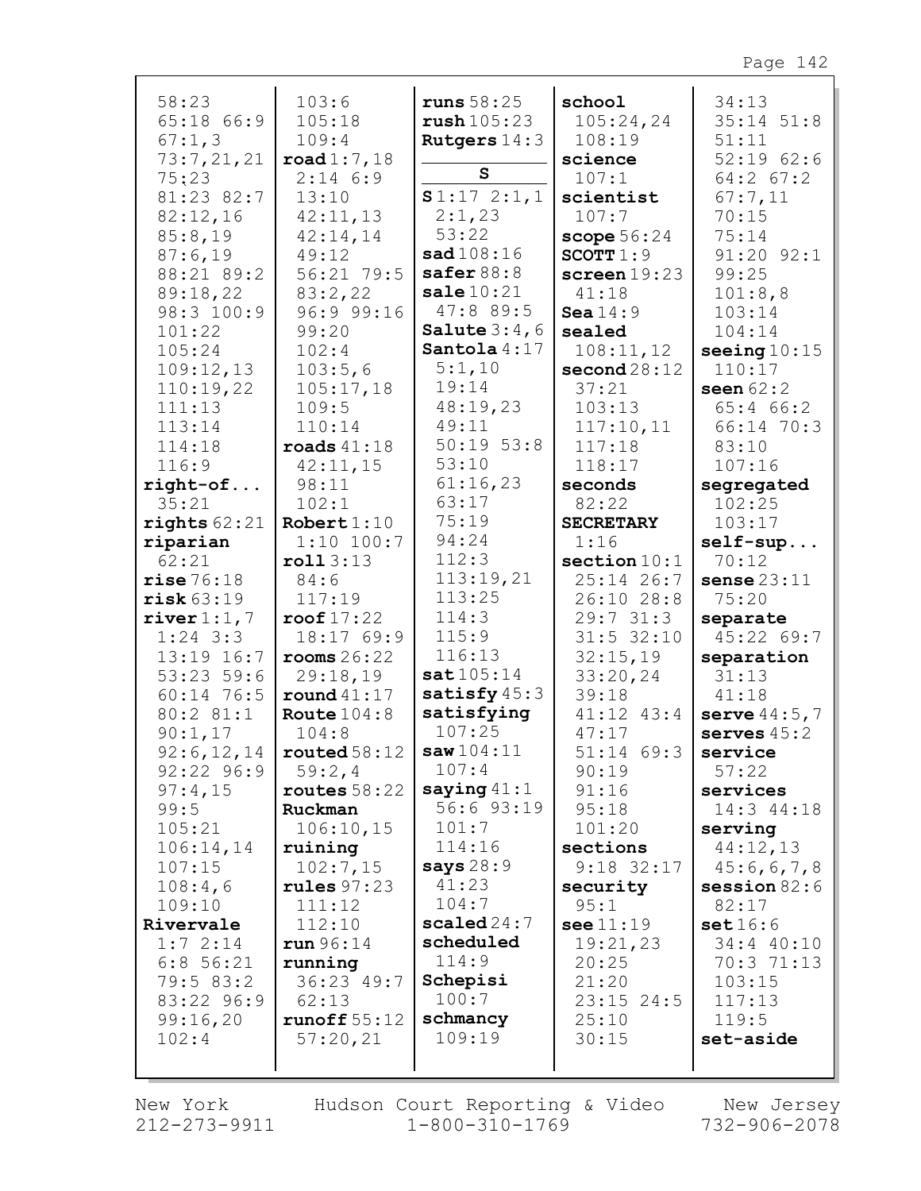58:23
65:18 66:9
67:1,3
73:7,21,21
75:23
81:23 82:7
82:12,16
85:8,19
87:6,19
88:21 89:2
89:18,22
98:3 100:9
101:22
105:24
109:12,13
110:19,22
111:13
113:14
114:18
116:9
**right-of...**
35:21
**rights** 62:21
**riparian**
62:21
**rise** 76:18
**risk** 63:19
**river** 1:1,7
1:24 3:3
13:19 16:7
53:23 59:6
60:14 76:5
80:2 81:1
90:1,17
92:6,12,14
92:22 96:9
97:4,15
99:5
105:21
106:14,14
107:15
108:4,6
109:10
**Rivervale**
1:7 2:14
6:8 56:21
79:5 83:2
83:22 96:9
99:16,20
102:4
103:6
105:18
109:4
**road** 1:7,18
2:14 6:9
13:10
42:11,13
42:14,14
49:12
56:21 79:5
83:2,22
96:9 99:16
99:20
102:4
103:5,6
105:17,18
109:5
110:14
**roads** 41:18
42:11,15
98:11
102:1
**Robert** 1:10
1:10 100:7
**roll** 3:13
84:6
117:19
**roof** 17:22
18:17 69:9
**rooms** 26:22
29:18,19
**round** 41:17
**Route** 104:8
104:8
**routed** 58:12
59:2,4
**routes** 58:22
**Ruckman**
106:10,15
**ruining**
102:7,15
**rules** 97:23
111:12
112:10
**run** 96:14
**running**
36:23 49:7
62:13
**runoff** 55:12
57:20,21
**runs** 58:25
**rush** 105:23
**Rutgers** 14:3

## S

**S** 1:17 2:1,1
2:1,23
53:22
**sad** 108:16
**safer** 88:8
**sale** 10:21
47:8 89:5
**Salute** 3:4,6
**Santola** 4:17
5:1,10
19:14
48:19,23
49:11
50:19 53:8
53:10
61:16,23
63:17
75:19
94:24
112:3
113:19,21
113:25
114:3
115:9
116:13
**sat** 105:14
**satisfy** 45:3
**satisfying**
107:25
**saw** 104:11
107:4
**saying** 41:1
56:6 93:19
101:7
114:16
**says** 28:9
41:23
104:7
**scaled** 24:7
**scheduled**
114:9
**Schepisi**
100:7
**schmancy**
109:19
**school**
105:24,24
108:19
**science**
107:1
**scientist**
107:7
**scope** 56:24
**SCOTT** 1:9
**screen** 19:23
41:18
**Sea** 14:9
**sealed**
108:11,12
**second** 28:12
37:21
103:13
117:10,11
117:18
118:17
**seconds**
82:22
**SECRETARY**
1:16
**section** 10:1
25:14 26:7
26:10 28:8
29:7 31:3
31:5 32:10
32:15,19
33:20,24
39:18
41:12 43:4
47:17
51:14 69:3
90:19
91:16
95:18
101:20
**sections**
9:18 32:17
**security**
95:1
**see** 11:19
19:21,23
20:25
21:20
23:15 24:5
25:10
30:15
34:13
35:14 51:8
51:11
52:19 62:6
64:2 67:2
67:7,11
70:15
75:14
91:20 92:1
99:25
101:8,8
103:14
104:14
**seeing** 10:15
110:17
**seen** 62:2
65:4 66:2
66:14 70:3
83:10
107:16
**segregated**
102:25
103:17
**self-sup...**
70:12
**sense** 23:11
75:20
**separate**
45:22 69:7
**separation**
31:13
41:18
**serve** 44:5,7
**serves** 45:2
**service**
57:22
**services**
14:3 44:18
**serving**
44:12,13
45:6,6,7,8
**session** 82:6
82:17
**set** 16:6
34:4 40:10
70:3 71:13
103:15
117:13
119:5
**set-aside**

New York 212-273-9911 Hudson Court Reporting & Video 1-800-310-1769 New Jersey 732-906-2078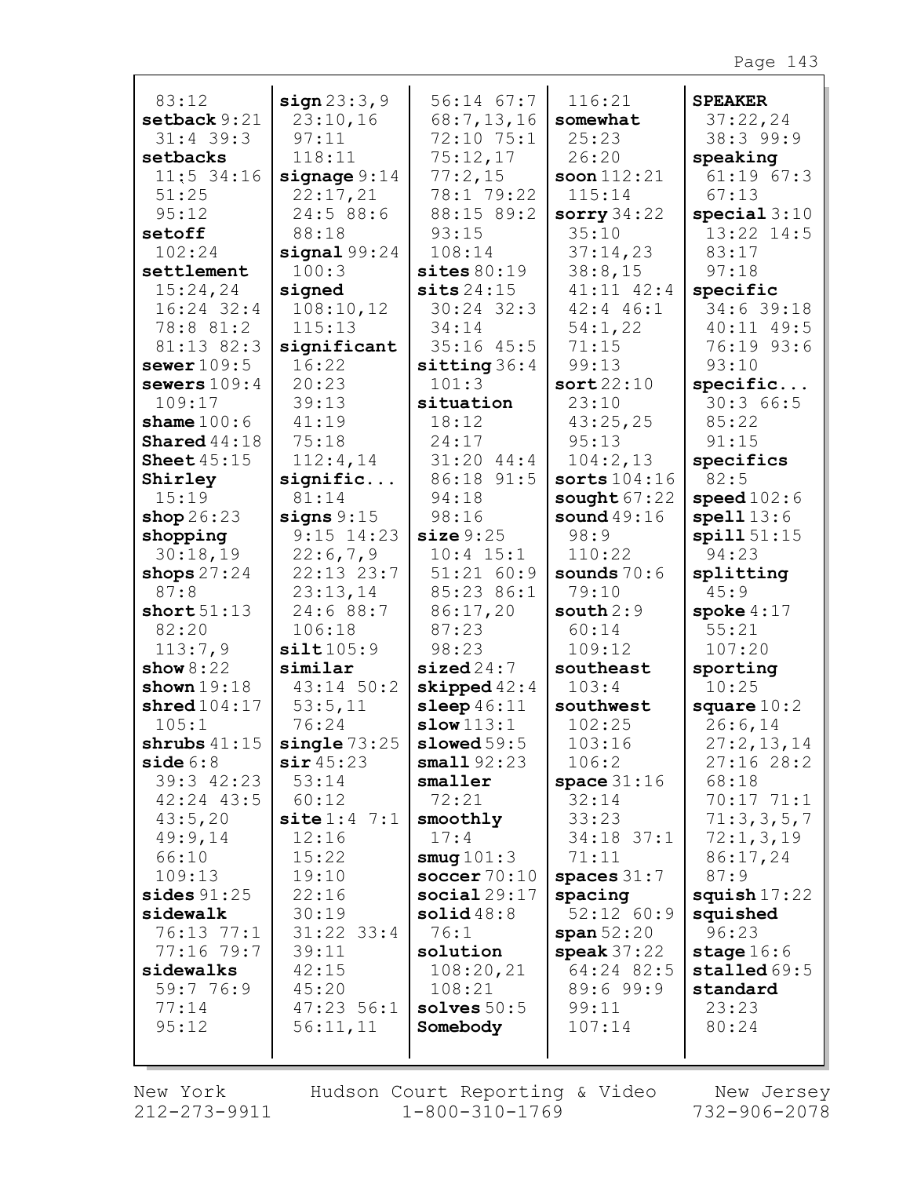83:12
**setback** 9:21
31:4 39:3
**setbacks**
11:5 34:16
51:25
95:12
**setoff**
102:24
**settlement**
15:24,24
16:24 32:4
78:8 81:2
81:13 82:3
**sewer** 109:5
**sewers** 109:4
109:17
**shame** 100:6
**Shared** 44:18
**Sheet** 45:15
**Shirley**
15:19
**shop** 26:23
**shopping**
30:18,19
**shops** 27:24
87:8
**short** 51:13
82:20
113:7,9
**show** 8:22
**shown** 19:18
**shred** 104:17
105:1
**shrubs** 41:15
**side** 6:8
39:3 42:23
42:24 43:5
43:5,20
49:9,14
66:10
109:13
**sides** 91:25
**sidewalk**
76:13 77:1
77:16 79:7
**sidewalks**
59:7 76:9
77:14
95:12

**sign** 23:3,9
23:10,16
97:11
118:11
**signage** 9:14
22:17,21
24:5 88:6
88:18
**signal** 99:24
100:3
**signed**
108:10,12
115:13
**significant**
16:22
20:23
39:13
41:19
75:18
112:4,14
**signific...**
81:14
**signs** 9:15
9:15 14:23
22:6,7,9
22:13 23:7
23:13,14
24:6 88:7
106:18
**silt** 105:9
**similar**
43:14 50:2
53:5,11
76:24
**single** 73:25
**sir** 45:23
53:14
60:12
**site** 1:4 7:1
12:16
15:22
19:10
22:16
30:19
31:22 33:4
39:11
42:15
45:20
47:23 56:1
56:11,11

56:14 67:7
68:7,13,16
72:10 75:1
75:12,17
77:2,15
78:1 79:22
88:15 89:2
93:15
108:14
**sites** 80:19
**sits** 24:15
30:24 32:3
34:14
35:16 45:5
**sitting** 36:4
101:3
**situation**
18:12
24:17
31:20 44:4
86:18 91:5
94:18
98:16
**size** 9:25
10:4 15:1
51:21 60:9
85:23 86:1
86:17,20
87:23
98:23
**sized** 24:7
**skipped** 42:4
**sleep** 46:11
**slow** 113:1
**slowed** 59:5
**small** 92:23
**smaller**
72:21
**smoothly**
17:4
**smug** 101:3
**soccer** 70:10
**social** 29:17
**solid** 48:8
76:1
**solution**
108:20,21
108:21
**solves** 50:5
**Somebody**

116:21
**somewhat**
25:23
26:20
**soon** 112:21
115:14
**sorry** 34:22
35:10
37:14,23
38:8,15
41:11 42:4
42:4 46:1
54:1,22
71:15
99:13
**sort** 22:10
23:10
43:25,25
95:13
104:2,13
**sorts** 104:16
**sought** 67:22
**sound** 49:16
98:9
110:22
**sounds** 70:6
79:10
**south** 2:9
60:14
109:12
**southeast**
103:4
**southwest**
102:25
103:16
106:2
**space** 31:16
32:14
33:23
34:18 37:1
71:11
**spaces** 31:7
**spacing**
52:12 60:9
**span** 52:20
**speak** 37:22
64:24 82:5
89:6 99:9
99:11
107:14

**SPEAKER**
37:22,24
38:3 99:9
**speaking**
61:19 67:3
67:13
**special** 3:10
13:22 14:5
83:17
97:18
**specific**
34:6 39:18
40:11 49:5
76:19 93:6
93:10
**specific...**
30:3 66:5
85:22
91:15
**specifics**
82:5
**speed** 102:6
**spell** 13:6
**spill** 51:15
94:23
**splitting**
45:9
**spoke** 4:17
55:21
107:20
**sporting**
10:25
**square** 10:2
26:6,14
27:2,13,14
27:16 28:2
68:18
70:17 71:1
71:3,3,5,7
72:1,3,19
86:17,24
87:9
**squish** 17:22
**squished**
96:23
**stage** 16:6
**stalled** 69:5
**standard**
23:23
80:24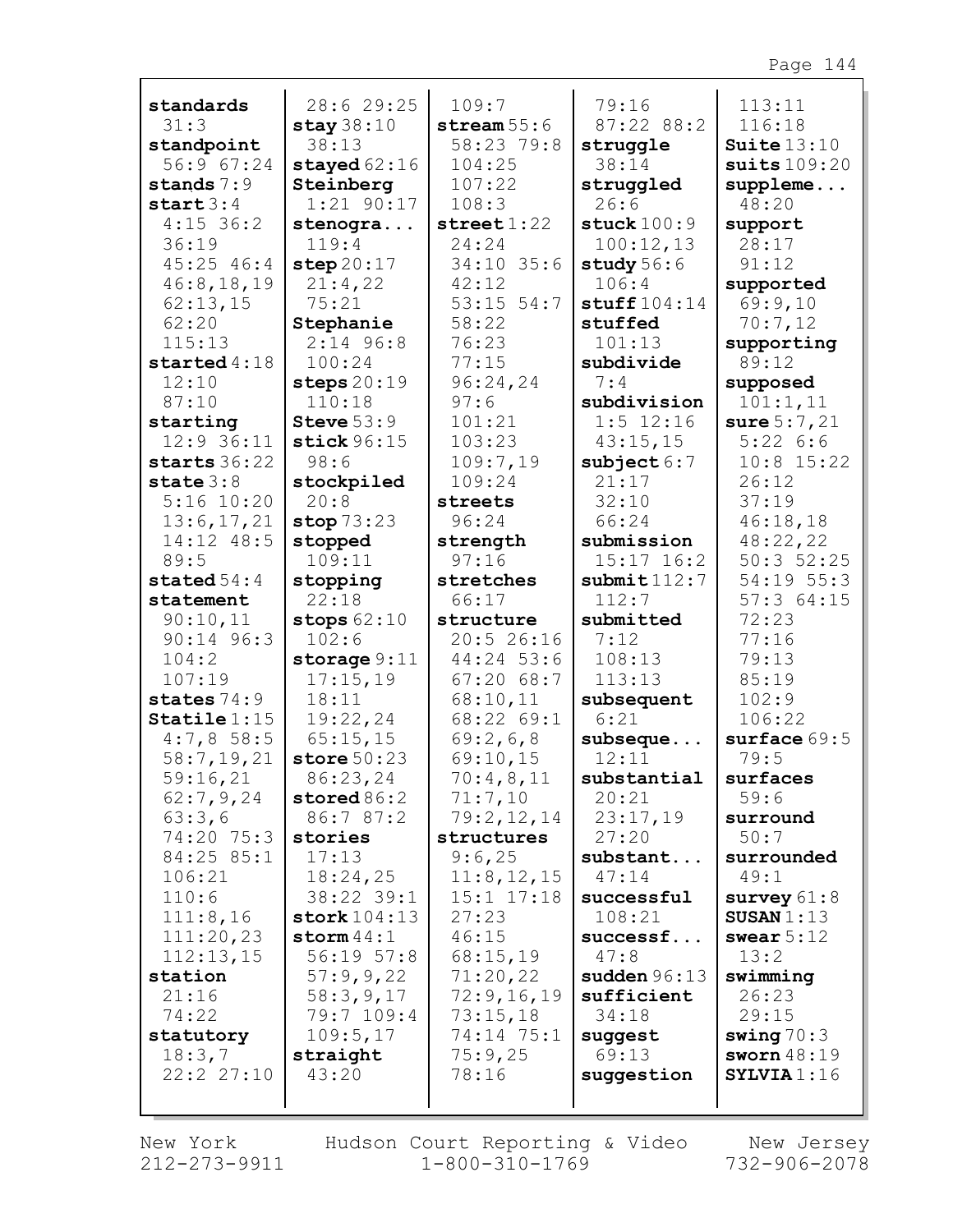**standards** 31:3
**standpoint** 56:9 67:24
**stands** 7:9
**start** 3:4 4:15 36:2 36:19 45:25 46:4 46:8,18,19 62:13,15 62:20 115:13
**started** 4:18 12:10 87:10
**starting** 12:9 36:11
**starts** 36:22
**state** 3:8 5:16 10:20 13:6,17,21 14:12 48:5 89:5
**stated** 54:4
**statement** 90:10,11 90:14 96:3 104:2 107:19
**states** 74:9
**Statile** 1:15 4:7,8 58:5 58:7,19,21 59:16,21 62:7,9,24 63:3,6 74:20 75:3 84:25 85:1 106:21 110:6 111:8,16 111:20,23 112:13,15
**station** 21:16 74:22
**statutory** 18:3,7 22:2 27:10 28:6 29:25
**stay** 38:10 38:13
**stayed** 62:16
**Steinberg** 1:21 90:17
**stenogra...** 119:4
**step** 20:17 21:4,22 75:21
**Stephanie** 2:14 96:8 100:24
**steps** 20:19 110:18
**Steve** 53:9
**stick** 96:15 98:6
**stockpiled** 20:8
**stop** 73:23
**stopped** 109:11
**stopping** 22:18
**stops** 62:10 102:6
**storage** 9:11 17:15,19 18:11 19:22,24 65:15,15
**store** 50:23 86:23,24
**stored** 86:2 86:7 87:2
**stories** 17:13 18:24,25 38:22 39:1
**stork** 104:13
**storm** 44:1 56:19 57:8 57:9,9,22 58:3,9,17 79:7 109:4 109:5,17
**straight** 43:20 109:7
**stream** 55:6 58:23 79:8 104:25 107:22 108:3
**street** 1:22 24:24 34:10 35:6 42:12 53:15 54:7 58:22 76:23 77:15 96:24,24 97:6 101:21 103:23 109:7,19 109:24
**streets** 96:24
**strength** 97:16
**stretches** 66:17
**structure** 20:5 26:16 44:24 53:6 67:20 68:7 68:10,11 68:22 69:1 69:2,6,8 69:10,15 70:4,8,11 71:7,10 79:2,12,14
**structures** 9:6,25 11:8,12,15 15:1 17:18 27:23 46:15 68:15,19 71:20,22 72:9,16,19 73:15,18 74:14 75:1 75:9,25 78:16 79:16 87:22 88:2
**struggle** 38:14
**struggled** 26:6
**stuck** 100:9 100:12,13
**study** 56:6 106:4
**stuff** 104:14
**stuffed** 101:13
**subdivide** 7:4
**subdivision** 1:5 12:16 43:15,15
**subject** 6:7 21:17 32:10 66:24
**submission** 15:17 16:2
**submit** 112:7
**submitted** 7:12 108:13 113:13
**subsequent** 6:21
**subseque...** 12:11
**substantial** 20:21 23:17,19 27:20
**substant...** 47:14
**successful** 108:21
**successf...** 47:8
**sudden** 96:13
**sufficient** 34:18
**suggest** 69:13
**suggestion** 113:11 116:18
**Suite** 13:10
**suits** 109:20
**suppleme...** 48:20
**support** 28:17 91:12
**supported** 69:9,10 70:7,12
**supporting** 89:12
**supposed** 101:1,11
**sure** 5:7,21 5:22 6:6 10:8 15:22 26:12 37:19 46:18,18 48:22,22 50:3 52:25 54:19 55:3 57:3 64:15 72:23 77:16 79:13 85:19 102:9 106:22
**surface** 69:5 79:5
**surfaces** 59:6
**surround** 50:7
**surrounded** 49:1
**survey** 61:8
**SUSAN** 1:13
**swear** 5:12 13:2
**swimming** 26:23 29:15
**swing** 70:3
**sworn** 48:19
**SYLVIA** 1:16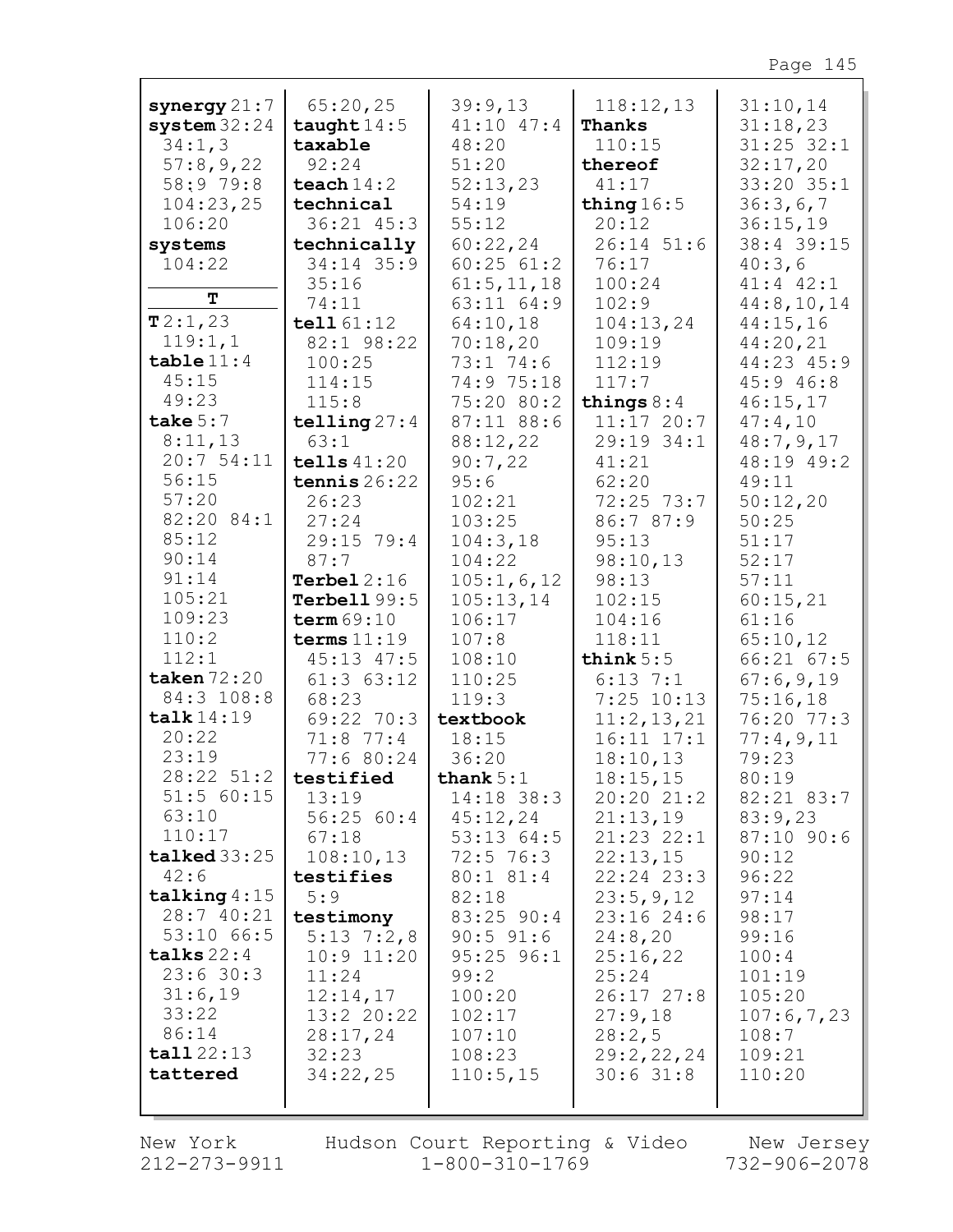**synergy** 21:7
**system** 32:24 34:1,3 57:8,9,22 58:9 79:8 104:23,25 106:20
**systems** 104:22

**T**

**T** 2:1,23 119:1,1
**table** 11:4 45:15 49:23
**take** 5:7 8:11,13 20:7 54:11 56:15 57:20 82:20 84:1 85:12 90:14 91:14 105:21 109:23 110:2 112:1
**taken** 72:20 84:3 108:8
**talk** 14:19 20:22 23:19 28:22 51:2 51:5 60:15 63:10 110:17
**talked** 33:25 42:6
**talking** 4:15 28:7 40:21 53:10 66:5
**talks** 22:4 23:6 30:3 31:6,19 33:22 86:14
**tall** 22:13
**tattered** 65:20,25
**taught** 14:5
**taxable** 92:24
**teach** 14:2
**technical** 36:21 45:3
**technically** 34:14 35:9 35:16 74:11
**tell** 61:12 82:1 98:22 100:25 114:15 115:8
**telling** 27:4 63:1
**tells** 41:20
**tennis** 26:22 26:23 27:24 29:15 79:4 87:7
**Terbel** 2:16
**Terbell** 99:5
**term** 69:10
**terms** 11:19 45:13 47:5 61:3 63:12 68:23 69:22 70:3 71:8 77:4 77:6 80:24
**testified** 13:19 56:25 60:4 67:18 108:10,13
**testifies** 5:9
**testimony** 5:13 7:2,8 10:9 11:20 11:24 12:14,17 13:2 20:22 28:17,24 32:23 34:22,25 39:9,13 41:10 47:4 48:20 51:20 52:13,23 54:19 55:12 60:22,24 60:25 61:2 61:5,11,18 63:11 64:9 64:10,18 70:18,20 73:1 74:6 74:9 75:18 75:20 80:2 87:11 88:6 88:12,22 90:7,22 95:6 102:21 103:25 104:3,18 104:22 105:1,6,12 105:13,14 106:17 107:8 108:10 110:25 119:3
**textbook** 18:15 36:20
**thank** 5:1 14:18 38:3 45:12,24 53:13 64:5 72:5 76:3 80:1 81:4 82:18 83:25 90:4 90:5 91:6 95:25 96:1 99:2 100:20 102:17 107:10 108:23 110:5,15 118:12,13
**Thanks** 110:15
**thereof** 41:17
**thing** 16:5 20:12 26:14 51:6 76:17 100:24 102:9 104:13,24 109:19 112:19 117:7
**things** 8:4 11:17 20:7 29:19 34:1 41:21 62:20 72:25 73:7 86:7 87:9 95:13 98:10,13 98:13 102:15 104:16 118:11
**think** 5:5 6:13 7:1 7:25 10:13 11:2,13,21 16:11 17:1 18:10,13 18:15,15 20:20 21:2 21:13,19 21:23 22:1 22:13,15 22:24 23:3 23:5,9,12 23:16 24:6 24:8,20 25:16,22 25:24 26:17 27:8 27:9,18 28:2,5 29:2,22,24 30:6 31:8 31:10,14 31:18,23 31:25 32:1 32:17,20 33:20 35:1 36:3,6,7 36:15,19 38:4 39:15 40:3,6 41:4 42:1 44:8,10,14 44:15,16 44:20,21 44:23 45:9 45:9 46:8 46:15,17 47:4,10 48:7,9,17 48:19 49:2 49:11 50:12,20 50:25 51:17 52:17 57:11 60:15,21 61:16 65:10,12 66:21 67:5 67:6,9,19 75:16,18 76:20 77:3 77:4,9,11 79:23 80:19 82:21 83:7 83:9,23 87:10 90:6 90:12 96:22 97:14 98:17 99:16 100:4 101:19 105:20 107:6,7,23 108:7 109:21 110:20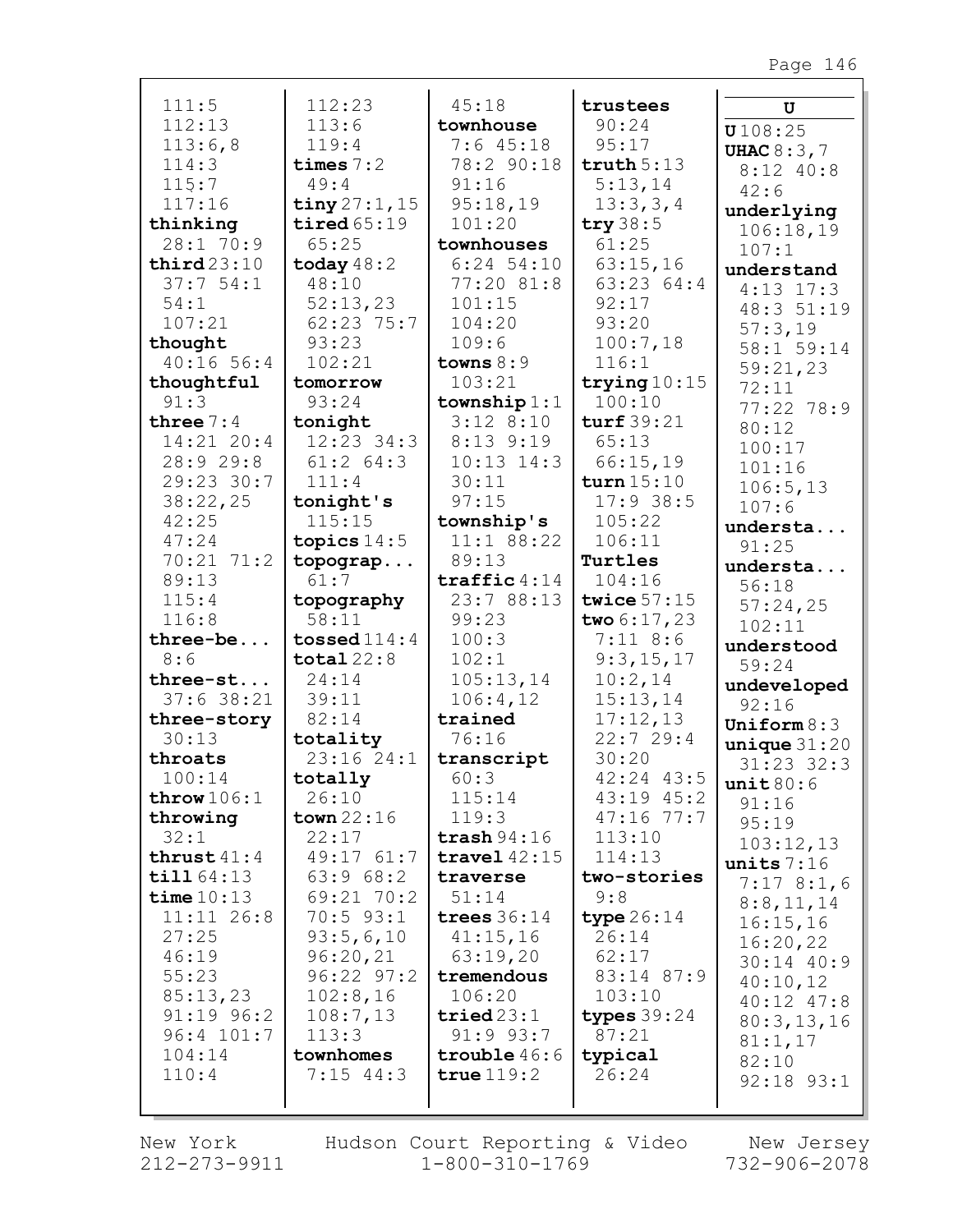111:5
112:13
113:6,8
114:3
115:7
117:16

**thinking**
28:1 70:9

**third** 23:10
37:7 54:1
54:1
107:21

**thought**
40:16 56:4

**thoughtful**
91:3

**three** 7:4
14:21 20:4
28:9 29:8
29:23 30:7
38:22,25
42:25
47:24
70:21 71:2
89:13
115:4
116:8

**three-be...**
8:6

**three-st...**
37:6 38:21

**three-story**
30:13

**throats**
100:14

**throw** 106:1

**throwing**
32:1

**thrust** 41:4

**till** 64:13

**time** 10:13
11:11 26:8
27:25
46:19
55:23
85:13,23
91:19 96:2
96:4 101:7
104:14
110:4

112:23
113:6
119:4

**times** 7:2
49:4

**tiny** 27:1,15

**tired** 65:19
65:25

**today** 48:2
48:10
52:13,23
62:23 75:7
93:23
102:21

**tomorrow**
93:24

**tonight**
12:23 34:3
61:2 64:3
111:4

**tonight's**
115:15

**topics** 14:5

**topograp...**
61:7

**topography**
58:11

**tossed** 114:4

**total** 22:8
24:14
39:11
82:14

**totality**
23:16 24:1

**totally**
26:10

**town** 22:16
22:17
49:17 61:7
63:9 68:2
69:21 70:2
70:5 93:1
93:5,6,10
96:20,21
96:22 97:2
102:8,16
108:7,13
113:3

**townhomes**
7:15 44:3

45:18

**townhouse**
7:6 45:18
78:2 90:18
91:16
95:18,19
101:20

**townhouses**
6:24 54:10
77:20 81:8
101:15
104:20
109:6

**towns** 8:9
103:21

**township** 1:1
3:12 8:10
8:13 9:19
10:13 14:3
30:11
97:15

**township's**
11:1 88:22
89:13

**traffic** 4:14
23:7 88:13
99:23
100:3
102:1
105:13,14
106:4,12

**trained**
76:16

**transcript**
60:3
115:14
119:3

**trash** 94:16

**travel** 42:15

**traverse**
51:14

**trees** 36:14
41:15,16
63:19,20

**tremendous**
106:20

**tried** 23:1
91:9 93:7

**trouble** 46:6

**true** 119:2

**trustees**
90:24
95:17

**truth** 5:13
5:13,14
13:3,3,4

**try** 38:5
61:25
63:15,16
63:23 64:4
92:17
93:20
100:7,18
116:1

**trying** 10:15
100:10

**turf** 39:21
65:13
66:15,19

**turn** 15:10
17:9 38:5
105:22
106:11

**Turtles**
104:16

**twice** 57:15

**two** 6:17,23
7:11 8:6
9:3,15,17
10:2,14
15:13,14
17:12,13
22:7 29:4
30:20
42:24 43:5
43:19 45:2
47:16 77:7
113:10
114:13

**two-stories**
9:8

**type** 26:14
26:14
62:17
83:14 87:9
103:10

**types** 39:24
87:21

**typical**
26:24

## U

**U** 108:25

**UHAC** 8:3,7
8:12 40:8
42:6

**underlying**
106:18,19
107:1

**understand**
4:13 17:3
48:3 51:19
57:3,19
58:1 59:14
59:21,23
72:11
77:22 78:9
80:12
100:17
101:16
106:5,13
107:6

**understa...**
91:25

**understa...**
56:18
57:24,25
102:11

**understood**
59:24

**undeveloped**
92:16

**Uniform** 8:3

**unique** 31:20
31:23 32:3

**unit** 80:6
91:16
95:19
103:12,13

**units** 7:16
7:17 8:1,6
8:8,11,14
16:15,16
16:20,22
30:14 40:9
40:10,12
40:12 47:8
80:3,13,16
81:1,17
82:10
92:18 93:1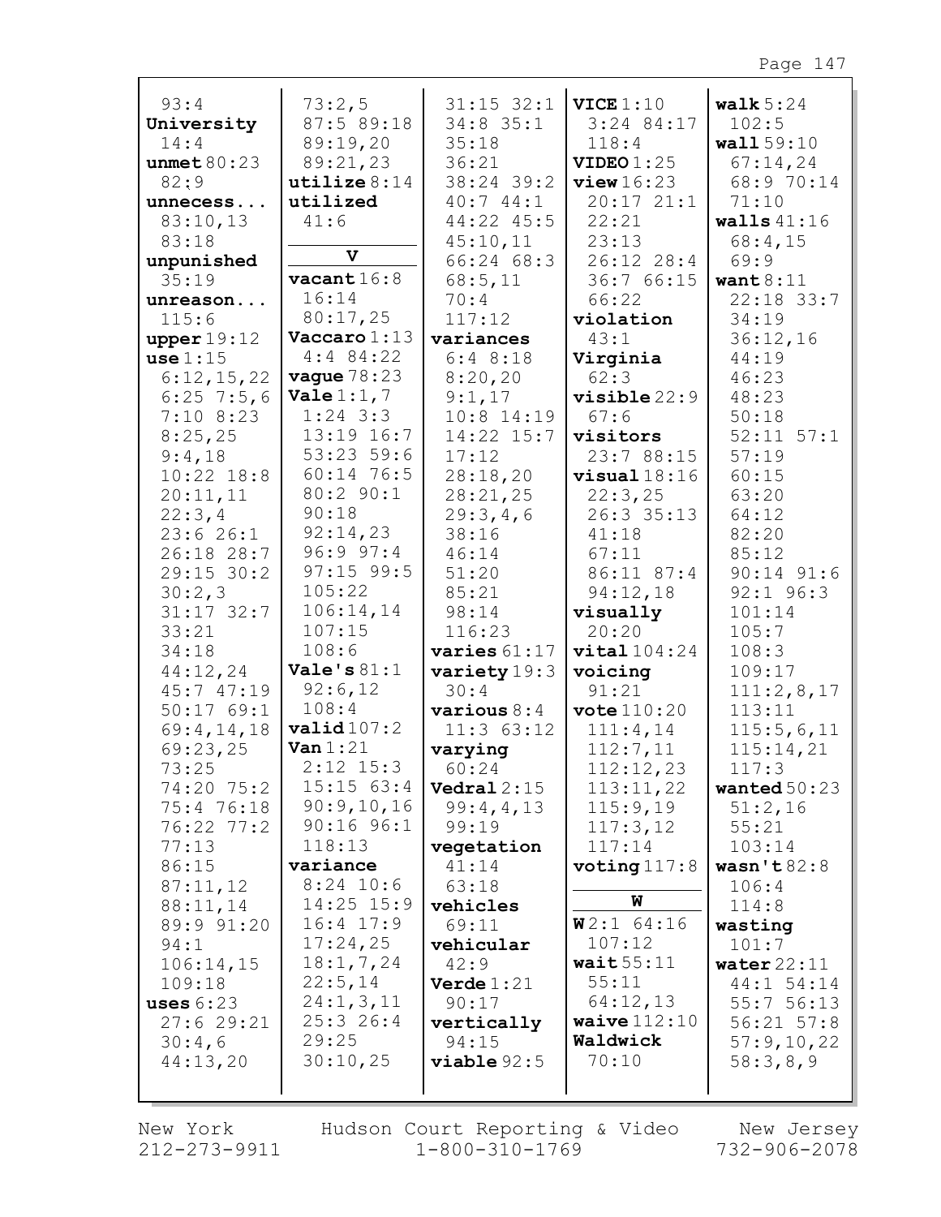93:4
**University** 14:4
**unmet** 80:23 82:9
**unnecess...** 83:10,13 83:18
**unpunished** 35:19
**unreason...** 115:6
**upper** 19:12
**use** 1:15 6:12,15,22 6:25 7:5,6 7:10 8:23 8:25,25 9:4,18 10:22 18:8 20:11,11 22:3,4 23:6 26:1 26:18 28:7 29:15 30:2 30:2,3 31:17 32:7 33:21 34:18 44:12,24 45:7 47:19 50:17 69:1 69:4,14,18 69:23,25 73:25 74:20 75:2 75:4 76:18 76:22 77:2 77:13 86:15 87:11,12 88:11,14 89:9 91:20 94:1 106:14,15 109:18
**uses** 6:23 27:6 29:21 30:4,6 44:13,20

73:2,5 87:5 89:18 89:19,20 89:21,23
**utilize** 8:14
**utilized** 41:6

**V**

**vacant** 16:8 16:14 80:17,25
**Vaccaro** 1:13 4:4 84:22
**vague** 78:23
**Vale** 1:1,7 1:24 3:3 13:19 16:7 53:23 59:6 60:14 76:5 80:2 90:1 90:18 92:14,23 96:9 97:4 97:15 99:5 105:22 106:14,14 107:15 108:6
**Vale's** 81:1 92:6,12 108:4
**valid** 107:2
**Van** 1:21 2:12 15:3 15:15 63:4 90:9,10,16 90:16 96:1 118:13
**variance** 8:24 10:6 14:25 15:9 16:4 17:9 17:24,25 18:1,7,24 22:5,14 24:1,3,11 25:3 26:4 29:25 30:10,25

31:15 32:1 34:8 35:1 35:18 36:21 38:24 39:2 40:7 44:1 44:22 45:5 45:10,11 66:24 68:3 68:5,11 70:4 117:12
**variances** 6:4 8:18 8:20,20 9:1,17 10:8 14:19 14:22 15:7 17:12 28:18,20 28:21,25 29:3,4,6 38:16 46:14 51:20 85:21 98:14 116:23
**varies** 61:17
**variety** 19:3 30:4
**various** 8:4 11:3 63:12
**varying** 60:24
**Vedral** 2:15 99:4,4,13 99:19
**vegetation** 41:14 63:18
**vehicles** 69:11
**vehicular** 42:9
**Verde** 1:21 90:17
**vertically** 94:15
**viable** 92:5

**VICE** 1:10 3:24 84:17 118:4
**VIDEO** 1:25
**view** 16:23 20:17 21:1 22:21 23:13 26:12 28:4 36:7 66:15 66:22
**violation** 43:1
**Virginia** 62:3
**visible** 22:9 67:6
**visitors** 23:7 88:15
**visual** 18:16 22:3,25 26:3 35:13 41:18 67:11 86:11 87:4 94:12,18
**visually** 20:20
**vital** 104:24
**voicing** 91:21
**vote** 110:20 111:4,14 112:7,11 112:12,23 113:11,22 115:9,19 117:3,12 117:14
**voting** 117:8

**W**

**W** 2:1 64:16 107:12
**wait** 55:11 55:11 64:12,13
**waive** 112:10
**Waldwick** 70:10

**walk** 5:24 102:5
**wall** 59:10 67:14,24 68:9 70:14 71:10
**walls** 41:16 68:4,15 69:9
**want** 8:11 22:18 33:7 34:19 36:12,16 44:19 46:23 48:23 50:18 52:11 57:1 57:19 60:15 63:20 64:12 82:20 85:12 90:14 91:6 92:1 96:3 101:14 105:7 108:3 109:17 111:2,8,17 113:11 115:5,6,11 115:14,21 117:3
**wanted** 50:23 51:2,16 55:21 103:14
**wasn't** 82:8 106:4 114:8
**wasting** 101:7
**water** 22:11 44:1 54:14 55:7 56:13 56:21 57:8 57:9,10,22 58:3,8,9

New York 212-273-9911 | Hudson Court Reporting & Video 1-800-310-1769 | New Jersey 732-906-2078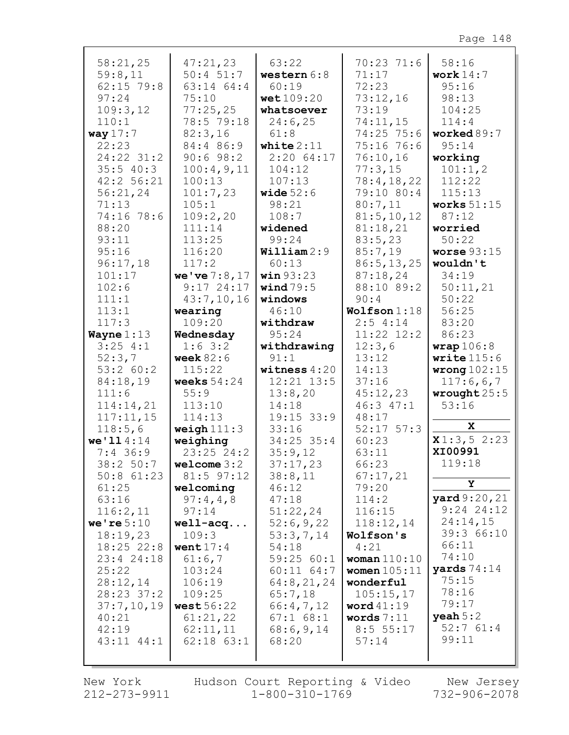58:21,25
59:8,11
62:15 79:8
97:24
109:3,12
110:1

**way** 17:7
22:23
24:22 31:2
35:5 40:3
42:2 56:21
56:21,24
71:13
74:16 78:6
88:20
93:11
95:16
96:17,18
101:17
102:6
111:1
113:1
117:3

**Wayne** 1:13
3:25 4:1
52:3,7
53:2 60:2
84:18,19
111:6
114:14,21
117:11,15
118:5,6

**we'll** 4:14
7:4 36:9
38:2 50:7
50:8 61:23
61:25
63:16
116:2,11

**we're** 5:10
18:19,23
18:25 22:8
23:4 24:18
25:22
28:12,14
28:23 37:2
37:7,10,19
40:21
42:19
43:11 44:1
47:21,23
50:4 51:7
63:14 64:4
75:10
77:25,25
78:5 79:18
82:3,16
84:4 86:9
90:6 98:2
100:4,9,11
100:13
101:7,23
105:1
109:2,20
111:14
113:25
116:20
117:2

**we've** 7:8,17
9:17 24:17
43:7,10,16

**wearing**
109:20

**Wednesday**
1:6 3:2

**week** 82:6
115:22

**weeks** 54:24
55:9
113:10
114:13

**weigh** 111:3

**weighing**
23:25 24:2

**welcome** 3:2
81:5 97:12

**welcoming**
97:4,4,8
97:14

**well-acq...**
109:3

**went** 17:4
61:6,7
103:24
106:19
109:25

**west** 56:22
61:21,22
62:11,11
62:18 63:1
63:22

**western** 6:8
60:19

**wet** 109:20

**whatsoever**
24:6,25
61:8

**white** 2:11
2:20 64:17
104:12
107:13

**wide** 52:6
98:21
108:7

**widened**
99:24

**William** 2:9
60:13

**win** 93:23

**wind** 79:5

**windows**
46:10

**withdraw**
95:24

**withdrawing**
91:1

**witness** 4:20
12:21 13:5
13:8,20
14:18
19:15 33:9
33:16
34:25 35:4
35:9,12
37:17,23
38:8,11
46:12
47:18
51:22,24
52:6,9,22
53:3,7,14
54:18
59:25 60:1
60:11 64:7
64:8,21,24
65:7,18
66:4,7,12
67:1 68:1
68:6,9,14
68:20
70:23 71:6
71:17
72:23
73:12,16
73:19
74:11,15
74:25 75:6
75:16 76:6
76:10,16
77:3,15
78:4,18,22
79:10 80:4
80:7,11
81:5,10,12
81:18,21
83:5,23
85:7,19
86:5,13,25
87:18,24
88:10 89:2
90:4

**Wolfson** 1:18
2:5 4:14
11:22 12:2
12:3,6
13:12
14:13
37:16
45:12,23
46:3 47:1
48:17
52:17 57:3
60:23
63:11
66:23
67:17,21
79:20
114:2
116:15
118:12,14

**Wolfson's**
4:21

**woman** 110:10

**women** 105:11

**wonderful**
105:15,17

**word** 41:19

**words** 7:11
8:5 55:17
57:14
58:16

**work** 14:7
95:16
98:13
104:25
114:4

**worked** 89:7
95:14

**working**
101:1,2
112:22
115:13

**works** 51:15
87:12

**worried**
50:22

**worse** 93:15

**wouldn't**
34:19
50:11,21
50:22
56:25
83:20
86:23

**wrap** 106:8

**write** 115:6

**wrong** 102:15
117:6,6,7

**wrought** 25:5
53:16

## X

**X** 1:3,5 2:23

**XI00991**
119:18

## Y

**yard** 9:20,21
9:24 24:12
24:14,15
39:3 66:10
66:11
74:10

**yards** 74:14
75:15
78:16
79:17

**yeah** 5:2
52:7 61:4
99:11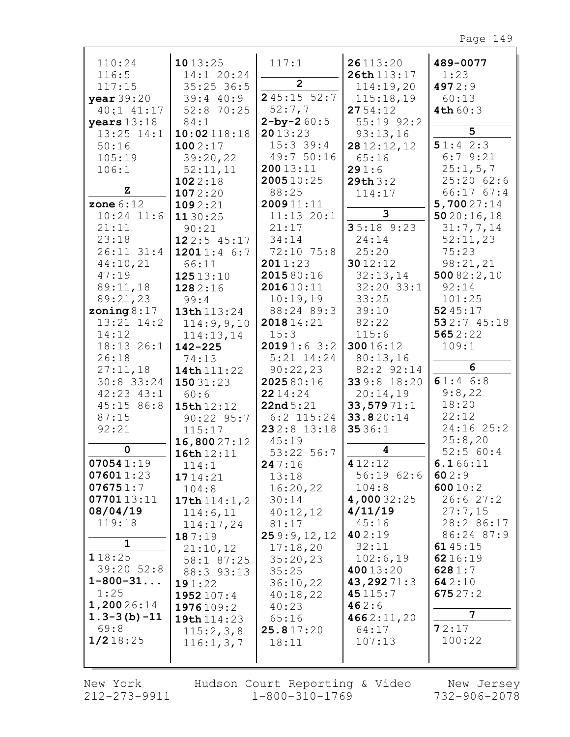110:24
116:5
117:15
**year** 39:20
40:1 41:17
**years** 13:18
13:25 14:1
50:16
105:19
106:1

**Z**

**zone** 6:12
10:24 11:6
21:11
23:18
26:11 31:4
44:10,21
47:19
89:11,18
89:21,23
**zoning** 8:17
13:21 14:2
14:12
18:13 26:1
26:18
27:11,18
30:8 33:24
42:23 43:1
45:15 86:8
87:15
92:21

**0**

**07054** 1:19
**07601** 1:23
**07675** 1:7
**07701** 13:11
**08/04/19**
119:18

**1**

**1** 18:25
39:20 52:8
**1-800-31...**
1:25
**1,200** 26:14
**1.3-3(b)-11**
69:8
**1/2** 18:25
**10** 13:25
14:1 20:24
35:25 36:5
39:4 40:9
52:8 70:25
84:1
**10:02** 118:18
**100** 2:17
39:20,22
52:11,11
**102** 2:18
**107** 2:20
**109** 2:21
**11** 30:25
90:21
**12** 2:5 45:17
**1201** 1:4 6:7
66:11
**125** 13:10
**128** 2:16
99:4
**13th** 113:24
114:9,9,10
114:13,14
**142-225**
74:13
**14th** 111:22
**150** 31:23
60:6
**15th** 12:12
90:22 95:7
115:17
**16,800** 27:12
**16th** 12:11
114:1
**17** 14:21
104:8
**17th** 114:1,2
114:6,11
114:17,24
**18** 7:19
21:10,12
58:1 87:25
88:3 93:13
**19** 1:22
**1952** 107:4
**1976** 109:2
**19th** 114:23
115:2,3,8
116:1,3,7
117:1

**2**

**2** 45:15 52:7
52:7,7
**2-by-2** 60:5
**20** 13:23
15:3 39:4
49:7 50:16
**200** 13:11
**2005** 10:25
88:25
**2009** 11:11
11:13 20:1
21:17
34:14
72:10 75:8
**201** 1:23
**2015** 80:16
**2016** 10:11
10:19,19
88:24 89:3
**2018** 14:21
15:3
**2019** 1:6 3:2
5:21 14:24
90:22,23
**2025** 80:16
**22** 14:24
**22nd** 5:21
6:2 115:24
**23** 2:8 13:18
45:19
53:22 56:7
**24** 7:16
13:18
16:20,22
30:14
40:12,12
81:17
**25** 9:9,12,12
17:18,20
35:20,23
35:25
36:10,22
40:18,22
40:23
65:16
**25.8** 17:20
18:11
**26** 113:20
**26th** 113:17
114:19,20
115:18,19
**27** 54:12
55:19 92:2
93:13,16
**28** 12:12,12
65:16
**29** 1:6
**29th** 3:2
114:17

**3**

**3** 5:18 9:23
24:14
25:20
**30** 12:12
32:13,14
32:20 33:1
33:25
39:10
82:22
115:6
**300** 16:12
80:13,16
82:2 92:14
**33** 9:8 18:20
20:14,19
**33,579** 71:1
**33.8** 20:14
**35** 36:1

**4**

**4** 12:12
56:19 62:6
104:8
**4,000** 32:25
**4/11/19**
45:16
**40** 2:19
32:11
102:6,19
**400** 13:20
**43,292** 71:3
**45** 115:7
**46** 2:6
**466** 2:11,20
64:17
107:13
**489-0077**
1:23
**497** 2:9
60:13
**4th** 60:3

**5**

**5** 1:4 2:3
6:7 9:21
25:1,5,7
25:20 62:6
66:17 67:4
**5,700** 27:14
**50** 20:16,18
31:7,7,14
52:11,23
75:23
98:21,21
**500** 82:2,10
92:14
101:25
**52** 45:17
**53** 2:7 45:18
**565** 2:22
109:1

**6**

**6** 1:4 6:8
9:8,22
18:20
22:12
24:16 25:2
25:8,20
52:5 60:4
**6.1** 66:11
**60** 2:9
**600** 10:2
26:6 27:2
27:7,15
28:2 86:17
86:24 87:9
**61** 45:15
**62** 16:19
**628** 1:7
**64** 2:10
**675** 27:2

**7**

**7** 2:17
100:22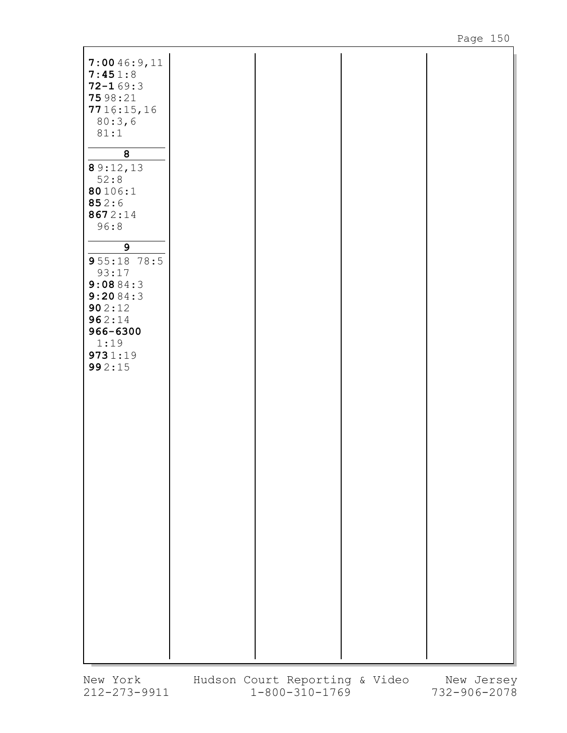**7:00** 46:9,11
**7:45** 1:8
**72-1** 69:3
**75** 98:21
**77** 16:15,16
80:3,6
81:1

**8**

**8** 9:12,13
52:8
**80** 106:1
**85** 2:6
**867** 2:14
96:8

**9**

**9** 55:18 78:5
93:17
**9:08** 84:3
**9:20** 84:3
**90** 2:12
**96** 2:14
**966-6300**
1:19
**973** 1:19
**99** 2:15